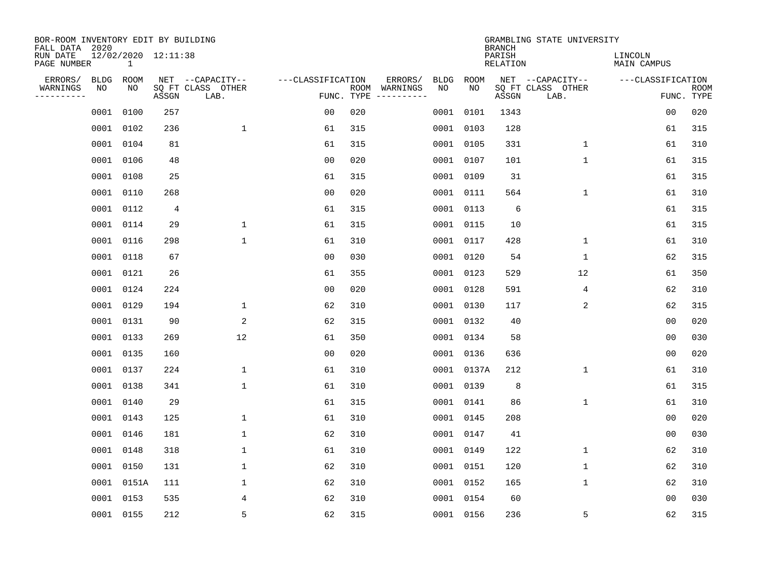BOR-ROOM INVENTORY EDIT BY BUILDING
FALL DATA 2020
RUN DATE 12/02/2020 12:11:38
PAGE NUMBER 1

GRAMBLING STATE UNIVERSITY
BRANCH
PARISH LINCOLN
RELATION MAIN CAMPUS

| ERRORS/ WARNINGS | BLDG NO | ROOM NO | NET SQ FT ASSGN | --CAPACITY-- CLASS LAB. | OTHER | ---CLASSIFICATION FUNC. | ROOM TYPE | ERRORS/ WARNINGS | BLDG NO | ROOM NO | NET SQ FT ASSGN | --CAPACITY-- CLASS LAB. | OTHER | ---CLASSIFICATION FUNC. | ROOM TYPE |
|---|---|---|---|---|---|---|---|---|---|---|---|---|---|---|---|
| | 0001 | 0100 | 257 | | | 00 | 020 | | 0001 | 0101 | 1343 | | | 00 | 020 |
| | 0001 | 0102 | 236 | | 1 | 61 | 315 | | 0001 | 0103 | 128 | | | 61 | 315 |
| | 0001 | 0104 | 81 | | | 61 | 315 | | 0001 | 0105 | 331 | | 1 | 61 | 310 |
| | 0001 | 0106 | 48 | | | 00 | 020 | | 0001 | 0107 | 101 | | 1 | 61 | 315 |
| | 0001 | 0108 | 25 | | | 61 | 315 | | 0001 | 0109 | 31 | | | 61 | 315 |
| | 0001 | 0110 | 268 | | | 00 | 020 | | 0001 | 0111 | 564 | | 1 | 61 | 310 |
| | 0001 | 0112 | 4 | | | 61 | 315 | | 0001 | 0113 | 6 | | | 61 | 315 |
| | 0001 | 0114 | 29 | | 1 | 61 | 315 | | 0001 | 0115 | 10 | | | 61 | 315 |
| | 0001 | 0116 | 298 | | 1 | 61 | 310 | | 0001 | 0117 | 428 | | 1 | 61 | 310 |
| | 0001 | 0118 | 67 | | | 00 | 030 | | 0001 | 0120 | 54 | | 1 | 62 | 315 |
| | 0001 | 0121 | 26 | | | 61 | 355 | | 0001 | 0123 | 529 | | 12 | 61 | 350 |
| | 0001 | 0124 | 224 | | | 00 | 020 | | 0001 | 0128 | 591 | | 4 | 62 | 310 |
| | 0001 | 0129 | 194 | | 1 | 62 | 310 | | 0001 | 0130 | 117 | | 2 | 62 | 315 |
| | 0001 | 0131 | 90 | | 2 | 62 | 315 | | 0001 | 0132 | 40 | | | 00 | 020 |
| | 0001 | 0133 | 269 | | 12 | 61 | 350 | | 0001 | 0134 | 58 | | | 00 | 030 |
| | 0001 | 0135 | 160 | | | 00 | 020 | | 0001 | 0136 | 636 | | | 00 | 020 |
| | 0001 | 0137 | 224 | | 1 | 61 | 310 | | 0001 | 0137A | 212 | | 1 | 61 | 310 |
| | 0001 | 0138 | 341 | | 1 | 61 | 310 | | 0001 | 0139 | 8 | | | 61 | 315 |
| | 0001 | 0140 | 29 | | | 61 | 315 | | 0001 | 0141 | 86 | | 1 | 61 | 310 |
| | 0001 | 0143 | 125 | | 1 | 61 | 310 | | 0001 | 0145 | 208 | | | 00 | 020 |
| | 0001 | 0146 | 181 | | 1 | 62 | 310 | | 0001 | 0147 | 41 | | | 00 | 030 |
| | 0001 | 0148 | 318 | | 1 | 61 | 310 | | 0001 | 0149 | 122 | | 1 | 62 | 310 |
| | 0001 | 0150 | 131 | | 1 | 62 | 310 | | 0001 | 0151 | 120 | | 1 | 62 | 310 |
| | 0001 | 0151A | 111 | | 1 | 62 | 310 | | 0001 | 0152 | 165 | | 1 | 62 | 310 |
| | 0001 | 0153 | 535 | | 4 | 62 | 310 | | 0001 | 0154 | 60 | | | 00 | 030 |
| | 0001 | 0155 | 212 | | 5 | 62 | 315 | | 0001 | 0156 | 236 | | 5 | 62 | 315 |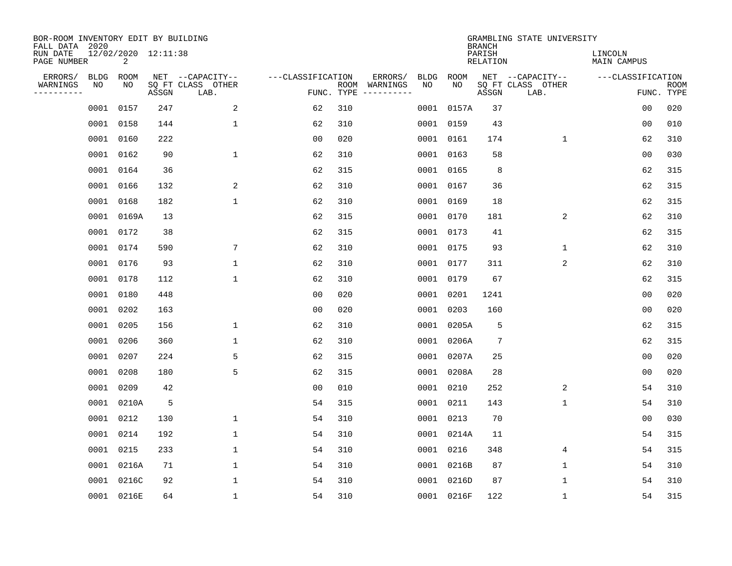BOR-ROOM INVENTORY EDIT BY BUILDING
FALL DATA 2020
RUN DATE 12/02/2020 12:11:38
PAGE NUMBER 2

GRAMBLING STATE UNIVERSITY
BRANCH
PARISH LINCOLN
RELATION MAIN CAMPUS

| ERRORS/ WARNINGS | BLDG NO | ROOM NO | NET SQ FT ASSGN | CAPACITY CLASS LAB. | CAPACITY OTHER | CLASSIFICATION FUNC. | ROOM TYPE | ERRORS/ WARNINGS | BLDG NO | ROOM NO | NET SQ FT ASSGN | CAPACITY CLASS LAB. | CAPACITY OTHER | CLASSIFICATION FUNC. | ROOM TYPE |
|---|---|---|---|---|---|---|---|---|---|---|---|---|---|---|---|
| | 0001 | 0157 | 247 | | 2 | 62 | 310 | | 0001 | 0157A | 37 | | | 00 | 020 |
| | 0001 | 0158 | 144 | | 1 | 62 | 310 | | 0001 | 0159 | 43 | | | 00 | 010 |
| | 0001 | 0160 | 222 | | | 00 | 020 | | 0001 | 0161 | 174 | | 1 | 62 | 310 |
| | 0001 | 0162 | 90 | | 1 | 62 | 310 | | 0001 | 0163 | 58 | | | 00 | 030 |
| | 0001 | 0164 | 36 | | | 62 | 315 | | 0001 | 0165 | 8 | | | 62 | 315 |
| | 0001 | 0166 | 132 | | 2 | 62 | 310 | | 0001 | 0167 | 36 | | | 62 | 315 |
| | 0001 | 0168 | 182 | | 1 | 62 | 310 | | 0001 | 0169 | 18 | | | 62 | 315 |
| | 0001 | 0169A | 13 | | | 62 | 315 | | 0001 | 0170 | 181 | | 2 | 62 | 310 |
| | 0001 | 0172 | 38 | | | 62 | 315 | | 0001 | 0173 | 41 | | | 62 | 315 |
| | 0001 | 0174 | 590 | | 7 | 62 | 310 | | 0001 | 0175 | 93 | | 1 | 62 | 310 |
| | 0001 | 0176 | 93 | | 1 | 62 | 310 | | 0001 | 0177 | 311 | | 2 | 62 | 310 |
| | 0001 | 0178 | 112 | | 1 | 62 | 310 | | 0001 | 0179 | 67 | | | 62 | 315 |
| | 0001 | 0180 | 448 | | | 00 | 020 | | 0001 | 0201 | 1241 | | | 00 | 020 |
| | 0001 | 0202 | 163 | | | 00 | 020 | | 0001 | 0203 | 160 | | | 00 | 020 |
| | 0001 | 0205 | 156 | | 1 | 62 | 310 | | 0001 | 0205A | 5 | | | 62 | 315 |
| | 0001 | 0206 | 360 | | 1 | 62 | 310 | | 0001 | 0206A | 7 | | | 62 | 315 |
| | 0001 | 0207 | 224 | | 5 | 62 | 315 | | 0001 | 0207A | 25 | | | 00 | 020 |
| | 0001 | 0208 | 180 | | 5 | 62 | 315 | | 0001 | 0208A | 28 | | | 00 | 020 |
| | 0001 | 0209 | 42 | | | 00 | 010 | | 0001 | 0210 | 252 | | 2 | 54 | 310 |
| | 0001 | 0210A | 5 | | | 54 | 315 | | 0001 | 0211 | 143 | | 1 | 54 | 310 |
| | 0001 | 0212 | 130 | | 1 | 54 | 310 | | 0001 | 0213 | 70 | | | 00 | 030 |
| | 0001 | 0214 | 192 | | 1 | 54 | 310 | | 0001 | 0214A | 11 | | | 54 | 315 |
| | 0001 | 0215 | 233 | | 1 | 54 | 310 | | 0001 | 0216 | 348 | | 4 | 54 | 315 |
| | 0001 | 0216A | 71 | | 1 | 54 | 310 | | 0001 | 0216B | 87 | | 1 | 54 | 310 |
| | 0001 | 0216C | 92 | | 1 | 54 | 310 | | 0001 | 0216D | 87 | | 1 | 54 | 310 |
| | 0001 | 0216E | 64 | | 1 | 54 | 310 | | 0001 | 0216F | 122 | | 1 | 54 | 315 |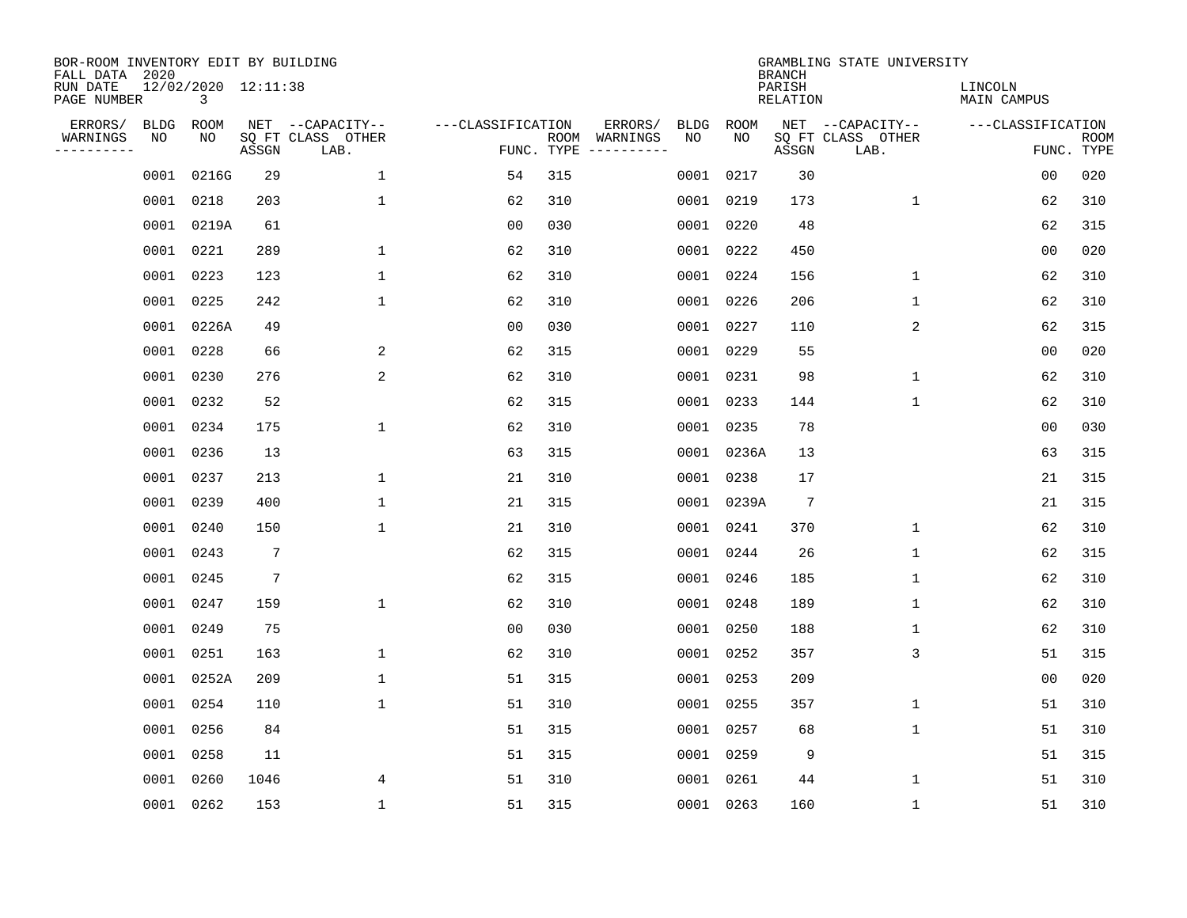BOR-ROOM INVENTORY EDIT BY BUILDING
FALL DATA 2020
RUN DATE 12/02/2020 12:11:38
PAGE NUMBER 3

GRAMBLING STATE UNIVERSITY
BRANCH
PARISH LINCOLN
RELATION MAIN CAMPUS

| ERRORS/ WARNINGS | BLDG NO | ROOM NO | NET SQ FT ASSGN | --CAPACITY-- CLASS LAB. | OTHER | ---CLASSIFICATION FUNC. | ROOM TYPE | ERRORS/ WARNINGS | BLDG NO | ROOM NO | NET SQ FT ASSGN | --CAPACITY-- CLASS LAB. | OTHER | ---CLASSIFICATION FUNC. | ROOM TYPE |
|---|---|---|---|---|---|---|---|---|---|---|---|---|---|---|---|
| | 0001 | 0216G | 29 | | 1 | 54 | 315 | | 0001 | 0217 | 30 | | | 00 | 020 |
| | 0001 | 0218 | 203 | | 1 | 62 | 310 | | 0001 | 0219 | 173 | | 1 | 62 | 310 |
| | 0001 | 0219A | 61 | | | 00 | 030 | | 0001 | 0220 | 48 | | | 62 | 315 |
| | 0001 | 0221 | 289 | | 1 | 62 | 310 | | 0001 | 0222 | 450 | | | 00 | 020 |
| | 0001 | 0223 | 123 | | 1 | 62 | 310 | | 0001 | 0224 | 156 | | 1 | 62 | 310 |
| | 0001 | 0225 | 242 | | 1 | 62 | 310 | | 0001 | 0226 | 206 | | 1 | 62 | 310 |
| | 0001 | 0226A | 49 | | | 00 | 030 | | 0001 | 0227 | 110 | | 2 | 62 | 315 |
| | 0001 | 0228 | 66 | | 2 | 62 | 315 | | 0001 | 0229 | 55 | | | 00 | 020 |
| | 0001 | 0230 | 276 | | 2 | 62 | 310 | | 0001 | 0231 | 98 | | 1 | 62 | 310 |
| | 0001 | 0232 | 52 | | | 62 | 315 | | 0001 | 0233 | 144 | | 1 | 62 | 310 |
| | 0001 | 0234 | 175 | | 1 | 62 | 310 | | 0001 | 0235 | 78 | | | 00 | 030 |
| | 0001 | 0236 | 13 | | | 63 | 315 | | 0001 | 0236A | 13 | | | 63 | 315 |
| | 0001 | 0237 | 213 | | 1 | 21 | 310 | | 0001 | 0238 | 17 | | | 21 | 315 |
| | 0001 | 0239 | 400 | | 1 | 21 | 315 | | 0001 | 0239A | 7 | | | 21 | 315 |
| | 0001 | 0240 | 150 | | 1 | 21 | 310 | | 0001 | 0241 | 370 | | 1 | 62 | 310 |
| | 0001 | 0243 | 7 | | | 62 | 315 | | 0001 | 0244 | 26 | | 1 | 62 | 315 |
| | 0001 | 0245 | 7 | | | 62 | 315 | | 0001 | 0246 | 185 | | 1 | 62 | 310 |
| | 0001 | 0247 | 159 | | 1 | 62 | 310 | | 0001 | 0248 | 189 | | 1 | 62 | 310 |
| | 0001 | 0249 | 75 | | | 00 | 030 | | 0001 | 0250 | 188 | | 1 | 62 | 310 |
| | 0001 | 0251 | 163 | | 1 | 62 | 310 | | 0001 | 0252 | 357 | | 3 | 51 | 315 |
| | 0001 | 0252A | 209 | | 1 | 51 | 315 | | 0001 | 0253 | 209 | | | 00 | 020 |
| | 0001 | 0254 | 110 | | 1 | 51 | 310 | | 0001 | 0255 | 357 | | 1 | 51 | 310 |
| | 0001 | 0256 | 84 | | | 51 | 315 | | 0001 | 0257 | 68 | | 1 | 51 | 310 |
| | 0001 | 0258 | 11 | | | 51 | 315 | | 0001 | 0259 | 9 | | | 51 | 315 |
| | 0001 | 0260 | 1046 | | 4 | 51 | 310 | | 0001 | 0261 | 44 | | 1 | 51 | 310 |
| | 0001 | 0262 | 153 | | 1 | 51 | 315 | | 0001 | 0263 | 160 | | 1 | 51 | 310 |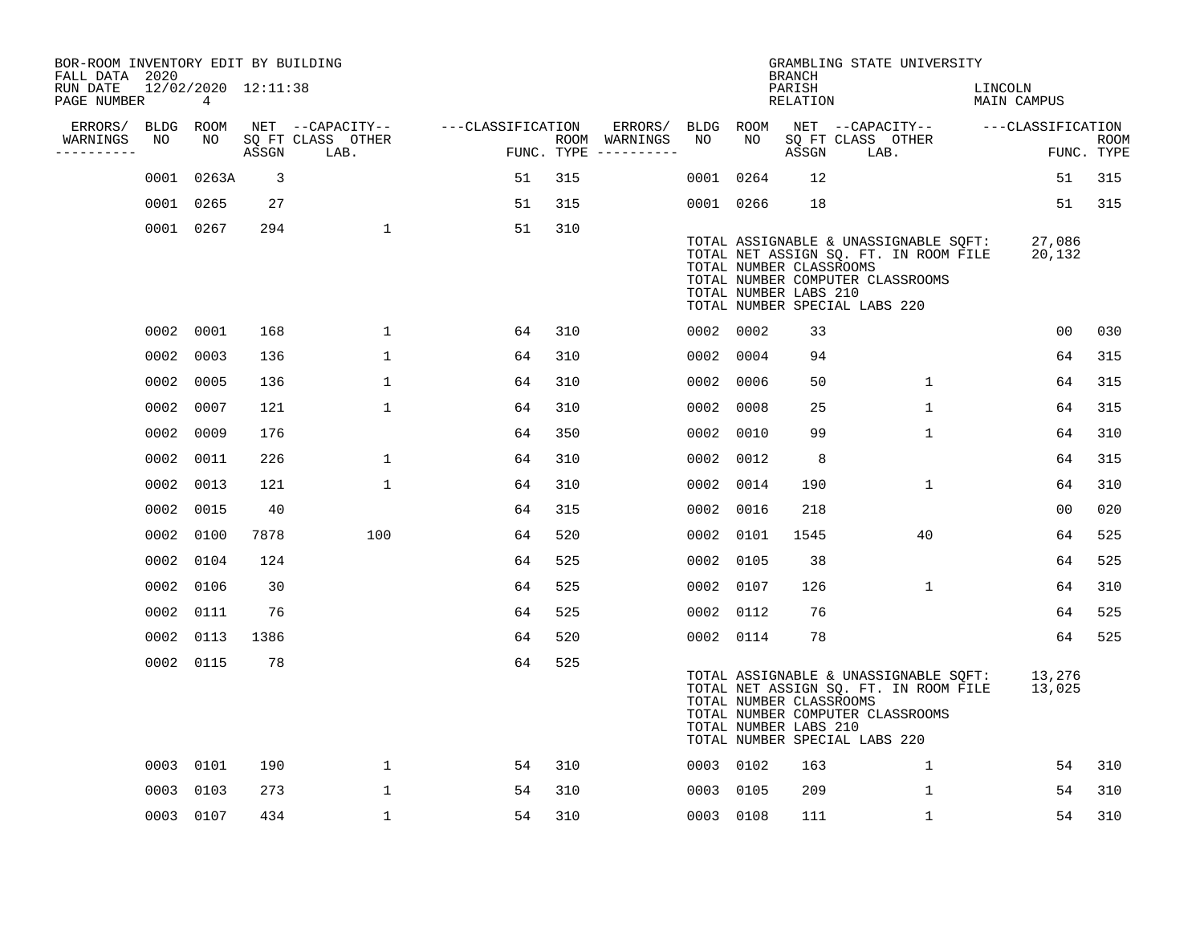BOR-ROOM INVENTORY EDIT BY BUILDING
FALL DATA 2020
RUN DATE 12/02/2020 12:11:38
PAGE NUMBER 4

GRAMBLING STATE UNIVERSITY
BRANCH
PARISH LINCOLN
RELATION MAIN CAMPUS

| ERRORS/ WARNINGS | BLDG NO | ROOM NO | NET SQ FT ASSGN | CAPACITY CLASS LAB. | CAPACITY OTHER | CLASSIFICATION FUNC. | ROOM TYPE | ERRORS/ WARNINGS | BLDG NO | ROOM NO | NET SQ FT ASSGN | CAPACITY CLASS LAB. | CAPACITY OTHER | CLASSIFICATION FUNC. | ROOM TYPE |
|---|---|---|---|---|---|---|---|---|---|---|---|---|---|---|---|
| | 0001 | 0263A | 3 | | | 51 | 315 | | 0001 | 0264 | 12 | | | 51 | 315 |
| | 0001 | 0265 | 27 | | | 51 | 315 | | 0001 | 0266 | 18 | | | 51 | 315 |
| | 0001 | 0267 | 294 | | 1 | 51 | 310 | | | | | | | | |

TOTAL ASSIGNABLE & UNASSIGNABLE SQFT: 27,086
TOTAL NET ASSIGN SQ. FT. IN ROOM FILE 20,132
TOTAL NUMBER CLASSROOMS
TOTAL NUMBER COMPUTER CLASSROOMS
TOTAL NUMBER LABS 210
TOTAL NUMBER SPECIAL LABS 220

| ERRORS/ WARNINGS | BLDG NO | ROOM NO | NET SQ FT ASSGN | CAPACITY CLASS LAB. | CAPACITY OTHER | CLASSIFICATION FUNC. | ROOM TYPE | ERRORS/ WARNINGS | BLDG NO | ROOM NO | NET SQ FT ASSGN | CAPACITY CLASS LAB. | CAPACITY OTHER | CLASSIFICATION FUNC. | ROOM TYPE |
|---|---|---|---|---|---|---|---|---|---|---|---|---|---|---|---|
| | 0002 | 0001 | 168 | | 1 | 64 | 310 | | 0002 | 0002 | 33 | | | 00 | 030 |
| | 0002 | 0003 | 136 | | 1 | 64 | 310 | | 0002 | 0004 | 94 | | | 64 | 315 |
| | 0002 | 0005 | 136 | | 1 | 64 | 310 | | 0002 | 0006 | 50 | | 1 | 64 | 315 |
| | 0002 | 0007 | 121 | | 1 | 64 | 310 | | 0002 | 0008 | 25 | | 1 | 64 | 315 |
| | 0002 | 0009 | 176 | | | 64 | 350 | | 0002 | 0010 | 99 | | 1 | 64 | 310 |
| | 0002 | 0011 | 226 | | 1 | 64 | 310 | | 0002 | 0012 | 8 | | | 64 | 315 |
| | 0002 | 0013 | 121 | | 1 | 64 | 310 | | 0002 | 0014 | 190 | | 1 | 64 | 310 |
| | 0002 | 0015 | 40 | | | 64 | 315 | | 0002 | 0016 | 218 | | | 00 | 020 |
| | 0002 | 0100 | 7878 | | 100 | 64 | 520 | | 0002 | 0101 | 1545 | | 40 | 64 | 525 |
| | 0002 | 0104 | 124 | | | 64 | 525 | | 0002 | 0105 | 38 | | | 64 | 525 |
| | 0002 | 0106 | 30 | | | 64 | 525 | | 0002 | 0107 | 126 | | 1 | 64 | 310 |
| | 0002 | 0111 | 76 | | | 64 | 525 | | 0002 | 0112 | 76 | | | 64 | 525 |
| | 0002 | 0113 | 1386 | | | 64 | 520 | | 0002 | 0114 | 78 | | | 64 | 525 |
| | 0002 | 0115 | 78 | | | 64 | 525 | | | | | | | | |

TOTAL ASSIGNABLE & UNASSIGNABLE SQFT: 13,276
TOTAL NET ASSIGN SQ. FT. IN ROOM FILE 13,025
TOTAL NUMBER CLASSROOMS
TOTAL NUMBER COMPUTER CLASSROOMS
TOTAL NUMBER LABS 210
TOTAL NUMBER SPECIAL LABS 220

| ERRORS/ WARNINGS | BLDG NO | ROOM NO | NET SQ FT ASSGN | CAPACITY CLASS LAB. | CAPACITY OTHER | CLASSIFICATION FUNC. | ROOM TYPE | ERRORS/ WARNINGS | BLDG NO | ROOM NO | NET SQ FT ASSGN | CAPACITY CLASS LAB. | CAPACITY OTHER | CLASSIFICATION FUNC. | ROOM TYPE |
|---|---|---|---|---|---|---|---|---|---|---|---|---|---|---|---|
| | 0003 | 0101 | 190 | | 1 | 54 | 310 | | 0003 | 0102 | 163 | | 1 | 54 | 310 |
| | 0003 | 0103 | 273 | | 1 | 54 | 310 | | 0003 | 0105 | 209 | | 1 | 54 | 310 |
| | 0003 | 0107 | 434 | | 1 | 54 | 310 | | 0003 | 0108 | 111 | | 1 | 54 | 310 |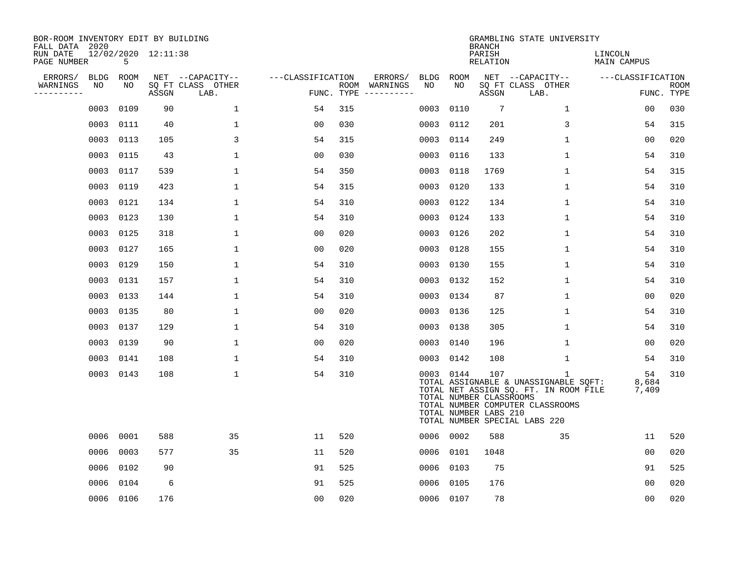BOR-ROOM INVENTORY EDIT BY BUILDING
FALL DATA 2020
RUN DATE 12/02/2020 12:11:38
PAGE NUMBER 5

GRAMBLING STATE UNIVERSITY
BRANCH
PARISH LINCOLN
RELATION MAIN CAMPUS

| ERRORS/ WARNINGS | BLDG NO | ROOM NO | NET SQ FT ASSGN | CAPACITY CLASS LAB. | CAPACITY OTHER | CLASSIFICATION FUNC. | ROOM TYPE | ERRORS/ WARNINGS | BLDG NO | ROOM NO | NET SQ FT ASSGN | CAPACITY CLASS LAB. | CAPACITY OTHER | CLASSIFICATION FUNC. | ROOM TYPE |
|---|---|---|---|---|---|---|---|---|---|---|---|---|---|---|---|
| | 0003 | 0109 | 90 | | 1 | 54 | 315 | | 0003 | 0110 | 7 | | 1 | 00 | 030 |
| | 0003 | 0111 | 40 | | 1 | 00 | 030 | | 0003 | 0112 | 201 | | 3 | 54 | 315 |
| | 0003 | 0113 | 105 | | 3 | 54 | 315 | | 0003 | 0114 | 249 | | 1 | 00 | 020 |
| | 0003 | 0115 | 43 | | 1 | 00 | 030 | | 0003 | 0116 | 133 | | 1 | 54 | 310 |
| | 0003 | 0117 | 539 | | 1 | 54 | 350 | | 0003 | 0118 | 1769 | | 1 | 54 | 315 |
| | 0003 | 0119 | 423 | | 1 | 54 | 315 | | 0003 | 0120 | 133 | | 1 | 54 | 310 |
| | 0003 | 0121 | 134 | | 1 | 54 | 310 | | 0003 | 0122 | 134 | | 1 | 54 | 310 |
| | 0003 | 0123 | 130 | | 1 | 54 | 310 | | 0003 | 0124 | 133 | | 1 | 54 | 310 |
| | 0003 | 0125 | 318 | | 1 | 00 | 020 | | 0003 | 0126 | 202 | | 1 | 54 | 310 |
| | 0003 | 0127 | 165 | | 1 | 00 | 020 | | 0003 | 0128 | 155 | | 1 | 54 | 310 |
| | 0003 | 0129 | 150 | | 1 | 54 | 310 | | 0003 | 0130 | 155 | | 1 | 54 | 310 |
| | 0003 | 0131 | 157 | | 1 | 54 | 310 | | 0003 | 0132 | 152 | | 1 | 54 | 310 |
| | 0003 | 0133 | 144 | | 1 | 54 | 310 | | 0003 | 0134 | 87 | | 1 | 00 | 020 |
| | 0003 | 0135 | 80 | | 1 | 00 | 020 | | 0003 | 0136 | 125 | | 1 | 54 | 310 |
| | 0003 | 0137 | 129 | | 1 | 54 | 310 | | 0003 | 0138 | 305 | | 1 | 54 | 310 |
| | 0003 | 0139 | 90 | | 1 | 00 | 020 | | 0003 | 0140 | 196 | | 1 | 00 | 020 |
| | 0003 | 0141 | 108 | | 1 | 54 | 310 | | 0003 | 0142 | 108 | | 1 | 54 | 310 |
| | 0003 | 0143 | 108 | | 1 | 54 | 310 | | 0003 | 0144 | 107 | | 1 | 54 | 310 |

TOTAL ASSIGNABLE & UNASSIGNABLE SQFT: 8,684
TOTAL NET ASSIGN SQ. FT. IN ROOM FILE 7,409
TOTAL NUMBER CLASSROOMS
TOTAL NUMBER COMPUTER CLASSROOMS
TOTAL NUMBER LABS 210
TOTAL NUMBER SPECIAL LABS 220

| ERRORS/ WARNINGS | BLDG NO | ROOM NO | NET SQ FT ASSGN | CAPACITY CLASS LAB. | CAPACITY OTHER | CLASSIFICATION FUNC. | ROOM TYPE | ERRORS/ WARNINGS | BLDG NO | ROOM NO | NET SQ FT ASSGN | CAPACITY CLASS LAB. | CAPACITY OTHER | CLASSIFICATION FUNC. | ROOM TYPE |
|---|---|---|---|---|---|---|---|---|---|---|---|---|---|---|---|
| | 0006 | 0001 | 588 | 35 | | 11 | 520 | | 0006 | 0002 | 588 | 35 | | 11 | 520 |
| | 0006 | 0003 | 577 | 35 | | 11 | 520 | | 0006 | 0101 | 1048 | | | 00 | 020 |
| | 0006 | 0102 | 90 | | | 91 | 525 | | 0006 | 0103 | 75 | | | 91 | 525 |
| | 0006 | 0104 | 6 | | | 91 | 525 | | 0006 | 0105 | 176 | | | 00 | 020 |
| | 0006 | 0106 | 176 | | | 00 | 020 | | 0006 | 0107 | 78 | | | 00 | 020 |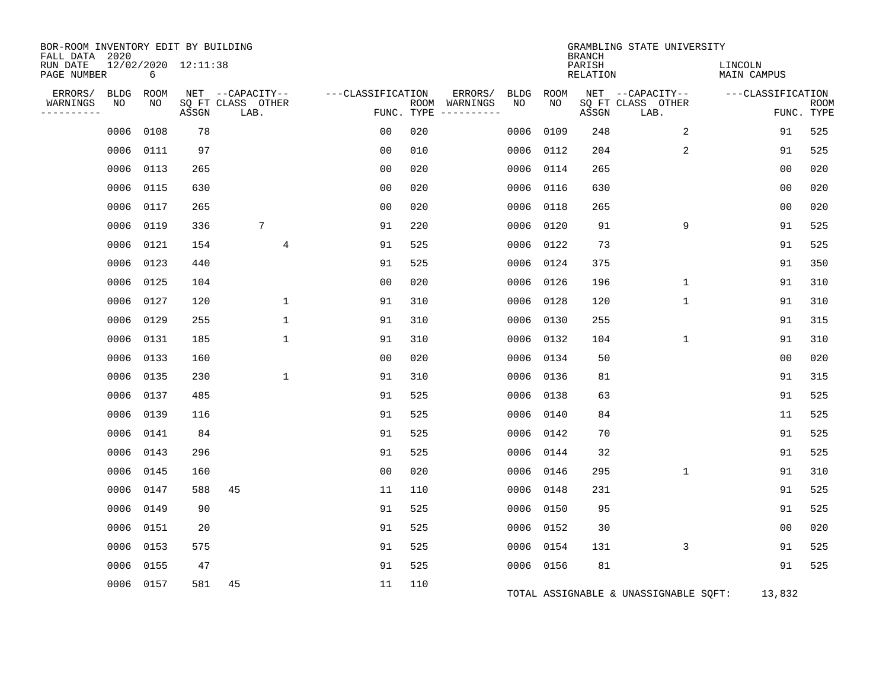BOR-ROOM INVENTORY EDIT BY BUILDING
FALL DATA 2020
RUN DATE 12/02/2020 12:11:38

GRAMBLING STATE UNIVERSITY
BRANCH
PARISH LINCOLN
RELATION MAIN CAMPUS

| ERRORS/ WARNINGS | BLDG NO | ROOM NO | NET SQ FT ASSGN | CAPACITY CLASS | CAPACITY LAB | CAPACITY OTHER | CLASSIFICATION FUNC. | ROOM TYPE | ERRORS/ WARNINGS | BLDG NO | ROOM NO | NET SQ FT ASSGN | CAPACITY CLASS | CAPACITY LAB | CAPACITY OTHER | CLASSIFICATION FUNC. | ROOM TYPE |
|---|---|---|---|---|---|---|---|---|---|---|---|---|---|---|---|---|---|
| | 0006 | 0108 | 78 | | | | 00 | 020 | | 0006 | 0109 | 248 | | | 2 | 91 | 525 |
| | 0006 | 0111 | 97 | | | | 00 | 010 | | 0006 | 0112 | 204 | | | 2 | 91 | 525 |
| | 0006 | 0113 | 265 | | | | 00 | 020 | | 0006 | 0114 | 265 | | | | 00 | 020 |
| | 0006 | 0115 | 630 | | | | 00 | 020 | | 0006 | 0116 | 630 | | | | 00 | 020 |
| | 0006 | 0117 | 265 | | | | 00 | 020 | | 0006 | 0118 | 265 | | | | 00 | 020 |
| | 0006 | 0119 | 336 | | 7 | | 91 | 220 | | 0006 | 0120 | 91 | | | 9 | 91 | 525 |
| | 0006 | 0121 | 154 | | | 4 | 91 | 525 | | 0006 | 0122 | 73 | | | | 91 | 525 |
| | 0006 | 0123 | 440 | | | | 91 | 525 | | 0006 | 0124 | 375 | | | | 91 | 350 |
| | 0006 | 0125 | 104 | | | | 00 | 020 | | 0006 | 0126 | 196 | | | 1 | 91 | 310 |
| | 0006 | 0127 | 120 | | | 1 | 91 | 310 | | 0006 | 0128 | 120 | | | 1 | 91 | 310 |
| | 0006 | 0129 | 255 | | | 1 | 91 | 310 | | 0006 | 0130 | 255 | | | | 91 | 315 |
| | 0006 | 0131 | 185 | | | 1 | 91 | 310 | | 0006 | 0132 | 104 | | | 1 | 91 | 310 |
| | 0006 | 0133 | 160 | | | | 00 | 020 | | 0006 | 0134 | 50 | | | | 00 | 020 |
| | 0006 | 0135 | 230 | | | 1 | 91 | 310 | | 0006 | 0136 | 81 | | | | 91 | 315 |
| | 0006 | 0137 | 485 | | | | 91 | 525 | | 0006 | 0138 | 63 | | | | 91 | 525 |
| | 0006 | 0139 | 116 | | | | 91 | 525 | | 0006 | 0140 | 84 | | | | 11 | 525 |
| | 0006 | 0141 | 84 | | | | 91 | 525 | | 0006 | 0142 | 70 | | | | 91 | 525 |
| | 0006 | 0143 | 296 | | | | 91 | 525 | | 0006 | 0144 | 32 | | | | 91 | 525 |
| | 0006 | 0145 | 160 | | | | 00 | 020 | | 0006 | 0146 | 295 | | | 1 | 91 | 310 |
| | 0006 | 0147 | 588 | 45 | | | 11 | 110 | | 0006 | 0148 | 231 | | | | 91 | 525 |
| | 0006 | 0149 | 90 | | | | 91 | 525 | | 0006 | 0150 | 95 | | | | 91 | 525 |
| | 0006 | 0151 | 20 | | | | 91 | 525 | | 0006 | 0152 | 30 | | | | 00 | 020 |
| | 0006 | 0153 | 575 | | | | 91 | 525 | | 0006 | 0154 | 131 | | | 3 | 91 | 525 |
| | 0006 | 0155 | 47 | | | | 91 | 525 | | 0006 | 0156 | 81 | | | | 91 | 525 |
| | 0006 | 0157 | 581 | 45 | | | 11 | 110 | | | | | | | | | |

TOTAL ASSIGNABLE & UNASSIGNABLE SQFT: 13,832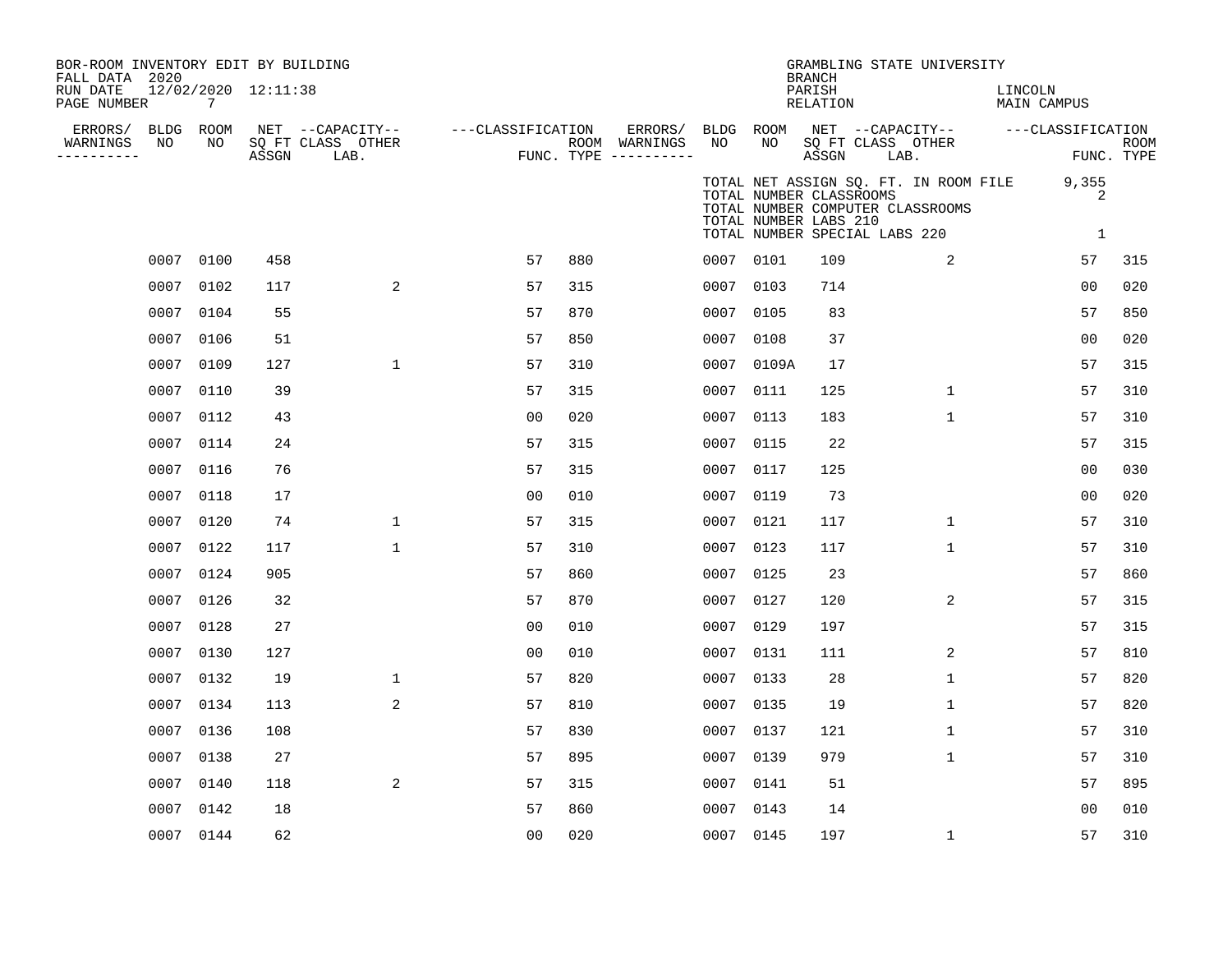BOR-ROOM INVENTORY EDIT BY BUILDING
FALL DATA 2020
RUN DATE 12/02/2020 12:11:38

GRAMBLING STATE UNIVERSITY
BRANCH
PARISH LINCOLN
RELATION MAIN CAMPUS

TOTAL NET ASSIGN SQ. FT. IN ROOM FILE 9,355
TOTAL NUMBER CLASSROOMS 2
TOTAL NUMBER COMPUTER CLASSROOMS
TOTAL NUMBER LABS 210
TOTAL NUMBER SPECIAL LABS 220 1

| ERRORS/ WARNINGS | BLDG NO | ROOM NO | NET SQ FT ASSGN | CAPACITY CLASS LAB. | CAPACITY OTHER | CLASSIFICATION FUNC. | ROOM TYPE | ERRORS/ WARNINGS | BLDG NO | ROOM NO | NET SQ FT ASSGN | CAPACITY CLASS LAB. | CAPACITY OTHER | CLASSIFICATION FUNC. | ROOM TYPE |
|---|---|---|---|---|---|---|---|---|---|---|---|---|---|---|---|
| | 0007 | 0100 | 458 | | | 57 | 880 | | 0007 | 0101 | 109 | | 2 | 57 | 315 |
| | 0007 | 0102 | 117 | | 2 | 57 | 315 | | 0007 | 0103 | 714 | | | 00 | 020 |
| | 0007 | 0104 | 55 | | | 57 | 870 | | 0007 | 0105 | 83 | | | 57 | 850 |
| | 0007 | 0106 | 51 | | | 57 | 850 | | 0007 | 0108 | 37 | | | 00 | 020 |
| | 0007 | 0109 | 127 | | 1 | 57 | 310 | | 0007 | 0109A | 17 | | | 57 | 315 |
| | 0007 | 0110 | 39 | | | 57 | 315 | | 0007 | 0111 | 125 | | 1 | 57 | 310 |
| | 0007 | 0112 | 43 | | | 00 | 020 | | 0007 | 0113 | 183 | | 1 | 57 | 310 |
| | 0007 | 0114 | 24 | | | 57 | 315 | | 0007 | 0115 | 22 | | | 57 | 315 |
| | 0007 | 0116 | 76 | | | 57 | 315 | | 0007 | 0117 | 125 | | | 00 | 030 |
| | 0007 | 0118 | 17 | | | 00 | 010 | | 0007 | 0119 | 73 | | | 00 | 020 |
| | 0007 | 0120 | 74 | | 1 | 57 | 315 | | 0007 | 0121 | 117 | | 1 | 57 | 310 |
| | 0007 | 0122 | 117 | | 1 | 57 | 310 | | 0007 | 0123 | 117 | | 1 | 57 | 310 |
| | 0007 | 0124 | 905 | | | 57 | 860 | | 0007 | 0125 | 23 | | | 57 | 860 |
| | 0007 | 0126 | 32 | | | 57 | 870 | | 0007 | 0127 | 120 | | 2 | 57 | 315 |
| | 0007 | 0128 | 27 | | | 00 | 010 | | 0007 | 0129 | 197 | | | 57 | 315 |
| | 0007 | 0130 | 127 | | | 00 | 010 | | 0007 | 0131 | 111 | | 2 | 57 | 810 |
| | 0007 | 0132 | 19 | | 1 | 57 | 820 | | 0007 | 0133 | 28 | | 1 | 57 | 820 |
| | 0007 | 0134 | 113 | | 2 | 57 | 810 | | 0007 | 0135 | 19 | | 1 | 57 | 820 |
| | 0007 | 0136 | 108 | | | 57 | 830 | | 0007 | 0137 | 121 | | 1 | 57 | 310 |
| | 0007 | 0138 | 27 | | | 57 | 895 | | 0007 | 0139 | 979 | | 1 | 57 | 310 |
| | 0007 | 0140 | 118 | | 2 | 57 | 315 | | 0007 | 0141 | 51 | | | 57 | 895 |
| | 0007 | 0142 | 18 | | | 57 | 860 | | 0007 | 0143 | 14 | | | 00 | 010 |
| | 0007 | 0144 | 62 | | | 00 | 020 | | 0007 | 0145 | 197 | | 1 | 57 | 310 |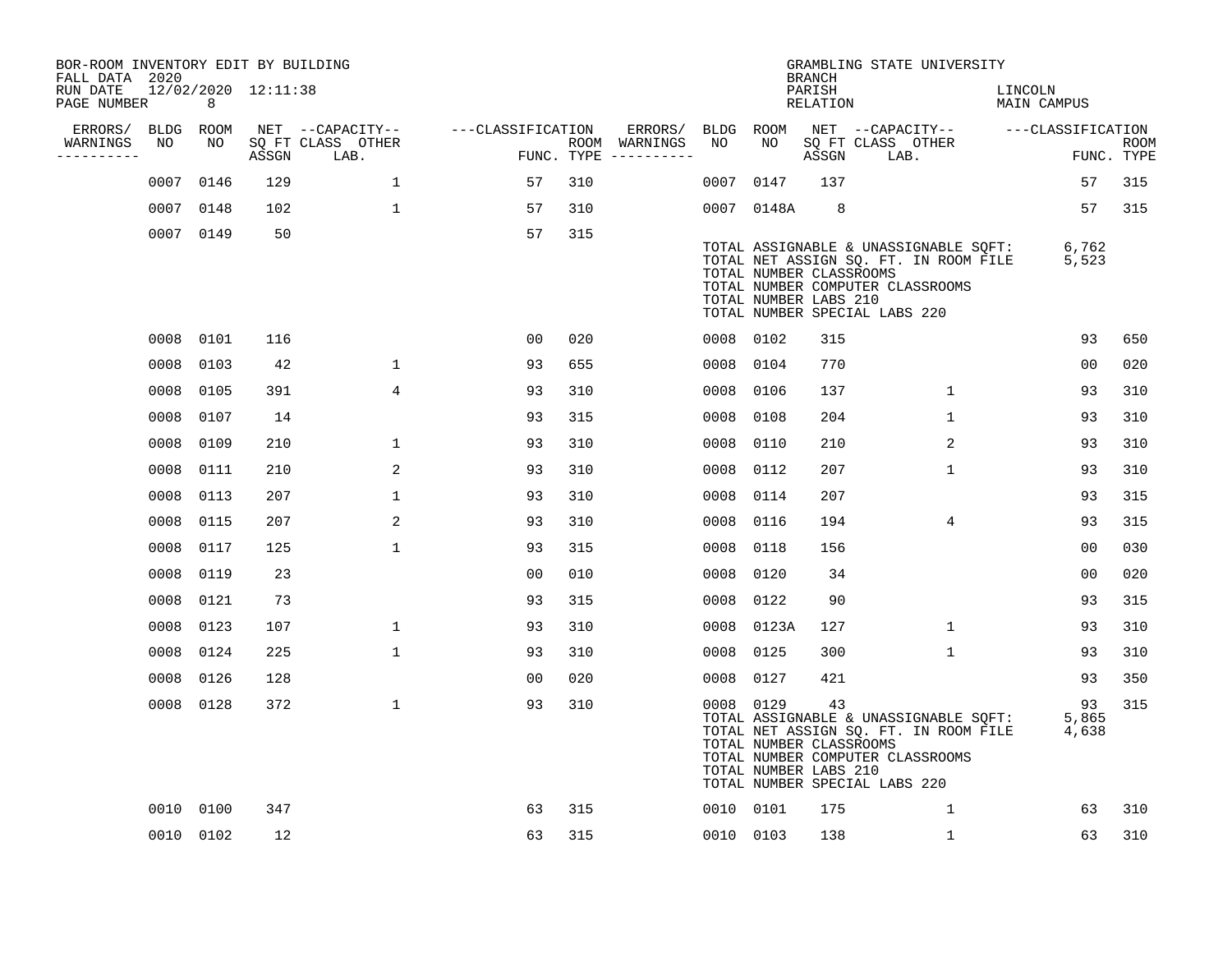BOR-ROOM INVENTORY EDIT BY BUILDING
FALL DATA 2020
RUN DATE 12/02/2020 12:11:38
PAGE NUMBER 8

GRAMBLING STATE UNIVERSITY
BRANCH
PARISH LINCOLN
RELATION MAIN CAMPUS

| ERRORS/ WARNINGS | BLDG NO | ROOM NO | NET SQ FT ASSGN | CAPACITY CLASS LAB. | CAPACITY OTHER | CLASSIFICATION FUNC. | ROOM TYPE | ERRORS/ WARNINGS | BLDG NO | ROOM NO | NET SQ FT ASSGN | CAPACITY CLASS LAB. | CAPACITY OTHER | CLASSIFICATION FUNC. | ROOM TYPE |
|---|---|---|---|---|---|---|---|---|---|---|---|---|---|---|---|
| | 0007 | 0146 | 129 | | 1 | 57 | 310 | | 0007 | 0147 | 137 | | | 57 | 315 |
| | 0007 | 0148 | 102 | | 1 | 57 | 310 | | 0007 | 0148A | 8 | | | 57 | 315 |
| | 0007 | 0149 | 50 | | | 57 | 315 | | | | | | | | |

TOTAL ASSIGNABLE & UNASSIGNABLE SQFT: 6,762
TOTAL NET ASSIGN SQ. FT. IN ROOM FILE 5,523
TOTAL NUMBER CLASSROOMS
TOTAL NUMBER COMPUTER CLASSROOMS
TOTAL NUMBER LABS 210
TOTAL NUMBER SPECIAL LABS 220

| ERRORS/ WARNINGS | BLDG NO | ROOM NO | NET SQ FT ASSGN | CAPACITY CLASS LAB. | CAPACITY OTHER | CLASSIFICATION FUNC. | ROOM TYPE | ERRORS/ WARNINGS | BLDG NO | ROOM NO | NET SQ FT ASSGN | CAPACITY CLASS LAB. | CAPACITY OTHER | CLASSIFICATION FUNC. | ROOM TYPE |
|---|---|---|---|---|---|---|---|---|---|---|---|---|---|---|---|
| | 0008 | 0101 | 116 | | | 00 | 020 | | 0008 | 0102 | 315 | | | 93 | 650 |
| | 0008 | 0103 | 42 | | 1 | 93 | 655 | | 0008 | 0104 | 770 | | | 00 | 020 |
| | 0008 | 0105 | 391 | | 4 | 93 | 310 | | 0008 | 0106 | 137 | | 1 | 93 | 310 |
| | 0008 | 0107 | 14 | | | 93 | 315 | | 0008 | 0108 | 204 | | 1 | 93 | 310 |
| | 0008 | 0109 | 210 | | 1 | 93 | 310 | | 0008 | 0110 | 210 | | 2 | 93 | 310 |
| | 0008 | 0111 | 210 | | 2 | 93 | 310 | | 0008 | 0112 | 207 | | 1 | 93 | 310 |
| | 0008 | 0113 | 207 | | 1 | 93 | 310 | | 0008 | 0114 | 207 | | | 93 | 315 |
| | 0008 | 0115 | 207 | | 2 | 93 | 310 | | 0008 | 0116 | 194 | | 4 | 93 | 315 |
| | 0008 | 0117 | 125 | | 1 | 93 | 315 | | 0008 | 0118 | 156 | | | 00 | 030 |
| | 0008 | 0119 | 23 | | | 00 | 010 | | 0008 | 0120 | 34 | | | 00 | 020 |
| | 0008 | 0121 | 73 | | | 93 | 315 | | 0008 | 0122 | 90 | | | 93 | 315 |
| | 0008 | 0123 | 107 | | 1 | 93 | 310 | | 0008 | 0123A | 127 | | 1 | 93 | 310 |
| | 0008 | 0124 | 225 | | 1 | 93 | 310 | | 0008 | 0125 | 300 | | 1 | 93 | 310 |
| | 0008 | 0126 | 128 | | | 00 | 020 | | 0008 | 0127 | 421 | | | 93 | 350 |
| | 0008 | 0128 | 372 | | 1 | 93 | 310 | | 0008 | 0129 | 43 | | | 93 | 315 |

TOTAL ASSIGNABLE & UNASSIGNABLE SQFT: 5,865
TOTAL NET ASSIGN SQ. FT. IN ROOM FILE 4,638
TOTAL NUMBER CLASSROOMS
TOTAL NUMBER COMPUTER CLASSROOMS
TOTAL NUMBER LABS 210
TOTAL NUMBER SPECIAL LABS 220

| ERRORS/ WARNINGS | BLDG NO | ROOM NO | NET SQ FT ASSGN | CAPACITY CLASS LAB. | CAPACITY OTHER | CLASSIFICATION FUNC. | ROOM TYPE | ERRORS/ WARNINGS | BLDG NO | ROOM NO | NET SQ FT ASSGN | CAPACITY CLASS LAB. | CAPACITY OTHER | CLASSIFICATION FUNC. | ROOM TYPE |
|---|---|---|---|---|---|---|---|---|---|---|---|---|---|---|---|
| | 0010 | 0100 | 347 | | | 63 | 315 | | 0010 | 0101 | 175 | | 1 | 63 | 310 |
| | 0010 | 0102 | 12 | | | 63 | 315 | | 0010 | 0103 | 138 | | 1 | 63 | 310 |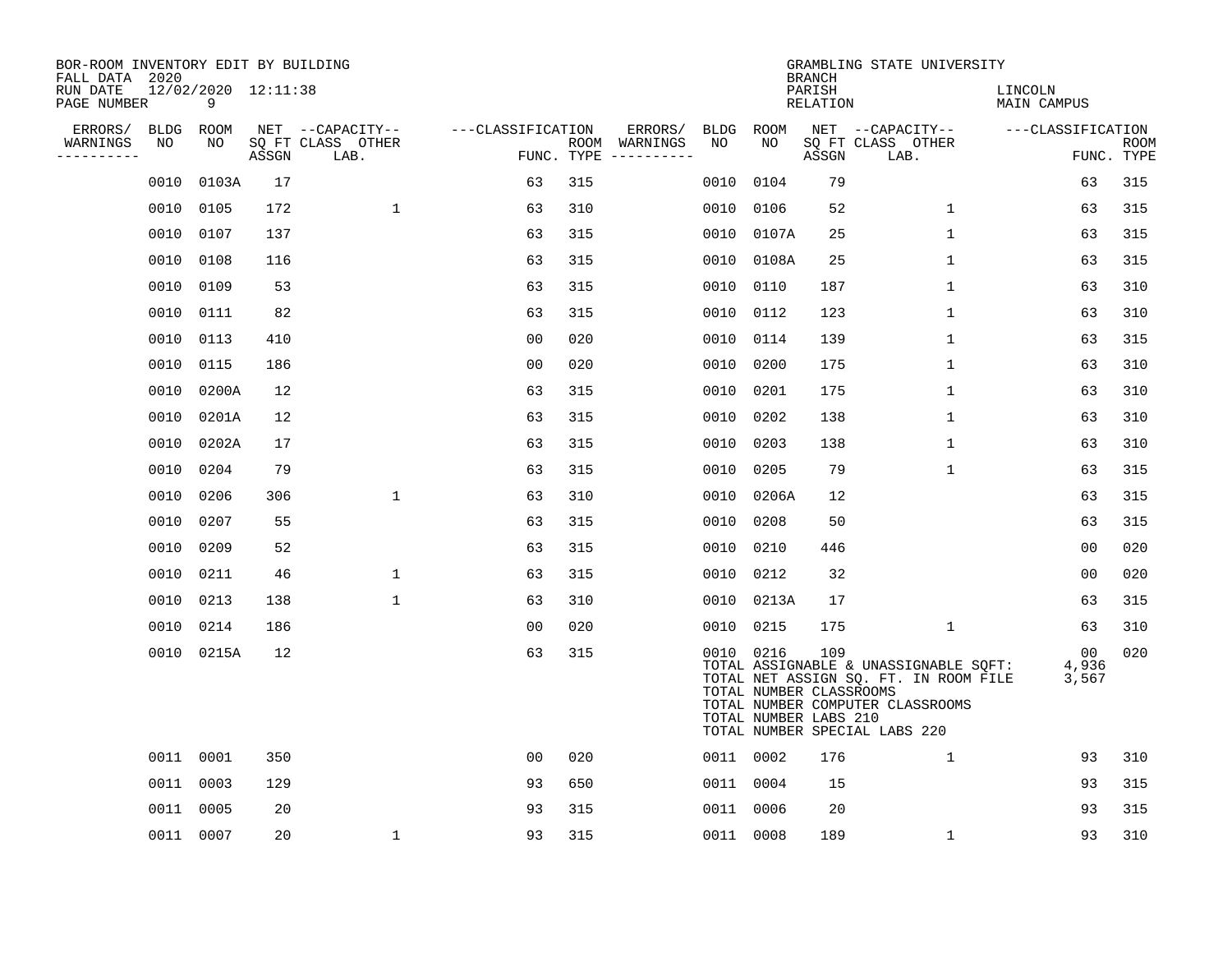BOR-ROOM INVENTORY EDIT BY BUILDING
FALL DATA 2020
RUN DATE 12/02/2020 12:11:38
PAGE NUMBER 9

GRAMBLING STATE UNIVERSITY
BRANCH
PARISH LINCOLN
RELATION MAIN CAMPUS

| ERRORS/ WARNINGS | BLDG NO | ROOM NO | NET SQ FT ASSGN | CAPACITY CLASS LAB. | CAPACITY OTHER | CLASSIFICATION FUNC. | ROOM TYPE | ERRORS/ WARNINGS | BLDG NO | ROOM NO | NET SQ FT ASSGN | CAPACITY CLASS LAB. | CAPACITY OTHER | CLASSIFICATION FUNC. | ROOM TYPE |
|---|---|---|---|---|---|---|---|---|---|---|---|---|---|---|---|
| | 0010 | 0103A | 17 | | | 63 | 315 | | 0010 | 0104 | 79 | | | 63 | 315 |
| | 0010 | 0105 | 172 | | 1 | 63 | 310 | | 0010 | 0106 | 52 | | 1 | 63 | 315 |
| | 0010 | 0107 | 137 | | | 63 | 315 | | 0010 | 0107A | 25 | | 1 | 63 | 315 |
| | 0010 | 0108 | 116 | | | 63 | 315 | | 0010 | 0108A | 25 | | 1 | 63 | 315 |
| | 0010 | 0109 | 53 | | | 63 | 315 | | 0010 | 0110 | 187 | | 1 | 63 | 310 |
| | 0010 | 0111 | 82 | | | 63 | 315 | | 0010 | 0112 | 123 | | 1 | 63 | 310 |
| | 0010 | 0113 | 410 | | | 00 | 020 | | 0010 | 0114 | 139 | | 1 | 63 | 315 |
| | 0010 | 0115 | 186 | | | 00 | 020 | | 0010 | 0200 | 175 | | 1 | 63 | 310 |
| | 0010 | 0200A | 12 | | | 63 | 315 | | 0010 | 0201 | 175 | | 1 | 63 | 310 |
| | 0010 | 0201A | 12 | | | 63 | 315 | | 0010 | 0202 | 138 | | 1 | 63 | 310 |
| | 0010 | 0202A | 17 | | | 63 | 315 | | 0010 | 0203 | 138 | | 1 | 63 | 310 |
| | 0010 | 0204 | 79 | | | 63 | 315 | | 0010 | 0205 | 79 | | 1 | 63 | 315 |
| | 0010 | 0206 | 306 | | 1 | 63 | 310 | | 0010 | 0206A | 12 | | | 63 | 315 |
| | 0010 | 0207 | 55 | | | 63 | 315 | | 0010 | 0208 | 50 | | | 63 | 315 |
| | 0010 | 0209 | 52 | | | 63 | 315 | | 0010 | 0210 | 446 | | | 00 | 020 |
| | 0010 | 0211 | 46 | | 1 | 63 | 315 | | 0010 | 0212 | 32 | | | 00 | 020 |
| | 0010 | 0213 | 138 | | 1 | 63 | 310 | | 0010 | 0213A | 17 | | | 63 | 315 |
| | 0010 | 0214 | 186 | | | 00 | 020 | | 0010 | 0215 | 175 | | 1 | 63 | 310 |
| | 0010 | 0215A | 12 | | | 63 | 315 | | 0010 | 0216 | 109 | | | 00 | 020 |
| | 0011 | 0001 | 350 | | | 00 | 020 | | 0011 | 0002 | 176 | | 1 | 93 | 310 |
| | 0011 | 0003 | 129 | | | 93 | 650 | | 0011 | 0004 | 15 | | | 93 | 315 |
| | 0011 | 0005 | 20 | | | 93 | 315 | | 0011 | 0006 | 20 | | | 93 | 315 |
| | 0011 | 0007 | 20 | | 1 | 93 | 315 | | 0011 | 0008 | 189 | | 1 | 93 | 310 |

Building 0010 totals:

TOTAL ASSIGNABLE & UNASSIGNABLE SQFT: 4,936
TOTAL NET ASSIGN SQ. FT. IN ROOM FILE 3,567
TOTAL NUMBER CLASSROOMS
TOTAL NUMBER COMPUTER CLASSROOMS
TOTAL NUMBER LABS 210
TOTAL NUMBER SPECIAL LABS 220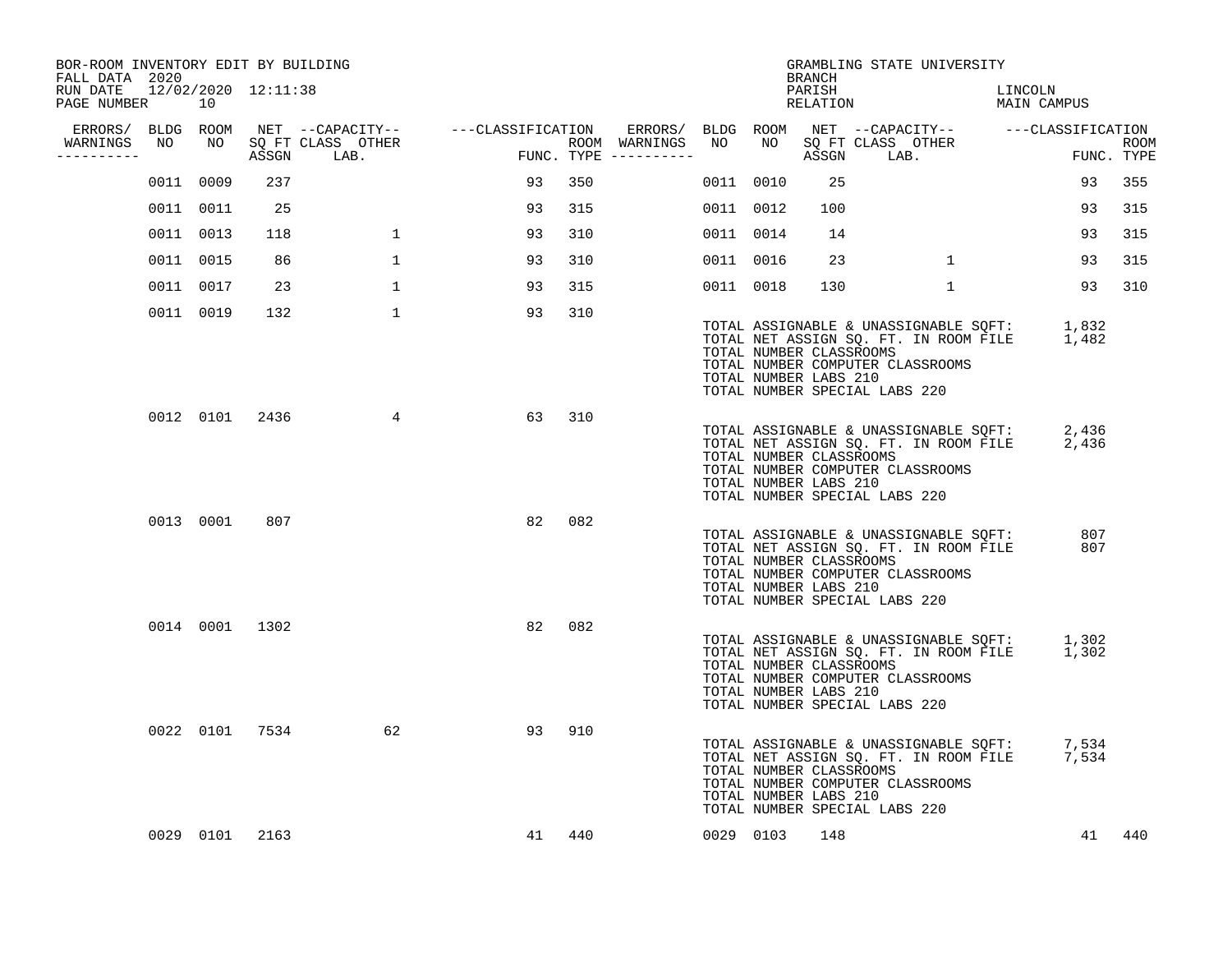BOR-ROOM INVENTORY EDIT BY BUILDING
FALL DATA 2020
RUN DATE 12/02/2020 12:11:38
PAGE NUMBER 10

GRAMBLING STATE UNIVERSITY
BRANCH
PARISH LINCOLN
RELATION MAIN CAMPUS

| ERRORS/ WARNINGS | BLDG NO | ROOM NO | NET SQ FT ASSGN | CAPACITY CLASS LAB. | CAPACITY OTHER | CLASSIFICATION FUNC. | ROOM TYPE | ERRORS/ WARNINGS | BLDG NO | ROOM NO | NET SQ FT ASSGN | CAPACITY CLASS LAB. | CAPACITY OTHER | CLASSIFICATION FUNC. | ROOM TYPE |
|---|---|---|---|---|---|---|---|---|---|---|---|---|---|---|---|
| | 0011 | 0009 | 237 | | | 93 | 350 | | 0011 | 0010 | 25 | | | 93 | 355 |
| | 0011 | 0011 | 25 | | | 93 | 315 | | 0011 | 0012 | 100 | | | 93 | 315 |
| | 0011 | 0013 | 118 | | 1 | 93 | 310 | | 0011 | 0014 | 14 | | | 93 | 315 |
| | 0011 | 0015 | 86 | | 1 | 93 | 310 | | 0011 | 0016 | 23 | | 1 | 93 | 315 |
| | 0011 | 0017 | 23 | | 1 | 93 | 315 | | 0011 | 0018 | 130 | | 1 | 93 | 310 |
| | 0011 | 0019 | 132 | | 1 | 93 | 310 | | | | | | | | |

TOTAL ASSIGNABLE & UNASSIGNABLE SQFT: 1,832
TOTAL NET ASSIGN SQ. FT. IN ROOM FILE 1,482
TOTAL NUMBER CLASSROOMS
TOTAL NUMBER COMPUTER CLASSROOMS
TOTAL NUMBER LABS 210
TOTAL NUMBER SPECIAL LABS 220

| ERRORS/ WARNINGS | BLDG NO | ROOM NO | NET SQ FT ASSGN | CAPACITY CLASS LAB. | CAPACITY OTHER | CLASSIFICATION FUNC. | ROOM TYPE |
|---|---|---|---|---|---|---|---|
| | 0012 | 0101 | 2436 | | 4 | 63 | 310 |

TOTAL ASSIGNABLE & UNASSIGNABLE SQFT: 2,436
TOTAL NET ASSIGN SQ. FT. IN ROOM FILE 2,436
TOTAL NUMBER CLASSROOMS
TOTAL NUMBER COMPUTER CLASSROOMS
TOTAL NUMBER LABS 210
TOTAL NUMBER SPECIAL LABS 220

| ERRORS/ WARNINGS | BLDG NO | ROOM NO | NET SQ FT ASSGN | CAPACITY CLASS LAB. | CAPACITY OTHER | CLASSIFICATION FUNC. | ROOM TYPE |
|---|---|---|---|---|---|---|---|
| | 0013 | 0001 | 807 | | | 82 | 082 |

TOTAL ASSIGNABLE & UNASSIGNABLE SQFT: 807
TOTAL NET ASSIGN SQ. FT. IN ROOM FILE 807
TOTAL NUMBER CLASSROOMS
TOTAL NUMBER COMPUTER CLASSROOMS
TOTAL NUMBER LABS 210
TOTAL NUMBER SPECIAL LABS 220

| ERRORS/ WARNINGS | BLDG NO | ROOM NO | NET SQ FT ASSGN | CAPACITY CLASS LAB. | CAPACITY OTHER | CLASSIFICATION FUNC. | ROOM TYPE |
|---|---|---|---|---|---|---|---|
| | 0014 | 0001 | 1302 | | | 82 | 082 |

TOTAL ASSIGNABLE & UNASSIGNABLE SQFT: 1,302
TOTAL NET ASSIGN SQ. FT. IN ROOM FILE 1,302
TOTAL NUMBER CLASSROOMS
TOTAL NUMBER COMPUTER CLASSROOMS
TOTAL NUMBER LABS 210
TOTAL NUMBER SPECIAL LABS 220

| ERRORS/ WARNINGS | BLDG NO | ROOM NO | NET SQ FT ASSGN | CAPACITY CLASS LAB. | CAPACITY OTHER | CLASSIFICATION FUNC. | ROOM TYPE |
|---|---|---|---|---|---|---|---|
| | 0022 | 0101 | 7534 | | 62 | 93 | 910 |

TOTAL ASSIGNABLE & UNASSIGNABLE SQFT: 7,534
TOTAL NET ASSIGN SQ. FT. IN ROOM FILE 7,534
TOTAL NUMBER CLASSROOMS
TOTAL NUMBER COMPUTER CLASSROOMS
TOTAL NUMBER LABS 210
TOTAL NUMBER SPECIAL LABS 220

| ERRORS/ WARNINGS | BLDG NO | ROOM NO | NET SQ FT ASSGN | CAPACITY CLASS LAB. | CAPACITY OTHER | CLASSIFICATION FUNC. | ROOM TYPE | ERRORS/ WARNINGS | BLDG NO | ROOM NO | NET SQ FT ASSGN | CAPACITY CLASS LAB. | CAPACITY OTHER | CLASSIFICATION FUNC. | ROOM TYPE |
|---|---|---|---|---|---|---|---|---|---|---|---|---|---|---|---|
| | 0029 | 0101 | 2163 | | | 41 | 440 | | 0029 | 0103 | 148 | | | 41 | 440 |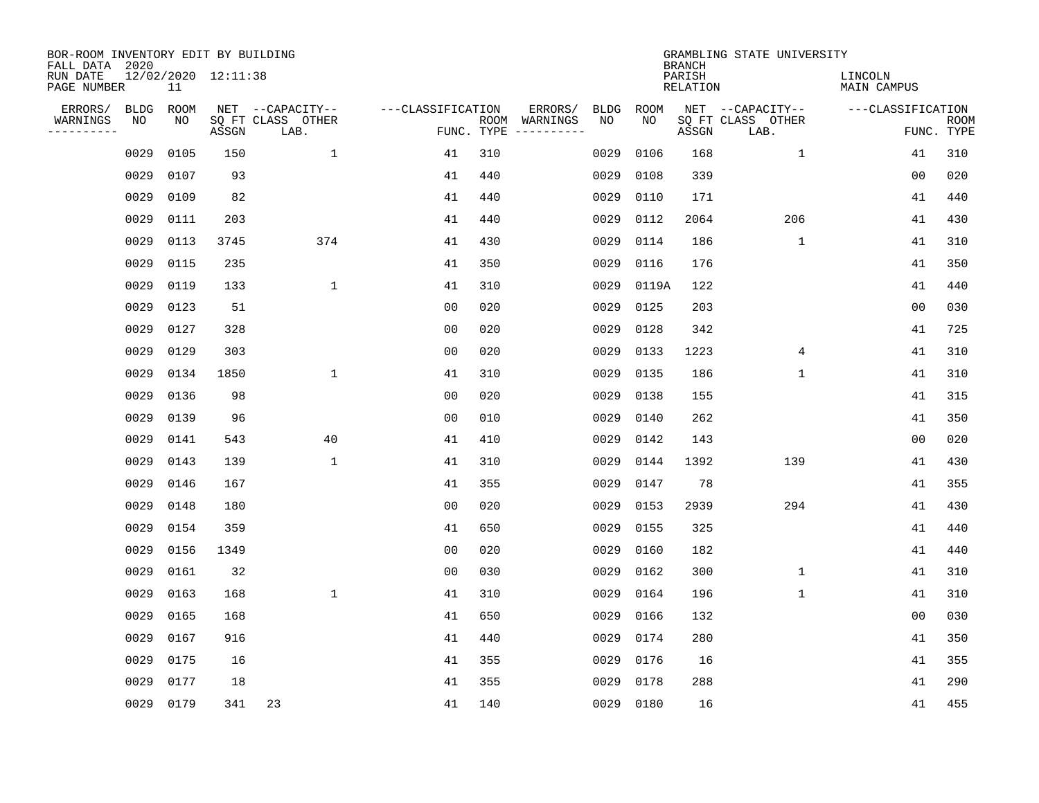BOR-ROOM INVENTORY EDIT BY BUILDING
FALL DATA 2020
RUN DATE 12/02/2020 12:11:38

GRAMBLING STATE UNIVERSITY
BRANCH
PARISH LINCOLN
RELATION MAIN CAMPUS

| ERRORS/ WARNINGS | BLDG NO | ROOM NO | NET SQ FT ASSGN | CAPACITY CLASS | CAPACITY LAB. | CAPACITY OTHER | CLASSIFICATION FUNC. | ROOM TYPE | ERRORS/ WARNINGS | BLDG NO | ROOM NO | NET SQ FT ASSGN | CAPACITY CLASS | CAPACITY LAB. | CAPACITY OTHER | CLASSIFICATION FUNC. | ROOM TYPE |
|---|---|---|---|---|---|---|---|---|---|---|---|---|---|---|---|---|---|
| | 0029 | 0105 | 150 | | | 1 | 41 | 310 | | 0029 | 0106 | 168 | | | 1 | 41 | 310 |
| | 0029 | 0107 | 93 | | | | 41 | 440 | | 0029 | 0108 | 339 | | | | 00 | 020 |
| | 0029 | 0109 | 82 | | | | 41 | 440 | | 0029 | 0110 | 171 | | | | 41 | 440 |
| | 0029 | 0111 | 203 | | | | 41 | 440 | | 0029 | 0112 | 2064 | | | 206 | 41 | 430 |
| | 0029 | 0113 | 3745 | | | 374 | 41 | 430 | | 0029 | 0114 | 186 | | | 1 | 41 | 310 |
| | 0029 | 0115 | 235 | | | | 41 | 350 | | 0029 | 0116 | 176 | | | | 41 | 350 |
| | 0029 | 0119 | 133 | | | 1 | 41 | 310 | | 0029 | 0119A | 122 | | | | 41 | 440 |
| | 0029 | 0123 | 51 | | | | 00 | 020 | | 0029 | 0125 | 203 | | | | 00 | 030 |
| | 0029 | 0127 | 328 | | | | 00 | 020 | | 0029 | 0128 | 342 | | | | 41 | 725 |
| | 0029 | 0129 | 303 | | | | 00 | 020 | | 0029 | 0133 | 1223 | | | 4 | 41 | 310 |
| | 0029 | 0134 | 1850 | | | 1 | 41 | 310 | | 0029 | 0135 | 186 | | | 1 | 41 | 310 |
| | 0029 | 0136 | 98 | | | | 00 | 020 | | 0029 | 0138 | 155 | | | | 41 | 315 |
| | 0029 | 0139 | 96 | | | | 00 | 010 | | 0029 | 0140 | 262 | | | | 41 | 350 |
| | 0029 | 0141 | 543 | | | 40 | 41 | 410 | | 0029 | 0142 | 143 | | | | 00 | 020 |
| | 0029 | 0143 | 139 | | | 1 | 41 | 310 | | 0029 | 0144 | 1392 | | | 139 | 41 | 430 |
| | 0029 | 0146 | 167 | | | | 41 | 355 | | 0029 | 0147 | 78 | | | | 41 | 355 |
| | 0029 | 0148 | 180 | | | | 00 | 020 | | 0029 | 0153 | 2939 | | | 294 | 41 | 430 |
| | 0029 | 0154 | 359 | | | | 41 | 650 | | 0029 | 0155 | 325 | | | | 41 | 440 |
| | 0029 | 0156 | 1349 | | | | 00 | 020 | | 0029 | 0160 | 182 | | | | 41 | 440 |
| | 0029 | 0161 | 32 | | | | 00 | 030 | | 0029 | 0162 | 300 | | | 1 | 41 | 310 |
| | 0029 | 0163 | 168 | | | 1 | 41 | 310 | | 0029 | 0164 | 196 | | | 1 | 41 | 310 |
| | 0029 | 0165 | 168 | | | | 41 | 650 | | 0029 | 0166 | 132 | | | | 00 | 030 |
| | 0029 | 0167 | 916 | | | | 41 | 440 | | 0029 | 0174 | 280 | | | | 41 | 350 |
| | 0029 | 0175 | 16 | | | | 41 | 355 | | 0029 | 0176 | 16 | | | | 41 | 355 |
| | 0029 | 0177 | 18 | | | | 41 | 355 | | 0029 | 0178 | 288 | | | | 41 | 290 |
| | 0029 | 0179 | 341 | 23 | | | 41 | 140 | | 0029 | 0180 | 16 | | | | 41 | 455 |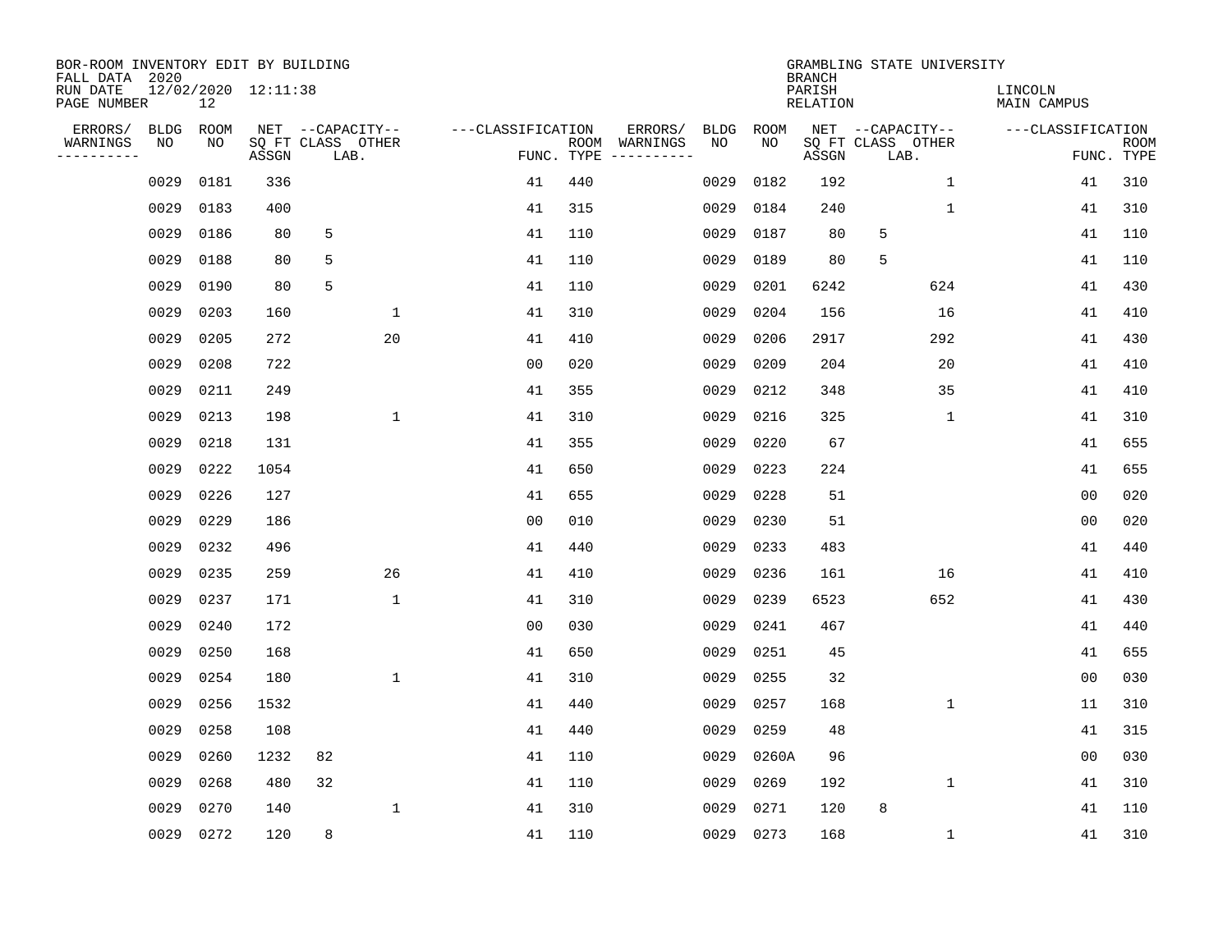BOR-ROOM INVENTORY EDIT BY BUILDING
FALL DATA 2020
RUN DATE 12/02/2020 12:11:38
PAGE NUMBER 12

GRAMBLING STATE UNIVERSITY
BRANCH
PARISH LINCOLN
RELATION MAIN CAMPUS

| ERRORS/ WARNINGS | BLDG NO | ROOM NO | NET SQ FT ASSGN | CAPACITY CLASS | CAPACITY LAB. | CAPACITY OTHER | CLASSIFICATION FUNC. | ROOM TYPE | ERRORS/ WARNINGS | BLDG NO | ROOM NO | NET SQ FT ASSGN | CAPACITY CLASS | CAPACITY LAB. | CAPACITY OTHER | CLASSIFICATION FUNC. | ROOM TYPE |
|---|---|---|---|---|---|---|---|---|---|---|---|---|---|---|---|---|---|
| | 0029 | 0181 | 336 | | | | 41 | 440 | | 0029 | 0182 | 192 | | | 1 | 41 | 310 |
| | 0029 | 0183 | 400 | | | | 41 | 315 | | 0029 | 0184 | 240 | | | 1 | 41 | 310 |
| | 0029 | 0186 | 80 | 5 | | | 41 | 110 | | 0029 | 0187 | 80 | 5 | | | 41 | 110 |
| | 0029 | 0188 | 80 | 5 | | | 41 | 110 | | 0029 | 0189 | 80 | 5 | | | 41 | 110 |
| | 0029 | 0190 | 80 | 5 | | | 41 | 110 | | 0029 | 0201 | 6242 | | | 624 | 41 | 430 |
| | 0029 | 0203 | 160 | | | 1 | 41 | 310 | | 0029 | 0204 | 156 | | | 16 | 41 | 410 |
| | 0029 | 0205 | 272 | | | 20 | 41 | 410 | | 0029 | 0206 | 2917 | | | 292 | 41 | 430 |
| | 0029 | 0208 | 722 | | | | 00 | 020 | | 0029 | 0209 | 204 | | | 20 | 41 | 410 |
| | 0029 | 0211 | 249 | | | | 41 | 355 | | 0029 | 0212 | 348 | | | 35 | 41 | 410 |
| | 0029 | 0213 | 198 | | | 1 | 41 | 310 | | 0029 | 0216 | 325 | | | 1 | 41 | 310 |
| | 0029 | 0218 | 131 | | | | 41 | 355 | | 0029 | 0220 | 67 | | | | 41 | 655 |
| | 0029 | 0222 | 1054 | | | | 41 | 650 | | 0029 | 0223 | 224 | | | | 41 | 655 |
| | 0029 | 0226 | 127 | | | | 41 | 655 | | 0029 | 0228 | 51 | | | | 00 | 020 |
| | 0029 | 0229 | 186 | | | | 00 | 010 | | 0029 | 0230 | 51 | | | | 00 | 020 |
| | 0029 | 0232 | 496 | | | | 41 | 440 | | 0029 | 0233 | 483 | | | | 41 | 440 |
| | 0029 | 0235 | 259 | | | 26 | 41 | 410 | | 0029 | 0236 | 161 | | | 16 | 41 | 410 |
| | 0029 | 0237 | 171 | | | 1 | 41 | 310 | | 0029 | 0239 | 6523 | | | 652 | 41 | 430 |
| | 0029 | 0240 | 172 | | | | 00 | 030 | | 0029 | 0241 | 467 | | | | 41 | 440 |
| | 0029 | 0250 | 168 | | | | 41 | 650 | | 0029 | 0251 | 45 | | | | 41 | 655 |
| | 0029 | 0254 | 180 | | | 1 | 41 | 310 | | 0029 | 0255 | 32 | | | | 00 | 030 |
| | 0029 | 0256 | 1532 | | | | 41 | 440 | | 0029 | 0257 | 168 | | | 1 | 11 | 310 |
| | 0029 | 0258 | 108 | | | | 41 | 440 | | 0029 | 0259 | 48 | | | | 41 | 315 |
| | 0029 | 0260 | 1232 | 82 | | | 41 | 110 | | 0029 | 0260A | 96 | | | | 00 | 030 |
| | 0029 | 0268 | 480 | 32 | | | 41 | 110 | | 0029 | 0269 | 192 | | | 1 | 41 | 310 |
| | 0029 | 0270 | 140 | | | 1 | 41 | 310 | | 0029 | 0271 | 120 | 8 | | | 41 | 110 |
| | 0029 | 0272 | 120 | 8 | | | 41 | 110 | | 0029 | 0273 | 168 | | | 1 | 41 | 310 |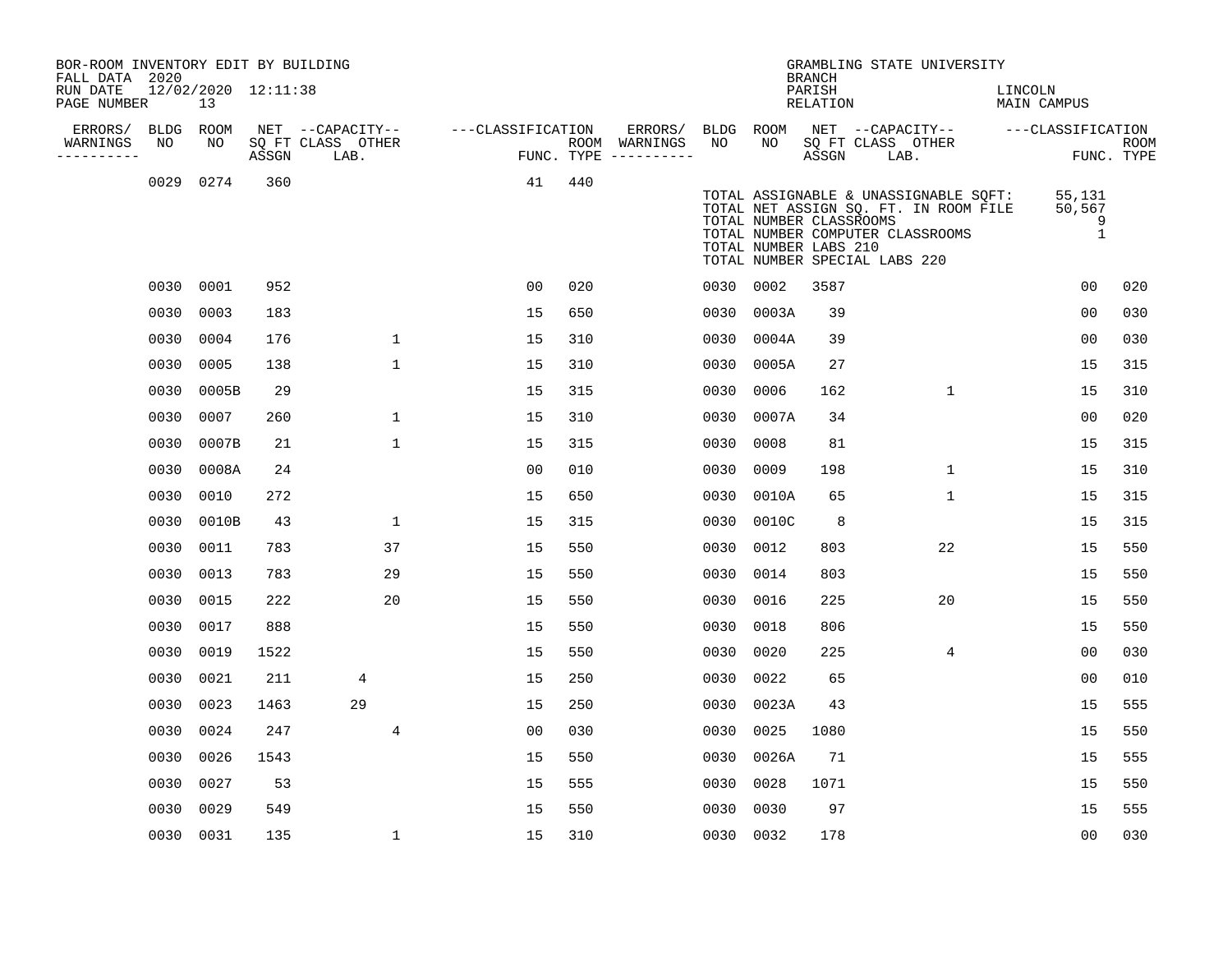BOR-ROOM INVENTORY EDIT BY BUILDING
FALL DATA 2020
RUN DATE 12/02/2020 12:11:38
PAGE NUMBER 13

GRAMBLING STATE UNIVERSITY
BRANCH
PARISH LINCOLN
RELATION MAIN CAMPUS

| ERRORS/ WARNINGS | BLDG NO | ROOM NO | NET SQ FT ASSGN | CAPACITY CLASS | CAPACITY LAB. | CAPACITY OTHER | CLASSIFICATION FUNC. | ROOM TYPE | ERRORS/ WARNINGS | BLDG NO | ROOM NO | NET SQ FT ASSGN | CAPACITY CLASS | CAPACITY LAB. | CAPACITY OTHER | CLASSIFICATION FUNC. | ROOM TYPE |
|---|---|---|---|---|---|---|---|---|---|---|---|---|---|---|---|---|---|
| | 0029 | 0274 | 360 | | | | 41 | 440 | | | | | | | | | |
| | 0030 | 0001 | 952 | | | | 00 | 020 | | 0030 | 0002 | 3587 | | | | 00 | 020 |
| | 0030 | 0003 | 183 | | | | 15 | 650 | | 0030 | 0003A | 39 | | | | 00 | 030 |
| | 0030 | 0004 | 176 | | | 1 | 15 | 310 | | 0030 | 0004A | 39 | | | | 00 | 030 |
| | 0030 | 0005 | 138 | | | 1 | 15 | 310 | | 0030 | 0005A | 27 | | | | 15 | 315 |
| | 0030 | 0005B | 29 | | | | 15 | 315 | | 0030 | 0006 | 162 | | | 1 | 15 | 310 |
| | 0030 | 0007 | 260 | | | 1 | 15 | 310 | | 0030 | 0007A | 34 | | | | 00 | 020 |
| | 0030 | 0007B | 21 | | | 1 | 15 | 315 | | 0030 | 0008 | 81 | | | | 15 | 315 |
| | 0030 | 0008A | 24 | | | | 00 | 010 | | 0030 | 0009 | 198 | | | 1 | 15 | 310 |
| | 0030 | 0010 | 272 | | | | 15 | 650 | | 0030 | 0010A | 65 | | | 1 | 15 | 315 |
| | 0030 | 0010B | 43 | | | 1 | 15 | 315 | | 0030 | 0010C | 8 | | | | 15 | 315 |
| | 0030 | 0011 | 783 | | | 37 | 15 | 550 | | 0030 | 0012 | 803 | | | 22 | 15 | 550 |
| | 0030 | 0013 | 783 | | | 29 | 15 | 550 | | 0030 | 0014 | 803 | | | | 15 | 550 |
| | 0030 | 0015 | 222 | | | 20 | 15 | 550 | | 0030 | 0016 | 225 | | | 20 | 15 | 550 |
| | 0030 | 0017 | 888 | | | | 15 | 550 | | 0030 | 0018 | 806 | | | | 15 | 550 |
| | 0030 | 0019 | 1522 | | | | 15 | 550 | | 0030 | 0020 | 225 | | | 4 | 00 | 030 |
| | 0030 | 0021 | 211 | | 4 | | 15 | 250 | | 0030 | 0022 | 65 | | | | 00 | 010 |
| | 0030 | 0023 | 1463 | | 29 | | 15 | 250 | | 0030 | 0023A | 43 | | | | 15 | 555 |
| | 0030 | 0024 | 247 | | | 4 | 00 | 030 | | 0030 | 0025 | 1080 | | | | 15 | 550 |
| | 0030 | 0026 | 1543 | | | | 15 | 550 | | 0030 | 0026A | 71 | | | | 15 | 555 |
| | 0030 | 0027 | 53 | | | | 15 | 555 | | 0030 | 0028 | 1071 | | | | 15 | 550 |
| | 0030 | 0029 | 549 | | | | 15 | 550 | | 0030 | 0030 | 97 | | | | 15 | 555 |
| | 0030 | 0031 | 135 | | | 1 | 15 | 310 | | 0030 | 0032 | 178 | | | | 00 | 030 |

| | |
|---|---|
| TOTAL ASSIGNABLE & UNASSIGNABLE SQFT: | 55,131 |
| TOTAL NET ASSIGN SQ. FT. IN ROOM FILE | 50,567 |
| TOTAL NUMBER CLASSROOMS | 9 |
| TOTAL NUMBER COMPUTER CLASSROOMS | 1 |
| TOTAL NUMBER LABS 210 | |
| TOTAL NUMBER SPECIAL LABS 220 | |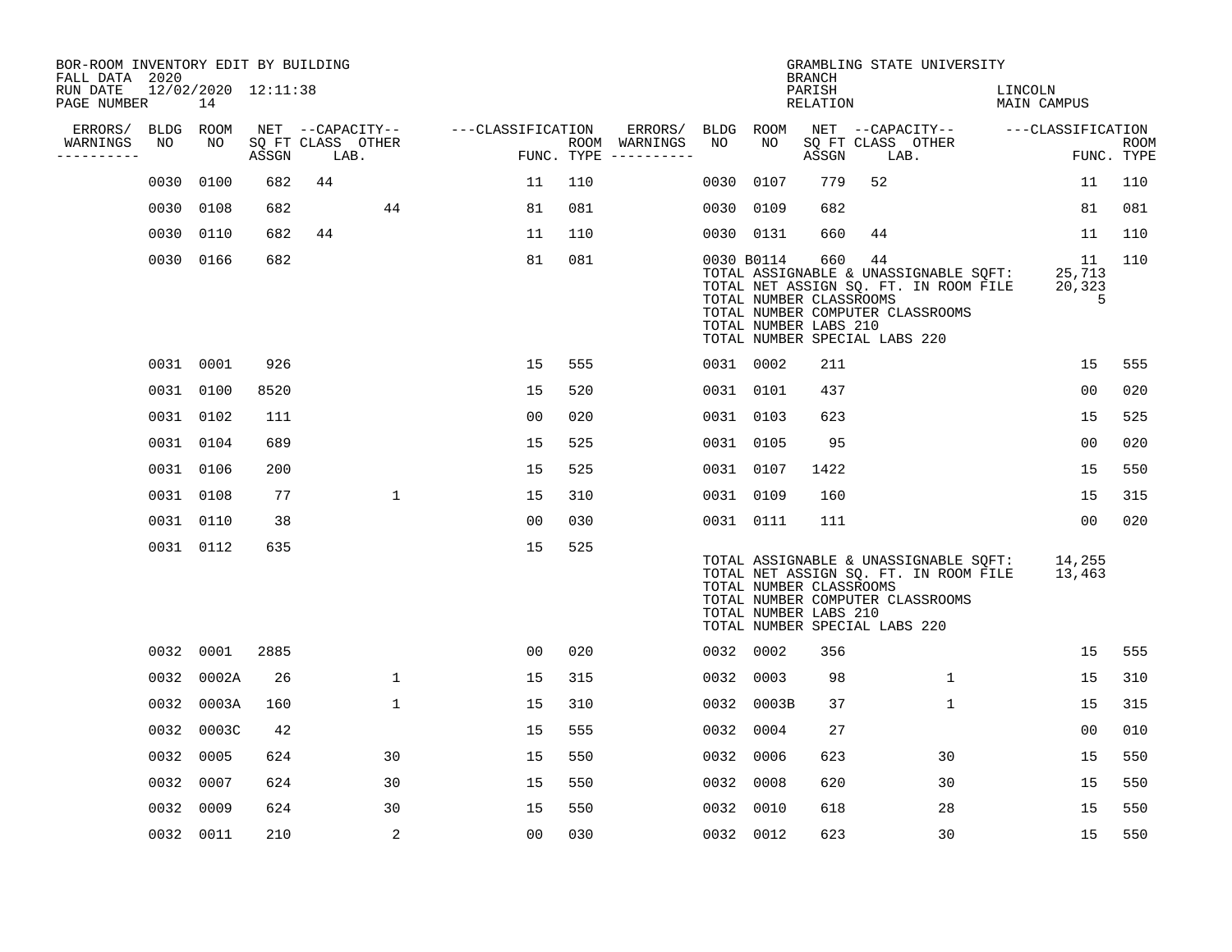BOR-ROOM INVENTORY EDIT BY BUILDING
FALL DATA 2020
RUN DATE 12/02/2020 12:11:38
PAGE NUMBER 14

GRAMBLING STATE UNIVERSITY
BRANCH
PARISH LINCOLN
RELATION MAIN CAMPUS

| ERRORS/ WARNINGS | BLDG NO | ROOM NO | NET SQ FT ASSGN | CAPACITY CLASS LAB. | CAPACITY OTHER | CLASSIFICATION FUNC. | ROOM TYPE | ERRORS/ WARNINGS | BLDG NO | ROOM NO | NET SQ FT ASSGN | CAPACITY CLASS LAB. | CAPACITY OTHER | CLASSIFICATION FUNC. | ROOM TYPE |
|---|---|---|---|---|---|---|---|---|---|---|---|---|---|---|---|
| | 0030 | 0100 | 682 | 44 | | 11 | 110 | | 0030 | 0107 | 779 | 52 | | 11 | 110 |
| | 0030 | 0108 | 682 | | 44 | 81 | 081 | | 0030 | 0109 | 682 | | | 81 | 081 |
| | 0030 | 0110 | 682 | 44 | | 11 | 110 | | 0030 | 0131 | 660 | 44 | | 11 | 110 |
| | 0030 | 0166 | 682 | | | 81 | 081 | | 0030 | B0114 | 660 | 44 | | 11 | 110 |

TOTAL ASSIGNABLE & UNASSIGNABLE SQFT: 25,713
TOTAL NET ASSIGN SQ. FT. IN ROOM FILE 20,323
TOTAL NUMBER CLASSROOMS 5
TOTAL NUMBER COMPUTER CLASSROOMS
TOTAL NUMBER LABS 210
TOTAL NUMBER SPECIAL LABS 220

| ERRORS/ WARNINGS | BLDG NO | ROOM NO | NET SQ FT ASSGN | CAPACITY CLASS LAB. | CAPACITY OTHER | CLASSIFICATION FUNC. | ROOM TYPE | ERRORS/ WARNINGS | BLDG NO | ROOM NO | NET SQ FT ASSGN | CAPACITY CLASS LAB. | CAPACITY OTHER | CLASSIFICATION FUNC. | ROOM TYPE |
|---|---|---|---|---|---|---|---|---|---|---|---|---|---|---|---|
| | 0031 | 0001 | 926 | | | 15 | 555 | | 0031 | 0002 | 211 | | | 15 | 555 |
| | 0031 | 0100 | 8520 | | | 15 | 520 | | 0031 | 0101 | 437 | | | 00 | 020 |
| | 0031 | 0102 | 111 | | | 00 | 020 | | 0031 | 0103 | 623 | | | 15 | 525 |
| | 0031 | 0104 | 689 | | | 15 | 525 | | 0031 | 0105 | 95 | | | 00 | 020 |
| | 0031 | 0106 | 200 | | | 15 | 525 | | 0031 | 0107 | 1422 | | | 15 | 550 |
| | 0031 | 0108 | 77 | | 1 | 15 | 310 | | 0031 | 0109 | 160 | | | 15 | 315 |
| | 0031 | 0110 | 38 | | | 00 | 030 | | 0031 | 0111 | 111 | | | 00 | 020 |
| | 0031 | 0112 | 635 | | | 15 | 525 | | | | | | | | |

TOTAL ASSIGNABLE & UNASSIGNABLE SQFT: 14,255
TOTAL NET ASSIGN SQ. FT. IN ROOM FILE 13,463
TOTAL NUMBER CLASSROOMS
TOTAL NUMBER COMPUTER CLASSROOMS
TOTAL NUMBER LABS 210
TOTAL NUMBER SPECIAL LABS 220

| ERRORS/ WARNINGS | BLDG NO | ROOM NO | NET SQ FT ASSGN | CAPACITY CLASS LAB. | CAPACITY OTHER | CLASSIFICATION FUNC. | ROOM TYPE | ERRORS/ WARNINGS | BLDG NO | ROOM NO | NET SQ FT ASSGN | CAPACITY CLASS LAB. | CAPACITY OTHER | CLASSIFICATION FUNC. | ROOM TYPE |
|---|---|---|---|---|---|---|---|---|---|---|---|---|---|---|---|
| | 0032 | 0001 | 2885 | | | 00 | 020 | | 0032 | 0002 | 356 | | | 15 | 555 |
| | 0032 | 0002A | 26 | | 1 | 15 | 315 | | 0032 | 0003 | 98 | | 1 | 15 | 310 |
| | 0032 | 0003A | 160 | | 1 | 15 | 310 | | 0032 | 0003B | 37 | | 1 | 15 | 315 |
| | 0032 | 0003C | 42 | | | 15 | 555 | | 0032 | 0004 | 27 | | | 00 | 010 |
| | 0032 | 0005 | 624 | | 30 | 15 | 550 | | 0032 | 0006 | 623 | | 30 | 15 | 550 |
| | 0032 | 0007 | 624 | | 30 | 15 | 550 | | 0032 | 0008 | 620 | | 30 | 15 | 550 |
| | 0032 | 0009 | 624 | | 30 | 15 | 550 | | 0032 | 0010 | 618 | | 28 | 15 | 550 |
| | 0032 | 0011 | 210 | | 2 | 00 | 030 | | 0032 | 0012 | 623 | | 30 | 15 | 550 |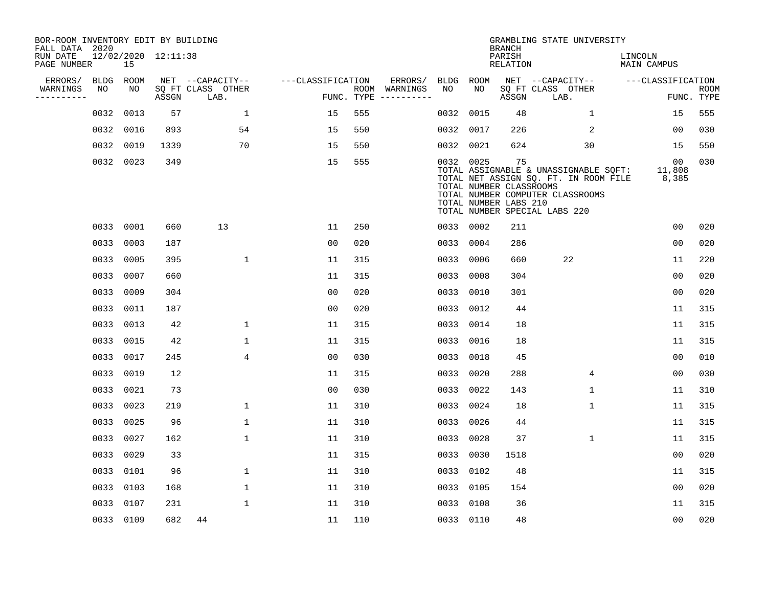BOR-ROOM INVENTORY EDIT BY BUILDING
FALL DATA 2020
RUN DATE 12/02/2020 12:11:38
PAGE NUMBER 15

GRAMBLING STATE UNIVERSITY
BRANCH
PARISH LINCOLN
RELATION MAIN CAMPUS

| ERRORS/ WARNINGS | BLDG NO | ROOM NO | NET SQ FT ASSGN | CAPACITY CLASS | CAPACITY LAB. | CAPACITY OTHER | CLASSIFICATION FUNC. | ROOM TYPE | ERRORS/ WARNINGS | BLDG NO | ROOM NO | NET SQ FT ASSGN | CAPACITY CLASS | CAPACITY LAB. | CAPACITY OTHER | CLASSIFICATION FUNC. | ROOM TYPE |
|---|---|---|---|---|---|---|---|---|---|---|---|---|---|---|---|---|---|
| | 0032 | 0013 | 57 | | | 1 | 15 | 555 | | 0032 | 0015 | 48 | | | 1 | 15 | 555 |
| | 0032 | 0016 | 893 | | | 54 | 15 | 550 | | 0032 | 0017 | 226 | | | 2 | 00 | 030 |
| | 0032 | 0019 | 1339 | | | 70 | 15 | 550 | | 0032 | 0021 | 624 | | | 30 | 15 | 550 |
| | 0032 | 0023 | 349 | | | | 15 | 555 | | 0032 | 0025 | 75 | | | | 00 | 030 |

TOTAL ASSIGNABLE & UNASSIGNABLE SQFT: 11,808
TOTAL NET ASSIGN SQ. FT. IN ROOM FILE 8,385
TOTAL NUMBER CLASSROOMS
TOTAL NUMBER COMPUTER CLASSROOMS
TOTAL NUMBER LABS 210
TOTAL NUMBER SPECIAL LABS 220

| ERRORS/ WARNINGS | BLDG NO | ROOM NO | NET SQ FT ASSGN | CAPACITY CLASS | CAPACITY LAB. | CAPACITY OTHER | CLASSIFICATION FUNC. | ROOM TYPE | ERRORS/ WARNINGS | BLDG NO | ROOM NO | NET SQ FT ASSGN | CAPACITY CLASS | CAPACITY LAB. | CAPACITY OTHER | CLASSIFICATION FUNC. | ROOM TYPE |
|---|---|---|---|---|---|---|---|---|---|---|---|---|---|---|---|---|---|
| | 0033 | 0001 | 660 | | 13 | | 11 | 250 | | 0033 | 0002 | 211 | | | | 00 | 020 |
| | 0033 | 0003 | 187 | | | | 00 | 020 | | 0033 | 0004 | 286 | | | | 00 | 020 |
| | 0033 | 0005 | 395 | | | 1 | 11 | 315 | | 0033 | 0006 | 660 | | 22 | | 11 | 220 |
| | 0033 | 0007 | 660 | | | | 11 | 315 | | 0033 | 0008 | 304 | | | | 00 | 020 |
| | 0033 | 0009 | 304 | | | | 00 | 020 | | 0033 | 0010 | 301 | | | | 00 | 020 |
| | 0033 | 0011 | 187 | | | | 00 | 020 | | 0033 | 0012 | 44 | | | | 11 | 315 |
| | 0033 | 0013 | 42 | | | 1 | 11 | 315 | | 0033 | 0014 | 18 | | | | 11 | 315 |
| | 0033 | 0015 | 42 | | | 1 | 11 | 315 | | 0033 | 0016 | 18 | | | | 11 | 315 |
| | 0033 | 0017 | 245 | | | 4 | 00 | 030 | | 0033 | 0018 | 45 | | | | 00 | 010 |
| | 0033 | 0019 | 12 | | | | 11 | 315 | | 0033 | 0020 | 288 | | | 4 | 00 | 030 |
| | 0033 | 0021 | 73 | | | | 00 | 030 | | 0033 | 0022 | 143 | | | 1 | 11 | 310 |
| | 0033 | 0023 | 219 | | | 1 | 11 | 310 | | 0033 | 0024 | 18 | | | 1 | 11 | 315 |
| | 0033 | 0025 | 96 | | | 1 | 11 | 310 | | 0033 | 0026 | 44 | | | | 11 | 315 |
| | 0033 | 0027 | 162 | | | 1 | 11 | 310 | | 0033 | 0028 | 37 | | | 1 | 11 | 315 |
| | 0033 | 0029 | 33 | | | | 11 | 315 | | 0033 | 0030 | 1518 | | | | 00 | 020 |
| | 0033 | 0101 | 96 | | | 1 | 11 | 310 | | 0033 | 0102 | 48 | | | | 11 | 315 |
| | 0033 | 0103 | 168 | | | 1 | 11 | 310 | | 0033 | 0105 | 154 | | | | 00 | 020 |
| | 0033 | 0107 | 231 | | | 1 | 11 | 310 | | 0033 | 0108 | 36 | | | | 11 | 315 |
| | 0033 | 0109 | 682 | 44 | | | 11 | 110 | | 0033 | 0110 | 48 | | | | 00 | 020 |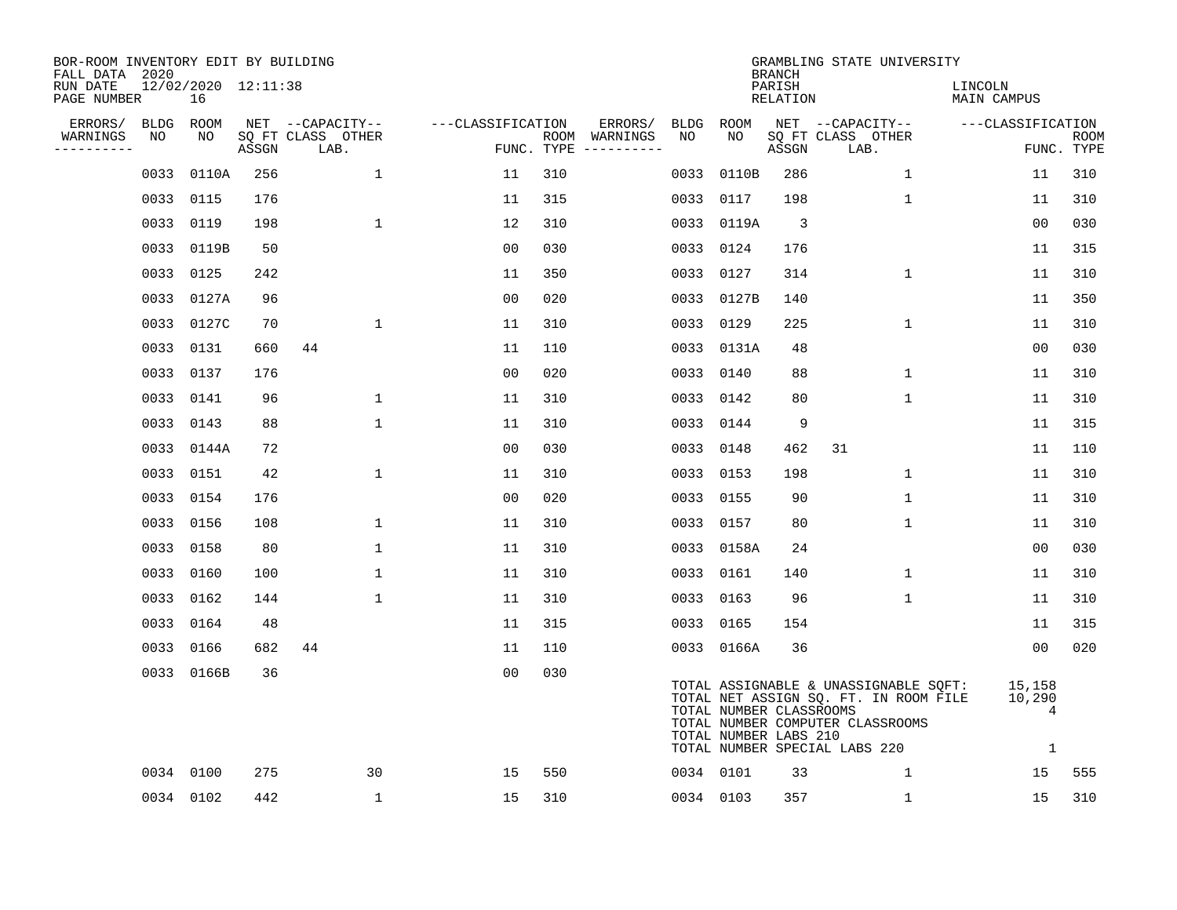BOR-ROOM INVENTORY EDIT BY BUILDING
FALL DATA 2020
RUN DATE 12/02/2020 12:11:38
PAGE NUMBER 16

GRAMBLING STATE UNIVERSITY
BRANCH
PARISH LINCOLN
RELATION MAIN CAMPUS

| ERRORS/ WARNINGS | BLDG NO | ROOM NO | NET ASSGN SQ FT | CAPACITY CLASS LAB. | CAPACITY OTHER | CLASSIFICATION FUNC. | ROOM TYPE | ERRORS/ WARNINGS | BLDG NO | ROOM NO | NET ASSGN SQ FT | CAPACITY CLASS LAB. | CAPACITY OTHER | CLASSIFICATION FUNC. | ROOM TYPE |
|---|---|---|---|---|---|---|---|---|---|---|---|---|---|---|---|
| | 0033 | 0110A | 256 | | 1 | 11 | 310 | | 0033 | 0110B | 286 | | 1 | 11 | 310 |
| | 0033 | 0115 | 176 | | | 11 | 315 | | 0033 | 0117 | 198 | | 1 | 11 | 310 |
| | 0033 | 0119 | 198 | | 1 | 12 | 310 | | 0033 | 0119A | 3 | | | 00 | 030 |
| | 0033 | 0119B | 50 | | | 00 | 030 | | 0033 | 0124 | 176 | | | 11 | 315 |
| | 0033 | 0125 | 242 | | | 11 | 350 | | 0033 | 0127 | 314 | | 1 | 11 | 310 |
| | 0033 | 0127A | 96 | | | 00 | 020 | | 0033 | 0127B | 140 | | | 11 | 350 |
| | 0033 | 0127C | 70 | | 1 | 11 | 310 | | 0033 | 0129 | 225 | | 1 | 11 | 310 |
| | 0033 | 0131 | 660 | 44 | | 11 | 110 | | 0033 | 0131A | 48 | | | 00 | 030 |
| | 0033 | 0137 | 176 | | | 00 | 020 | | 0033 | 0140 | 88 | | 1 | 11 | 310 |
| | 0033 | 0141 | 96 | | 1 | 11 | 310 | | 0033 | 0142 | 80 | | 1 | 11 | 310 |
| | 0033 | 0143 | 88 | | 1 | 11 | 310 | | 0033 | 0144 | 9 | | | 11 | 315 |
| | 0033 | 0144A | 72 | | | 00 | 030 | | 0033 | 0148 | 462 | 31 | | 11 | 110 |
| | 0033 | 0151 | 42 | | 1 | 11 | 310 | | 0033 | 0153 | 198 | | 1 | 11 | 310 |
| | 0033 | 0154 | 176 | | | 00 | 020 | | 0033 | 0155 | 90 | | 1 | 11 | 310 |
| | 0033 | 0156 | 108 | | 1 | 11 | 310 | | 0033 | 0157 | 80 | | 1 | 11 | 310 |
| | 0033 | 0158 | 80 | | 1 | 11 | 310 | | 0033 | 0158A | 24 | | | 00 | 030 |
| | 0033 | 0160 | 100 | | 1 | 11 | 310 | | 0033 | 0161 | 140 | | 1 | 11 | 310 |
| | 0033 | 0162 | 144 | | 1 | 11 | 310 | | 0033 | 0163 | 96 | | 1 | 11 | 310 |
| | 0033 | 0164 | 48 | | | 11 | 315 | | 0033 | 0165 | 154 | | | 11 | 315 |
| | 0033 | 0166 | 682 | 44 | | 11 | 110 | | 0033 | 0166A | 36 | | | 00 | 020 |
| | 0033 | 0166B | 36 | | | 00 | 030 | | | | | | | | |

TOTAL ASSIGNABLE & UNASSIGNABLE SQFT: 15,158
TOTAL NET ASSIGN SQ. FT. IN ROOM FILE 10,290
TOTAL NUMBER CLASSROOMS 4
TOTAL NUMBER COMPUTER CLASSROOMS
TOTAL NUMBER LABS 210
TOTAL NUMBER SPECIAL LABS 220 1

| ERRORS/ WARNINGS | BLDG NO | ROOM NO | NET ASSGN SQ FT | CAPACITY CLASS LAB. | CAPACITY OTHER | CLASSIFICATION FUNC. | ROOM TYPE | ERRORS/ WARNINGS | BLDG NO | ROOM NO | NET ASSGN SQ FT | CAPACITY CLASS LAB. | CAPACITY OTHER | CLASSIFICATION FUNC. | ROOM TYPE |
|---|---|---|---|---|---|---|---|---|---|---|---|---|---|---|---|
| | 0034 | 0100 | 275 | | 30 | 15 | 550 | | 0034 | 0101 | 33 | | 1 | 15 | 555 |
| | 0034 | 0102 | 442 | | 1 | 15 | 310 | | 0034 | 0103 | 357 | | 1 | 15 | 310 |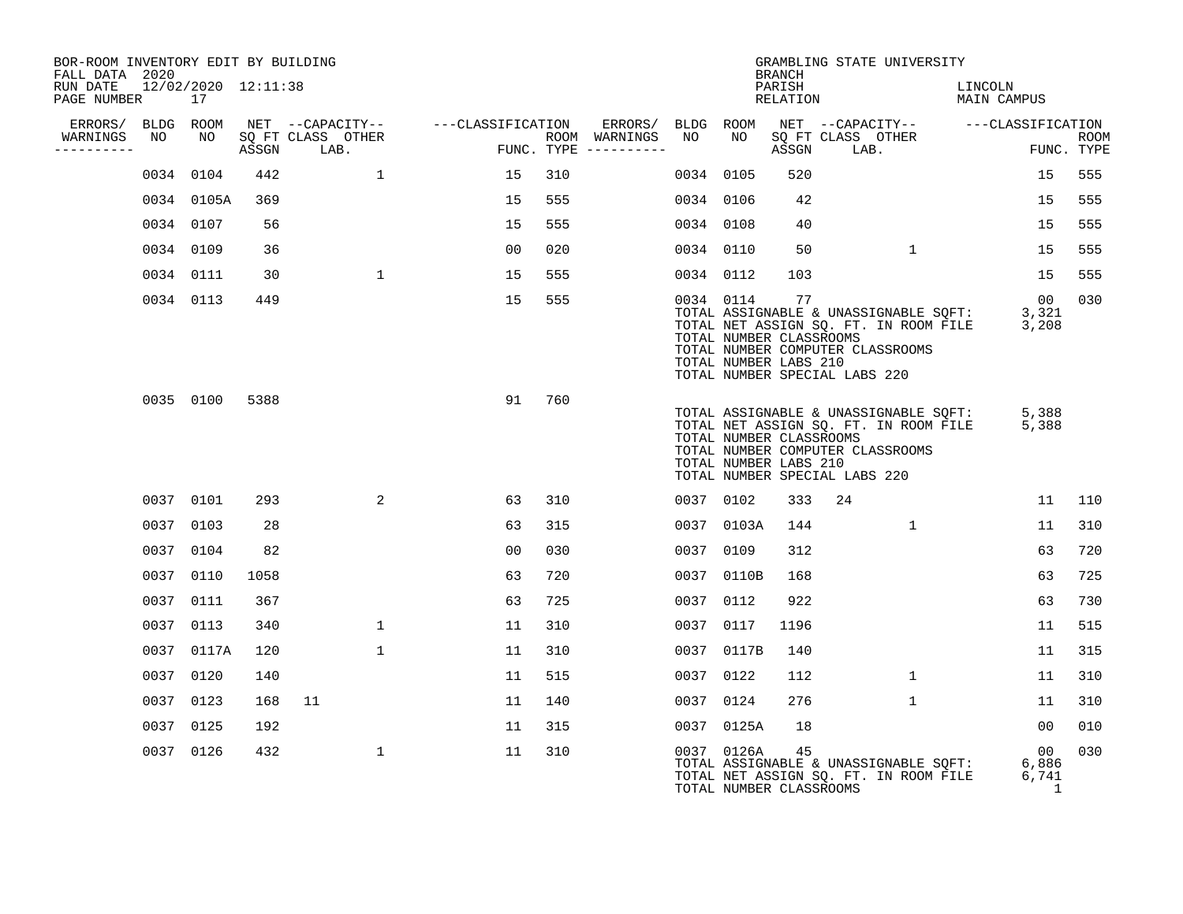BOR-ROOM INVENTORY EDIT BY BUILDING
FALL DATA 2020
RUN DATE 12/02/2020 12:11:38
PAGE NUMBER 17

GRAMBLING STATE UNIVERSITY
BRANCH
PARISH LINCOLN
RELATION MAIN CAMPUS

| ERRORS/ WARNINGS | BLDG NO | ROOM NO | NET SQ FT ASSGN | CAPACITY CLASS | CAPACITY LAB. | CAPACITY OTHER | CLASSIFICATION FUNC. | ROOM TYPE | ERRORS/ WARNINGS | BLDG NO | ROOM NO | NET SQ FT ASSGN | CAPACITY CLASS | CAPACITY LAB. | CAPACITY OTHER | CLASSIFICATION FUNC. | ROOM TYPE |
|---|---|---|---|---|---|---|---|---|---|---|---|---|---|---|---|---|---|
| | 0034 | 0104 | 442 | | | 1 | 15 | 310 | | 0034 | 0105 | 520 | | | | 15 | 555 |
| | 0034 | 0105A | 369 | | | | 15 | 555 | | 0034 | 0106 | 42 | | | | 15 | 555 |
| | 0034 | 0107 | 56 | | | | 15 | 555 | | 0034 | 0108 | 40 | | | | 15 | 555 |
| | 0034 | 0109 | 36 | | | | 00 | 020 | | 0034 | 0110 | 50 | | | 1 | 15 | 555 |
| | 0034 | 0111 | 30 | | | 1 | 15 | 555 | | 0034 | 0112 | 103 | | | | 15 | 555 |
| | 0034 | 0113 | 449 | | | | 15 | 555 | | 0034 | 0114 | 77 | | | | 00 | 030 |

TOTAL ASSIGNABLE & UNASSIGNABLE SQFT: 3,321
TOTAL NET ASSIGN SQ. FT. IN ROOM FILE 3,208
TOTAL NUMBER CLASSROOMS
TOTAL NUMBER COMPUTER CLASSROOMS
TOTAL NUMBER LABS 210
TOTAL NUMBER SPECIAL LABS 220

| ERRORS/ WARNINGS | BLDG NO | ROOM NO | NET SQ FT ASSGN | CAPACITY CLASS | CAPACITY LAB. | CAPACITY OTHER | CLASSIFICATION FUNC. | ROOM TYPE |
|---|---|---|---|---|---|---|---|---|
| | 0035 | 0100 | 5388 | | | | 91 | 760 |

TOTAL ASSIGNABLE & UNASSIGNABLE SQFT: 5,388
TOTAL NET ASSIGN SQ. FT. IN ROOM FILE 5,388
TOTAL NUMBER CLASSROOMS
TOTAL NUMBER COMPUTER CLASSROOMS
TOTAL NUMBER LABS 210
TOTAL NUMBER SPECIAL LABS 220

| ERRORS/ WARNINGS | BLDG NO | ROOM NO | NET SQ FT ASSGN | CAPACITY CLASS | CAPACITY LAB. | CAPACITY OTHER | CLASSIFICATION FUNC. | ROOM TYPE | ERRORS/ WARNINGS | BLDG NO | ROOM NO | NET SQ FT ASSGN | CAPACITY CLASS | CAPACITY LAB. | CAPACITY OTHER | CLASSIFICATION FUNC. | ROOM TYPE |
|---|---|---|---|---|---|---|---|---|---|---|---|---|---|---|---|---|---|
| | 0037 | 0101 | 293 | | | 2 | 63 | 310 | | 0037 | 0102 | 333 | 24 | | | 11 | 110 |
| | 0037 | 0103 | 28 | | | | 63 | 315 | | 0037 | 0103A | 144 | | | 1 | 11 | 310 |
| | 0037 | 0104 | 82 | | | | 00 | 030 | | 0037 | 0109 | 312 | | | | 63 | 720 |
| | 0037 | 0110 | 1058 | | | | 63 | 720 | | 0037 | 0110B | 168 | | | | 63 | 725 |
| | 0037 | 0111 | 367 | | | | 63 | 725 | | 0037 | 0112 | 922 | | | | 63 | 730 |
| | 0037 | 0113 | 340 | | | 1 | 11 | 310 | | 0037 | 0117 | 1196 | | | | 11 | 515 |
| | 0037 | 0117A | 120 | | | 1 | 11 | 310 | | 0037 | 0117B | 140 | | | | 11 | 315 |
| | 0037 | 0120 | 140 | | | | 11 | 515 | | 0037 | 0122 | 112 | | | 1 | 11 | 310 |
| | 0037 | 0123 | 168 | 11 | | | 11 | 140 | | 0037 | 0124 | 276 | | | 1 | 11 | 310 |
| | 0037 | 0125 | 192 | | | | 11 | 315 | | 0037 | 0125A | 18 | | | | 00 | 010 |
| | 0037 | 0126 | 432 | | | 1 | 11 | 310 | | 0037 | 0126A | 45 | | | | 00 | 030 |

TOTAL ASSIGNABLE & UNASSIGNABLE SQFT: 6,886
TOTAL NET ASSIGN SQ. FT. IN ROOM FILE 6,741
TOTAL NUMBER CLASSROOMS 1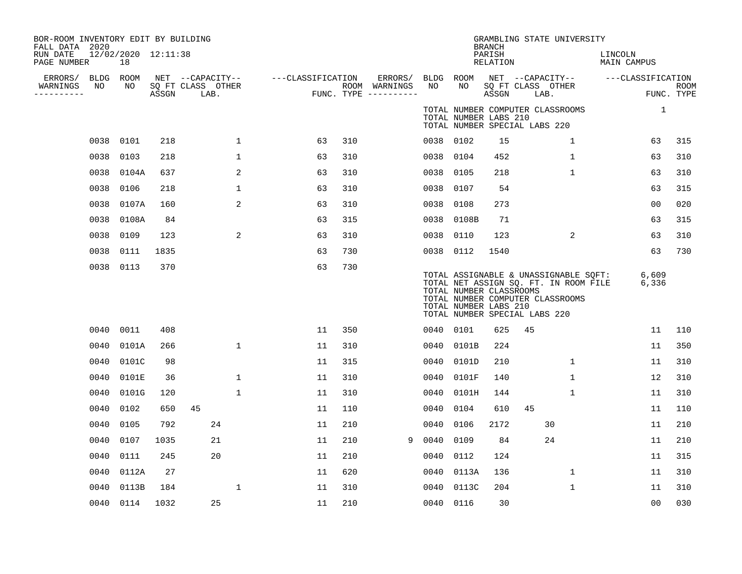BOR-ROOM INVENTORY EDIT BY BUILDING
FALL DATA 2020
RUN DATE 12/02/2020 12:11:38
PAGE NUMBER 18

GRAMBLING STATE UNIVERSITY
BRANCH
PARISH LINCOLN
RELATION MAIN CAMPUS

| ERRORS/ WARNINGS | BLDG NO | ROOM NO | NET SQ FT ASSGN | CAPACITY CLASS LAB. | CAPACITY OTHER | CLASSIFICATION FUNC. | ROOM TYPE | ERRORS/ WARNINGS | BLDG NO | ROOM NO | NET SQ FT ASSGN | CAPACITY CLASS LAB. | CAPACITY OTHER | CLASSIFICATION FUNC. | ROOM TYPE |
|---|---|---|---|---|---|---|---|---|---|---|---|---|---|---|---|
| | | | | | | | | | TOTAL NUMBER COMPUTER CLASSROOMS | | | | | 1 | |
| | | | | | | | | | TOTAL NUMBER LABS 210 | | | | | | |
| | | | | | | | | | TOTAL NUMBER SPECIAL LABS 220 | | | | | | |
| | 0038 | 0101 | 218 | | 1 | 63 | 310 | | 0038 | 0102 | 15 | | 1 | 63 | 315 |
| | 0038 | 0103 | 218 | | 1 | 63 | 310 | | 0038 | 0104 | 452 | | 1 | 63 | 310 |
| | 0038 | 0104A | 637 | | 2 | 63 | 310 | | 0038 | 0105 | 218 | | 1 | 63 | 310 |
| | 0038 | 0106 | 218 | | 1 | 63 | 310 | | 0038 | 0107 | 54 | | | 63 | 315 |
| | 0038 | 0107A | 160 | | 2 | 63 | 310 | | 0038 | 0108 | 273 | | | 00 | 020 |
| | 0038 | 0108A | 84 | | | 63 | 315 | | 0038 | 0108B | 71 | | | 63 | 315 |
| | 0038 | 0109 | 123 | | 2 | 63 | 310 | | 0038 | 0110 | 123 | | 2 | 63 | 310 |
| | 0038 | 0111 | 1835 | | | 63 | 730 | | 0038 | 0112 | 1540 | | | 63 | 730 |
| | 0038 | 0113 | 370 | | | 63 | 730 | | | | | | | | |
| | | | | | | | | | TOTAL ASSIGNABLE & UNASSIGNABLE SQFT: | | | | | 6,609 | |
| | | | | | | | | | TOTAL NET ASSIGN SQ. FT. IN ROOM FILE | | | | | 6,336 | |
| | | | | | | | | | TOTAL NUMBER CLASSROOMS | | | | | | |
| | | | | | | | | | TOTAL NUMBER COMPUTER CLASSROOMS | | | | | | |
| | | | | | | | | | TOTAL NUMBER LABS 210 | | | | | | |
| | | | | | | | | | TOTAL NUMBER SPECIAL LABS 220 | | | | | | |
| | 0040 | 0011 | 408 | | | 11 | 350 | | 0040 | 0101 | 625 | 45 | | 11 | 110 |
| | 0040 | 0101A | 266 | | 1 | 11 | 310 | | 0040 | 0101B | 224 | | | 11 | 350 |
| | 0040 | 0101C | 98 | | | 11 | 315 | | 0040 | 0101D | 210 | | 1 | 11 | 310 |
| | 0040 | 0101E | 36 | | 1 | 11 | 310 | | 0040 | 0101F | 140 | | 1 | 12 | 310 |
| | 0040 | 0101G | 120 | | 1 | 11 | 310 | | 0040 | 0101H | 144 | | 1 | 11 | 310 |
| | 0040 | 0102 | 650 | 45 | | 11 | 110 | | 0040 | 0104 | 610 | 45 | | 11 | 110 |
| | 0040 | 0105 | 792 | 24 | | 11 | 210 | | 0040 | 0106 | 2172 | 30 | | 11 | 210 |
| | 0040 | 0107 | 1035 | 21 | | 11 | 210 | 9 | 0040 | 0109 | 84 | 24 | | 11 | 210 |
| | 0040 | 0111 | 245 | 20 | | 11 | 210 | | 0040 | 0112 | 124 | | | 11 | 315 |
| | 0040 | 0112A | 27 | | | 11 | 620 | | 0040 | 0113A | 136 | | 1 | 11 | 310 |
| | 0040 | 0113B | 184 | | 1 | 11 | 310 | | 0040 | 0113C | 204 | | 1 | 11 | 310 |
| | 0040 | 0114 | 1032 | 25 | | 11 | 210 | | 0040 | 0116 | 30 | | | 00 | 030 |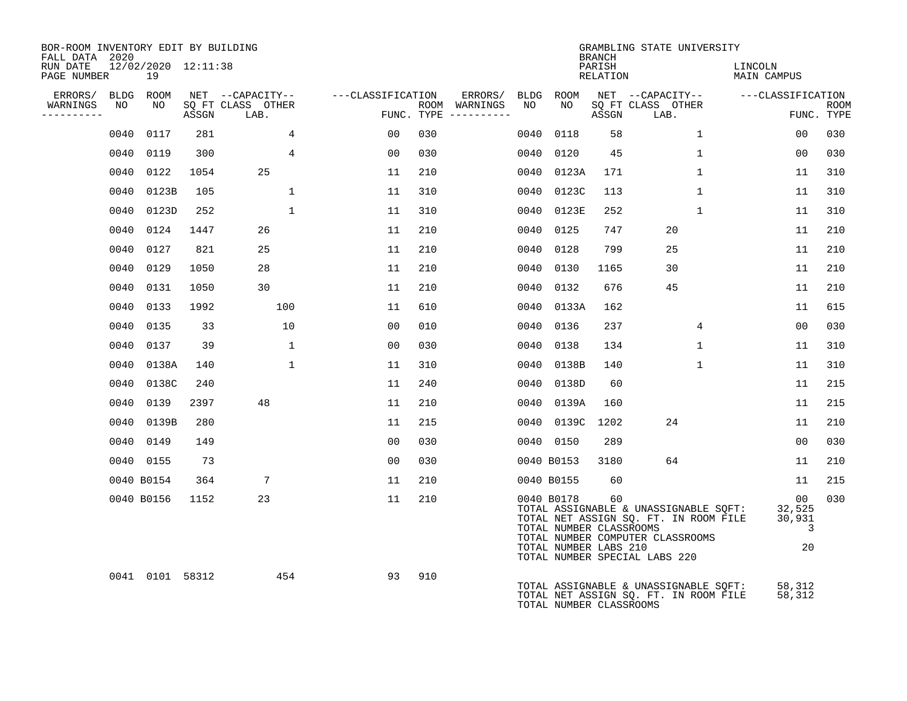BOR-ROOM INVENTORY EDIT BY BUILDING
FALL DATA 2020
RUN DATE 12/02/2020 12:11:38
PAGE NUMBER 19

GRAMBLING STATE UNIVERSITY
BRANCH
PARISH LINCOLN
RELATION MAIN CAMPUS

| ERRORS/ WARNINGS | BLDG NO | ROOM NO | NET SQ FT ASSGN | CAPACITY CLASS | CAPACITY OTHER LAB. | CLASSIFICATION FUNC. | ROOM TYPE | ERRORS/ WARNINGS | BLDG NO | ROOM NO | NET SQ FT ASSGN | CAPACITY CLASS | CAPACITY OTHER LAB. | CLASSIFICATION FUNC. | ROOM TYPE |
|---|---|---|---|---|---|---|---|---|---|---|---|---|---|---|---|
| | 0040 | 0117 | 281 | | 4 | 00 | 030 | | 0040 | 0118 | 58 | | 1 | 00 | 030 |
| | 0040 | 0119 | 300 | | 4 | 00 | 030 | | 0040 | 0120 | 45 | | 1 | 00 | 030 |
| | 0040 | 0122 | 1054 | 25 | | 11 | 210 | | 0040 | 0123A | 171 | | 1 | 11 | 310 |
| | 0040 | 0123B | 105 | | 1 | 11 | 310 | | 0040 | 0123C | 113 | | 1 | 11 | 310 |
| | 0040 | 0123D | 252 | | 1 | 11 | 310 | | 0040 | 0123E | 252 | | 1 | 11 | 310 |
| | 0040 | 0124 | 1447 | 26 | | 11 | 210 | | 0040 | 0125 | 747 | 20 | | 11 | 210 |
| | 0040 | 0127 | 821 | 25 | | 11 | 210 | | 0040 | 0128 | 799 | 25 | | 11 | 210 |
| | 0040 | 0129 | 1050 | 28 | | 11 | 210 | | 0040 | 0130 | 1165 | 30 | | 11 | 210 |
| | 0040 | 0131 | 1050 | 30 | | 11 | 210 | | 0040 | 0132 | 676 | 45 | | 11 | 210 |
| | 0040 | 0133 | 1992 | | 100 | 11 | 610 | | 0040 | 0133A | 162 | | | 11 | 615 |
| | 0040 | 0135 | 33 | | 10 | 00 | 010 | | 0040 | 0136 | 237 | | 4 | 00 | 030 |
| | 0040 | 0137 | 39 | | 1 | 00 | 030 | | 0040 | 0138 | 134 | | 1 | 11 | 310 |
| | 0040 | 0138A | 140 | | 1 | 11 | 310 | | 0040 | 0138B | 140 | | 1 | 11 | 310 |
| | 0040 | 0138C | 240 | | | 11 | 240 | | 0040 | 0138D | 60 | | | 11 | 215 |
| | 0040 | 0139 | 2397 | 48 | | 11 | 210 | | 0040 | 0139A | 160 | | | 11 | 215 |
| | 0040 | 0139B | 280 | | | 11 | 215 | | 0040 | 0139C | 1202 | 24 | | 11 | 210 |
| | 0040 | 0149 | 149 | | | 00 | 030 | | 0040 | 0150 | 289 | | | 00 | 030 |
| | 0040 | 0155 | 73 | | | 00 | 030 | | 0040 | B0153 | 3180 | 64 | | 11 | 210 |
| | 0040 | B0154 | 364 | 7 | | 11 | 210 | | 0040 | B0155 | 60 | | | 11 | 215 |
| | 0040 | B0156 | 1152 | 23 | | 11 | 210 | | 0040 | B0178 | 60 | | | 00 | 030 |

TOTAL ASSIGNABLE & UNASSIGNABLE SQFT: 32,525
TOTAL NET ASSIGN SQ. FT. IN ROOM FILE 30,931
TOTAL NUMBER CLASSROOMS 3
TOTAL NUMBER COMPUTER CLASSROOMS
TOTAL NUMBER LABS 210 20
TOTAL NUMBER SPECIAL LABS 220

| ERRORS/ WARNINGS | BLDG NO | ROOM NO | NET SQ FT ASSGN | CAPACITY CLASS | CAPACITY OTHER LAB. | CLASSIFICATION FUNC. | ROOM TYPE |
|---|---|---|---|---|---|---|---|
| | 0041 | 0101 | 58312 | | 454 | 93 | 910 |

TOTAL ASSIGNABLE & UNASSIGNABLE SQFT: 58,312
TOTAL NET ASSIGN SQ. FT. IN ROOM FILE 58,312
TOTAL NUMBER CLASSROOMS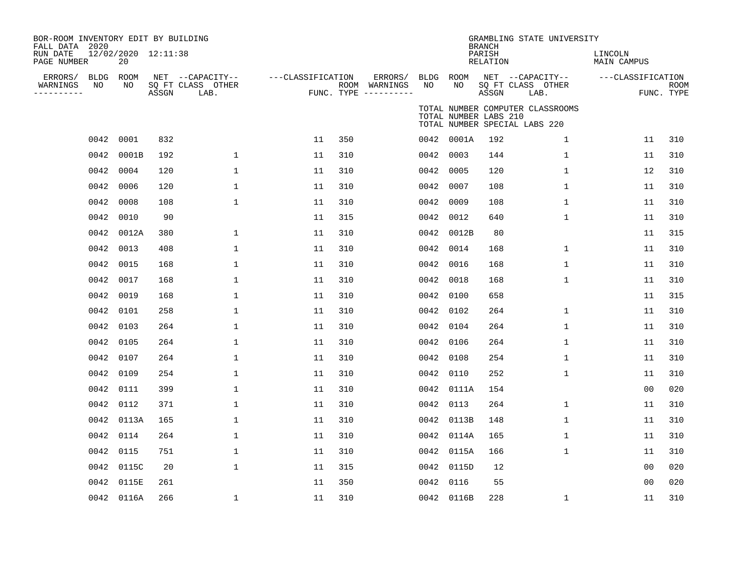BOR-ROOM INVENTORY EDIT BY BUILDING
FALL DATA 2020
RUN DATE 12/02/2020 12:11:38
PAGE NUMBER 20

GRAMBLING STATE UNIVERSITY
BRANCH
PARISH LINCOLN
RELATION MAIN CAMPUS

TOTAL NUMBER COMPUTER CLASSROOMS
TOTAL NUMBER LABS 210
TOTAL NUMBER SPECIAL LABS 220

| ERRORS/ WARNINGS | BLDG NO | ROOM NO | NET SQ FT ASSGN | CAPACITY CLASS LAB. | CAPACITY OTHER | CLASSIFICATION FUNC. | ROOM TYPE | ERRORS/ WARNINGS | BLDG NO | ROOM NO | NET SQ FT ASSGN | CAPACITY CLASS LAB. | CAPACITY OTHER | CLASSIFICATION FUNC. | ROOM TYPE |
|---|---|---|---|---|---|---|---|---|---|---|---|---|---|---|---|
| | 0042 | 0001 | 832 | | | 11 | 350 | | 0042 | 0001A | 192 | 1 | | 11 | 310 |
| | 0042 | 0001B | 192 | 1 | | 11 | 310 | | 0042 | 0003 | 144 | 1 | | 11 | 310 |
| | 0042 | 0004 | 120 | 1 | | 11 | 310 | | 0042 | 0005 | 120 | 1 | | 12 | 310 |
| | 0042 | 0006 | 120 | 1 | | 11 | 310 | | 0042 | 0007 | 108 | 1 | | 11 | 310 |
| | 0042 | 0008 | 108 | 1 | | 11 | 310 | | 0042 | 0009 | 108 | 1 | | 11 | 310 |
| | 0042 | 0010 | 90 | | | 11 | 315 | | 0042 | 0012 | 640 | 1 | | 11 | 310 |
| | 0042 | 0012A | 380 | 1 | | 11 | 310 | | 0042 | 0012B | 80 | | | 11 | 315 |
| | 0042 | 0013 | 408 | 1 | | 11 | 310 | | 0042 | 0014 | 168 | 1 | | 11 | 310 |
| | 0042 | 0015 | 168 | 1 | | 11 | 310 | | 0042 | 0016 | 168 | 1 | | 11 | 310 |
| | 0042 | 0017 | 168 | 1 | | 11 | 310 | | 0042 | 0018 | 168 | 1 | | 11 | 310 |
| | 0042 | 0019 | 168 | 1 | | 11 | 310 | | 0042 | 0100 | 658 | | | 11 | 315 |
| | 0042 | 0101 | 258 | 1 | | 11 | 310 | | 0042 | 0102 | 264 | 1 | | 11 | 310 |
| | 0042 | 0103 | 264 | 1 | | 11 | 310 | | 0042 | 0104 | 264 | 1 | | 11 | 310 |
| | 0042 | 0105 | 264 | 1 | | 11 | 310 | | 0042 | 0106 | 264 | 1 | | 11 | 310 |
| | 0042 | 0107 | 264 | 1 | | 11 | 310 | | 0042 | 0108 | 254 | 1 | | 11 | 310 |
| | 0042 | 0109 | 254 | 1 | | 11 | 310 | | 0042 | 0110 | 252 | 1 | | 11 | 310 |
| | 0042 | 0111 | 399 | 1 | | 11 | 310 | | 0042 | 0111A | 154 | | | 00 | 020 |
| | 0042 | 0112 | 371 | 1 | | 11 | 310 | | 0042 | 0113 | 264 | 1 | | 11 | 310 |
| | 0042 | 0113A | 165 | 1 | | 11 | 310 | | 0042 | 0113B | 148 | 1 | | 11 | 310 |
| | 0042 | 0114 | 264 | 1 | | 11 | 310 | | 0042 | 0114A | 165 | 1 | | 11 | 310 |
| | 0042 | 0115 | 751 | 1 | | 11 | 310 | | 0042 | 0115A | 166 | 1 | | 11 | 310 |
| | 0042 | 0115C | 20 | 1 | | 11 | 315 | | 0042 | 0115D | 12 | | | 00 | 020 |
| | 0042 | 0115E | 261 | | | 11 | 350 | | 0042 | 0116 | 55 | | | 00 | 020 |
| | 0042 | 0116A | 266 | 1 | | 11 | 310 | | 0042 | 0116B | 228 | 1 | | 11 | 310 |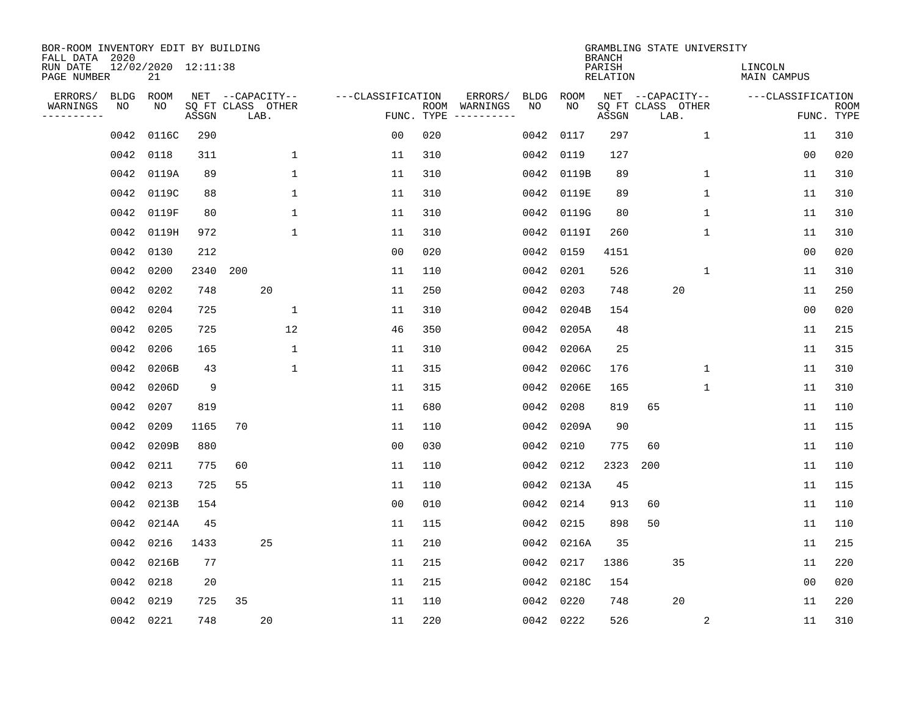BOR-ROOM INVENTORY EDIT BY BUILDING
FALL DATA 2020
RUN DATE 12/02/2020 12:11:38
PAGE NUMBER 21

GRAMBLING STATE UNIVERSITY
BRANCH
PARISH LINCOLN
RELATION MAIN CAMPUS

| ERRORS/ WARNINGS | BLDG NO | ROOM NO | NET SQ FT ASSGN | CAPACITY CLASS | CAPACITY LAB. | CAPACITY OTHER | CLASSIFICATION FUNC. | ROOM TYPE | ERRORS/ WARNINGS | BLDG NO | ROOM NO | NET SQ FT ASSGN | CAPACITY CLASS | CAPACITY LAB. | CAPACITY OTHER | CLASSIFICATION FUNC. | ROOM TYPE |
|---|---|---|---|---|---|---|---|---|---|---|---|---|---|---|---|---|---|
| | 0042 | 0116C | 290 | | | | 00 | 020 | | 0042 | 0117 | 297 | | | 1 | 11 | 310 |
| | 0042 | 0118 | 311 | | | 1 | 11 | 310 | | 0042 | 0119 | 127 | | | | 00 | 020 |
| | 0042 | 0119A | 89 | | | 1 | 11 | 310 | | 0042 | 0119B | 89 | | | 1 | 11 | 310 |
| | 0042 | 0119C | 88 | | | 1 | 11 | 310 | | 0042 | 0119E | 89 | | | 1 | 11 | 310 |
| | 0042 | 0119F | 80 | | | 1 | 11 | 310 | | 0042 | 0119G | 80 | | | 1 | 11 | 310 |
| | 0042 | 0119H | 972 | | | 1 | 11 | 310 | | 0042 | 0119I | 260 | | | 1 | 11 | 310 |
| | 0042 | 0130 | 212 | | | | 00 | 020 | | 0042 | 0159 | 4151 | | | | 00 | 020 |
| | 0042 | 0200 | 2340 | 200 | | | 11 | 110 | | 0042 | 0201 | 526 | | | 1 | 11 | 310 |
| | 0042 | 0202 | 748 | | 20 | | 11 | 250 | | 0042 | 0203 | 748 | | 20 | | 11 | 250 |
| | 0042 | 0204 | 725 | | | 1 | 11 | 310 | | 0042 | 0204B | 154 | | | | 00 | 020 |
| | 0042 | 0205 | 725 | | | 12 | 46 | 350 | | 0042 | 0205A | 48 | | | | 11 | 215 |
| | 0042 | 0206 | 165 | | | 1 | 11 | 310 | | 0042 | 0206A | 25 | | | | 11 | 315 |
| | 0042 | 0206B | 43 | | | 1 | 11 | 315 | | 0042 | 0206C | 176 | | | 1 | 11 | 310 |
| | 0042 | 0206D | 9 | | | | 11 | 315 | | 0042 | 0206E | 165 | | | 1 | 11 | 310 |
| | 0042 | 0207 | 819 | | | | 11 | 680 | | 0042 | 0208 | 819 | 65 | | | 11 | 110 |
| | 0042 | 0209 | 1165 | 70 | | | 11 | 110 | | 0042 | 0209A | 90 | | | | 11 | 115 |
| | 0042 | 0209B | 880 | | | | 00 | 030 | | 0042 | 0210 | 775 | 60 | | | 11 | 110 |
| | 0042 | 0211 | 775 | 60 | | | 11 | 110 | | 0042 | 0212 | 2323 | 200 | | | 11 | 110 |
| | 0042 | 0213 | 725 | 55 | | | 11 | 110 | | 0042 | 0213A | 45 | | | | 11 | 115 |
| | 0042 | 0213B | 154 | | | | 00 | 010 | | 0042 | 0214 | 913 | 60 | | | 11 | 110 |
| | 0042 | 0214A | 45 | | | | 11 | 115 | | 0042 | 0215 | 898 | 50 | | | 11 | 110 |
| | 0042 | 0216 | 1433 | | 25 | | 11 | 210 | | 0042 | 0216A | 35 | | | | 11 | 215 |
| | 0042 | 0216B | 77 | | | | 11 | 215 | | 0042 | 0217 | 1386 | | 35 | | 11 | 220 |
| | 0042 | 0218 | 20 | | | | 11 | 215 | | 0042 | 0218C | 154 | | | | 00 | 020 |
| | 0042 | 0219 | 725 | 35 | | | 11 | 110 | | 0042 | 0220 | 748 | | 20 | | 11 | 220 |
| | 0042 | 0221 | 748 | | 20 | | 11 | 220 | | 0042 | 0222 | 526 | | | 2 | 11 | 310 |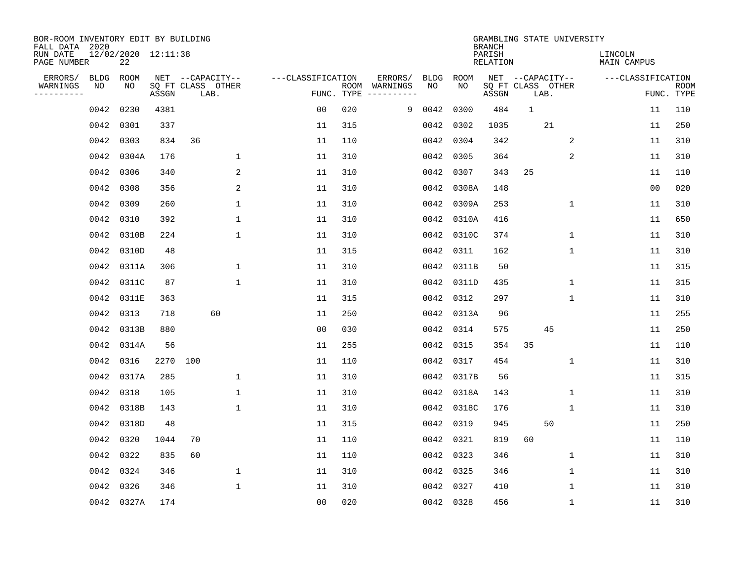BOR-ROOM INVENTORY EDIT BY BUILDING
FALL DATA 2020
RUN DATE 12/02/2020 12:11:38
PAGE NUMBER 22

GRAMBLING STATE UNIVERSITY
BRANCH
PARISH LINCOLN
RELATION MAIN CAMPUS

| ERRORS/ WARNINGS | BLDG NO | ROOM NO | NET SQ FT ASSGN | CAPACITY CLASS | CAPACITY LAB. | CAPACITY OTHER | CLASSIFICATION FUNC. | ROOM TYPE | ERRORS/ WARNINGS | BLDG NO | ROOM NO | NET SQ FT ASSGN | CAPACITY CLASS | CAPACITY LAB. | CAPACITY OTHER | CLASSIFICATION FUNC. | ROOM TYPE |
|---|---|---|---|---|---|---|---|---|---|---|---|---|---|---|---|---|---|
| | 0042 | 0230 | 4381 | | | | 00 | 020 | 9 | 0042 | 0300 | 484 | 1 | | | 11 | 110 |
| | 0042 | 0301 | 337 | | | | 11 | 315 | | 0042 | 0302 | 1035 | | 21 | | 11 | 250 |
| | 0042 | 0303 | 834 | 36 | | | 11 | 110 | | 0042 | 0304 | 342 | | | 2 | 11 | 310 |
| | 0042 | 0304A | 176 | | | 1 | 11 | 310 | | 0042 | 0305 | 364 | | | 2 | 11 | 310 |
| | 0042 | 0306 | 340 | | | 2 | 11 | 310 | | 0042 | 0307 | 343 | 25 | | | 11 | 110 |
| | 0042 | 0308 | 356 | | | 2 | 11 | 310 | | 0042 | 0308A | 148 | | | | 00 | 020 |
| | 0042 | 0309 | 260 | | | 1 | 11 | 310 | | 0042 | 0309A | 253 | | | 1 | 11 | 310 |
| | 0042 | 0310 | 392 | | | 1 | 11 | 310 | | 0042 | 0310A | 416 | | | | 11 | 650 |
| | 0042 | 0310B | 224 | | | 1 | 11 | 310 | | 0042 | 0310C | 374 | | | 1 | 11 | 310 |
| | 0042 | 0310D | 48 | | | | 11 | 315 | | 0042 | 0311 | 162 | | | 1 | 11 | 310 |
| | 0042 | 0311A | 306 | | | 1 | 11 | 310 | | 0042 | 0311B | 50 | | | | 11 | 315 |
| | 0042 | 0311C | 87 | | | 1 | 11 | 310 | | 0042 | 0311D | 435 | | | 1 | 11 | 315 |
| | 0042 | 0311E | 363 | | | | 11 | 315 | | 0042 | 0312 | 297 | | | 1 | 11 | 310 |
| | 0042 | 0313 | 718 | | 60 | | 11 | 250 | | 0042 | 0313A | 96 | | | | 11 | 255 |
| | 0042 | 0313B | 880 | | | | 00 | 030 | | 0042 | 0314 | 575 | | 45 | | 11 | 250 |
| | 0042 | 0314A | 56 | | | | 11 | 255 | | 0042 | 0315 | 354 | 35 | | | 11 | 110 |
| | 0042 | 0316 | 2270 | 100 | | | 11 | 110 | | 0042 | 0317 | 454 | | | 1 | 11 | 310 |
| | 0042 | 0317A | 285 | | | 1 | 11 | 310 | | 0042 | 0317B | 56 | | | | 11 | 315 |
| | 0042 | 0318 | 105 | | | 1 | 11 | 310 | | 0042 | 0318A | 143 | | | 1 | 11 | 310 |
| | 0042 | 0318B | 143 | | | 1 | 11 | 310 | | 0042 | 0318C | 176 | | | 1 | 11 | 310 |
| | 0042 | 0318D | 48 | | | | 11 | 315 | | 0042 | 0319 | 945 | | 50 | | 11 | 250 |
| | 0042 | 0320 | 1044 | 70 | | | 11 | 110 | | 0042 | 0321 | 819 | 60 | | | 11 | 110 |
| | 0042 | 0322 | 835 | 60 | | | 11 | 110 | | 0042 | 0323 | 346 | | | 1 | 11 | 310 |
| | 0042 | 0324 | 346 | | | 1 | 11 | 310 | | 0042 | 0325 | 346 | | | 1 | 11 | 310 |
| | 0042 | 0326 | 346 | | | 1 | 11 | 310 | | 0042 | 0327 | 410 | | | 1 | 11 | 310 |
| | 0042 | 0327A | 174 | | | | 00 | 020 | | 0042 | 0328 | 456 | | | 1 | 11 | 310 |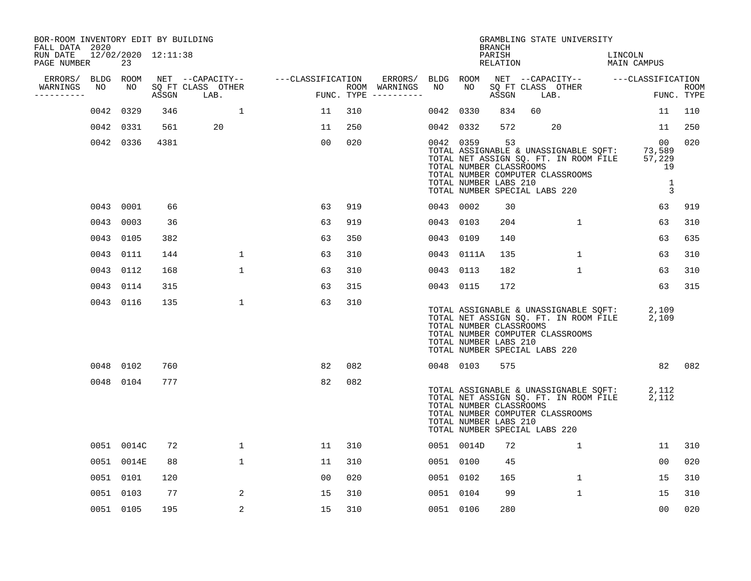BOR-ROOM INVENTORY EDIT BY BUILDING
FALL DATA 2020
RUN DATE 12/02/2020 12:11:38
PAGE NUMBER 23

GRAMBLING STATE UNIVERSITY
BRANCH
PARISH LINCOLN
RELATION MAIN CAMPUS

| ERRORS/ WARNINGS | BLDG NO | ROOM NO | NET SQ FT ASSGN | CAPACITY CLASS | CAPACITY LAB. | CAPACITY OTHER | CLASSIFICATION FUNC. | ROOM TYPE | ERRORS/ WARNINGS | BLDG NO | ROOM NO | NET SQ FT ASSGN | CAPACITY CLASS | CAPACITY LAB. | CAPACITY OTHER | CLASSIFICATION FUNC. | ROOM TYPE |
|---|---|---|---|---|---|---|---|---|---|---|---|---|---|---|---|---|---|
| | 0042 | 0329 | 346 | | | 1 | 11 | 310 | | 0042 | 0330 | 834 | 60 | | | 11 | 110 |
| | 0042 | 0331 | 561 | | 20 | | 11 | 250 | | 0042 | 0332 | 572 | | 20 | | 11 | 250 |
| | 0042 | 0336 | 4381 | | | | 00 | 020 | | 0042 | 0359 | 53 | | | | 00 | 020 |

TOTAL ASSIGNABLE & UNASSIGNABLE SQFT: 73,589
TOTAL NET ASSIGN SQ. FT. IN ROOM FILE 57,229
TOTAL NUMBER CLASSROOMS 19
TOTAL NUMBER COMPUTER CLASSROOMS
TOTAL NUMBER LABS 210 1
TOTAL NUMBER SPECIAL LABS 220 3

| ERRORS/ WARNINGS | BLDG NO | ROOM NO | NET SQ FT ASSGN | CAPACITY CLASS | CAPACITY LAB. | CAPACITY OTHER | CLASSIFICATION FUNC. | ROOM TYPE | ERRORS/ WARNINGS | BLDG NO | ROOM NO | NET SQ FT ASSGN | CAPACITY CLASS | CAPACITY LAB. | CAPACITY OTHER | CLASSIFICATION FUNC. | ROOM TYPE |
|---|---|---|---|---|---|---|---|---|---|---|---|---|---|---|---|---|---|
| | 0043 | 0001 | 66 | | | | 63 | 919 | | 0043 | 0002 | 30 | | | | 63 | 919 |
| | 0043 | 0003 | 36 | | | | 63 | 919 | | 0043 | 0103 | 204 | | | 1 | 63 | 310 |
| | 0043 | 0105 | 382 | | | | 63 | 350 | | 0043 | 0109 | 140 | | | | 63 | 635 |
| | 0043 | 0111 | 144 | | | 1 | 63 | 310 | | 0043 | 0111A | 135 | | | 1 | 63 | 310 |
| | 0043 | 0112 | 168 | | | 1 | 63 | 310 | | 0043 | 0113 | 182 | | | 1 | 63 | 310 |
| | 0043 | 0114 | 315 | | | | 63 | 315 | | 0043 | 0115 | 172 | | | | 63 | 315 |
| | 0043 | 0116 | 135 | | | 1 | 63 | 310 | | | | | | | | | |

TOTAL ASSIGNABLE & UNASSIGNABLE SQFT: 2,109
TOTAL NET ASSIGN SQ. FT. IN ROOM FILE 2,109
TOTAL NUMBER CLASSROOMS
TOTAL NUMBER COMPUTER CLASSROOMS
TOTAL NUMBER LABS 210
TOTAL NUMBER SPECIAL LABS 220

| ERRORS/ WARNINGS | BLDG NO | ROOM NO | NET SQ FT ASSGN | CAPACITY CLASS | CAPACITY LAB. | CAPACITY OTHER | CLASSIFICATION FUNC. | ROOM TYPE | ERRORS/ WARNINGS | BLDG NO | ROOM NO | NET SQ FT ASSGN | CAPACITY CLASS | CAPACITY LAB. | CAPACITY OTHER | CLASSIFICATION FUNC. | ROOM TYPE |
|---|---|---|---|---|---|---|---|---|---|---|---|---|---|---|---|---|---|
| | 0048 | 0102 | 760 | | | | 82 | 082 | | 0048 | 0103 | 575 | | | | 82 | 082 |
| | 0048 | 0104 | 777 | | | | 82 | 082 | | | | | | | | | |

TOTAL ASSIGNABLE & UNASSIGNABLE SQFT: 2,112
TOTAL NET ASSIGN SQ. FT. IN ROOM FILE 2,112
TOTAL NUMBER CLASSROOMS
TOTAL NUMBER COMPUTER CLASSROOMS
TOTAL NUMBER LABS 210
TOTAL NUMBER SPECIAL LABS 220

| ERRORS/ WARNINGS | BLDG NO | ROOM NO | NET SQ FT ASSGN | CAPACITY CLASS | CAPACITY LAB. | CAPACITY OTHER | CLASSIFICATION FUNC. | ROOM TYPE | ERRORS/ WARNINGS | BLDG NO | ROOM NO | NET SQ FT ASSGN | CAPACITY CLASS | CAPACITY LAB. | CAPACITY OTHER | CLASSIFICATION FUNC. | ROOM TYPE |
|---|---|---|---|---|---|---|---|---|---|---|---|---|---|---|---|---|---|
| | 0051 | 0014C | 72 | | | 1 | 11 | 310 | | 0051 | 0014D | 72 | | | 1 | 11 | 310 |
| | 0051 | 0014E | 88 | | | 1 | 11 | 310 | | 0051 | 0100 | 45 | | | | 00 | 020 |
| | 0051 | 0101 | 120 | | | | 00 | 020 | | 0051 | 0102 | 165 | | | 1 | 15 | 310 |
| | 0051 | 0103 | 77 | | | 2 | 15 | 310 | | 0051 | 0104 | 99 | | | 1 | 15 | 310 |
| | 0051 | 0105 | 195 | | | 2 | 15 | 310 | | 0051 | 0106 | 280 | | | | 00 | 020 |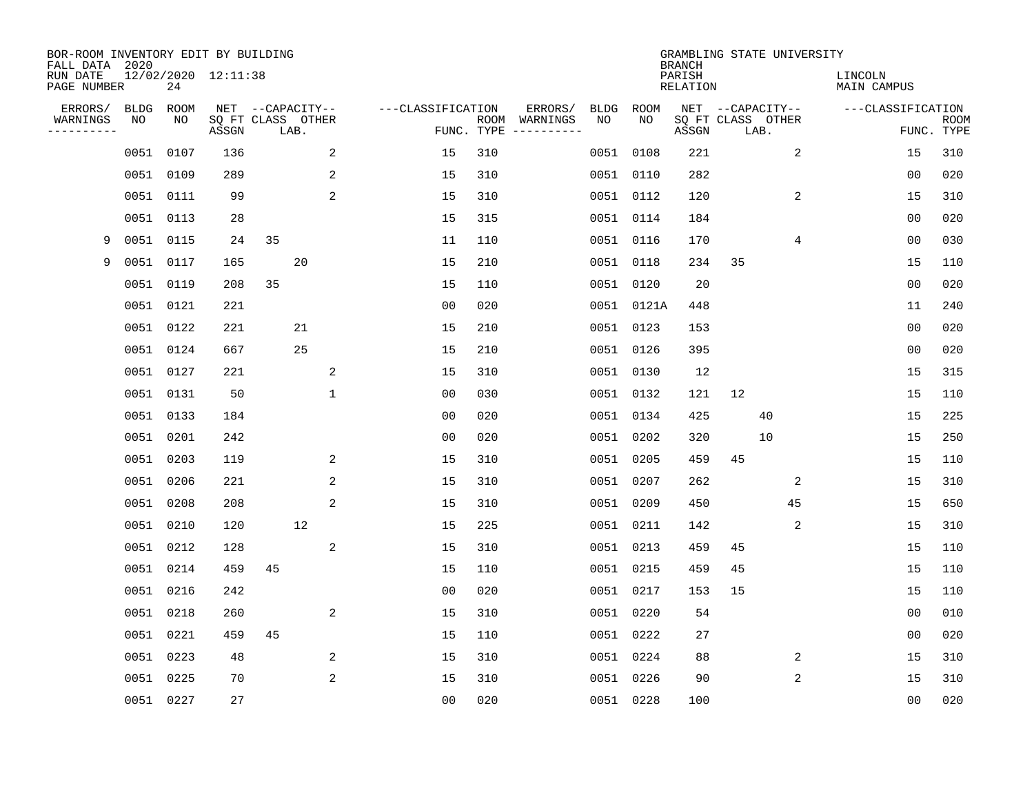BOR-ROOM INVENTORY EDIT BY BUILDING
FALL DATA 2020
RUN DATE 12/02/2020 12:11:38
PAGE NUMBER 24

GRAMBLING STATE UNIVERSITY
BRANCH
PARISH LINCOLN
RELATION MAIN CAMPUS

| ERRORS/ WARNINGS | BLDG NO | ROOM NO | NET SQ FT ASSGN | CAPACITY CLASS | CAPACITY LAB. | CAPACITY OTHER | CLASSIFICATION FUNC. | ROOM TYPE | ERRORS/ WARNINGS | BLDG NO | ROOM NO | NET SQ FT ASSGN | CAPACITY CLASS | CAPACITY LAB. | CAPACITY OTHER | CLASSIFICATION FUNC. | ROOM TYPE |
|---|---|---|---|---|---|---|---|---|---|---|---|---|---|---|---|---|---|
| | 0051 | 0107 | 136 | | | 2 | 15 | 310 | | 0051 | 0108 | 221 | | | 2 | 15 | 310 |
| | 0051 | 0109 | 289 | | | 2 | 15 | 310 | | 0051 | 0110 | 282 | | | | 00 | 020 |
| | 0051 | 0111 | 99 | | | 2 | 15 | 310 | | 0051 | 0112 | 120 | | | 2 | 15 | 310 |
| | 0051 | 0113 | 28 | | | | 15 | 315 | | 0051 | 0114 | 184 | | | | 00 | 020 |
| 9 | 0051 | 0115 | 24 | 35 | | | 11 | 110 | | 0051 | 0116 | 170 | | | 4 | 00 | 030 |
| 9 | 0051 | 0117 | 165 | | 20 | | 15 | 210 | | 0051 | 0118 | 234 | 35 | | | 15 | 110 |
| | 0051 | 0119 | 208 | 35 | | | 15 | 110 | | 0051 | 0120 | 20 | | | | 00 | 020 |
| | 0051 | 0121 | 221 | | | | 00 | 020 | | 0051 | 0121A | 448 | | | | 11 | 240 |
| | 0051 | 0122 | 221 | | 21 | | 15 | 210 | | 0051 | 0123 | 153 | | | | 00 | 020 |
| | 0051 | 0124 | 667 | | 25 | | 15 | 210 | | 0051 | 0126 | 395 | | | | 00 | 020 |
| | 0051 | 0127 | 221 | | | 2 | 15 | 310 | | 0051 | 0130 | 12 | | | | 15 | 315 |
| | 0051 | 0131 | 50 | | | 1 | 00 | 030 | | 0051 | 0132 | 121 | 12 | | | 15 | 110 |
| | 0051 | 0133 | 184 | | | | 00 | 020 | | 0051 | 0134 | 425 | | 40 | | 15 | 225 |
| | 0051 | 0201 | 242 | | | | 00 | 020 | | 0051 | 0202 | 320 | | 10 | | 15 | 250 |
| | 0051 | 0203 | 119 | | | 2 | 15 | 310 | | 0051 | 0205 | 459 | 45 | | | 15 | 110 |
| | 0051 | 0206 | 221 | | | 2 | 15 | 310 | | 0051 | 0207 | 262 | | | 2 | 15 | 310 |
| | 0051 | 0208 | 208 | | | 2 | 15 | 310 | | 0051 | 0209 | 450 | | | 45 | 15 | 650 |
| | 0051 | 0210 | 120 | | 12 | | 15 | 225 | | 0051 | 0211 | 142 | | | 2 | 15 | 310 |
| | 0051 | 0212 | 128 | | | 2 | 15 | 310 | | 0051 | 0213 | 459 | 45 | | | 15 | 110 |
| | 0051 | 0214 | 459 | 45 | | | 15 | 110 | | 0051 | 0215 | 459 | 45 | | | 15 | 110 |
| | 0051 | 0216 | 242 | | | | 00 | 020 | | 0051 | 0217 | 153 | 15 | | | 15 | 110 |
| | 0051 | 0218 | 260 | | | 2 | 15 | 310 | | 0051 | 0220 | 54 | | | | 00 | 010 |
| | 0051 | 0221 | 459 | 45 | | | 15 | 110 | | 0051 | 0222 | 27 | | | | 00 | 020 |
| | 0051 | 0223 | 48 | | | 2 | 15 | 310 | | 0051 | 0224 | 88 | | | 2 | 15 | 310 |
| | 0051 | 0225 | 70 | | | 2 | 15 | 310 | | 0051 | 0226 | 90 | | | 2 | 15 | 310 |
| | 0051 | 0227 | 27 | | | | 00 | 020 | | 0051 | 0228 | 100 | | | | 00 | 020 |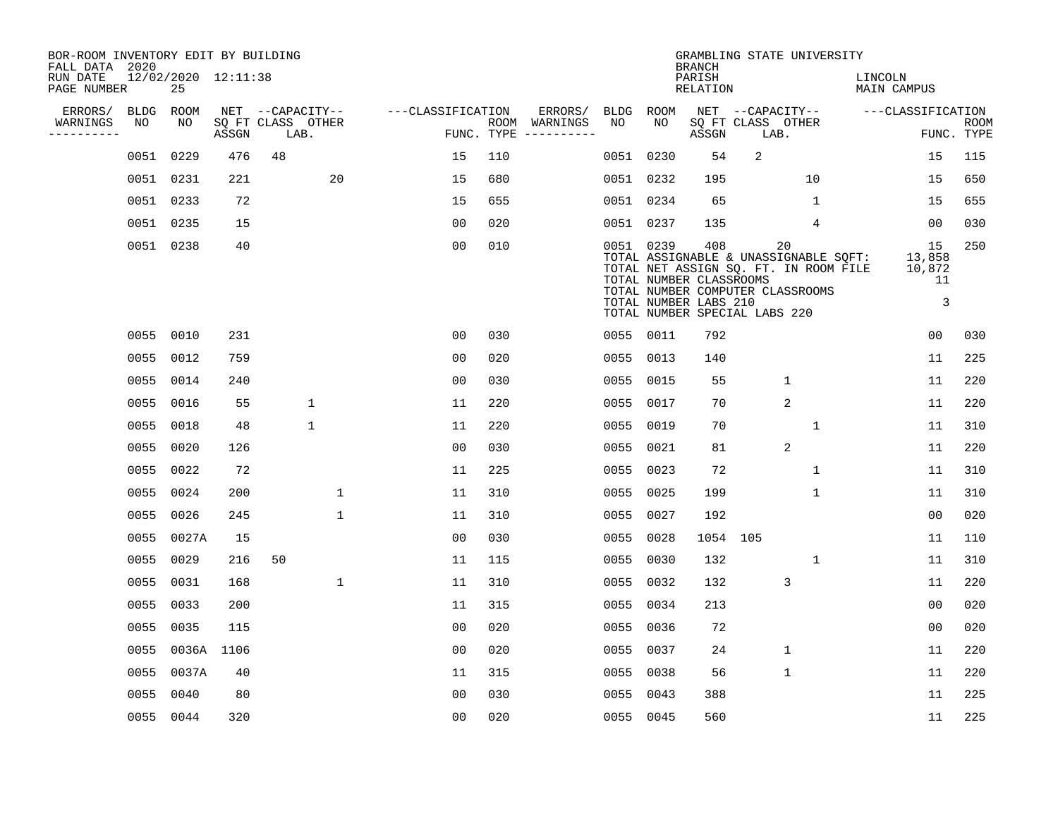BOR-ROOM INVENTORY EDIT BY BUILDING
FALL DATA 2020
RUN DATE 12/02/2020 12:11:38
PAGE NUMBER 25

GRAMBLING STATE UNIVERSITY
BRANCH
PARISH LINCOLN
RELATION MAIN CAMPUS

| ERRORS/ WARNINGS | BLDG NO | ROOM NO | NET ASSGN SQ FT | CAPACITY CLASS | CAPACITY LAB. | CAPACITY OTHER | CLASSIFICATION FUNC. | ROOM TYPE | ERRORS/ WARNINGS | BLDG NO | ROOM NO | NET ASSGN SQ FT | CAPACITY CLASS | CAPACITY LAB. | CAPACITY OTHER | CLASSIFICATION FUNC. | ROOM TYPE |
|---|---|---|---|---|---|---|---|---|---|---|---|---|---|---|---|---|---|
| | 0051 | 0229 | 476 | 48 | | | 15 | 110 | | 0051 | 0230 | 54 | 2 | | | 15 | 115 |
| | 0051 | 0231 | 221 | | | 20 | 15 | 680 | | 0051 | 0232 | 195 | | | 10 | 15 | 650 |
| | 0051 | 0233 | 72 | | | | 15 | 655 | | 0051 | 0234 | 65 | | | 1 | 15 | 655 |
| | 0051 | 0235 | 15 | | | | 00 | 020 | | 0051 | 0237 | 135 | | | 4 | 00 | 030 |
| | 0051 | 0238 | 40 | | | | 00 | 010 | | 0051 | 0239 | 408 | | 20 | | 15 | 250 |

TOTAL ASSIGNABLE & UNASSIGNABLE SQFT: 13,858
TOTAL NET ASSIGN SQ. FT. IN ROOM FILE 10,872
TOTAL NUMBER CLASSROOMS 11
TOTAL NUMBER COMPUTER CLASSROOMS
TOTAL NUMBER LABS 210 3
TOTAL NUMBER SPECIAL LABS 220

| ERRORS/ WARNINGS | BLDG NO | ROOM NO | NET ASSGN SQ FT | CAPACITY CLASS | CAPACITY LAB. | CAPACITY OTHER | CLASSIFICATION FUNC. | ROOM TYPE | ERRORS/ WARNINGS | BLDG NO | ROOM NO | NET ASSGN SQ FT | CAPACITY CLASS | CAPACITY LAB. | CAPACITY OTHER | CLASSIFICATION FUNC. | ROOM TYPE |
|---|---|---|---|---|---|---|---|---|---|---|---|---|---|---|---|---|---|
| | 0055 | 0010 | 231 | | | | 00 | 030 | | 0055 | 0011 | 792 | | | | 00 | 030 |
| | 0055 | 0012 | 759 | | | | 00 | 020 | | 0055 | 0013 | 140 | | | | 11 | 225 |
| | 0055 | 0014 | 240 | | | | 00 | 030 | | 0055 | 0015 | 55 | | 1 | | 11 | 220 |
| | 0055 | 0016 | 55 | | 1 | | 11 | 220 | | 0055 | 0017 | 70 | | 2 | | 11 | 220 |
| | 0055 | 0018 | 48 | | 1 | | 11 | 220 | | 0055 | 0019 | 70 | | | 1 | 11 | 310 |
| | 0055 | 0020 | 126 | | | | 00 | 030 | | 0055 | 0021 | 81 | | 2 | | 11 | 220 |
| | 0055 | 0022 | 72 | | | | 11 | 225 | | 0055 | 0023 | 72 | | | 1 | 11 | 310 |
| | 0055 | 0024 | 200 | | | 1 | 11 | 310 | | 0055 | 0025 | 199 | | | 1 | 11 | 310 |
| | 0055 | 0026 | 245 | | | 1 | 11 | 310 | | 0055 | 0027 | 192 | | | | 00 | 020 |
| | 0055 | 0027A | 15 | | | | 00 | 030 | | 0055 | 0028 | 1054 | 105 | | | 11 | 110 |
| | 0055 | 0029 | 216 | 50 | | | 11 | 115 | | 0055 | 0030 | 132 | | | 1 | 11 | 310 |
| | 0055 | 0031 | 168 | | | 1 | 11 | 310 | | 0055 | 0032 | 132 | | 3 | | 11 | 220 |
| | 0055 | 0033 | 200 | | | | 11 | 315 | | 0055 | 0034 | 213 | | | | 00 | 020 |
| | 0055 | 0035 | 115 | | | | 00 | 020 | | 0055 | 0036 | 72 | | | | 00 | 020 |
| | 0055 | 0036A | 1106 | | | | 00 | 020 | | 0055 | 0037 | 24 | | 1 | | 11 | 220 |
| | 0055 | 0037A | 40 | | | | 11 | 315 | | 0055 | 0038 | 56 | | 1 | | 11 | 220 |
| | 0055 | 0040 | 80 | | | | 00 | 030 | | 0055 | 0043 | 388 | | | | 11 | 225 |
| | 0055 | 0044 | 320 | | | | 00 | 020 | | 0055 | 0045 | 560 | | | | 11 | 225 |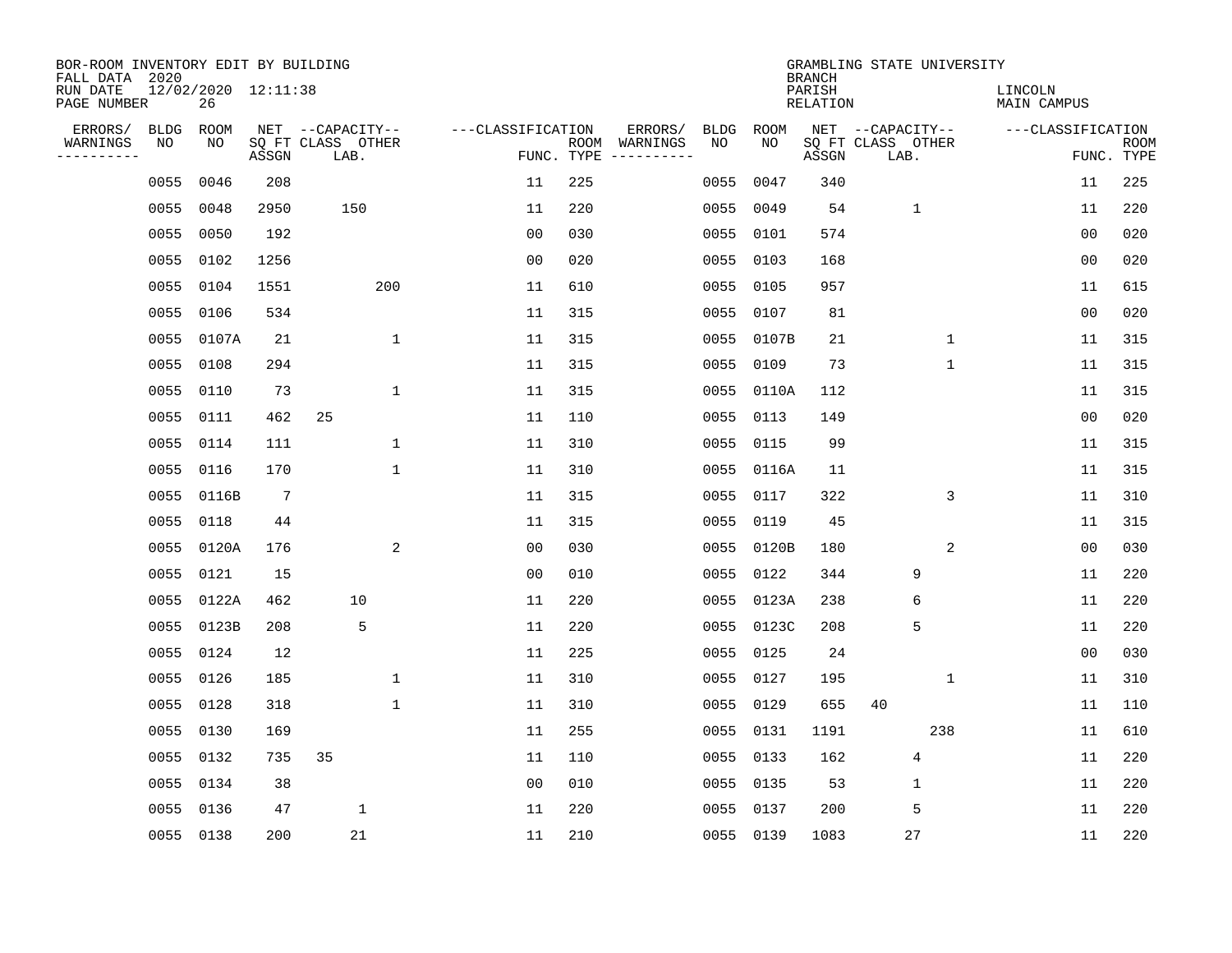BOR-ROOM INVENTORY EDIT BY BUILDING
FALL DATA 2020
RUN DATE 12/02/2020 12:11:38
PAGE NUMBER 26

GRAMBLING STATE UNIVERSITY
BRANCH
PARISH LINCOLN
RELATION MAIN CAMPUS

| ERRORS/ WARNINGS | BLDG NO | ROOM NO | NET SQ FT ASSGN | CAPACITY CLASS | CAPACITY LAB. | CAPACITY OTHER | CLASSIFICATION FUNC. | ROOM TYPE | ERRORS/ WARNINGS | BLDG NO | ROOM NO | NET SQ FT ASSGN | CAPACITY CLASS | CAPACITY LAB. | CAPACITY OTHER | CLASSIFICATION FUNC. | ROOM TYPE |
|---|---|---|---|---|---|---|---|---|---|---|---|---|---|---|---|---|---|
| | 0055 | 0046 | 208 | | | | 11 | 225 | | 0055 | 0047 | 340 | | | | 11 | 225 |
| | 0055 | 0048 | 2950 | | 150 | | 11 | 220 | | 0055 | 0049 | 54 | | 1 | | 11 | 220 |
| | 0055 | 0050 | 192 | | | | 00 | 030 | | 0055 | 0101 | 574 | | | | 00 | 020 |
| | 0055 | 0102 | 1256 | | | | 00 | 020 | | 0055 | 0103 | 168 | | | | 00 | 020 |
| | 0055 | 0104 | 1551 | | | 200 | 11 | 610 | | 0055 | 0105 | 957 | | | | 11 | 615 |
| | 0055 | 0106 | 534 | | | | 11 | 315 | | 0055 | 0107 | 81 | | | | 00 | 020 |
| | 0055 | 0107A | 21 | | | 1 | 11 | 315 | | 0055 | 0107B | 21 | | | 1 | 11 | 315 |
| | 0055 | 0108 | 294 | | | | 11 | 315 | | 0055 | 0109 | 73 | | | 1 | 11 | 315 |
| | 0055 | 0110 | 73 | | | 1 | 11 | 315 | | 0055 | 0110A | 112 | | | | 11 | 315 |
| | 0055 | 0111 | 462 | 25 | | | 11 | 110 | | 0055 | 0113 | 149 | | | | 00 | 020 |
| | 0055 | 0114 | 111 | | | 1 | 11 | 310 | | 0055 | 0115 | 99 | | | | 11 | 315 |
| | 0055 | 0116 | 170 | | | 1 | 11 | 310 | | 0055 | 0116A | 11 | | | | 11 | 315 |
| | 0055 | 0116B | 7 | | | | 11 | 315 | | 0055 | 0117 | 322 | | | 3 | 11 | 310 |
| | 0055 | 0118 | 44 | | | | 11 | 315 | | 0055 | 0119 | 45 | | | | 11 | 315 |
| | 0055 | 0120A | 176 | | | 2 | 00 | 030 | | 0055 | 0120B | 180 | | | 2 | 00 | 030 |
| | 0055 | 0121 | 15 | | | | 00 | 010 | | 0055 | 0122 | 344 | | 9 | | 11 | 220 |
| | 0055 | 0122A | 462 | | 10 | | 11 | 220 | | 0055 | 0123A | 238 | | 6 | | 11 | 220 |
| | 0055 | 0123B | 208 | | 5 | | 11 | 220 | | 0055 | 0123C | 208 | | 5 | | 11 | 220 |
| | 0055 | 0124 | 12 | | | | 11 | 225 | | 0055 | 0125 | 24 | | | | 00 | 030 |
| | 0055 | 0126 | 185 | | | 1 | 11 | 310 | | 0055 | 0127 | 195 | | | 1 | 11 | 310 |
| | 0055 | 0128 | 318 | | | 1 | 11 | 310 | | 0055 | 0129 | 655 | 40 | | | 11 | 110 |
| | 0055 | 0130 | 169 | | | | 11 | 255 | | 0055 | 0131 | 1191 | | | 238 | 11 | 610 |
| | 0055 | 0132 | 735 | 35 | | | 11 | 110 | | 0055 | 0133 | 162 | | 4 | | 11 | 220 |
| | 0055 | 0134 | 38 | | | | 00 | 010 | | 0055 | 0135 | 53 | | 1 | | 11 | 220 |
| | 0055 | 0136 | 47 | | 1 | | 11 | 220 | | 0055 | 0137 | 200 | | 5 | | 11 | 220 |
| | 0055 | 0138 | 200 | | 21 | | 11 | 210 | | 0055 | 0139 | 1083 | | 27 | | 11 | 220 |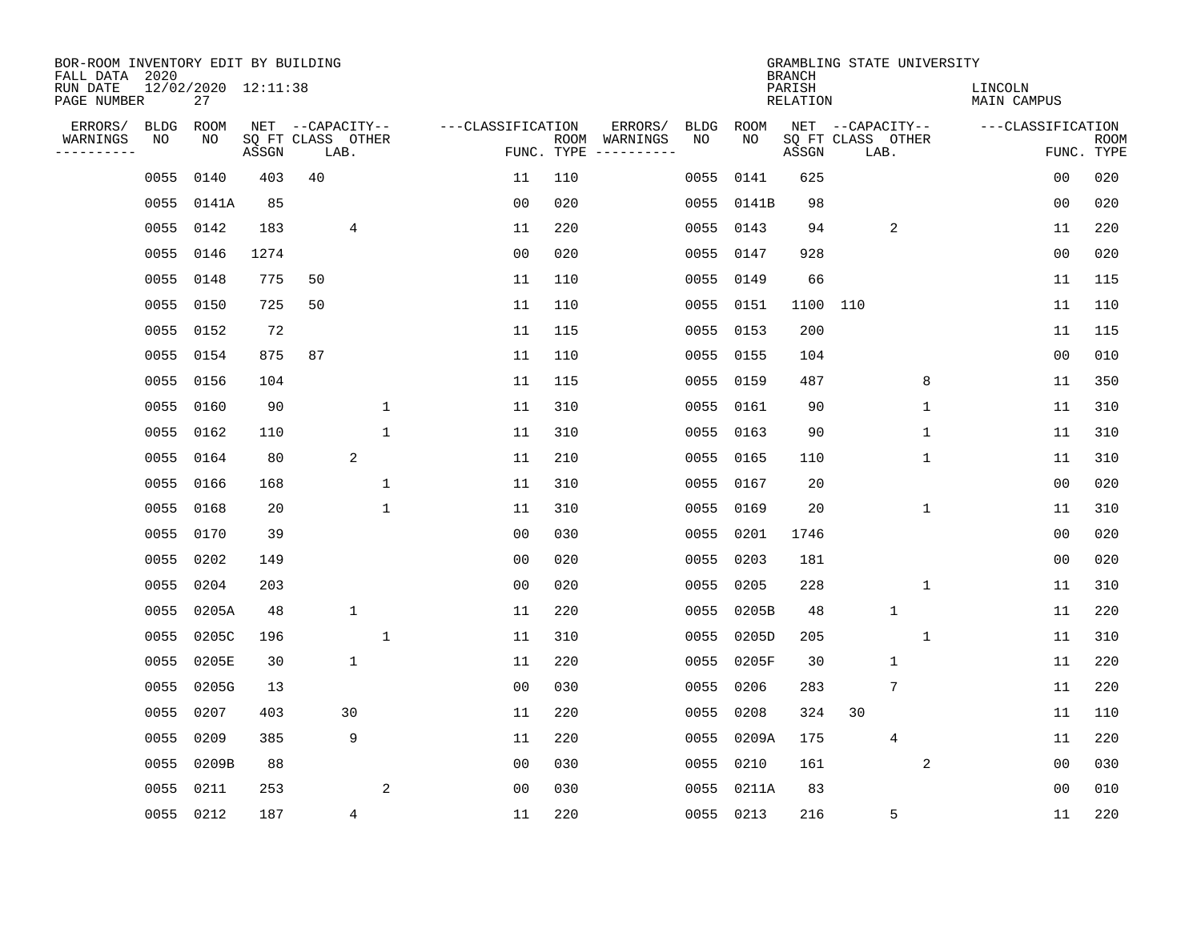BOR-ROOM INVENTORY EDIT BY BUILDING
FALL DATA 2020
RUN DATE 12/02/2020 12:11:38
PAGE NUMBER 27

GRAMBLING STATE UNIVERSITY
BRANCH
PARISH LINCOLN
RELATION MAIN CAMPUS

| ERRORS/ WARNINGS | BLDG NO | ROOM NO | NET SQ FT ASSGN | CAPACITY CLASS | CAPACITY LAB. | CAPACITY OTHER | CLASSIFICATION FUNC. | ROOM TYPE | ERRORS/ WARNINGS | BLDG NO | ROOM NO | NET SQ FT ASSGN | CAPACITY CLASS | CAPACITY LAB. | CAPACITY OTHER | CLASSIFICATION FUNC. | ROOM TYPE |
|---|---|---|---|---|---|---|---|---|---|---|---|---|---|---|---|---|---|
| | 0055 | 0140 | 403 | 40 | | | 11 | 110 | | 0055 | 0141 | 625 | | | | 00 | 020 |
| | 0055 | 0141A | 85 | | | | 00 | 020 | | 0055 | 0141B | 98 | | | | 00 | 020 |
| | 0055 | 0142 | 183 | | 4 | | 11 | 220 | | 0055 | 0143 | 94 | | 2 | | 11 | 220 |
| | 0055 | 0146 | 1274 | | | | 00 | 020 | | 0055 | 0147 | 928 | | | | 00 | 020 |
| | 0055 | 0148 | 775 | 50 | | | 11 | 110 | | 0055 | 0149 | 66 | | | | 11 | 115 |
| | 0055 | 0150 | 725 | 50 | | | 11 | 110 | | 0055 | 0151 | 1100 | 110 | | | 11 | 110 |
| | 0055 | 0152 | 72 | | | | 11 | 115 | | 0055 | 0153 | 200 | | | | 11 | 115 |
| | 0055 | 0154 | 875 | 87 | | | 11 | 110 | | 0055 | 0155 | 104 | | | | 00 | 010 |
| | 0055 | 0156 | 104 | | | | 11 | 115 | | 0055 | 0159 | 487 | | | 8 | 11 | 350 |
| | 0055 | 0160 | 90 | | | 1 | 11 | 310 | | 0055 | 0161 | 90 | | | 1 | 11 | 310 |
| | 0055 | 0162 | 110 | | | 1 | 11 | 310 | | 0055 | 0163 | 90 | | | 1 | 11 | 310 |
| | 0055 | 0164 | 80 | | 2 | | 11 | 210 | | 0055 | 0165 | 110 | | | 1 | 11 | 310 |
| | 0055 | 0166 | 168 | | | 1 | 11 | 310 | | 0055 | 0167 | 20 | | | | 00 | 020 |
| | 0055 | 0168 | 20 | | | 1 | 11 | 310 | | 0055 | 0169 | 20 | | | 1 | 11 | 310 |
| | 0055 | 0170 | 39 | | | | 00 | 030 | | 0055 | 0201 | 1746 | | | | 00 | 020 |
| | 0055 | 0202 | 149 | | | | 00 | 020 | | 0055 | 0203 | 181 | | | | 00 | 020 |
| | 0055 | 0204 | 203 | | | | 00 | 020 | | 0055 | 0205 | 228 | | | 1 | 11 | 310 |
| | 0055 | 0205A | 48 | | 1 | | 11 | 220 | | 0055 | 0205B | 48 | | 1 | | 11 | 220 |
| | 0055 | 0205C | 196 | | | 1 | 11 | 310 | | 0055 | 0205D | 205 | | | 1 | 11 | 310 |
| | 0055 | 0205E | 30 | | 1 | | 11 | 220 | | 0055 | 0205F | 30 | | 1 | | 11 | 220 |
| | 0055 | 0205G | 13 | | | | 00 | 030 | | 0055 | 0206 | 283 | | 7 | | 11 | 220 |
| | 0055 | 0207 | 403 | | 30 | | 11 | 220 | | 0055 | 0208 | 324 | 30 | | | 11 | 110 |
| | 0055 | 0209 | 385 | | 9 | | 11 | 220 | | 0055 | 0209A | 175 | | 4 | | 11 | 220 |
| | 0055 | 0209B | 88 | | | | 00 | 030 | | 0055 | 0210 | 161 | | | 2 | 00 | 030 |
| | 0055 | 0211 | 253 | | | 2 | 00 | 030 | | 0055 | 0211A | 83 | | | | 00 | 010 |
| | 0055 | 0212 | 187 | | 4 | | 11 | 220 | | 0055 | 0213 | 216 | | 5 | | 11 | 220 |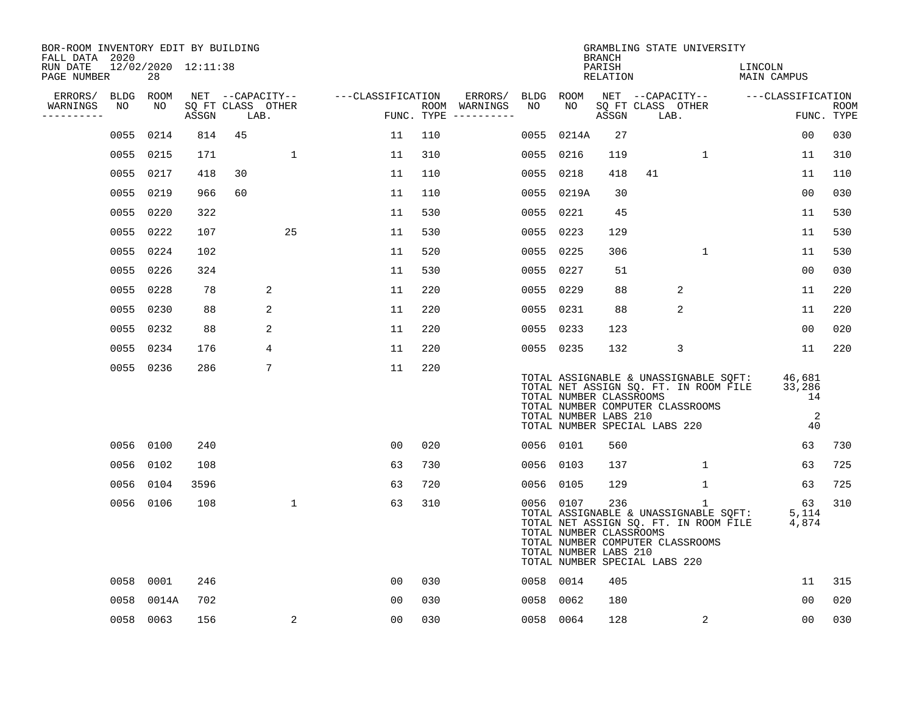BOR-ROOM INVENTORY EDIT BY BUILDING
FALL DATA 2020
RUN DATE 12/02/2020 12:11:38
PAGE NUMBER 28

GRAMBLING STATE UNIVERSITY
BRANCH
PARISH LINCOLN
RELATION MAIN CAMPUS

| ERRORS/ WARNINGS | BLDG NO | ROOM NO | NET ASSGN SQ FT | CAPACITY CLASS LAB. | CAPACITY OTHER | CLASSIFICATION FUNC. | ROOM TYPE | ERRORS/ WARNINGS | BLDG NO | ROOM NO | NET ASSGN SQ FT | CAPACITY CLASS LAB. | CAPACITY OTHER | CLASSIFICATION FUNC. | ROOM TYPE |
|---|---|---|---|---|---|---|---|---|---|---|---|---|---|---|---|
| | 0055 | 0214 | 814 | 45 | | 11 | 110 | | 0055 | 0214A | 27 | | | 00 | 030 |
| | 0055 | 0215 | 171 | | 1 | 11 | 310 | | 0055 | 0216 | 119 | | 1 | 11 | 310 |
| | 0055 | 0217 | 418 | 30 | | 11 | 110 | | 0055 | 0218 | 418 | 41 | | 11 | 110 |
| | 0055 | 0219 | 966 | 60 | | 11 | 110 | | 0055 | 0219A | 30 | | | 00 | 030 |
| | 0055 | 0220 | 322 | | | 11 | 530 | | 0055 | 0221 | 45 | | | 11 | 530 |
| | 0055 | 0222 | 107 | | 25 | 11 | 530 | | 0055 | 0223 | 129 | | | 11 | 530 |
| | 0055 | 0224 | 102 | | | 11 | 520 | | 0055 | 0225 | 306 | | 1 | 11 | 530 |
| | 0055 | 0226 | 324 | | | 11 | 530 | | 0055 | 0227 | 51 | | | 00 | 030 |
| | 0055 | 0228 | 78 | 2 | | 11 | 220 | | 0055 | 0229 | 88 | 2 | | 11 | 220 |
| | 0055 | 0230 | 88 | 2 | | 11 | 220 | | 0055 | 0231 | 88 | 2 | | 11 | 220 |
| | 0055 | 0232 | 88 | 2 | | 11 | 220 | | 0055 | 0233 | 123 | | | 00 | 020 |
| | 0055 | 0234 | 176 | 4 | | 11 | 220 | | 0055 | 0235 | 132 | 3 | | 11 | 220 |
| | 0055 | 0236 | 286 | 7 | | 11 | 220 | | | | | | | | |

TOTAL ASSIGNABLE & UNASSIGNABLE SQFT: 46,681
TOTAL NET ASSIGN SQ. FT. IN ROOM FILE 33,286
TOTAL NUMBER CLASSROOMS 14
TOTAL NUMBER COMPUTER CLASSROOMS
TOTAL NUMBER LABS 210 2
TOTAL NUMBER SPECIAL LABS 220 40

| ERRORS/ WARNINGS | BLDG NO | ROOM NO | NET ASSGN SQ FT | CAPACITY CLASS LAB. | CAPACITY OTHER | CLASSIFICATION FUNC. | ROOM TYPE | ERRORS/ WARNINGS | BLDG NO | ROOM NO | NET ASSGN SQ FT | CAPACITY CLASS LAB. | CAPACITY OTHER | CLASSIFICATION FUNC. | ROOM TYPE |
|---|---|---|---|---|---|---|---|---|---|---|---|---|---|---|---|
| | 0056 | 0100 | 240 | | | 00 | 020 | | 0056 | 0101 | 560 | | | 63 | 730 |
| | 0056 | 0102 | 108 | | | 63 | 730 | | 0056 | 0103 | 137 | | 1 | 63 | 725 |
| | 0056 | 0104 | 3596 | | | 63 | 720 | | 0056 | 0105 | 129 | | 1 | 63 | 725 |
| | 0056 | 0106 | 108 | | 1 | 63 | 310 | | 0056 | 0107 | 236 | | 1 | 63 | 310 |

TOTAL ASSIGNABLE & UNASSIGNABLE SQFT: 5,114
TOTAL NET ASSIGN SQ. FT. IN ROOM FILE 4,874
TOTAL NUMBER CLASSROOMS
TOTAL NUMBER COMPUTER CLASSROOMS
TOTAL NUMBER LABS 210
TOTAL NUMBER SPECIAL LABS 220

| ERRORS/ WARNINGS | BLDG NO | ROOM NO | NET ASSGN SQ FT | CAPACITY CLASS LAB. | CAPACITY OTHER | CLASSIFICATION FUNC. | ROOM TYPE | ERRORS/ WARNINGS | BLDG NO | ROOM NO | NET ASSGN SQ FT | CAPACITY CLASS LAB. | CAPACITY OTHER | CLASSIFICATION FUNC. | ROOM TYPE |
|---|---|---|---|---|---|---|---|---|---|---|---|---|---|---|---|
| | 0058 | 0001 | 246 | | | 00 | 030 | | 0058 | 0014 | 405 | | | 11 | 315 |
| | 0058 | 0014A | 702 | | | 00 | 030 | | 0058 | 0062 | 180 | | | 00 | 020 |
| | 0058 | 0063 | 156 | | 2 | 00 | 030 | | 0058 | 0064 | 128 | | 2 | 00 | 030 |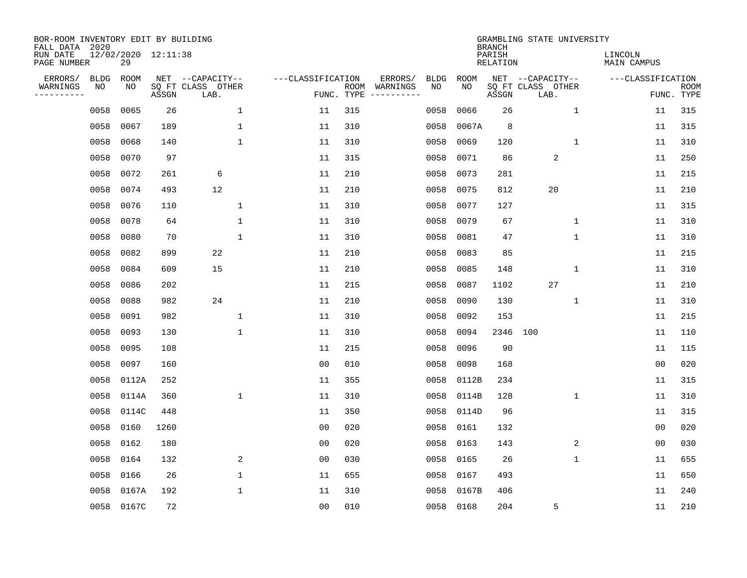BOR-ROOM INVENTORY EDIT BY BUILDING
FALL DATA 2020
RUN DATE 12/02/2020 12:11:38
PAGE NUMBER 29

GRAMBLING STATE UNIVERSITY
BRANCH
PARISH LINCOLN
RELATION MAIN CAMPUS

| ERRORS/ WARNINGS | BLDG NO | ROOM NO | NET SQ FT ASSGN | CAPACITY CLASS LAB. | CAPACITY OTHER | CLASSIFICATION FUNC. | ROOM TYPE | ERRORS/ WARNINGS | BLDG NO | ROOM NO | NET SQ FT ASSGN | CAPACITY CLASS LAB. | CAPACITY OTHER | CLASSIFICATION FUNC. | ROOM TYPE |
|---|---|---|---|---|---|---|---|---|---|---|---|---|---|---|---|
| | 0058 | 0065 | 26 | | 1 | 11 | 315 | | 0058 | 0066 | 26 | | 1 | 11 | 315 |
| | 0058 | 0067 | 189 | | 1 | 11 | 310 | | 0058 | 0067A | 8 | | | 11 | 315 |
| | 0058 | 0068 | 140 | | 1 | 11 | 310 | | 0058 | 0069 | 120 | | 1 | 11 | 310 |
| | 0058 | 0070 | 97 | | | 11 | 315 | | 0058 | 0071 | 86 | 2 | | 11 | 250 |
| | 0058 | 0072 | 261 | 6 | | 11 | 210 | | 0058 | 0073 | 281 | | | 11 | 215 |
| | 0058 | 0074 | 493 | 12 | | 11 | 210 | | 0058 | 0075 | 812 | 20 | | 11 | 210 |
| | 0058 | 0076 | 110 | | 1 | 11 | 310 | | 0058 | 0077 | 127 | | | 11 | 315 |
| | 0058 | 0078 | 64 | | 1 | 11 | 310 | | 0058 | 0079 | 67 | | 1 | 11 | 310 |
| | 0058 | 0080 | 70 | | 1 | 11 | 310 | | 0058 | 0081 | 47 | | 1 | 11 | 310 |
| | 0058 | 0082 | 899 | 22 | | 11 | 210 | | 0058 | 0083 | 85 | | | 11 | 215 |
| | 0058 | 0084 | 609 | 15 | | 11 | 210 | | 0058 | 0085 | 148 | | 1 | 11 | 310 |
| | 0058 | 0086 | 202 | | | 11 | 215 | | 0058 | 0087 | 1102 | 27 | | 11 | 210 |
| | 0058 | 0088 | 982 | 24 | | 11 | 210 | | 0058 | 0090 | 130 | | 1 | 11 | 310 |
| | 0058 | 0091 | 982 | | 1 | 11 | 310 | | 0058 | 0092 | 153 | | | 11 | 215 |
| | 0058 | 0093 | 130 | | 1 | 11 | 310 | | 0058 | 0094 | 2346 | 100 | | 11 | 110 |
| | 0058 | 0095 | 108 | | | 11 | 215 | | 0058 | 0096 | 90 | | | 11 | 115 |
| | 0058 | 0097 | 160 | | | 00 | 010 | | 0058 | 0098 | 168 | | | 00 | 020 |
| | 0058 | 0112A | 252 | | | 11 | 355 | | 0058 | 0112B | 234 | | | 11 | 315 |
| | 0058 | 0114A | 360 | | 1 | 11 | 310 | | 0058 | 0114B | 128 | | 1 | 11 | 310 |
| | 0058 | 0114C | 448 | | | 11 | 350 | | 0058 | 0114D | 96 | | | 11 | 315 |
| | 0058 | 0160 | 1260 | | | 00 | 020 | | 0058 | 0161 | 132 | | | 00 | 020 |
| | 0058 | 0162 | 180 | | | 00 | 020 | | 0058 | 0163 | 143 | | 2 | 00 | 030 |
| | 0058 | 0164 | 132 | | 2 | 00 | 030 | | 0058 | 0165 | 26 | | 1 | 11 | 655 |
| | 0058 | 0166 | 26 | | 1 | 11 | 655 | | 0058 | 0167 | 493 | | | 11 | 650 |
| | 0058 | 0167A | 192 | | 1 | 11 | 310 | | 0058 | 0167B | 406 | | | 11 | 240 |
| | 0058 | 0167C | 72 | | | 00 | 010 | | 0058 | 0168 | 204 | 5 | | 11 | 210 |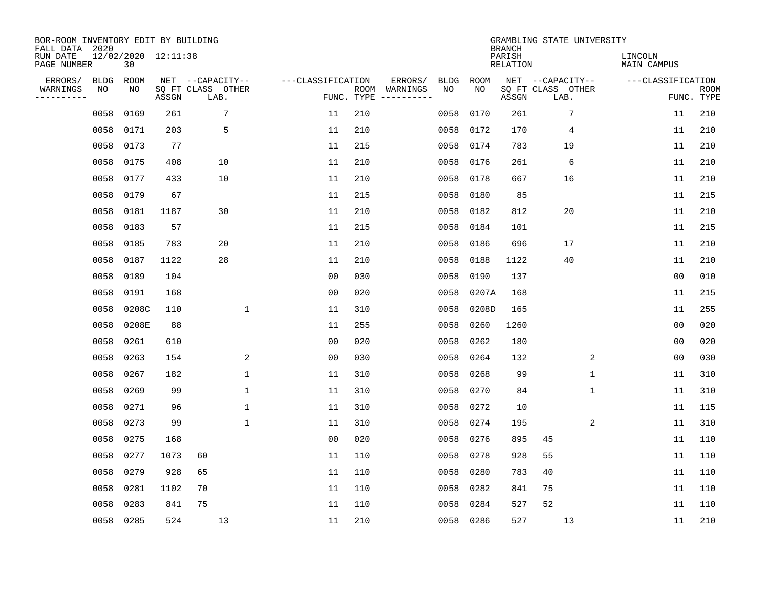BOR-ROOM INVENTORY EDIT BY BUILDING
FALL DATA 2020
RUN DATE 12/02/2020 12:11:38
PAGE NUMBER 30

GRAMBLING STATE UNIVERSITY
BRANCH
PARISH LINCOLN
RELATION MAIN CAMPUS

| ERRORS/ WARNINGS | BLDG NO | ROOM NO | NET SQ FT ASSGN | CAPACITY CLASS LAB. | CAPACITY OTHER | CLASSIFICATION FUNC. | ROOM TYPE | ERRORS/ WARNINGS | BLDG NO | ROOM NO | NET SQ FT ASSGN | CAPACITY CLASS LAB. | CAPACITY OTHER | CLASSIFICATION FUNC. | ROOM TYPE |
|---|---|---|---|---|---|---|---|---|---|---|---|---|---|---|---|
| | 0058 | 0169 | 261 | 7 | | 11 | 210 | | 0058 | 0170 | 261 | 7 | | 11 | 210 |
| | 0058 | 0171 | 203 | 5 | | 11 | 210 | | 0058 | 0172 | 170 | 4 | | 11 | 210 |
| | 0058 | 0173 | 77 | | | 11 | 215 | | 0058 | 0174 | 783 | 19 | | 11 | 210 |
| | 0058 | 0175 | 408 | 10 | | 11 | 210 | | 0058 | 0176 | 261 | 6 | | 11 | 210 |
| | 0058 | 0177 | 433 | 10 | | 11 | 210 | | 0058 | 0178 | 667 | 16 | | 11 | 210 |
| | 0058 | 0179 | 67 | | | 11 | 215 | | 0058 | 0180 | 85 | | | 11 | 215 |
| | 0058 | 0181 | 1187 | 30 | | 11 | 210 | | 0058 | 0182 | 812 | 20 | | 11 | 210 |
| | 0058 | 0183 | 57 | | | 11 | 215 | | 0058 | 0184 | 101 | | | 11 | 215 |
| | 0058 | 0185 | 783 | 20 | | 11 | 210 | | 0058 | 0186 | 696 | 17 | | 11 | 210 |
| | 0058 | 0187 | 1122 | 28 | | 11 | 210 | | 0058 | 0188 | 1122 | 40 | | 11 | 210 |
| | 0058 | 0189 | 104 | | | 00 | 030 | | 0058 | 0190 | 137 | | | 00 | 010 |
| | 0058 | 0191 | 168 | | | 00 | 020 | | 0058 | 0207A | 168 | | | 11 | 215 |
| | 0058 | 0208C | 110 | | 1 | 11 | 310 | | 0058 | 0208D | 165 | | | 11 | 255 |
| | 0058 | 0208E | 88 | | | 11 | 255 | | 0058 | 0260 | 1260 | | | 00 | 020 |
| | 0058 | 0261 | 610 | | | 00 | 020 | | 0058 | 0262 | 180 | | | 00 | 020 |
| | 0058 | 0263 | 154 | | 2 | 00 | 030 | | 0058 | 0264 | 132 | | 2 | 00 | 030 |
| | 0058 | 0267 | 182 | | 1 | 11 | 310 | | 0058 | 0268 | 99 | | 1 | 11 | 310 |
| | 0058 | 0269 | 99 | | 1 | 11 | 310 | | 0058 | 0270 | 84 | | 1 | 11 | 310 |
| | 0058 | 0271 | 96 | | 1 | 11 | 310 | | 0058 | 0272 | 10 | | | 11 | 115 |
| | 0058 | 0273 | 99 | | 1 | 11 | 310 | | 0058 | 0274 | 195 | | 2 | 11 | 310 |
| | 0058 | 0275 | 168 | | | 00 | 020 | | 0058 | 0276 | 895 | 45 | | 11 | 110 |
| | 0058 | 0277 | 1073 | 60 | | 11 | 110 | | 0058 | 0278 | 928 | 55 | | 11 | 110 |
| | 0058 | 0279 | 928 | 65 | | 11 | 110 | | 0058 | 0280 | 783 | 40 | | 11 | 110 |
| | 0058 | 0281 | 1102 | 70 | | 11 | 110 | | 0058 | 0282 | 841 | 75 | | 11 | 110 |
| | 0058 | 0283 | 841 | 75 | | 11 | 110 | | 0058 | 0284 | 527 | 52 | | 11 | 110 |
| | 0058 | 0285 | 524 | 13 | | 11 | 210 | | 0058 | 0286 | 527 | 13 | | 11 | 210 |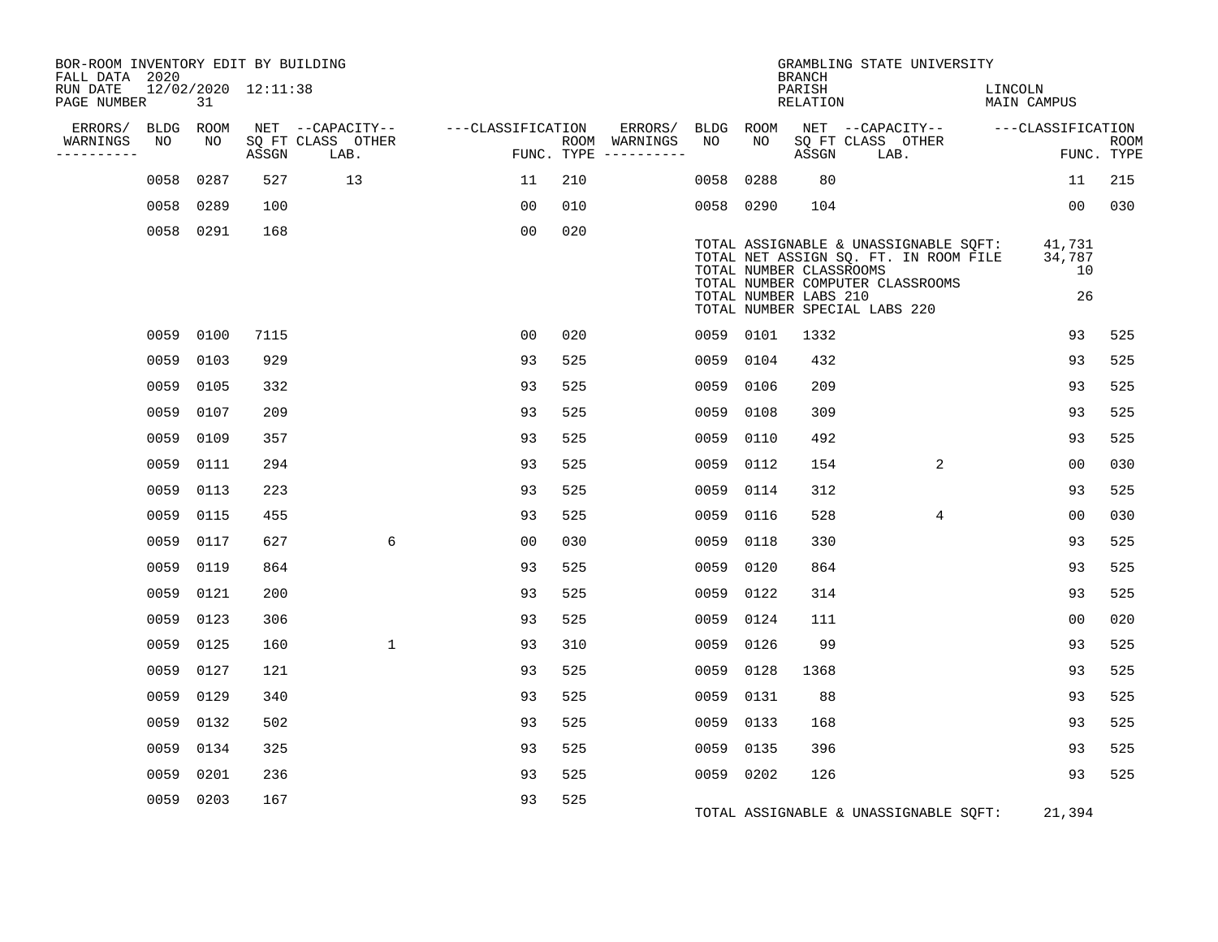BOR-ROOM INVENTORY EDIT BY BUILDING
FALL DATA 2020
RUN DATE 12/02/2020 12:11:38
PAGE NUMBER 31

GRAMBLING STATE UNIVERSITY
BRANCH
PARISH LINCOLN
RELATION MAIN CAMPUS

| ERRORS/ WARNINGS | BLDG NO | ROOM NO | NET ASSGN SQ FT | CAPACITY CLASS LAB. | CAPACITY OTHER | CLASSIFICATION FUNC. | ROOM TYPE | ERRORS/ WARNINGS | BLDG NO | ROOM NO | NET ASSGN SQ FT | CAPACITY CLASS LAB. | CAPACITY OTHER | CLASSIFICATION FUNC. | ROOM TYPE |
|---|---|---|---|---|---|---|---|---|---|---|---|---|---|---|---|
| | 0058 | 0287 | 527 | 13 | | 11 | 210 | | 0058 | 0288 | 80 | | | 11 | 215 |
| | 0058 | 0289 | 100 | | | 00 | 010 | | 0058 | 0290 | 104 | | | 00 | 030 |
| | 0058 | 0291 | 168 | | | 00 | 020 | | | | | | | | |

TOTAL ASSIGNABLE & UNASSIGNABLE SQFT: 41,731
TOTAL NET ASSIGN SQ. FT. IN ROOM FILE 34,787
TOTAL NUMBER CLASSROOMS 10
TOTAL NUMBER COMPUTER CLASSROOMS
TOTAL NUMBER LABS 210 26
TOTAL NUMBER SPECIAL LABS 220

| ERRORS/ WARNINGS | BLDG NO | ROOM NO | NET ASSGN SQ FT | CAPACITY CLASS LAB. | CAPACITY OTHER | CLASSIFICATION FUNC. | ROOM TYPE | ERRORS/ WARNINGS | BLDG NO | ROOM NO | NET ASSGN SQ FT | CAPACITY CLASS LAB. | CAPACITY OTHER | CLASSIFICATION FUNC. | ROOM TYPE |
|---|---|---|---|---|---|---|---|---|---|---|---|---|---|---|---|
| | 0059 | 0100 | 7115 | | | 00 | 020 | | 0059 | 0101 | 1332 | | | 93 | 525 |
| | 0059 | 0103 | 929 | | | 93 | 525 | | 0059 | 0104 | 432 | | | 93 | 525 |
| | 0059 | 0105 | 332 | | | 93 | 525 | | 0059 | 0106 | 209 | | | 93 | 525 |
| | 0059 | 0107 | 209 | | | 93 | 525 | | 0059 | 0108 | 309 | | | 93 | 525 |
| | 0059 | 0109 | 357 | | | 93 | 525 | | 0059 | 0110 | 492 | | | 93 | 525 |
| | 0059 | 0111 | 294 | | | 93 | 525 | | 0059 | 0112 | 154 | | 2 | 00 | 030 |
| | 0059 | 0113 | 223 | | | 93 | 525 | | 0059 | 0114 | 312 | | | 93 | 525 |
| | 0059 | 0115 | 455 | | | 93 | 525 | | 0059 | 0116 | 528 | | 4 | 00 | 030 |
| | 0059 | 0117 | 627 | | 6 | 00 | 030 | | 0059 | 0118 | 330 | | | 93 | 525 |
| | 0059 | 0119 | 864 | | | 93 | 525 | | 0059 | 0120 | 864 | | | 93 | 525 |
| | 0059 | 0121 | 200 | | | 93 | 525 | | 0059 | 0122 | 314 | | | 93 | 525 |
| | 0059 | 0123 | 306 | | | 93 | 525 | | 0059 | 0124 | 111 | | | 00 | 020 |
| | 0059 | 0125 | 160 | | 1 | 93 | 310 | | 0059 | 0126 | 99 | | | 93 | 525 |
| | 0059 | 0127 | 121 | | | 93 | 525 | | 0059 | 0128 | 1368 | | | 93 | 525 |
| | 0059 | 0129 | 340 | | | 93 | 525 | | 0059 | 0131 | 88 | | | 93 | 525 |
| | 0059 | 0132 | 502 | | | 93 | 525 | | 0059 | 0133 | 168 | | | 93 | 525 |
| | 0059 | 0134 | 325 | | | 93 | 525 | | 0059 | 0135 | 396 | | | 93 | 525 |
| | 0059 | 0201 | 236 | | | 93 | 525 | | 0059 | 0202 | 126 | | | 93 | 525 |
| | 0059 | 0203 | 167 | | | 93 | 525 | | | | | | | | |

TOTAL ASSIGNABLE & UNASSIGNABLE SQFT: 21,394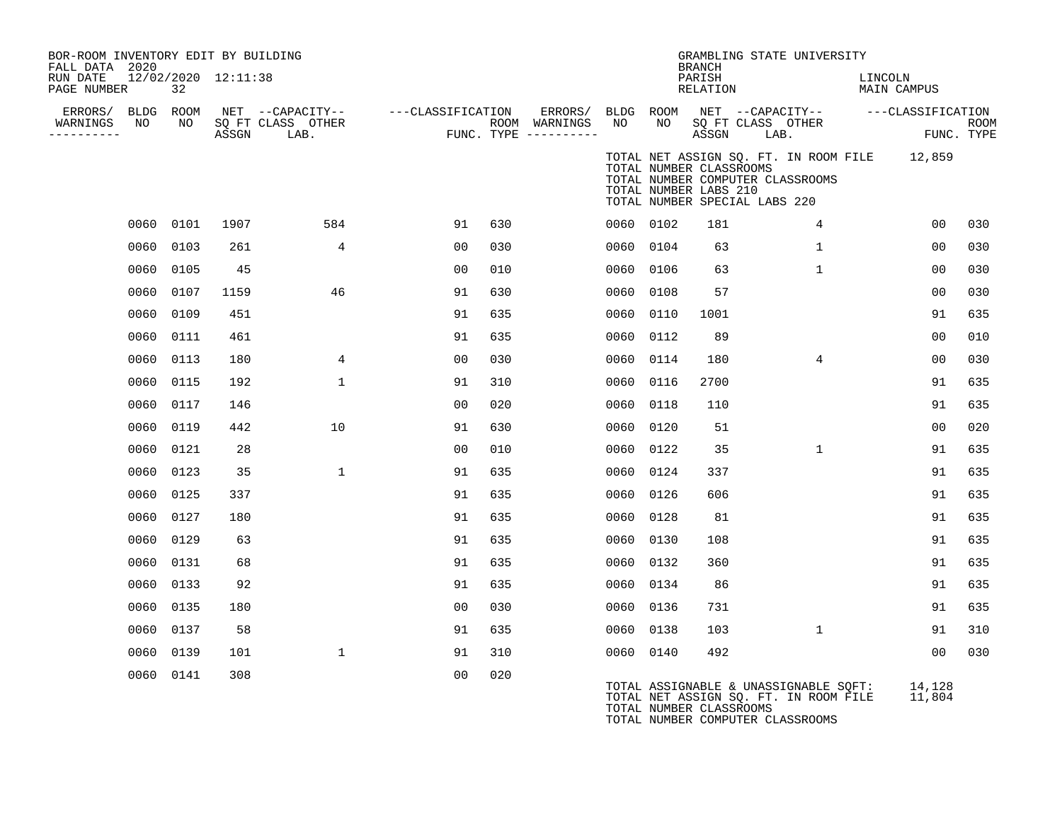BOR-ROOM INVENTORY EDIT BY BUILDING
FALL DATA 2020
RUN DATE 12/02/2020 12:11:38
PAGE NUMBER 32

GRAMBLING STATE UNIVERSITY
BRANCH
PARISH LINCOLN
RELATION MAIN CAMPUS

TOTAL NET ASSIGN SQ. FT. IN ROOM FILE 12,859
TOTAL NUMBER CLASSROOMS
TOTAL NUMBER COMPUTER CLASSROOMS
TOTAL NUMBER LABS 210
TOTAL NUMBER SPECIAL LABS 220

| ERRORS/ WARNINGS | BLDG NO | ROOM NO | NET SQ FT ASSGN | CAPACITY CLASS LAB. | CAPACITY OTHER | CLASSIFICATION FUNC. | ROOM TYPE | ERRORS/ WARNINGS | BLDG NO | ROOM NO | NET SQ FT ASSGN | CAPACITY CLASS LAB. | CAPACITY OTHER | CLASSIFICATION FUNC. | ROOM TYPE |
|---|---|---|---|---|---|---|---|---|---|---|---|---|---|---|---|
| | 0060 | 0101 | 1907 | | 584 | 91 | 630 | | 0060 | 0102 | 181 | | 4 | 00 | 030 |
| | 0060 | 0103 | 261 | | 4 | 00 | 030 | | 0060 | 0104 | 63 | | 1 | 00 | 030 |
| | 0060 | 0105 | 45 | | | 00 | 010 | | 0060 | 0106 | 63 | | 1 | 00 | 030 |
| | 0060 | 0107 | 1159 | | 46 | 91 | 630 | | 0060 | 0108 | 57 | | | 00 | 030 |
| | 0060 | 0109 | 451 | | | 91 | 635 | | 0060 | 0110 | 1001 | | | 91 | 635 |
| | 0060 | 0111 | 461 | | | 91 | 635 | | 0060 | 0112 | 89 | | | 00 | 010 |
| | 0060 | 0113 | 180 | | 4 | 00 | 030 | | 0060 | 0114 | 180 | | 4 | 00 | 030 |
| | 0060 | 0115 | 192 | | 1 | 91 | 310 | | 0060 | 0116 | 2700 | | | 91 | 635 |
| | 0060 | 0117 | 146 | | | 00 | 020 | | 0060 | 0118 | 110 | | | 91 | 635 |
| | 0060 | 0119 | 442 | | 10 | 91 | 630 | | 0060 | 0120 | 51 | | | 00 | 020 |
| | 0060 | 0121 | 28 | | | 00 | 010 | | 0060 | 0122 | 35 | | 1 | 91 | 635 |
| | 0060 | 0123 | 35 | | 1 | 91 | 635 | | 0060 | 0124 | 337 | | | 91 | 635 |
| | 0060 | 0125 | 337 | | | 91 | 635 | | 0060 | 0126 | 606 | | | 91 | 635 |
| | 0060 | 0127 | 180 | | | 91 | 635 | | 0060 | 0128 | 81 | | | 91 | 635 |
| | 0060 | 0129 | 63 | | | 91 | 635 | | 0060 | 0130 | 108 | | | 91 | 635 |
| | 0060 | 0131 | 68 | | | 91 | 635 | | 0060 | 0132 | 360 | | | 91 | 635 |
| | 0060 | 0133 | 92 | | | 91 | 635 | | 0060 | 0134 | 86 | | | 91 | 635 |
| | 0060 | 0135 | 180 | | | 00 | 030 | | 0060 | 0136 | 731 | | | 91 | 635 |
| | 0060 | 0137 | 58 | | | 91 | 635 | | 0060 | 0138 | 103 | | 1 | 91 | 310 |
| | 0060 | 0139 | 101 | | 1 | 91 | 310 | | 0060 | 0140 | 492 | | | 00 | 030 |
| | 0060 | 0141 | 308 | | | 00 | 020 | | | | | | | | |

TOTAL ASSIGNABLE & UNASSIGNABLE SQFT: 14,128
TOTAL NET ASSIGN SQ. FT. IN ROOM FILE 11,804
TOTAL NUMBER CLASSROOMS
TOTAL NUMBER COMPUTER CLASSROOMS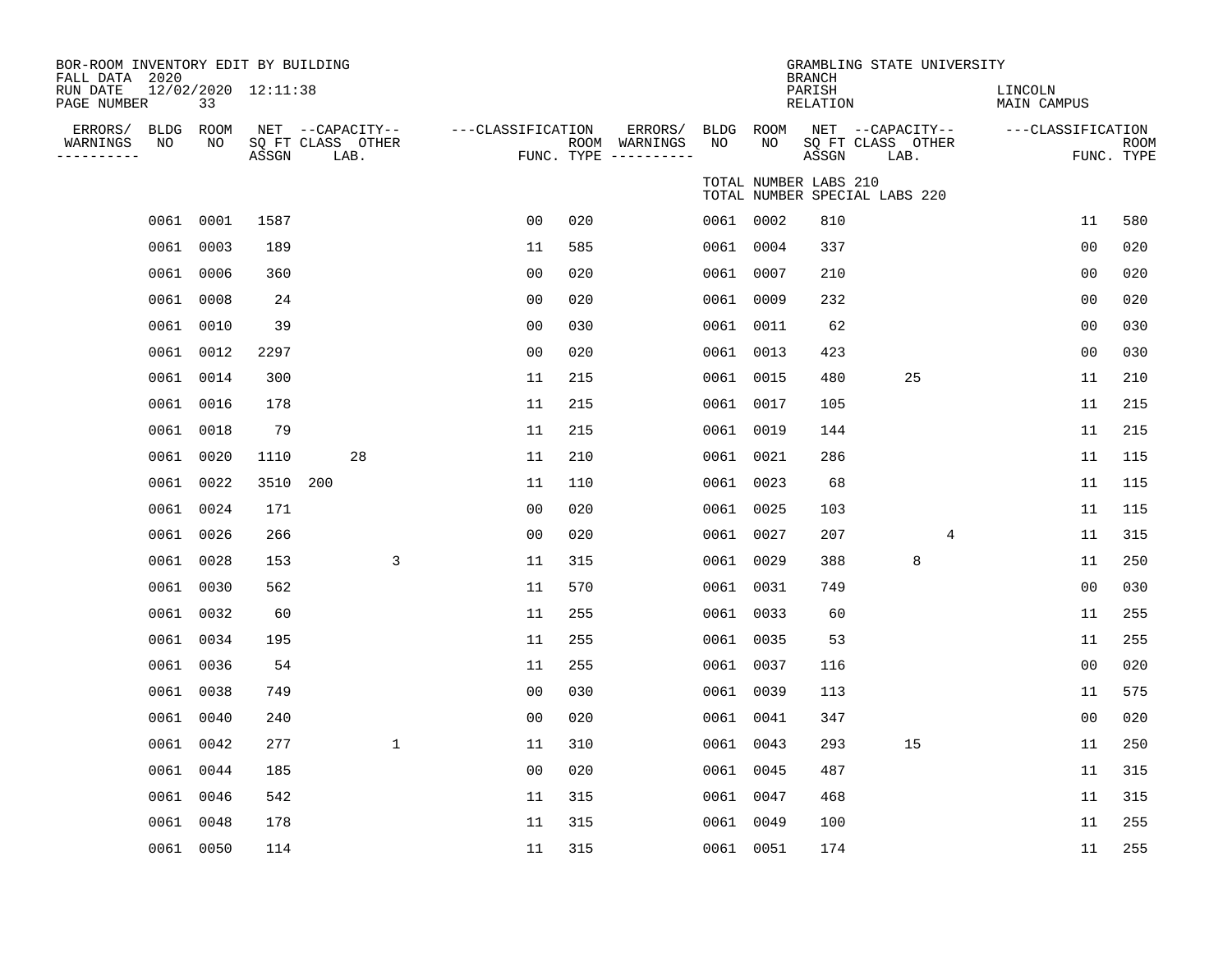BOR-ROOM INVENTORY EDIT BY BUILDING
FALL DATA 2020
RUN DATE 12/02/2020 12:11:38
PAGE NUMBER 33

GRAMBLING STATE UNIVERSITY
BRANCH
PARISH LINCOLN
RELATION MAIN CAMPUS

TOTAL NUMBER LABS 210
TOTAL NUMBER SPECIAL LABS 220

| ERRORS/ WARNINGS | BLDG NO | ROOM NO | NET SQ FT ASSGN | CAPACITY CLASS | CAPACITY LAB. | CAPACITY OTHER | CLASSIFICATION FUNC. | ROOM TYPE | ERRORS/ WARNINGS | BLDG NO | ROOM NO | NET SQ FT ASSGN | CAPACITY CLASS | CAPACITY LAB. | CAPACITY OTHER | CLASSIFICATION FUNC. | ROOM TYPE |
|---|---|---|---|---|---|---|---|---|---|---|---|---|---|---|---|---|---|
| | 0061 | 0001 | 1587 | | | | 00 | 020 | | 0061 | 0002 | 810 | | | | 11 | 580 |
| | 0061 | 0003 | 189 | | | | 11 | 585 | | 0061 | 0004 | 337 | | | | 00 | 020 |
| | 0061 | 0006 | 360 | | | | 00 | 020 | | 0061 | 0007 | 210 | | | | 00 | 020 |
| | 0061 | 0008 | 24 | | | | 00 | 020 | | 0061 | 0009 | 232 | | | | 00 | 020 |
| | 0061 | 0010 | 39 | | | | 00 | 030 | | 0061 | 0011 | 62 | | | | 00 | 030 |
| | 0061 | 0012 | 2297 | | | | 00 | 020 | | 0061 | 0013 | 423 | | | | 00 | 030 |
| | 0061 | 0014 | 300 | | | | 11 | 215 | | 0061 | 0015 | 480 | | 25 | | 11 | 210 |
| | 0061 | 0016 | 178 | | | | 11 | 215 | | 0061 | 0017 | 105 | | | | 11 | 215 |
| | 0061 | 0018 | 79 | | | | 11 | 215 | | 0061 | 0019 | 144 | | | | 11 | 215 |
| | 0061 | 0020 | 1110 | | 28 | | 11 | 210 | | 0061 | 0021 | 286 | | | | 11 | 115 |
| | 0061 | 0022 | 3510 | 200 | | | 11 | 110 | | 0061 | 0023 | 68 | | | | 11 | 115 |
| | 0061 | 0024 | 171 | | | | 00 | 020 | | 0061 | 0025 | 103 | | | | 11 | 115 |
| | 0061 | 0026 | 266 | | | | 00 | 020 | | 0061 | 0027 | 207 | | | 4 | 11 | 315 |
| | 0061 | 0028 | 153 | | | 3 | 11 | 315 | | 0061 | 0029 | 388 | | 8 | | 11 | 250 |
| | 0061 | 0030 | 562 | | | | 11 | 570 | | 0061 | 0031 | 749 | | | | 00 | 030 |
| | 0061 | 0032 | 60 | | | | 11 | 255 | | 0061 | 0033 | 60 | | | | 11 | 255 |
| | 0061 | 0034 | 195 | | | | 11 | 255 | | 0061 | 0035 | 53 | | | | 11 | 255 |
| | 0061 | 0036 | 54 | | | | 11 | 255 | | 0061 | 0037 | 116 | | | | 00 | 020 |
| | 0061 | 0038 | 749 | | | | 00 | 030 | | 0061 | 0039 | 113 | | | | 11 | 575 |
| | 0061 | 0040 | 240 | | | | 00 | 020 | | 0061 | 0041 | 347 | | | | 00 | 020 |
| | 0061 | 0042 | 277 | | | 1 | 11 | 310 | | 0061 | 0043 | 293 | | 15 | | 11 | 250 |
| | 0061 | 0044 | 185 | | | | 00 | 020 | | 0061 | 0045 | 487 | | | | 11 | 315 |
| | 0061 | 0046 | 542 | | | | 11 | 315 | | 0061 | 0047 | 468 | | | | 11 | 315 |
| | 0061 | 0048 | 178 | | | | 11 | 315 | | 0061 | 0049 | 100 | | | | 11 | 255 |
| | 0061 | 0050 | 114 | | | | 11 | 315 | | 0061 | 0051 | 174 | | | | 11 | 255 |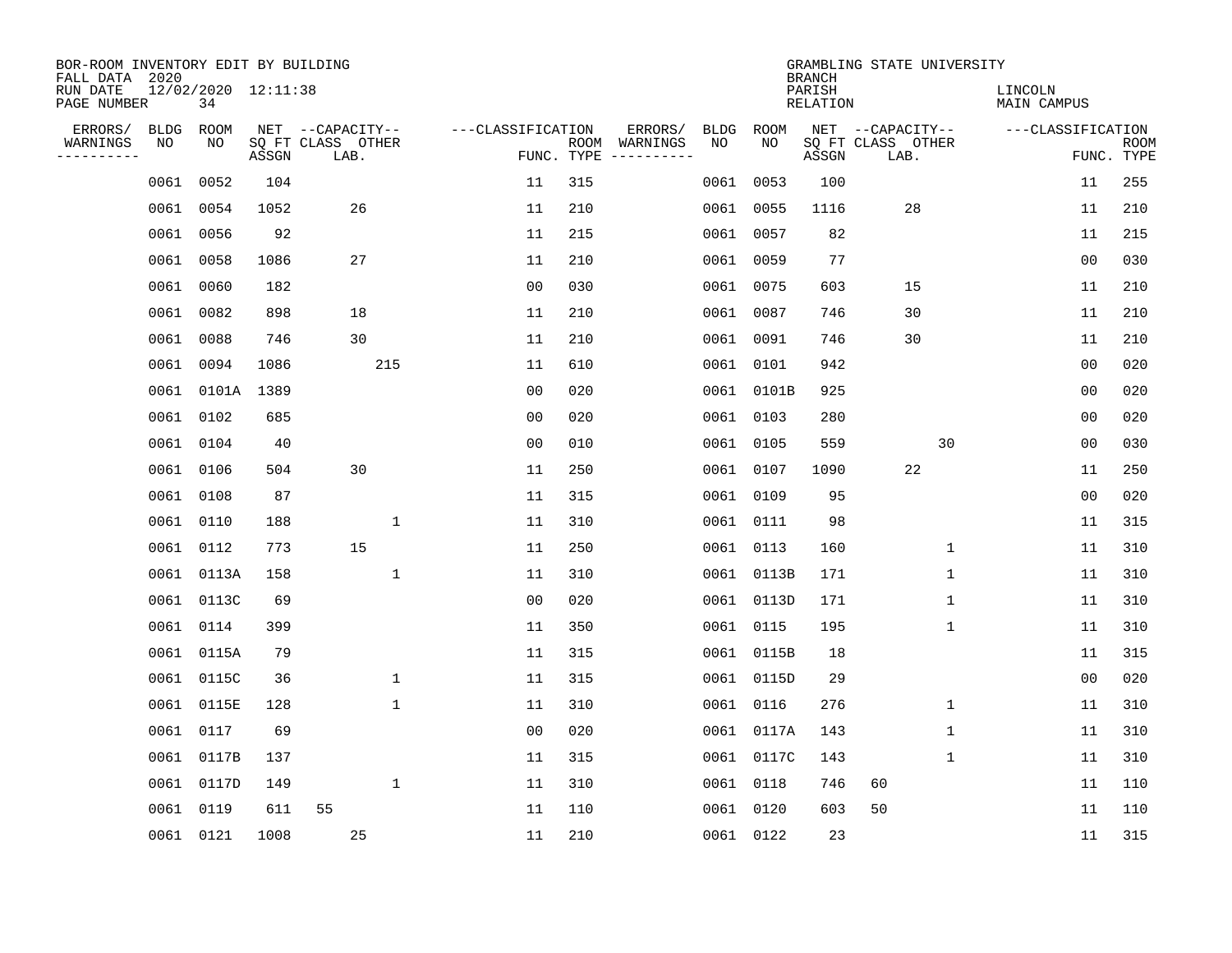BOR-ROOM INVENTORY EDIT BY BUILDING
FALL DATA 2020
RUN DATE 12/02/2020 12:11:38
PAGE NUMBER 34

GRAMBLING STATE UNIVERSITY
BRANCH
PARISH LINCOLN
RELATION MAIN CAMPUS

| ERRORS/ WARNINGS | BLDG NO | ROOM NO | NET SQ FT ASSGN | CAPACITY CLASS LAB. | CAPACITY OTHER | CLASSIFICATION FUNC. | ROOM TYPE | ERRORS/ WARNINGS | BLDG NO | ROOM NO | NET SQ FT ASSGN | CAPACITY CLASS LAB. | CAPACITY OTHER | CLASSIFICATION FUNC. | ROOM TYPE |
|---|---|---|---|---|---|---|---|---|---|---|---|---|---|---|---|
| | 0061 | 0052 | 104 | | | 11 | 315 | | 0061 | 0053 | 100 | | | 11 | 255 |
| | 0061 | 0054 | 1052 | 26 | | 11 | 210 | | 0061 | 0055 | 1116 | 28 | | 11 | 210 |
| | 0061 | 0056 | 92 | | | 11 | 215 | | 0061 | 0057 | 82 | | | 11 | 215 |
| | 0061 | 0058 | 1086 | 27 | | 11 | 210 | | 0061 | 0059 | 77 | | | 00 | 030 |
| | 0061 | 0060 | 182 | | | 00 | 030 | | 0061 | 0075 | 603 | 15 | | 11 | 210 |
| | 0061 | 0082 | 898 | 18 | | 11 | 210 | | 0061 | 0087 | 746 | 30 | | 11 | 210 |
| | 0061 | 0088 | 746 | 30 | | 11 | 210 | | 0061 | 0091 | 746 | 30 | | 11 | 210 |
| | 0061 | 0094 | 1086 | | 215 | 11 | 610 | | 0061 | 0101 | 942 | | | 00 | 020 |
| | 0061 | 0101A | 1389 | | | 00 | 020 | | 0061 | 0101B | 925 | | | 00 | 020 |
| | 0061 | 0102 | 685 | | | 00 | 020 | | 0061 | 0103 | 280 | | | 00 | 020 |
| | 0061 | 0104 | 40 | | | 00 | 010 | | 0061 | 0105 | 559 | | 30 | 00 | 030 |
| | 0061 | 0106 | 504 | 30 | | 11 | 250 | | 0061 | 0107 | 1090 | 22 | | 11 | 250 |
| | 0061 | 0108 | 87 | | | 11 | 315 | | 0061 | 0109 | 95 | | | 00 | 020 |
| | 0061 | 0110 | 188 | | 1 | 11 | 310 | | 0061 | 0111 | 98 | | | 11 | 315 |
| | 0061 | 0112 | 773 | 15 | | 11 | 250 | | 0061 | 0113 | 160 | | 1 | 11 | 310 |
| | 0061 | 0113A | 158 | | 1 | 11 | 310 | | 0061 | 0113B | 171 | | 1 | 11 | 310 |
| | 0061 | 0113C | 69 | | | 00 | 020 | | 0061 | 0113D | 171 | | 1 | 11 | 310 |
| | 0061 | 0114 | 399 | | | 11 | 350 | | 0061 | 0115 | 195 | | 1 | 11 | 310 |
| | 0061 | 0115A | 79 | | | 11 | 315 | | 0061 | 0115B | 18 | | | 11 | 315 |
| | 0061 | 0115C | 36 | | 1 | 11 | 315 | | 0061 | 0115D | 29 | | | 00 | 020 |
| | 0061 | 0115E | 128 | | 1 | 11 | 310 | | 0061 | 0116 | 276 | | 1 | 11 | 310 |
| | 0061 | 0117 | 69 | | | 00 | 020 | | 0061 | 0117A | 143 | | 1 | 11 | 310 |
| | 0061 | 0117B | 137 | | | 11 | 315 | | 0061 | 0117C | 143 | | 1 | 11 | 310 |
| | 0061 | 0117D | 149 | | 1 | 11 | 310 | | 0061 | 0118 | 746 | 60 | | 11 | 110 |
| | 0061 | 0119 | 611 | 55 | | 11 | 110 | | 0061 | 0120 | 603 | 50 | | 11 | 110 |
| | 0061 | 0121 | 1008 | 25 | | 11 | 210 | | 0061 | 0122 | 23 | | | 11 | 315 |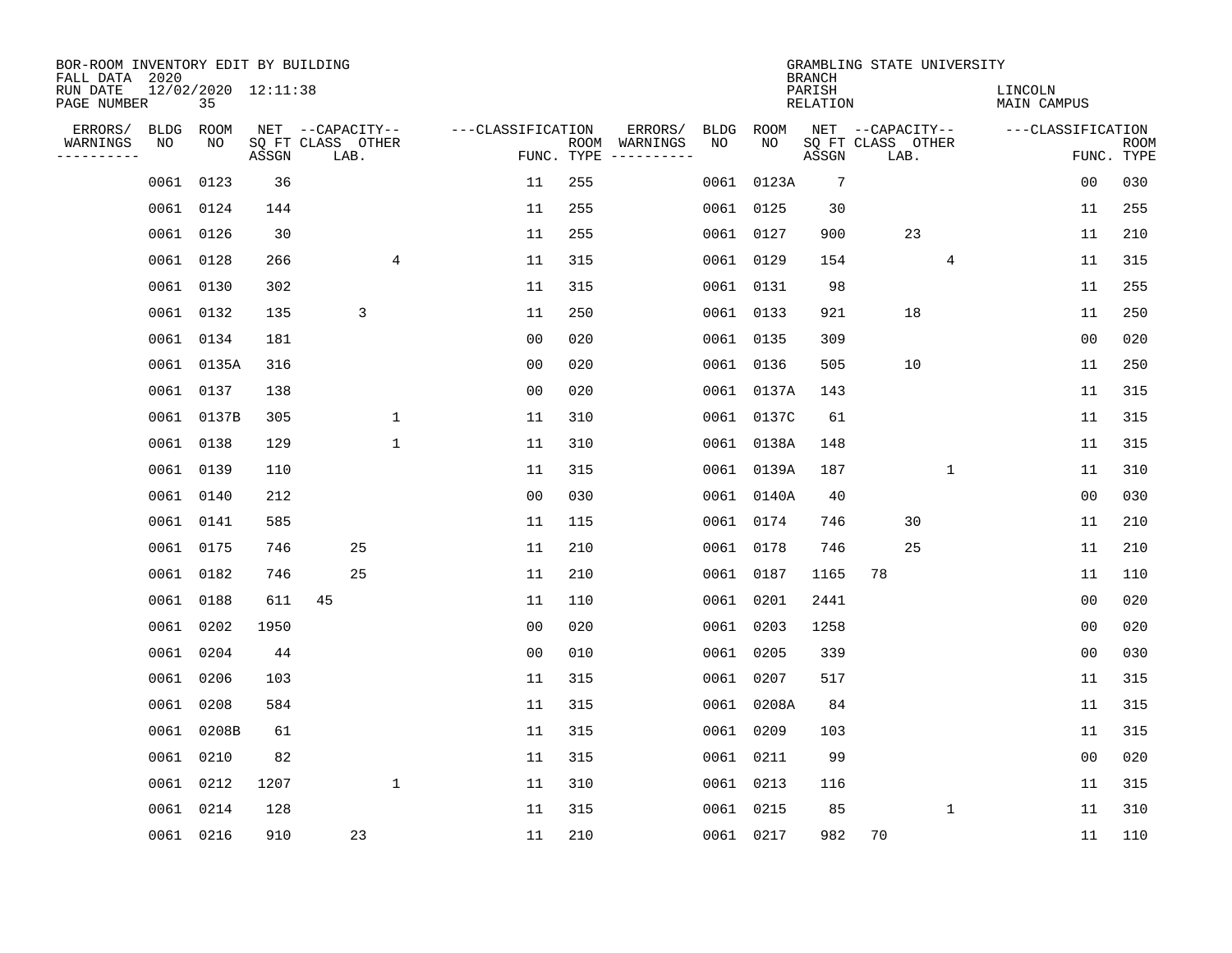BOR-ROOM INVENTORY EDIT BY BUILDING
FALL DATA 2020
RUN DATE 12/02/2020 12:11:38
PAGE NUMBER 35

GRAMBLING STATE UNIVERSITY
BRANCH
PARISH LINCOLN
RELATION MAIN CAMPUS

| ERRORS/ WARNINGS | BLDG NO | ROOM NO | NET SQ FT ASSGN | CAPACITY CLASS | CAPACITY LAB. | CAPACITY OTHER | CLASSIFICATION FUNC. | ROOM TYPE | ERRORS/ WARNINGS | BLDG NO | ROOM NO | NET SQ FT ASSGN | CAPACITY CLASS | CAPACITY LAB. | CAPACITY OTHER | CLASSIFICATION FUNC. | ROOM TYPE |
|---|---|---|---|---|---|---|---|---|---|---|---|---|---|---|---|---|---|
| | 0061 | 0123 | 36 | | | | 11 | 255 | | 0061 | 0123A | 7 | | | | 00 | 030 |
| | 0061 | 0124 | 144 | | | | 11 | 255 | | 0061 | 0125 | 30 | | | | 11 | 255 |
| | 0061 | 0126 | 30 | | | | 11 | 255 | | 0061 | 0127 | 900 | | 23 | | 11 | 210 |
| | 0061 | 0128 | 266 | | | 4 | 11 | 315 | | 0061 | 0129 | 154 | | | 4 | 11 | 315 |
| | 0061 | 0130 | 302 | | | | 11 | 315 | | 0061 | 0131 | 98 | | | | 11 | 255 |
| | 0061 | 0132 | 135 | | 3 | | 11 | 250 | | 0061 | 0133 | 921 | | 18 | | 11 | 250 |
| | 0061 | 0134 | 181 | | | | 00 | 020 | | 0061 | 0135 | 309 | | | | 00 | 020 |
| | 0061 | 0135A | 316 | | | | 00 | 020 | | 0061 | 0136 | 505 | | 10 | | 11 | 250 |
| | 0061 | 0137 | 138 | | | | 00 | 020 | | 0061 | 0137A | 143 | | | | 11 | 315 |
| | 0061 | 0137B | 305 | | | 1 | 11 | 310 | | 0061 | 0137C | 61 | | | | 11 | 315 |
| | 0061 | 0138 | 129 | | | 1 | 11 | 310 | | 0061 | 0138A | 148 | | | | 11 | 315 |
| | 0061 | 0139 | 110 | | | | 11 | 315 | | 0061 | 0139A | 187 | | | 1 | 11 | 310 |
| | 0061 | 0140 | 212 | | | | 00 | 030 | | 0061 | 0140A | 40 | | | | 00 | 030 |
| | 0061 | 0141 | 585 | | | | 11 | 115 | | 0061 | 0174 | 746 | | 30 | | 11 | 210 |
| | 0061 | 0175 | 746 | | 25 | | 11 | 210 | | 0061 | 0178 | 746 | | 25 | | 11 | 210 |
| | 0061 | 0182 | 746 | | 25 | | 11 | 210 | | 0061 | 0187 | 1165 | 78 | | | 11 | 110 |
| | 0061 | 0188 | 611 | 45 | | | 11 | 110 | | 0061 | 0201 | 2441 | | | | 00 | 020 |
| | 0061 | 0202 | 1950 | | | | 00 | 020 | | 0061 | 0203 | 1258 | | | | 00 | 020 |
| | 0061 | 0204 | 44 | | | | 00 | 010 | | 0061 | 0205 | 339 | | | | 00 | 030 |
| | 0061 | 0206 | 103 | | | | 11 | 315 | | 0061 | 0207 | 517 | | | | 11 | 315 |
| | 0061 | 0208 | 584 | | | | 11 | 315 | | 0061 | 0208A | 84 | | | | 11 | 315 |
| | 0061 | 0208B | 61 | | | | 11 | 315 | | 0061 | 0209 | 103 | | | | 11 | 315 |
| | 0061 | 0210 | 82 | | | | 11 | 315 | | 0061 | 0211 | 99 | | | | 00 | 020 |
| | 0061 | 0212 | 1207 | | | 1 | 11 | 310 | | 0061 | 0213 | 116 | | | | 11 | 315 |
| | 0061 | 0214 | 128 | | | | 11 | 315 | | 0061 | 0215 | 85 | | | 1 | 11 | 310 |
| | 0061 | 0216 | 910 | | 23 | | 11 | 210 | | 0061 | 0217 | 982 | 70 | | | 11 | 110 |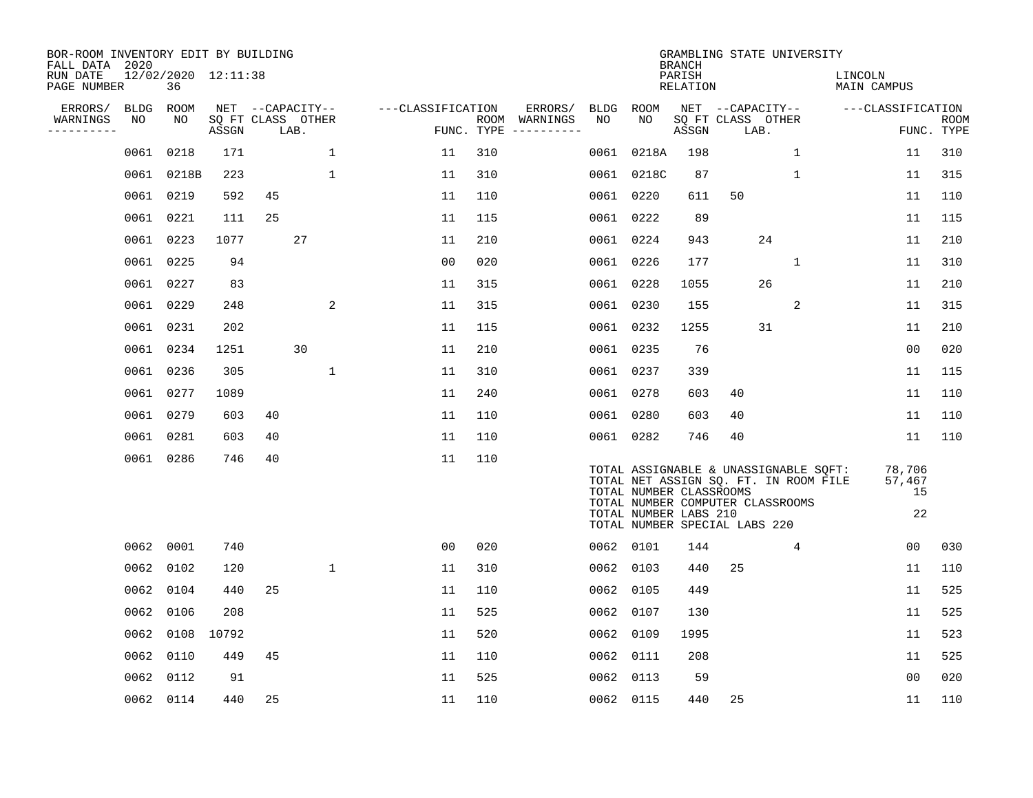BOR-ROOM INVENTORY EDIT BY BUILDING
FALL DATA 2020
RUN DATE 12/02/2020 12:11:38
PAGE NUMBER 36

GRAMBLING STATE UNIVERSITY
BRANCH
PARISH LINCOLN
RELATION MAIN CAMPUS

| ERRORS/ WARNINGS | BLDG NO | ROOM NO | NET SQ FT ASSGN | CAPACITY CLASS | CAPACITY LAB. | CAPACITY OTHER | CLASSIFICATION FUNC. | ROOM TYPE | ERRORS/ WARNINGS | BLDG NO | ROOM NO | NET SQ FT ASSGN | CAPACITY CLASS | CAPACITY LAB. | CAPACITY OTHER | CLASSIFICATION FUNC. | ROOM TYPE |
|---|---|---|---|---|---|---|---|---|---|---|---|---|---|---|---|---|---|
| | 0061 | 0218 | 171 | | | 1 | 11 | 310 | | 0061 | 0218A | 198 | | | 1 | 11 | 310 |
| | 0061 | 0218B | 223 | | | 1 | 11 | 310 | | 0061 | 0218C | 87 | | | 1 | 11 | 315 |
| | 0061 | 0219 | 592 | 45 | | | 11 | 110 | | 0061 | 0220 | 611 | 50 | | | 11 | 110 |
| | 0061 | 0221 | 111 | 25 | | | 11 | 115 | | 0061 | 0222 | 89 | | | | 11 | 115 |
| | 0061 | 0223 | 1077 | | 27 | | 11 | 210 | | 0061 | 0224 | 943 | | 24 | | 11 | 210 |
| | 0061 | 0225 | 94 | | | | 00 | 020 | | 0061 | 0226 | 177 | | | 1 | 11 | 310 |
| | 0061 | 0227 | 83 | | | | 11 | 315 | | 0061 | 0228 | 1055 | | 26 | | 11 | 210 |
| | 0061 | 0229 | 248 | | | 2 | 11 | 315 | | 0061 | 0230 | 155 | | | 2 | 11 | 315 |
| | 0061 | 0231 | 202 | | | | 11 | 115 | | 0061 | 0232 | 1255 | | 31 | | 11 | 210 |
| | 0061 | 0234 | 1251 | | 30 | | 11 | 210 | | 0061 | 0235 | 76 | | | | 00 | 020 |
| | 0061 | 0236 | 305 | | | 1 | 11 | 310 | | 0061 | 0237 | 339 | | | | 11 | 115 |
| | 0061 | 0277 | 1089 | | | | 11 | 240 | | 0061 | 0278 | 603 | 40 | | | 11 | 110 |
| | 0061 | 0279 | 603 | 40 | | | 11 | 110 | | 0061 | 0280 | 603 | 40 | | | 11 | 110 |
| | 0061 | 0281 | 603 | 40 | | | 11 | 110 | | 0061 | 0282 | 746 | 40 | | | 11 | 110 |
| | 0061 | 0286 | 746 | 40 | | | 11 | 110 | | | | | | | | | |

TOTAL ASSIGNABLE & UNASSIGNABLE SQFT: 78,706
TOTAL NET ASSIGN SQ. FT. IN ROOM FILE 57,467
TOTAL NUMBER CLASSROOMS 15
TOTAL NUMBER COMPUTER CLASSROOMS
TOTAL NUMBER LABS 210 22
TOTAL NUMBER SPECIAL LABS 220

| ERRORS/ WARNINGS | BLDG NO | ROOM NO | NET SQ FT ASSGN | CAPACITY CLASS | CAPACITY LAB. | CAPACITY OTHER | CLASSIFICATION FUNC. | ROOM TYPE | ERRORS/ WARNINGS | BLDG NO | ROOM NO | NET SQ FT ASSGN | CAPACITY CLASS | CAPACITY LAB. | CAPACITY OTHER | CLASSIFICATION FUNC. | ROOM TYPE |
|---|---|---|---|---|---|---|---|---|---|---|---|---|---|---|---|---|---|
| | 0062 | 0001 | 740 | | | | 00 | 020 | | 0062 | 0101 | 144 | | | 4 | 00 | 030 |
| | 0062 | 0102 | 120 | | | 1 | 11 | 310 | | 0062 | 0103 | 440 | 25 | | | 11 | 110 |
| | 0062 | 0104 | 440 | 25 | | | 11 | 110 | | 0062 | 0105 | 449 | | | | 11 | 525 |
| | 0062 | 0106 | 208 | | | | 11 | 525 | | 0062 | 0107 | 130 | | | | 11 | 525 |
| | 0062 | 0108 | 10792 | | | | 11 | 520 | | 0062 | 0109 | 1995 | | | | 11 | 523 |
| | 0062 | 0110 | 449 | 45 | | | 11 | 110 | | 0062 | 0111 | 208 | | | | 11 | 525 |
| | 0062 | 0112 | 91 | | | | 11 | 525 | | 0062 | 0113 | 59 | | | | 00 | 020 |
| | 0062 | 0114 | 440 | 25 | | | 11 | 110 | | 0062 | 0115 | 440 | 25 | | | 11 | 110 |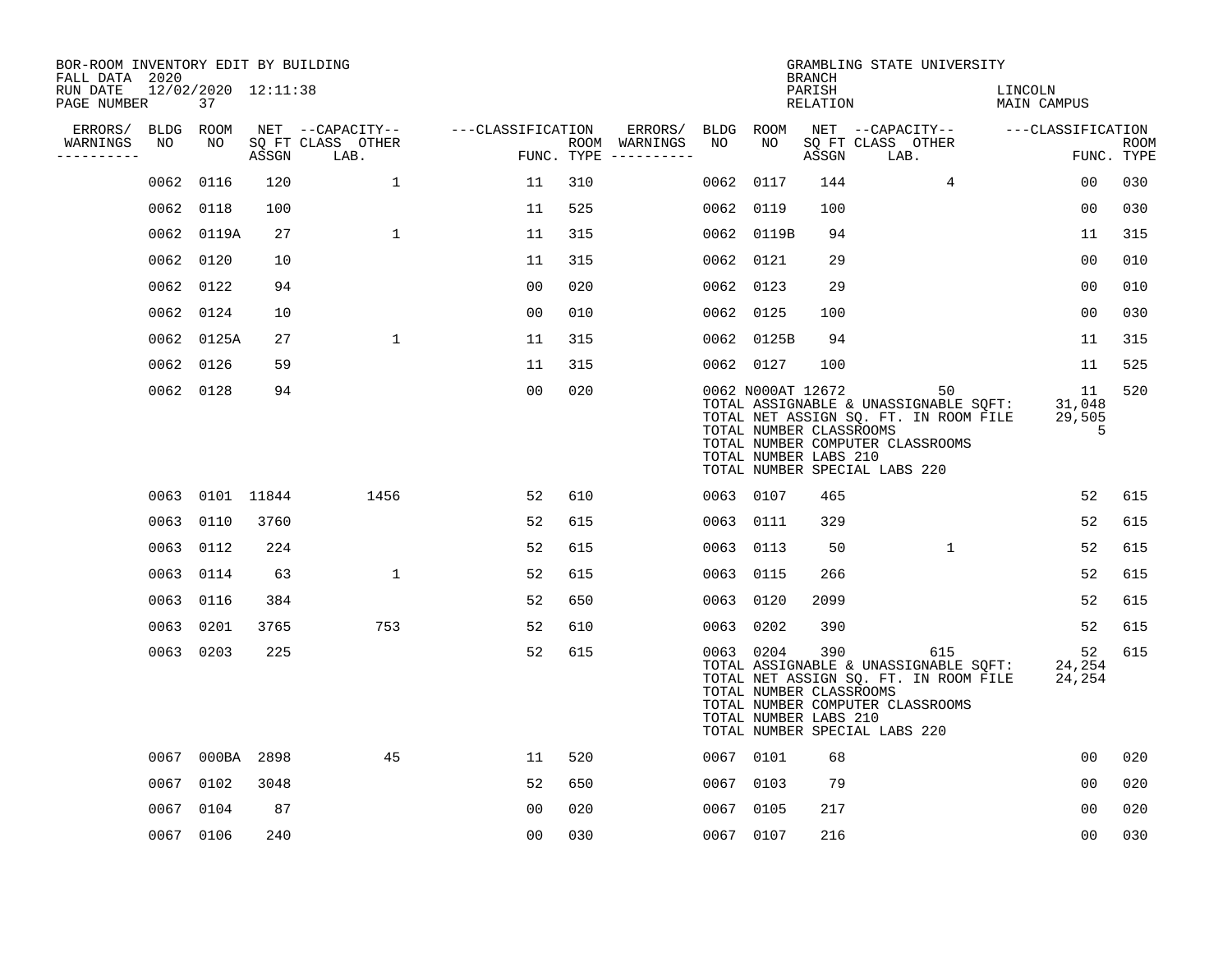BOR-ROOM INVENTORY EDIT BY BUILDING
FALL DATA 2020
RUN DATE 12/02/2020 12:11:38
PAGE NUMBER 37

GRAMBLING STATE UNIVERSITY
BRANCH
PARISH LINCOLN
RELATION MAIN CAMPUS

| ERRORS/ WARNINGS | BLDG NO | ROOM NO | NET SQ FT ASSGN | --CAPACITY-- CLASS LAB. | OTHER | ---CLASSIFICATION FUNC. | ROOM TYPE | ERRORS/ WARNINGS | BLDG NO | ROOM NO | NET SQ FT ASSGN | --CAPACITY-- CLASS LAB. | OTHER | ---CLASSIFICATION FUNC. | ROOM TYPE |
|---|---|---|---|---|---|---|---|---|---|---|---|---|---|---|---|
| | 0062 | 0116 | 120 | | 1 | 11 | 310 | | 0062 | 0117 | 144 | | 4 | 00 | 030 |
| | 0062 | 0118 | 100 | | | 11 | 525 | | 0062 | 0119 | 100 | | | 00 | 030 |
| | 0062 | 0119A | 27 | | 1 | 11 | 315 | | 0062 | 0119B | 94 | | | 11 | 315 |
| | 0062 | 0120 | 10 | | | 11 | 315 | | 0062 | 0121 | 29 | | | 00 | 010 |
| | 0062 | 0122 | 94 | | | 00 | 020 | | 0062 | 0123 | 29 | | | 00 | 010 |
| | 0062 | 0124 | 10 | | | 00 | 010 | | 0062 | 0125 | 100 | | | 00 | 030 |
| | 0062 | 0125A | 27 | | 1 | 11 | 315 | | 0062 | 0125B | 94 | | | 11 | 315 |
| | 0062 | 0126 | 59 | | | 11 | 315 | | 0062 | 0127 | 100 | | | 11 | 525 |
| | 0062 | 0128 | 94 | | | 00 | 020 | | 0062 | N000AT | 12672 | | 50 | 11 | 520 |

TOTAL ASSIGNABLE & UNASSIGNABLE SQFT: 31,048
TOTAL NET ASSIGN SQ. FT. IN ROOM FILE 29,505
TOTAL NUMBER CLASSROOMS 5
TOTAL NUMBER COMPUTER CLASSROOMS
TOTAL NUMBER LABS 210
TOTAL NUMBER SPECIAL LABS 220

| ERRORS/ WARNINGS | BLDG NO | ROOM NO | NET SQ FT ASSGN | --CAPACITY-- CLASS LAB. | OTHER | ---CLASSIFICATION FUNC. | ROOM TYPE | ERRORS/ WARNINGS | BLDG NO | ROOM NO | NET SQ FT ASSGN | --CAPACITY-- CLASS LAB. | OTHER | ---CLASSIFICATION FUNC. | ROOM TYPE |
|---|---|---|---|---|---|---|---|---|---|---|---|---|---|---|---|
| | 0063 | 0101 | 11844 | | 1456 | 52 | 610 | | 0063 | 0107 | 465 | | | 52 | 615 |
| | 0063 | 0110 | 3760 | | | 52 | 615 | | 0063 | 0111 | 329 | | | 52 | 615 |
| | 0063 | 0112 | 224 | | | 52 | 615 | | 0063 | 0113 | 50 | | 1 | 52 | 615 |
| | 0063 | 0114 | 63 | | 1 | 52 | 615 | | 0063 | 0115 | 266 | | | 52 | 615 |
| | 0063 | 0116 | 384 | | | 52 | 650 | | 0063 | 0120 | 2099 | | | 52 | 615 |
| | 0063 | 0201 | 3765 | | 753 | 52 | 610 | | 0063 | 0202 | 390 | | | 52 | 615 |
| | 0063 | 0203 | 225 | | | 52 | 615 | | 0063 | 0204 | 390 | | 615 | 52 | 615 |

TOTAL ASSIGNABLE & UNASSIGNABLE SQFT: 24,254
TOTAL NET ASSIGN SQ. FT. IN ROOM FILE 24,254
TOTAL NUMBER CLASSROOMS
TOTAL NUMBER COMPUTER CLASSROOMS
TOTAL NUMBER LABS 210
TOTAL NUMBER SPECIAL LABS 220

| ERRORS/ WARNINGS | BLDG NO | ROOM NO | NET SQ FT ASSGN | --CAPACITY-- CLASS LAB. | OTHER | ---CLASSIFICATION FUNC. | ROOM TYPE | ERRORS/ WARNINGS | BLDG NO | ROOM NO | NET SQ FT ASSGN | --CAPACITY-- CLASS LAB. | OTHER | ---CLASSIFICATION FUNC. | ROOM TYPE |
|---|---|---|---|---|---|---|---|---|---|---|---|---|---|---|---|
| | 0067 | 000BA | 2898 | | 45 | 11 | 520 | | 0067 | 0101 | 68 | | | 00 | 020 |
| | 0067 | 0102 | 3048 | | | 52 | 650 | | 0067 | 0103 | 79 | | | 00 | 020 |
| | 0067 | 0104 | 87 | | | 00 | 020 | | 0067 | 0105 | 217 | | | 00 | 020 |
| | 0067 | 0106 | 240 | | | 00 | 030 | | 0067 | 0107 | 216 | | | 00 | 030 |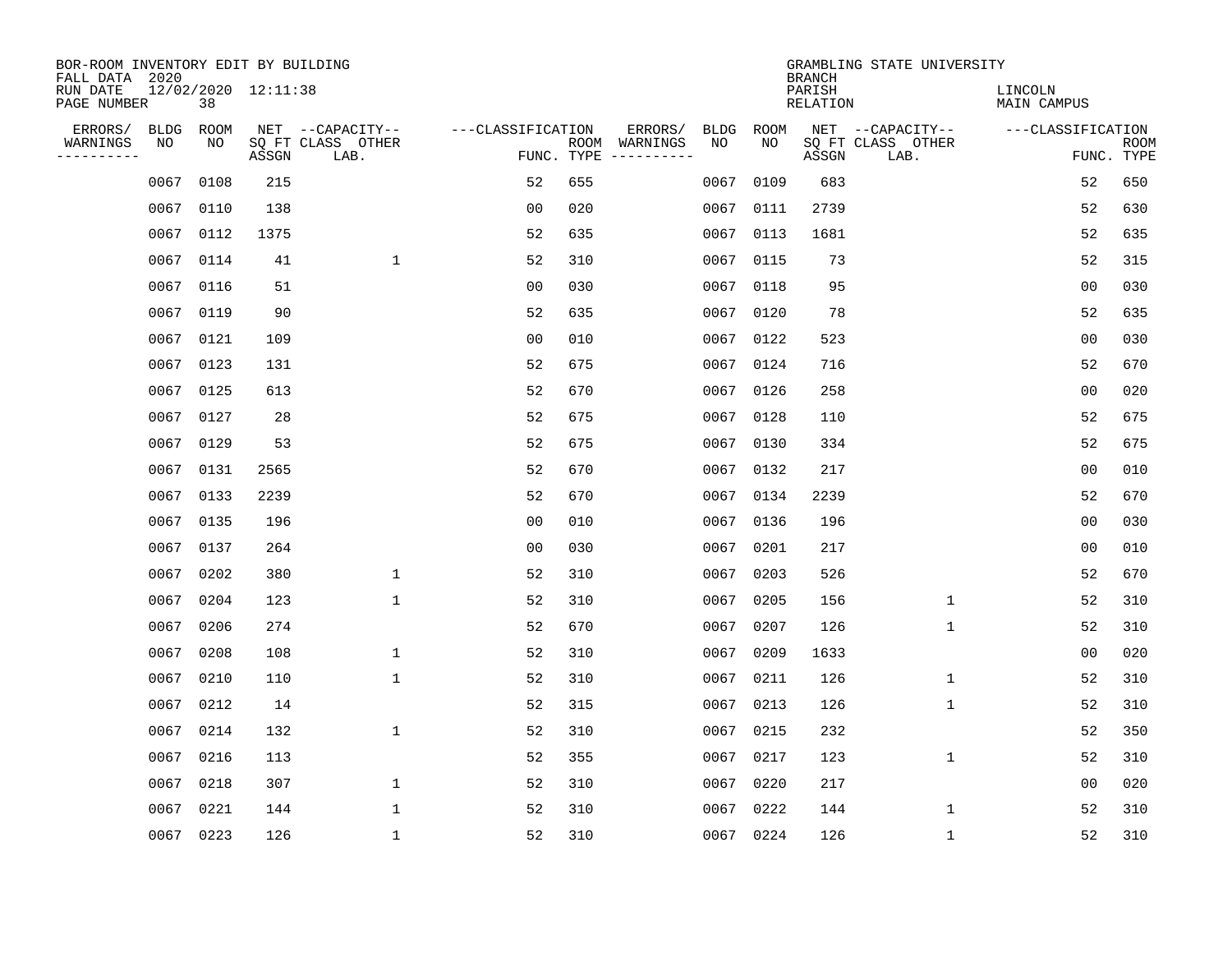BOR-ROOM INVENTORY EDIT BY BUILDING
FALL DATA 2020
RUN DATE 12/02/2020 12:11:38
PAGE NUMBER 38

GRAMBLING STATE UNIVERSITY
BRANCH
PARISH LINCOLN
RELATION MAIN CAMPUS

| ERRORS/ WARNINGS | BLDG NO | ROOM NO | NET SQ FT ASSGN | CAPACITY CLASS LAB. | CAPACITY OTHER | CLASSIFICATION FUNC. | ROOM TYPE | ERRORS/ WARNINGS | BLDG NO | ROOM NO | NET SQ FT ASSGN | CAPACITY CLASS LAB. | CAPACITY OTHER | CLASSIFICATION FUNC. | ROOM TYPE |
|---|---|---|---|---|---|---|---|---|---|---|---|---|---|---|---|
| | 0067 | 0108 | 215 | | | 52 | 655 | | 0067 | 0109 | 683 | | | 52 | 650 |
| | 0067 | 0110 | 138 | | | 00 | 020 | | 0067 | 0111 | 2739 | | | 52 | 630 |
| | 0067 | 0112 | 1375 | | | 52 | 635 | | 0067 | 0113 | 1681 | | | 52 | 635 |
| | 0067 | 0114 | 41 | | 1 | 52 | 310 | | 0067 | 0115 | 73 | | | 52 | 315 |
| | 0067 | 0116 | 51 | | | 00 | 030 | | 0067 | 0118 | 95 | | | 00 | 030 |
| | 0067 | 0119 | 90 | | | 52 | 635 | | 0067 | 0120 | 78 | | | 52 | 635 |
| | 0067 | 0121 | 109 | | | 00 | 010 | | 0067 | 0122 | 523 | | | 00 | 030 |
| | 0067 | 0123 | 131 | | | 52 | 675 | | 0067 | 0124 | 716 | | | 52 | 670 |
| | 0067 | 0125 | 613 | | | 52 | 670 | | 0067 | 0126 | 258 | | | 00 | 020 |
| | 0067 | 0127 | 28 | | | 52 | 675 | | 0067 | 0128 | 110 | | | 52 | 675 |
| | 0067 | 0129 | 53 | | | 52 | 675 | | 0067 | 0130 | 334 | | | 52 | 675 |
| | 0067 | 0131 | 2565 | | | 52 | 670 | | 0067 | 0132 | 217 | | | 00 | 010 |
| | 0067 | 0133 | 2239 | | | 52 | 670 | | 0067 | 0134 | 2239 | | | 52 | 670 |
| | 0067 | 0135 | 196 | | | 00 | 010 | | 0067 | 0136 | 196 | | | 00 | 030 |
| | 0067 | 0137 | 264 | | | 00 | 030 | | 0067 | 0201 | 217 | | | 00 | 010 |
| | 0067 | 0202 | 380 | | 1 | 52 | 310 | | 0067 | 0203 | 526 | | | 52 | 670 |
| | 0067 | 0204 | 123 | | 1 | 52 | 310 | | 0067 | 0205 | 156 | | 1 | 52 | 310 |
| | 0067 | 0206 | 274 | | | 52 | 670 | | 0067 | 0207 | 126 | | 1 | 52 | 310 |
| | 0067 | 0208 | 108 | | 1 | 52 | 310 | | 0067 | 0209 | 1633 | | | 00 | 020 |
| | 0067 | 0210 | 110 | | 1 | 52 | 310 | | 0067 | 0211 | 126 | | 1 | 52 | 310 |
| | 0067 | 0212 | 14 | | | 52 | 315 | | 0067 | 0213 | 126 | | 1 | 52 | 310 |
| | 0067 | 0214 | 132 | | 1 | 52 | 310 | | 0067 | 0215 | 232 | | | 52 | 350 |
| | 0067 | 0216 | 113 | | | 52 | 355 | | 0067 | 0217 | 123 | | 1 | 52 | 310 |
| | 0067 | 0218 | 307 | | 1 | 52 | 310 | | 0067 | 0220 | 217 | | | 00 | 020 |
| | 0067 | 0221 | 144 | | 1 | 52 | 310 | | 0067 | 0222 | 144 | | 1 | 52 | 310 |
| | 0067 | 0223 | 126 | | 1 | 52 | 310 | | 0067 | 0224 | 126 | | 1 | 52 | 310 |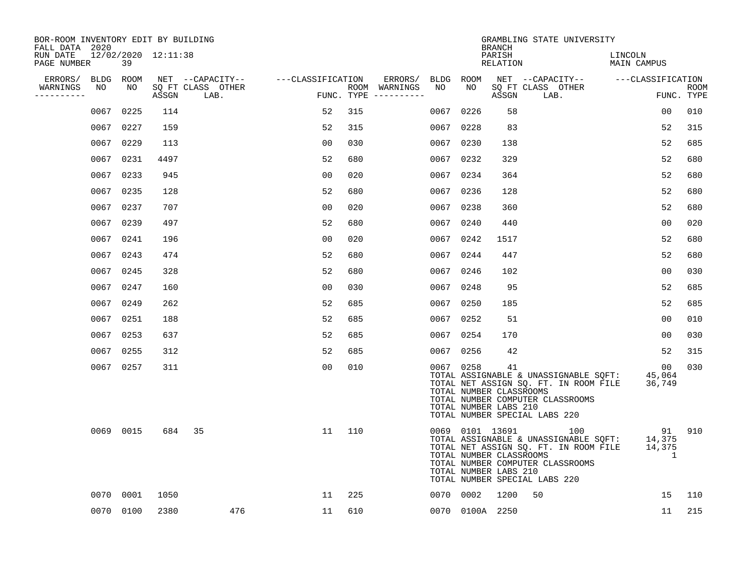BOR-ROOM INVENTORY EDIT BY BUILDING
FALL DATA 2020
RUN DATE 12/02/2020 12:11:38
PAGE NUMBER 39

GRAMBLING STATE UNIVERSITY
BRANCH
PARISH LINCOLN
RELATION MAIN CAMPUS

| ERRORS/ WARNINGS | BLDG NO | ROOM NO | NET ASSGN SQ FT | CAPACITY CLASS | CAPACITY LAB. | CAPACITY OTHER | CLASSIFICATION FUNC. | ROOM TYPE | ERRORS/ WARNINGS | BLDG NO | ROOM NO | NET ASSGN SQ FT | CAPACITY CLASS | CAPACITY LAB. | CAPACITY OTHER | CLASSIFICATION FUNC. | ROOM TYPE |
|---|---|---|---|---|---|---|---|---|---|---|---|---|---|---|---|---|---|
| | 0067 | 0225 | 114 | | | | 52 | 315 | | 0067 | 0226 | 58 | | | | 00 | 010 |
| | 0067 | 0227 | 159 | | | | 52 | 315 | | 0067 | 0228 | 83 | | | | 52 | 315 |
| | 0067 | 0229 | 113 | | | | 00 | 030 | | 0067 | 0230 | 138 | | | | 52 | 685 |
| | 0067 | 0231 | 4497 | | | | 52 | 680 | | 0067 | 0232 | 329 | | | | 52 | 680 |
| | 0067 | 0233 | 945 | | | | 00 | 020 | | 0067 | 0234 | 364 | | | | 52 | 680 |
| | 0067 | 0235 | 128 | | | | 52 | 680 | | 0067 | 0236 | 128 | | | | 52 | 680 |
| | 0067 | 0237 | 707 | | | | 00 | 020 | | 0067 | 0238 | 360 | | | | 52 | 680 |
| | 0067 | 0239 | 497 | | | | 52 | 680 | | 0067 | 0240 | 440 | | | | 00 | 020 |
| | 0067 | 0241 | 196 | | | | 00 | 020 | | 0067 | 0242 | 1517 | | | | 52 | 680 |
| | 0067 | 0243 | 474 | | | | 52 | 680 | | 0067 | 0244 | 447 | | | | 52 | 680 |
| | 0067 | 0245 | 328 | | | | 52 | 680 | | 0067 | 0246 | 102 | | | | 00 | 030 |
| | 0067 | 0247 | 160 | | | | 00 | 030 | | 0067 | 0248 | 95 | | | | 52 | 685 |
| | 0067 | 0249 | 262 | | | | 52 | 685 | | 0067 | 0250 | 185 | | | | 52 | 685 |
| | 0067 | 0251 | 188 | | | | 52 | 685 | | 0067 | 0252 | 51 | | | | 00 | 010 |
| | 0067 | 0253 | 637 | | | | 52 | 685 | | 0067 | 0254 | 170 | | | | 00 | 030 |
| | 0067 | 0255 | 312 | | | | 52 | 685 | | 0067 | 0256 | 42 | | | | 52 | 315 |
| | 0067 | 0257 | 311 | | | | 00 | 010 | | 0067 | 0258 | 41 | | | | 00 | 030 |

TOTAL ASSIGNABLE & UNASSIGNABLE SQFT: 45,064
TOTAL NET ASSIGN SQ. FT. IN ROOM FILE 36,749
TOTAL NUMBER CLASSROOMS
TOTAL NUMBER COMPUTER CLASSROOMS
TOTAL NUMBER LABS 210
TOTAL NUMBER SPECIAL LABS 220

| ERRORS/ WARNINGS | BLDG NO | ROOM NO | NET ASSGN SQ FT | CAPACITY CLASS | CAPACITY LAB. | CAPACITY OTHER | CLASSIFICATION FUNC. | ROOM TYPE | ERRORS/ WARNINGS | BLDG NO | ROOM NO | NET ASSGN SQ FT | CAPACITY CLASS | CAPACITY LAB. | CAPACITY OTHER | CLASSIFICATION FUNC. | ROOM TYPE |
|---|---|---|---|---|---|---|---|---|---|---|---|---|---|---|---|---|---|
| | 0069 | 0015 | 684 | 35 | | | 11 | 110 | | 0069 | 0101 | 13691 | | | 100 | 91 | 910 |

TOTAL ASSIGNABLE & UNASSIGNABLE SQFT: 14,375
TOTAL NET ASSIGN SQ. FT. IN ROOM FILE 14,375
TOTAL NUMBER CLASSROOMS 1
TOTAL NUMBER COMPUTER CLASSROOMS
TOTAL NUMBER LABS 210
TOTAL NUMBER SPECIAL LABS 220

| ERRORS/ WARNINGS | BLDG NO | ROOM NO | NET ASSGN SQ FT | CAPACITY CLASS | CAPACITY LAB. | CAPACITY OTHER | CLASSIFICATION FUNC. | ROOM TYPE | ERRORS/ WARNINGS | BLDG NO | ROOM NO | NET ASSGN SQ FT | CAPACITY CLASS | CAPACITY LAB. | CAPACITY OTHER | CLASSIFICATION FUNC. | ROOM TYPE |
|---|---|---|---|---|---|---|---|---|---|---|---|---|---|---|---|---|---|
| | 0070 | 0001 | 1050 | | | | 11 | 225 | | 0070 | 0002 | 1200 | 50 | | | 15 | 110 |
| | 0070 | 0100 | 2380 | | | 476 | 11 | 610 | | 0070 | 0100A | 2250 | | | | 11 | 215 |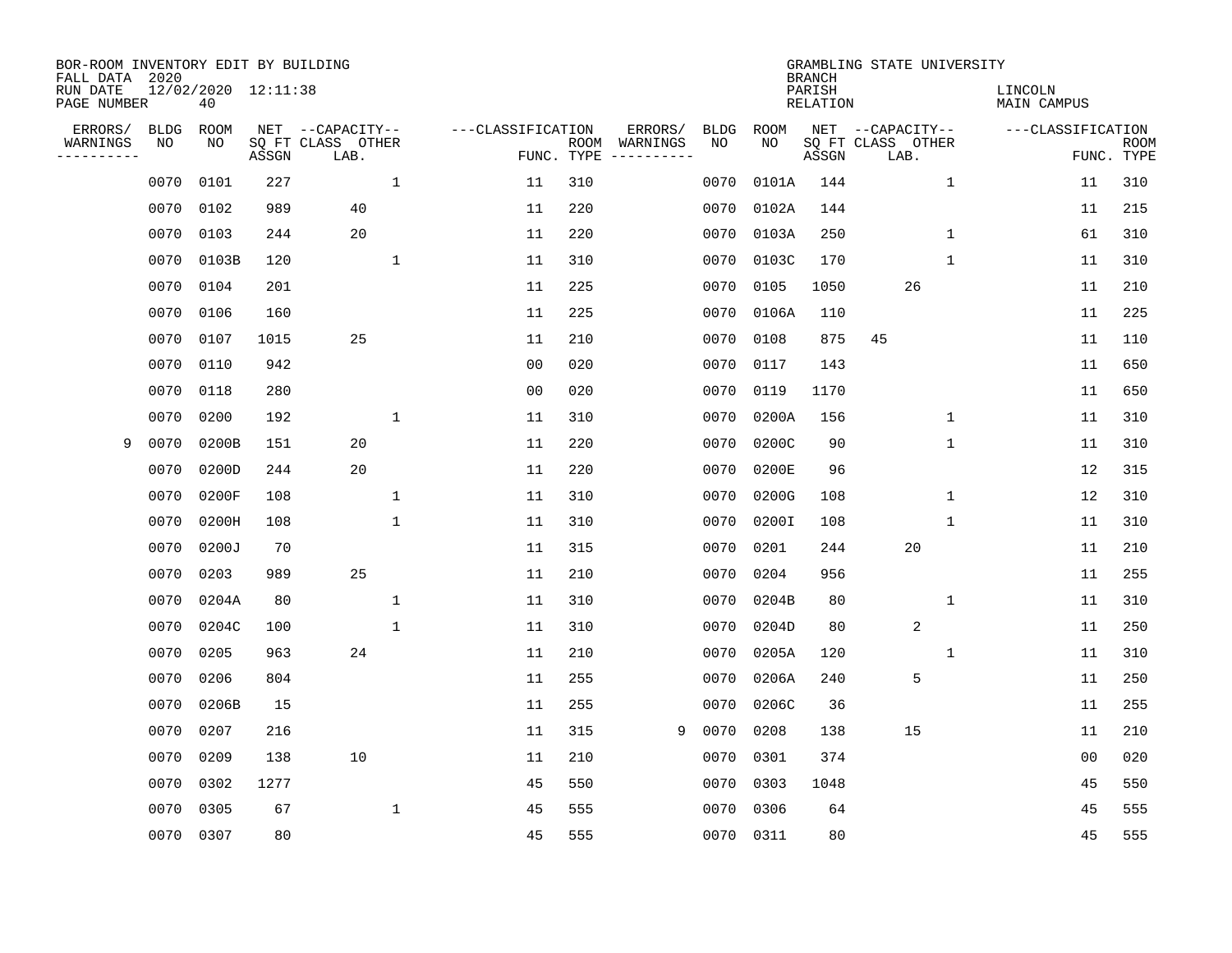BOR-ROOM INVENTORY EDIT BY BUILDING
FALL DATA 2020
RUN DATE 12/02/2020 12:11:38
PAGE NUMBER 40

GRAMBLING STATE UNIVERSITY
BRANCH
PARISH LINCOLN
RELATION MAIN CAMPUS

| ERRORS/ WARNINGS | BLDG NO | ROOM NO | NET SQ FT ASSGN | CAPACITY CLASS LAB. | CAPACITY OTHER | CLASSIFICATION FUNC. | ROOM TYPE | ERRORS/ WARNINGS | BLDG NO | ROOM NO | NET SQ FT ASSGN | CAPACITY CLASS LAB. | CAPACITY OTHER | CLASSIFICATION FUNC. | ROOM TYPE |
|---|---|---|---|---|---|---|---|---|---|---|---|---|---|---|---|
| | 0070 | 0101 | 227 | | 1 | 11 | 310 | | 0070 | 0101A | 144 | | 1 | 11 | 310 |
| | 0070 | 0102 | 989 | 40 | | 11 | 220 | | 0070 | 0102A | 144 | | | 11 | 215 |
| | 0070 | 0103 | 244 | 20 | | 11 | 220 | | 0070 | 0103A | 250 | | 1 | 61 | 310 |
| | 0070 | 0103B | 120 | | 1 | 11 | 310 | | 0070 | 0103C | 170 | | 1 | 11 | 310 |
| | 0070 | 0104 | 201 | | | 11 | 225 | | 0070 | 0105 | 1050 | 26 | | 11 | 210 |
| | 0070 | 0106 | 160 | | | 11 | 225 | | 0070 | 0106A | 110 | | | 11 | 225 |
| | 0070 | 0107 | 1015 | 25 | | 11 | 210 | | 0070 | 0108 | 875 | 45 | | 11 | 110 |
| | 0070 | 0110 | 942 | | | 00 | 020 | | 0070 | 0117 | 143 | | | 11 | 650 |
| | 0070 | 0118 | 280 | | | 00 | 020 | | 0070 | 0119 | 1170 | | | 11 | 650 |
| | 0070 | 0200 | 192 | | 1 | 11 | 310 | | 0070 | 0200A | 156 | | 1 | 11 | 310 |
| 9 | 0070 | 0200B | 151 | 20 | | 11 | 220 | | 0070 | 0200C | 90 | | 1 | 11 | 310 |
| | 0070 | 0200D | 244 | 20 | | 11 | 220 | | 0070 | 0200E | 96 | | | 12 | 315 |
| | 0070 | 0200F | 108 | | 1 | 11 | 310 | | 0070 | 0200G | 108 | | 1 | 12 | 310 |
| | 0070 | 0200H | 108 | | 1 | 11 | 310 | | 0070 | 0200I | 108 | | 1 | 11 | 310 |
| | 0070 | 0200J | 70 | | | 11 | 315 | | 0070 | 0201 | 244 | 20 | | 11 | 210 |
| | 0070 | 0203 | 989 | 25 | | 11 | 210 | | 0070 | 0204 | 956 | | | 11 | 255 |
| | 0070 | 0204A | 80 | | 1 | 11 | 310 | | 0070 | 0204B | 80 | | 1 | 11 | 310 |
| | 0070 | 0204C | 100 | | 1 | 11 | 310 | | 0070 | 0204D | 80 | 2 | | 11 | 250 |
| | 0070 | 0205 | 963 | 24 | | 11 | 210 | | 0070 | 0205A | 120 | | 1 | 11 | 310 |
| | 0070 | 0206 | 804 | | | 11 | 255 | | 0070 | 0206A | 240 | 5 | | 11 | 250 |
| | 0070 | 0206B | 15 | | | 11 | 255 | | 0070 | 0206C | 36 | | | 11 | 255 |
| | 0070 | 0207 | 216 | | | 11 | 315 | 9 | 0070 | 0208 | 138 | 15 | | 11 | 210 |
| | 0070 | 0209 | 138 | 10 | | 11 | 210 | | 0070 | 0301 | 374 | | | 00 | 020 |
| | 0070 | 0302 | 1277 | | | 45 | 550 | | 0070 | 0303 | 1048 | | | 45 | 550 |
| | 0070 | 0305 | 67 | | 1 | 45 | 555 | | 0070 | 0306 | 64 | | | 45 | 555 |
| | 0070 | 0307 | 80 | | | 45 | 555 | | 0070 | 0311 | 80 | | | 45 | 555 |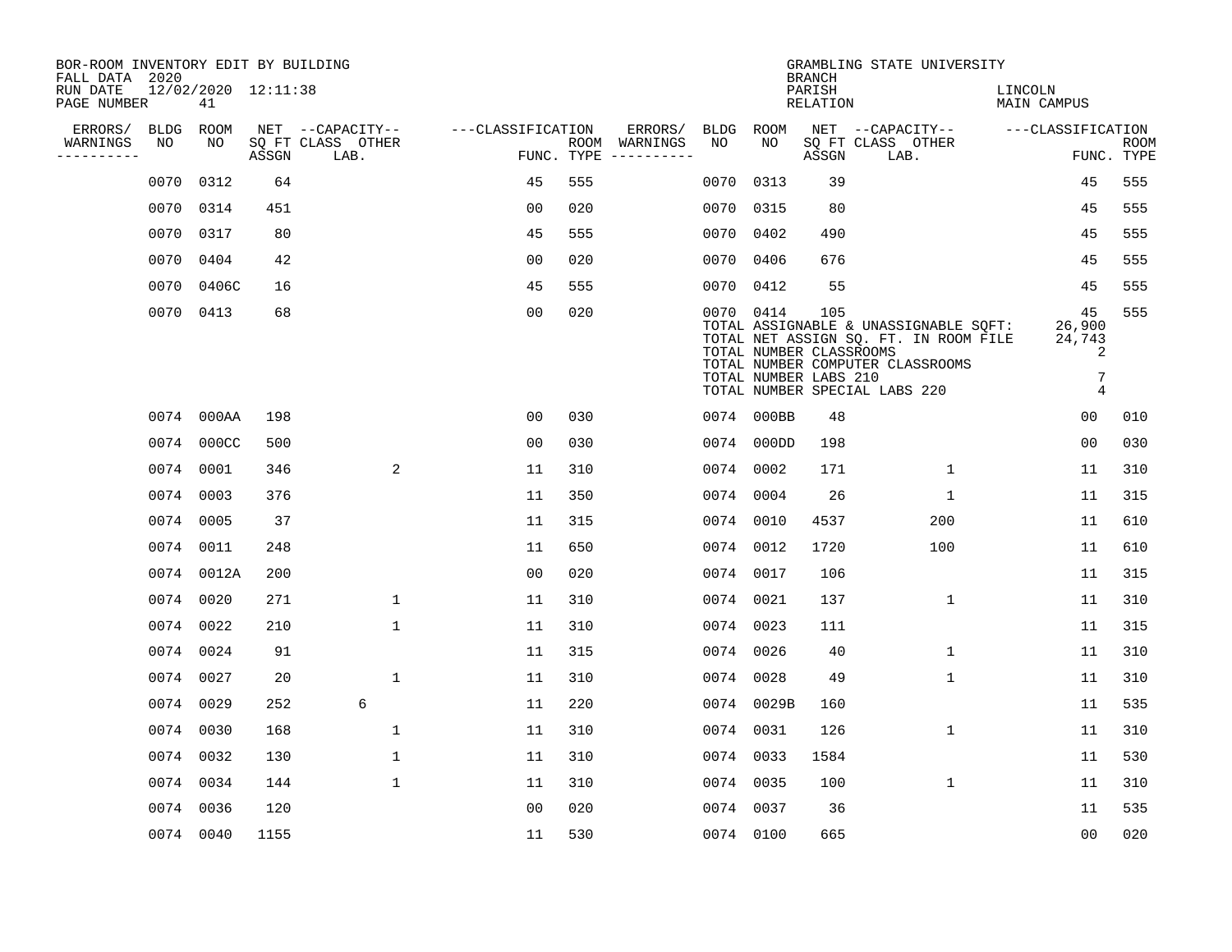BOR-ROOM INVENTORY EDIT BY BUILDING
FALL DATA 2020
RUN DATE 12/02/2020 12:11:38
PAGE NUMBER 41

GRAMBLING STATE UNIVERSITY
BRANCH
PARISH LINCOLN
RELATION MAIN CAMPUS

| ERRORS/ WARNINGS | BLDG NO | ROOM NO | NET SQ FT ASSGN | CAPACITY CLASS LAB. | CAPACITY OTHER | CLASSIFICATION FUNC. | ROOM TYPE | ERRORS/ WARNINGS | BLDG NO | ROOM NO | NET SQ FT ASSGN | CAPACITY CLASS LAB. | CAPACITY OTHER | CLASSIFICATION FUNC. | ROOM TYPE |
|---|---|---|---|---|---|---|---|---|---|---|---|---|---|---|---|
| | 0070 | 0312 | 64 | | | 45 | 555 | | 0070 | 0313 | 39 | | | 45 | 555 |
| | 0070 | 0314 | 451 | | | 00 | 020 | | 0070 | 0315 | 80 | | | 45 | 555 |
| | 0070 | 0317 | 80 | | | 45 | 555 | | 0070 | 0402 | 490 | | | 45 | 555 |
| | 0070 | 0404 | 42 | | | 00 | 020 | | 0070 | 0406 | 676 | | | 45 | 555 |
| | 0070 | 0406C | 16 | | | 45 | 555 | | 0070 | 0412 | 55 | | | 45 | 555 |
| | 0070 | 0413 | 68 | | | 00 | 020 | | 0070 | 0414 | 105 | | | 45 | 555 |
| | | | | | | | | | TOTAL ASSIGNABLE & UNASSIGNABLE SQFT: | | | | | 26,900 | |
| | | | | | | | | | TOTAL NET ASSIGN SQ. FT. IN ROOM FILE | | | | | 24,743 | |
| | | | | | | | | | TOTAL NUMBER CLASSROOMS | | | | | 2 | |
| | | | | | | | | | TOTAL NUMBER COMPUTER CLASSROOMS | | | | | | |
| | | | | | | | | | TOTAL NUMBER LABS 210 | | | | | 7 | |
| | | | | | | | | | TOTAL NUMBER SPECIAL LABS 220 | | | | | 4 | |
| | 0074 | 000AA | 198 | | | 00 | 030 | | 0074 | 000BB | 48 | | | 00 | 010 |
| | 0074 | 000CC | 500 | | | 00 | 030 | | 0074 | 000DD | 198 | | | 00 | 030 |
| | 0074 | 0001 | 346 | | 2 | 11 | 310 | | 0074 | 0002 | 171 | | 1 | 11 | 310 |
| | 0074 | 0003 | 376 | | | 11 | 350 | | 0074 | 0004 | 26 | | 1 | 11 | 315 |
| | 0074 | 0005 | 37 | | | 11 | 315 | | 0074 | 0010 | 4537 | | 200 | 11 | 610 |
| | 0074 | 0011 | 248 | | | 11 | 650 | | 0074 | 0012 | 1720 | | 100 | 11 | 610 |
| | 0074 | 0012A | 200 | | | 00 | 020 | | 0074 | 0017 | 106 | | | 11 | 315 |
| | 0074 | 0020 | 271 | | 1 | 11 | 310 | | 0074 | 0021 | 137 | | 1 | 11 | 310 |
| | 0074 | 0022 | 210 | | 1 | 11 | 310 | | 0074 | 0023 | 111 | | | 11 | 315 |
| | 0074 | 0024 | 91 | | | 11 | 315 | | 0074 | 0026 | 40 | | 1 | 11 | 310 |
| | 0074 | 0027 | 20 | | 1 | 11 | 310 | | 0074 | 0028 | 49 | | 1 | 11 | 310 |
| | 0074 | 0029 | 252 | 6 | | 11 | 220 | | 0074 | 0029B | 160 | | | 11 | 535 |
| | 0074 | 0030 | 168 | | 1 | 11 | 310 | | 0074 | 0031 | 126 | | 1 | 11 | 310 |
| | 0074 | 0032 | 130 | | 1 | 11 | 310 | | 0074 | 0033 | 1584 | | | 11 | 530 |
| | 0074 | 0034 | 144 | | 1 | 11 | 310 | | 0074 | 0035 | 100 | | 1 | 11 | 310 |
| | 0074 | 0036 | 120 | | | 00 | 020 | | 0074 | 0037 | 36 | | | 11 | 535 |
| | 0074 | 0040 | 1155 | | | 11 | 530 | | 0074 | 0100 | 665 | | | 00 | 020 |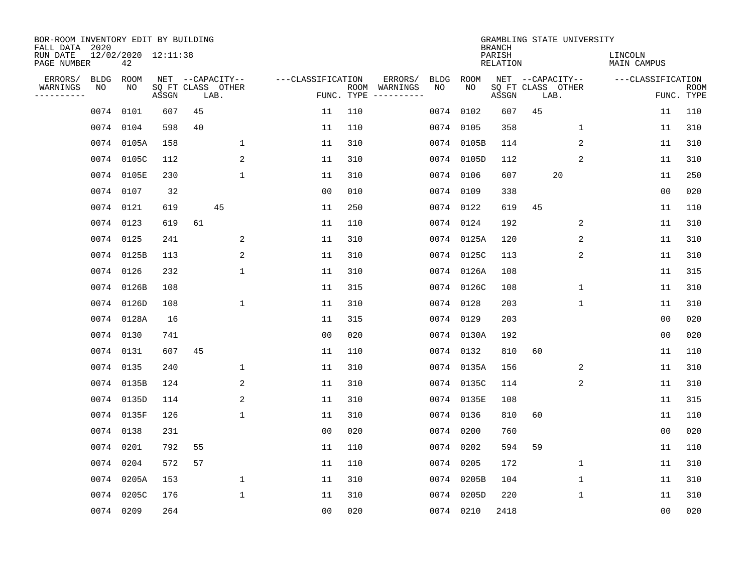BOR-ROOM INVENTORY EDIT BY BUILDING
FALL DATA 2020
RUN DATE 12/02/2020 12:11:38
PAGE NUMBER 42

GRAMBLING STATE UNIVERSITY
BRANCH
PARISH LINCOLN
RELATION MAIN CAMPUS

| ERRORS/ WARNINGS | BLDG NO | ROOM NO | NET SQ FT ASSGN | CAPACITY CLASS | CAPACITY LAB. | CAPACITY OTHER | CLASSIFICATION FUNC. | ROOM TYPE | ERRORS/ WARNINGS | BLDG NO | ROOM NO | NET SQ FT ASSGN | CAPACITY CLASS | CAPACITY LAB. | CAPACITY OTHER | CLASSIFICATION FUNC. | ROOM TYPE |
|---|---|---|---|---|---|---|---|---|---|---|---|---|---|---|---|---|---|
| | 0074 | 0101 | 607 | 45 | | | 11 | 110 | | 0074 | 0102 | 607 | 45 | | | 11 | 110 |
| | 0074 | 0104 | 598 | 40 | | | 11 | 110 | | 0074 | 0105 | 358 | | | 1 | 11 | 310 |
| | 0074 | 0105A | 158 | | | 1 | 11 | 310 | | 0074 | 0105B | 114 | | | 2 | 11 | 310 |
| | 0074 | 0105C | 112 | | | 2 | 11 | 310 | | 0074 | 0105D | 112 | | | 2 | 11 | 310 |
| | 0074 | 0105E | 230 | | | 1 | 11 | 310 | | 0074 | 0106 | 607 | | 20 | | 11 | 250 |
| | 0074 | 0107 | 32 | | | | 00 | 010 | | 0074 | 0109 | 338 | | | | 00 | 020 |
| | 0074 | 0121 | 619 | | 45 | | 11 | 250 | | 0074 | 0122 | 619 | 45 | | | 11 | 110 |
| | 0074 | 0123 | 619 | 61 | | | 11 | 110 | | 0074 | 0124 | 192 | | | 2 | 11 | 310 |
| | 0074 | 0125 | 241 | | | 2 | 11 | 310 | | 0074 | 0125A | 120 | | | 2 | 11 | 310 |
| | 0074 | 0125B | 113 | | | 2 | 11 | 310 | | 0074 | 0125C | 113 | | | 2 | 11 | 310 |
| | 0074 | 0126 | 232 | | | 1 | 11 | 310 | | 0074 | 0126A | 108 | | | | 11 | 315 |
| | 0074 | 0126B | 108 | | | | 11 | 315 | | 0074 | 0126C | 108 | | | 1 | 11 | 310 |
| | 0074 | 0126D | 108 | | | 1 | 11 | 310 | | 0074 | 0128 | 203 | | | 1 | 11 | 310 |
| | 0074 | 0128A | 16 | | | | 11 | 315 | | 0074 | 0129 | 203 | | | | 00 | 020 |
| | 0074 | 0130 | 741 | | | | 00 | 020 | | 0074 | 0130A | 192 | | | | 00 | 020 |
| | 0074 | 0131 | 607 | 45 | | | 11 | 110 | | 0074 | 0132 | 810 | 60 | | | 11 | 110 |
| | 0074 | 0135 | 240 | | | 1 | 11 | 310 | | 0074 | 0135A | 156 | | | 2 | 11 | 310 |
| | 0074 | 0135B | 124 | | | 2 | 11 | 310 | | 0074 | 0135C | 114 | | | 2 | 11 | 310 |
| | 0074 | 0135D | 114 | | | 2 | 11 | 310 | | 0074 | 0135E | 108 | | | | 11 | 315 |
| | 0074 | 0135F | 126 | | | 1 | 11 | 310 | | 0074 | 0136 | 810 | 60 | | | 11 | 110 |
| | 0074 | 0138 | 231 | | | | 00 | 020 | | 0074 | 0200 | 760 | | | | 00 | 020 |
| | 0074 | 0201 | 792 | 55 | | | 11 | 110 | | 0074 | 0202 | 594 | 59 | | | 11 | 110 |
| | 0074 | 0204 | 572 | 57 | | | 11 | 110 | | 0074 | 0205 | 172 | | | 1 | 11 | 310 |
| | 0074 | 0205A | 153 | | | 1 | 11 | 310 | | 0074 | 0205B | 104 | | | 1 | 11 | 310 |
| | 0074 | 0205C | 176 | | | 1 | 11 | 310 | | 0074 | 0205D | 220 | | | 1 | 11 | 310 |
| | 0074 | 0209 | 264 | | | | 00 | 020 | | 0074 | 0210 | 2418 | | | | 00 | 020 |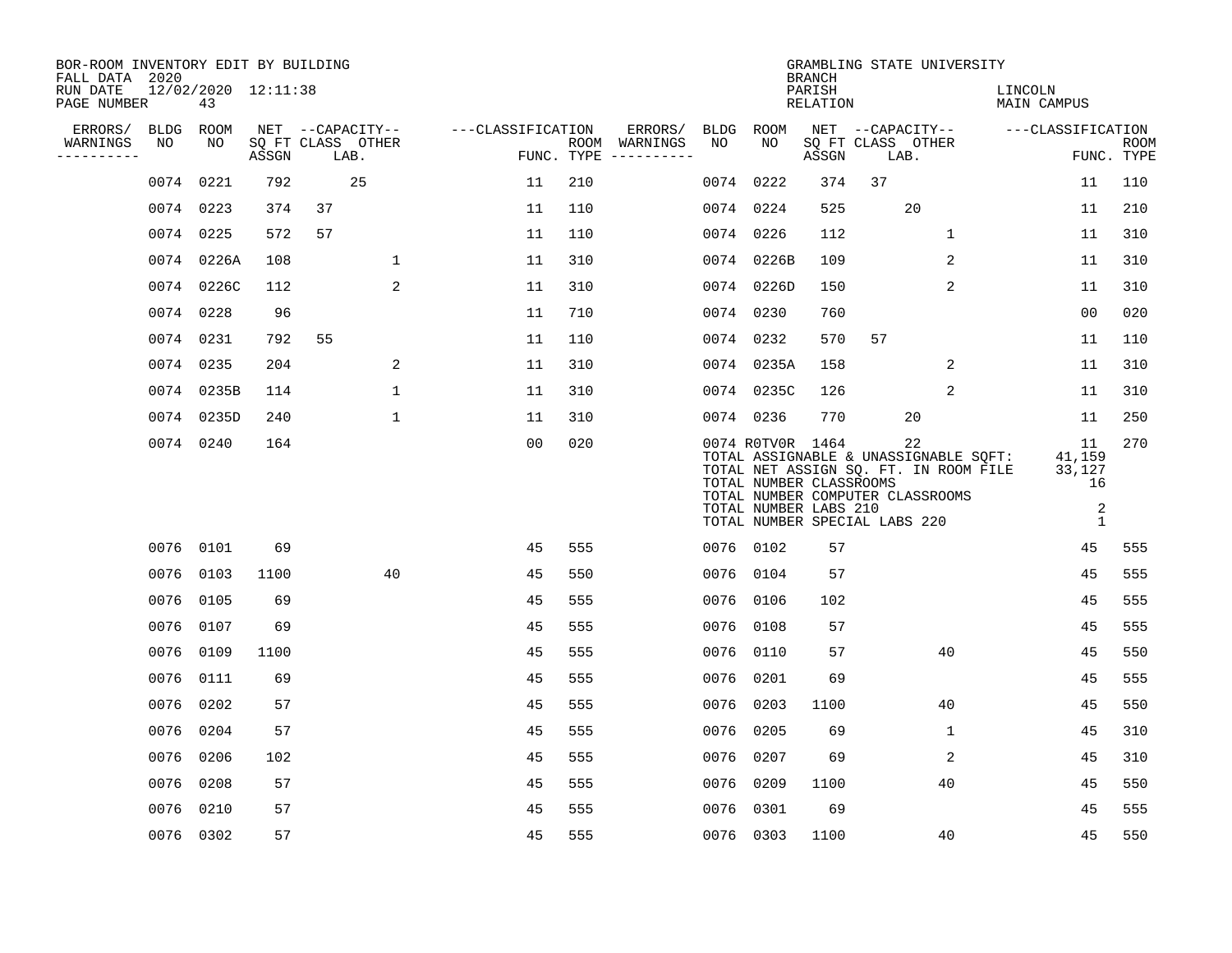BOR-ROOM INVENTORY EDIT BY BUILDING
FALL DATA 2020
RUN DATE 12/02/2020 12:11:38
PAGE NUMBER 43

GRAMBLING STATE UNIVERSITY
BRANCH
PARISH LINCOLN
RELATION MAIN CAMPUS

| ERRORS/ WARNINGS | BLDG NO | ROOM NO | NET SQ FT ASSGN | CAPACITY CLASS LAB. | CAPACITY OTHER | CLASSIFICATION FUNC. | ROOM TYPE | ERRORS/ WARNINGS | BLDG NO | ROOM NO | NET SQ FT ASSGN | CAPACITY CLASS LAB. | CAPACITY OTHER | CLASSIFICATION FUNC. | ROOM TYPE |
|---|---|---|---|---|---|---|---|---|---|---|---|---|---|---|---|
| | 0074 | 0221 | 792 | 25 | | 11 | 210 | | 0074 | 0222 | 374 | 37 | | 11 | 110 |
| | 0074 | 0223 | 374 | 37 | | 11 | 110 | | 0074 | 0224 | 525 | 20 | | 11 | 210 |
| | 0074 | 0225 | 572 | 57 | | 11 | 110 | | 0074 | 0226 | 112 | | 1 | 11 | 310 |
| | 0074 | 0226A | 108 | | 1 | 11 | 310 | | 0074 | 0226B | 109 | | 2 | 11 | 310 |
| | 0074 | 0226C | 112 | | 2 | 11 | 310 | | 0074 | 0226D | 150 | | 2 | 11 | 310 |
| | 0074 | 0228 | 96 | | | 11 | 710 | | 0074 | 0230 | 760 | | | 00 | 020 |
| | 0074 | 0231 | 792 | 55 | | 11 | 110 | | 0074 | 0232 | 570 | 57 | | 11 | 110 |
| | 0074 | 0235 | 204 | | 2 | 11 | 310 | | 0074 | 0235A | 158 | | 2 | 11 | 310 |
| | 0074 | 0235B | 114 | | 1 | 11 | 310 | | 0074 | 0235C | 126 | | 2 | 11 | 310 |
| | 0074 | 0235D | 240 | | 1 | 11 | 310 | | 0074 | 0236 | 770 | 20 | | 11 | 250 |
| | 0074 | 0240 | 164 | | | 00 | 020 | | 0074 | R0TV0R | 1464 | 22 | | 11 | 270 |

TOTAL ASSIGNABLE & UNASSIGNABLE SQFT: 41,159
TOTAL NET ASSIGN SQ. FT. IN ROOM FILE 33,127
TOTAL NUMBER CLASSROOMS 16
TOTAL NUMBER COMPUTER CLASSROOMS
TOTAL NUMBER LABS 210 2
TOTAL NUMBER SPECIAL LABS 220 1

| ERRORS/ WARNINGS | BLDG NO | ROOM NO | NET SQ FT ASSGN | CAPACITY CLASS LAB. | CAPACITY OTHER | CLASSIFICATION FUNC. | ROOM TYPE | ERRORS/ WARNINGS | BLDG NO | ROOM NO | NET SQ FT ASSGN | CAPACITY CLASS LAB. | CAPACITY OTHER | CLASSIFICATION FUNC. | ROOM TYPE |
|---|---|---|---|---|---|---|---|---|---|---|---|---|---|---|---|
| | 0076 | 0101 | 69 | | | 45 | 555 | | 0076 | 0102 | 57 | | | 45 | 555 |
| | 0076 | 0103 | 1100 | | 40 | 45 | 550 | | 0076 | 0104 | 57 | | | 45 | 555 |
| | 0076 | 0105 | 69 | | | 45 | 555 | | 0076 | 0106 | 102 | | | 45 | 555 |
| | 0076 | 0107 | 69 | | | 45 | 555 | | 0076 | 0108 | 57 | | | 45 | 555 |
| | 0076 | 0109 | 1100 | | | 45 | 555 | | 0076 | 0110 | 57 | | 40 | 45 | 550 |
| | 0076 | 0111 | 69 | | | 45 | 555 | | 0076 | 0201 | 69 | | | 45 | 555 |
| | 0076 | 0202 | 57 | | | 45 | 555 | | 0076 | 0203 | 1100 | | 40 | 45 | 550 |
| | 0076 | 0204 | 57 | | | 45 | 555 | | 0076 | 0205 | 69 | | 1 | 45 | 310 |
| | 0076 | 0206 | 102 | | | 45 | 555 | | 0076 | 0207 | 69 | | 2 | 45 | 310 |
| | 0076 | 0208 | 57 | | | 45 | 555 | | 0076 | 0209 | 1100 | | 40 | 45 | 550 |
| | 0076 | 0210 | 57 | | | 45 | 555 | | 0076 | 0301 | 69 | | | 45 | 555 |
| | 0076 | 0302 | 57 | | | 45 | 555 | | 0076 | 0303 | 1100 | | 40 | 45 | 550 |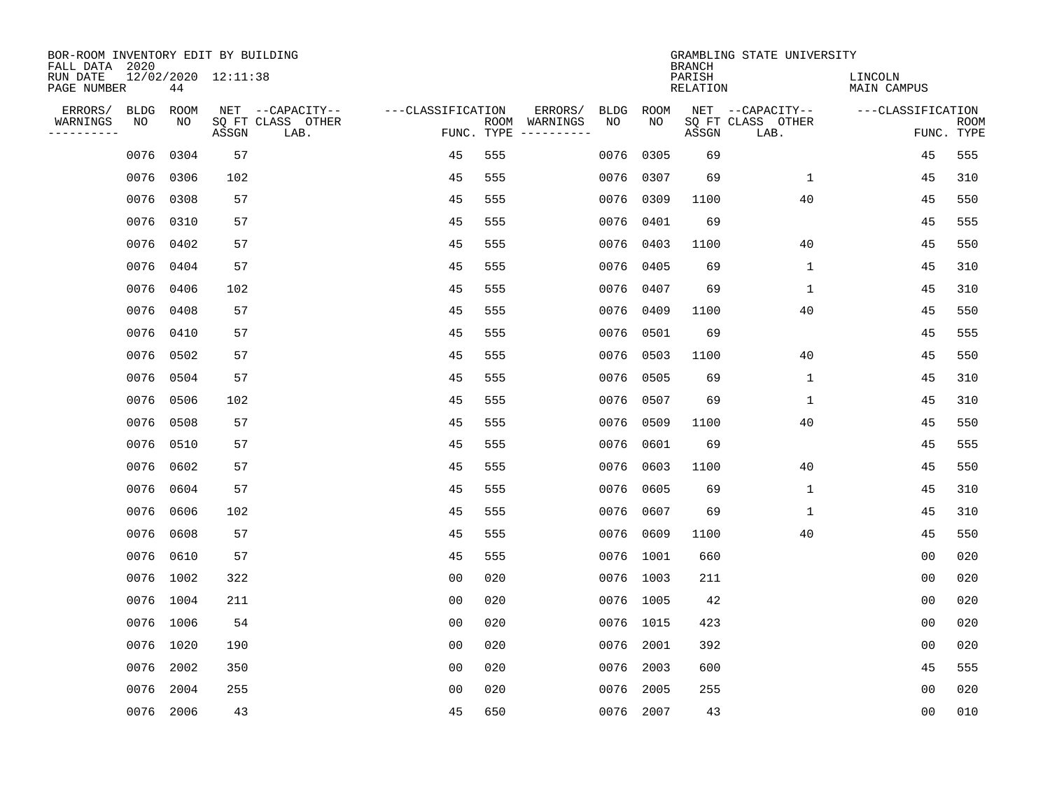BOR-ROOM INVENTORY EDIT BY BUILDING
FALL DATA 2020
RUN DATE 12/02/2020 12:11:38
PAGE NUMBER 44

GRAMBLING STATE UNIVERSITY
BRANCH
PARISH LINCOLN
RELATION MAIN CAMPUS

| ERRORS/ WARNINGS | BLDG NO | ROOM NO | NET SQ FT ASSGN | CAPACITY-- CLASS LAB. | OTHER | CLASSIFICATION FUNC. | ROOM TYPE | ERRORS/ WARNINGS | BLDG NO | ROOM NO | NET SQ FT ASSGN | CAPACITY-- CLASS LAB. | OTHER | CLASSIFICATION FUNC. | ROOM TYPE |
|---|---|---|---|---|---|---|---|---|---|---|---|---|---|---|---|
| | 0076 | 0304 | 57 | | | 45 | 555 | | 0076 | 0305 | 69 | | | 45 | 555 |
| | 0076 | 0306 | 102 | | | 45 | 555 | | 0076 | 0307 | 69 | | 1 | 45 | 310 |
| | 0076 | 0308 | 57 | | | 45 | 555 | | 0076 | 0309 | 1100 | | 40 | 45 | 550 |
| | 0076 | 0310 | 57 | | | 45 | 555 | | 0076 | 0401 | 69 | | | 45 | 555 |
| | 0076 | 0402 | 57 | | | 45 | 555 | | 0076 | 0403 | 1100 | | 40 | 45 | 550 |
| | 0076 | 0404 | 57 | | | 45 | 555 | | 0076 | 0405 | 69 | | 1 | 45 | 310 |
| | 0076 | 0406 | 102 | | | 45 | 555 | | 0076 | 0407 | 69 | | 1 | 45 | 310 |
| | 0076 | 0408 | 57 | | | 45 | 555 | | 0076 | 0409 | 1100 | | 40 | 45 | 550 |
| | 0076 | 0410 | 57 | | | 45 | 555 | | 0076 | 0501 | 69 | | | 45 | 555 |
| | 0076 | 0502 | 57 | | | 45 | 555 | | 0076 | 0503 | 1100 | | 40 | 45 | 550 |
| | 0076 | 0504 | 57 | | | 45 | 555 | | 0076 | 0505 | 69 | | 1 | 45 | 310 |
| | 0076 | 0506 | 102 | | | 45 | 555 | | 0076 | 0507 | 69 | | 1 | 45 | 310 |
| | 0076 | 0508 | 57 | | | 45 | 555 | | 0076 | 0509 | 1100 | | 40 | 45 | 550 |
| | 0076 | 0510 | 57 | | | 45 | 555 | | 0076 | 0601 | 69 | | | 45 | 555 |
| | 0076 | 0602 | 57 | | | 45 | 555 | | 0076 | 0603 | 1100 | | 40 | 45 | 550 |
| | 0076 | 0604 | 57 | | | 45 | 555 | | 0076 | 0605 | 69 | | 1 | 45 | 310 |
| | 0076 | 0606 | 102 | | | 45 | 555 | | 0076 | 0607 | 69 | | 1 | 45 | 310 |
| | 0076 | 0608 | 57 | | | 45 | 555 | | 0076 | 0609 | 1100 | | 40 | 45 | 550 |
| | 0076 | 0610 | 57 | | | 45 | 555 | | 0076 | 1001 | 660 | | | 00 | 020 |
| | 0076 | 1002 | 322 | | | 00 | 020 | | 0076 | 1003 | 211 | | | 00 | 020 |
| | 0076 | 1004 | 211 | | | 00 | 020 | | 0076 | 1005 | 42 | | | 00 | 020 |
| | 0076 | 1006 | 54 | | | 00 | 020 | | 0076 | 1015 | 423 | | | 00 | 020 |
| | 0076 | 1020 | 190 | | | 00 | 020 | | 0076 | 2001 | 392 | | | 00 | 020 |
| | 0076 | 2002 | 350 | | | 00 | 020 | | 0076 | 2003 | 600 | | | 45 | 555 |
| | 0076 | 2004 | 255 | | | 00 | 020 | | 0076 | 2005 | 255 | | | 00 | 020 |
| | 0076 | 2006 | 43 | | | 45 | 650 | | 0076 | 2007 | 43 | | | 00 | 010 |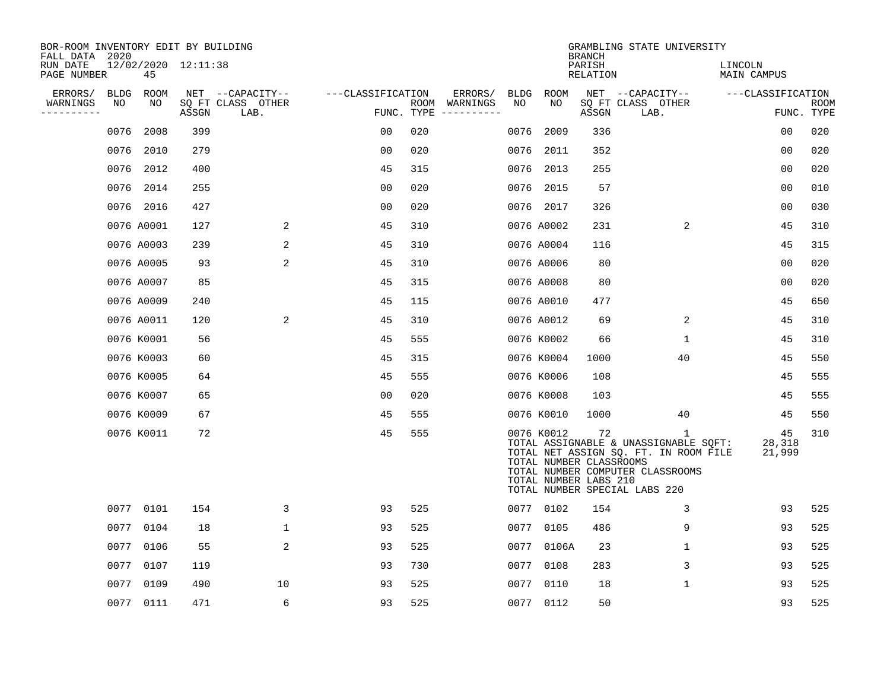BOR-ROOM INVENTORY EDIT BY BUILDING
FALL DATA 2020
RUN DATE 12/02/2020 12:11:38
PAGE NUMBER 45

GRAMBLING STATE UNIVERSITY
BRANCH
PARISH LINCOLN
RELATION MAIN CAMPUS

| ERRORS/ WARNINGS | BLDG NO | ROOM NO | NET SQ FT ASSGN | CAPACITY CLASS LAB. | CAPACITY OTHER | CLASSIFICATION FUNC. | ROOM TYPE | ERRORS/ WARNINGS | BLDG NO | ROOM NO | NET SQ FT ASSGN | CAPACITY CLASS LAB. | CAPACITY OTHER | CLASSIFICATION FUNC. | ROOM TYPE |
|---|---|---|---|---|---|---|---|---|---|---|---|---|---|---|---|
| | 0076 | 2008 | 399 | | | 00 | 020 | | 0076 | 2009 | 336 | | | 00 | 020 |
| | 0076 | 2010 | 279 | | | 00 | 020 | | 0076 | 2011 | 352 | | | 00 | 020 |
| | 0076 | 2012 | 400 | | | 45 | 315 | | 0076 | 2013 | 255 | | | 00 | 020 |
| | 0076 | 2014 | 255 | | | 00 | 020 | | 0076 | 2015 | 57 | | | 00 | 010 |
| | 0076 | 2016 | 427 | | | 00 | 020 | | 0076 | 2017 | 326 | | | 00 | 030 |
| | 0076 | A0001 | 127 | | 2 | 45 | 310 | | 0076 | A0002 | 231 | | 2 | 45 | 310 |
| | 0076 | A0003 | 239 | | 2 | 45 | 310 | | 0076 | A0004 | 116 | | | 45 | 315 |
| | 0076 | A0005 | 93 | | 2 | 45 | 310 | | 0076 | A0006 | 80 | | | 00 | 020 |
| | 0076 | A0007 | 85 | | | 45 | 315 | | 0076 | A0008 | 80 | | | 00 | 020 |
| | 0076 | A0009 | 240 | | | 45 | 115 | | 0076 | A0010 | 477 | | | 45 | 650 |
| | 0076 | A0011 | 120 | | 2 | 45 | 310 | | 0076 | A0012 | 69 | | 2 | 45 | 310 |
| | 0076 | K0001 | 56 | | | 45 | 555 | | 0076 | K0002 | 66 | | 1 | 45 | 310 |
| | 0076 | K0003 | 60 | | | 45 | 315 | | 0076 | K0004 | 1000 | | 40 | 45 | 550 |
| | 0076 | K0005 | 64 | | | 45 | 555 | | 0076 | K0006 | 108 | | | 45 | 555 |
| | 0076 | K0007 | 65 | | | 00 | 020 | | 0076 | K0008 | 103 | | | 45 | 555 |
| | 0076 | K0009 | 67 | | | 45 | 555 | | 0076 | K0010 | 1000 | | 40 | 45 | 550 |
| | 0076 | K0011 | 72 | | | 45 | 555 | | 0076 | K0012 | 72 | | 1 | 45 | 310 |

TOTAL ASSIGNABLE & UNASSIGNABLE SQFT: 28,318
TOTAL NET ASSIGN SQ. FT. IN ROOM FILE 21,999
TOTAL NUMBER CLASSROOMS
TOTAL NUMBER COMPUTER CLASSROOMS
TOTAL NUMBER LABS 210
TOTAL NUMBER SPECIAL LABS 220

| ERRORS/ WARNINGS | BLDG NO | ROOM NO | NET SQ FT ASSGN | CAPACITY CLASS LAB. | CAPACITY OTHER | CLASSIFICATION FUNC. | ROOM TYPE | ERRORS/ WARNINGS | BLDG NO | ROOM NO | NET SQ FT ASSGN | CAPACITY CLASS LAB. | CAPACITY OTHER | CLASSIFICATION FUNC. | ROOM TYPE |
|---|---|---|---|---|---|---|---|---|---|---|---|---|---|---|---|
| | 0077 | 0101 | 154 | | 3 | 93 | 525 | | 0077 | 0102 | 154 | | 3 | 93 | 525 |
| | 0077 | 0104 | 18 | | 1 | 93 | 525 | | 0077 | 0105 | 486 | | 9 | 93 | 525 |
| | 0077 | 0106 | 55 | | 2 | 93 | 525 | | 0077 | 0106A | 23 | | 1 | 93 | 525 |
| | 0077 | 0107 | 119 | | | 93 | 730 | | 0077 | 0108 | 283 | | 3 | 93 | 525 |
| | 0077 | 0109 | 490 | | 10 | 93 | 525 | | 0077 | 0110 | 18 | | 1 | 93 | 525 |
| | 0077 | 0111 | 471 | | 6 | 93 | 525 | | 0077 | 0112 | 50 | | | 93 | 525 |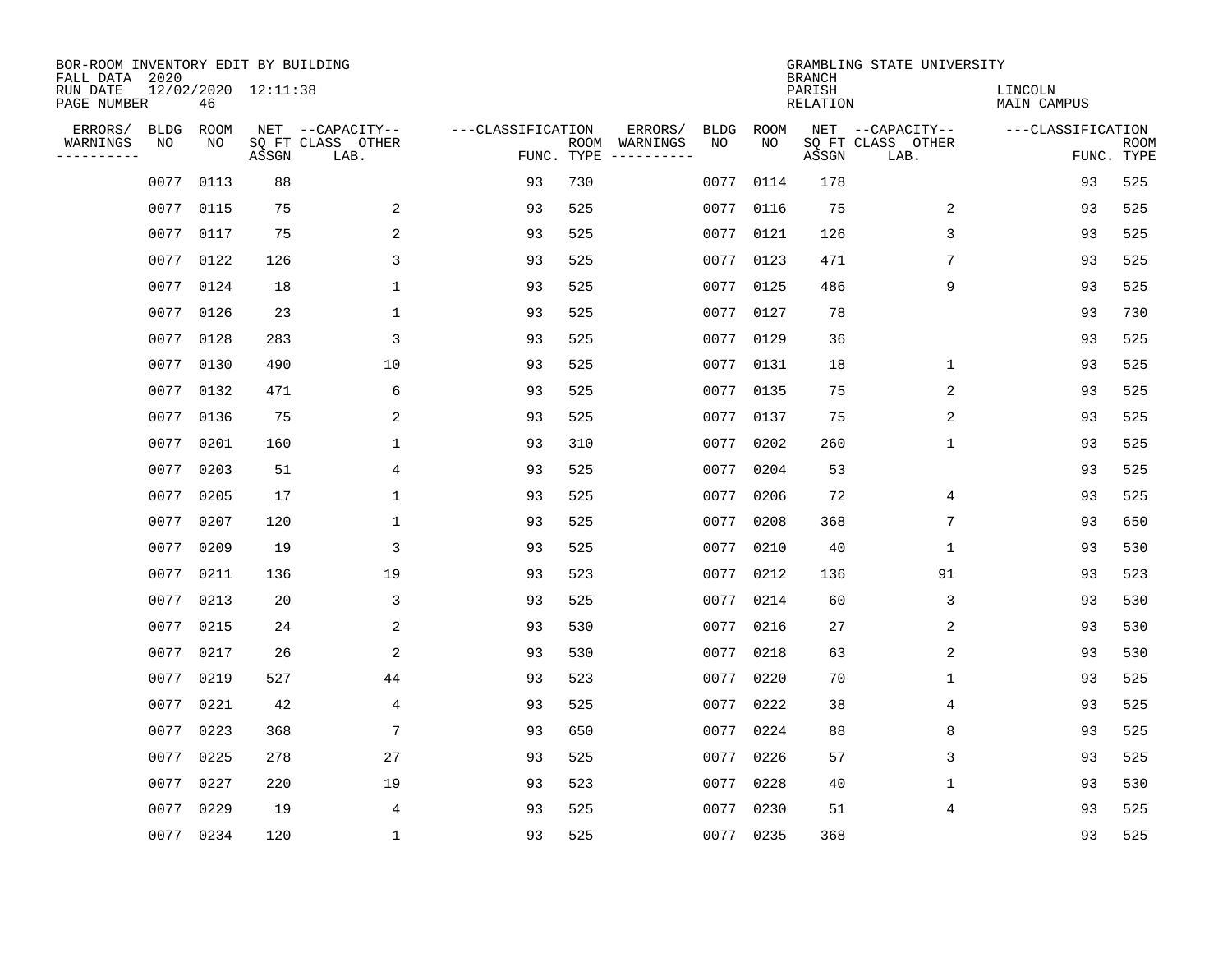BOR-ROOM INVENTORY EDIT BY BUILDING
FALL DATA 2020
RUN DATE 12/02/2020 12:11:38
PAGE NUMBER 46

GRAMBLING STATE UNIVERSITY
BRANCH
PARISH LINCOLN
RELATION MAIN CAMPUS

| ERRORS/ WARNINGS | BLDG NO | ROOM NO | NET SQ FT ASSGN | CAPACITY CLASS LAB. | CAPACITY OTHER | CLASSIFICATION FUNC. | ROOM TYPE | ERRORS/ WARNINGS | BLDG NO | ROOM NO | NET SQ FT ASSGN | CAPACITY CLASS LAB. | CAPACITY OTHER | CLASSIFICATION FUNC. | ROOM TYPE |
|---|---|---|---|---|---|---|---|---|---|---|---|---|---|---|---|
| | 0077 | 0113 | 88 | | | 93 | 730 | | 0077 | 0114 | 178 | | | 93 | 525 |
| | 0077 | 0115 | 75 | | 2 | 93 | 525 | | 0077 | 0116 | 75 | | 2 | 93 | 525 |
| | 0077 | 0117 | 75 | | 2 | 93 | 525 | | 0077 | 0121 | 126 | | 3 | 93 | 525 |
| | 0077 | 0122 | 126 | | 3 | 93 | 525 | | 0077 | 0123 | 471 | | 7 | 93 | 525 |
| | 0077 | 0124 | 18 | | 1 | 93 | 525 | | 0077 | 0125 | 486 | | 9 | 93 | 525 |
| | 0077 | 0126 | 23 | | 1 | 93 | 525 | | 0077 | 0127 | 78 | | | 93 | 730 |
| | 0077 | 0128 | 283 | | 3 | 93 | 525 | | 0077 | 0129 | 36 | | | 93 | 525 |
| | 0077 | 0130 | 490 | | 10 | 93 | 525 | | 0077 | 0131 | 18 | | 1 | 93 | 525 |
| | 0077 | 0132 | 471 | | 6 | 93 | 525 | | 0077 | 0135 | 75 | | 2 | 93 | 525 |
| | 0077 | 0136 | 75 | | 2 | 93 | 525 | | 0077 | 0137 | 75 | | 2 | 93 | 525 |
| | 0077 | 0201 | 160 | | 1 | 93 | 310 | | 0077 | 0202 | 260 | | 1 | 93 | 525 |
| | 0077 | 0203 | 51 | | 4 | 93 | 525 | | 0077 | 0204 | 53 | | | 93 | 525 |
| | 0077 | 0205 | 17 | | 1 | 93 | 525 | | 0077 | 0206 | 72 | | 4 | 93 | 525 |
| | 0077 | 0207 | 120 | | 1 | 93 | 525 | | 0077 | 0208 | 368 | | 7 | 93 | 650 |
| | 0077 | 0209 | 19 | | 3 | 93 | 525 | | 0077 | 0210 | 40 | | 1 | 93 | 530 |
| | 0077 | 0211 | 136 | | 19 | 93 | 523 | | 0077 | 0212 | 136 | | 91 | 93 | 523 |
| | 0077 | 0213 | 20 | | 3 | 93 | 525 | | 0077 | 0214 | 60 | | 3 | 93 | 530 |
| | 0077 | 0215 | 24 | | 2 | 93 | 530 | | 0077 | 0216 | 27 | | 2 | 93 | 530 |
| | 0077 | 0217 | 26 | | 2 | 93 | 530 | | 0077 | 0218 | 63 | | 2 | 93 | 530 |
| | 0077 | 0219 | 527 | | 44 | 93 | 523 | | 0077 | 0220 | 70 | | 1 | 93 | 525 |
| | 0077 | 0221 | 42 | | 4 | 93 | 525 | | 0077 | 0222 | 38 | | 4 | 93 | 525 |
| | 0077 | 0223 | 368 | | 7 | 93 | 650 | | 0077 | 0224 | 88 | | 8 | 93 | 525 |
| | 0077 | 0225 | 278 | | 27 | 93 | 525 | | 0077 | 0226 | 57 | | 3 | 93 | 525 |
| | 0077 | 0227 | 220 | | 19 | 93 | 523 | | 0077 | 0228 | 40 | | 1 | 93 | 530 |
| | 0077 | 0229 | 19 | | 4 | 93 | 525 | | 0077 | 0230 | 51 | | 4 | 93 | 525 |
| | 0077 | 0234 | 120 | | 1 | 93 | 525 | | 0077 | 0235 | 368 | | | 93 | 525 |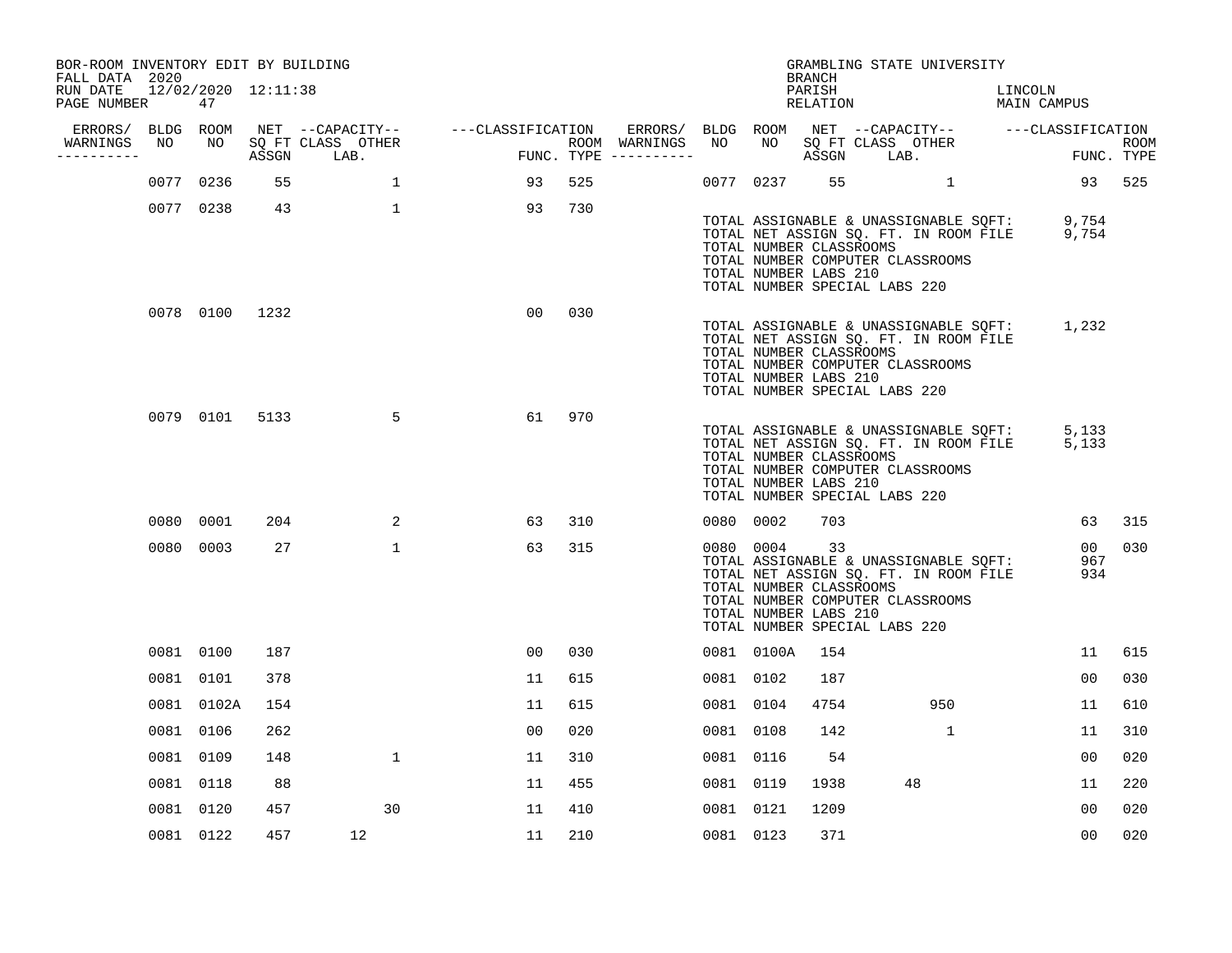BOR-ROOM INVENTORY EDIT BY BUILDING
FALL DATA 2020
RUN DATE 12/02/2020 12:11:38
PAGE NUMBER 47

GRAMBLING STATE UNIVERSITY
BRANCH
PARISH LINCOLN
RELATION MAIN CAMPUS

| ERRORS/ WARNINGS | BLDG NO | ROOM NO | NET SQ FT ASSGN | --CAPACITY-- CLASS LAB. | OTHER | ---CLASSIFICATION FUNC. | ROOM TYPE | ERRORS/ WARNINGS | BLDG NO | ROOM NO | NET SQ FT ASSGN | --CAPACITY-- CLASS LAB. | OTHER | ---CLASSIFICATION FUNC. | ROOM TYPE |
|---|---|---|---|---|---|---|---|---|---|---|---|---|---|---|---|
| | 0077 | 0236 | 55 | | 1 | 93 | 525 | | 0077 | 0237 | 55 | | 1 | 93 | 525 |
| | 0077 | 0238 | 43 | | 1 | 93 | 730 | | | | | | | | |

TOTAL ASSIGNABLE & UNASSIGNABLE SQFT: 9,754
TOTAL NET ASSIGN SQ. FT. IN ROOM FILE 9,754
TOTAL NUMBER CLASSROOMS
TOTAL NUMBER COMPUTER CLASSROOMS
TOTAL NUMBER LABS 210
TOTAL NUMBER SPECIAL LABS 220

| ERRORS/ WARNINGS | BLDG NO | ROOM NO | NET SQ FT ASSGN | --CAPACITY-- CLASS LAB. | OTHER | FUNC. | ROOM TYPE |
|---|---|---|---|---|---|---|---|
| | 0078 | 0100 | 1232 | | | 00 | 030 |

TOTAL ASSIGNABLE & UNASSIGNABLE SQFT: 1,232
TOTAL NET ASSIGN SQ. FT. IN ROOM FILE
TOTAL NUMBER CLASSROOMS
TOTAL NUMBER COMPUTER CLASSROOMS
TOTAL NUMBER LABS 210
TOTAL NUMBER SPECIAL LABS 220

| ERRORS/ WARNINGS | BLDG NO | ROOM NO | NET SQ FT ASSGN | --CAPACITY-- CLASS LAB. | OTHER | FUNC. | ROOM TYPE |
|---|---|---|---|---|---|---|---|
| | 0079 | 0101 | 5133 | | 5 | 61 | 970 |

TOTAL ASSIGNABLE & UNASSIGNABLE SQFT: 5,133
TOTAL NET ASSIGN SQ. FT. IN ROOM FILE 5,133
TOTAL NUMBER CLASSROOMS
TOTAL NUMBER COMPUTER CLASSROOMS
TOTAL NUMBER LABS 210
TOTAL NUMBER SPECIAL LABS 220

| ERRORS/ WARNINGS | BLDG NO | ROOM NO | NET SQ FT ASSGN | --CAPACITY-- CLASS LAB. | OTHER | FUNC. | ROOM TYPE | ERRORS/ WARNINGS | BLDG NO | ROOM NO | NET SQ FT ASSGN | --CAPACITY-- CLASS LAB. | OTHER | FUNC. | ROOM TYPE |
|---|---|---|---|---|---|---|---|---|---|---|---|---|---|---|---|
| | 0080 | 0001 | 204 | | 2 | 63 | 310 | | 0080 | 0002 | 703 | | | 63 | 315 |
| | 0080 | 0003 | 27 | | 1 | 63 | 315 | | 0080 | 0004 | 33 | | | 00 | 030 |

TOTAL ASSIGNABLE & UNASSIGNABLE SQFT: 967
TOTAL NET ASSIGN SQ. FT. IN ROOM FILE 934
TOTAL NUMBER CLASSROOMS
TOTAL NUMBER COMPUTER CLASSROOMS
TOTAL NUMBER LABS 210
TOTAL NUMBER SPECIAL LABS 220

| ERRORS/ WARNINGS | BLDG NO | ROOM NO | NET SQ FT ASSGN | --CAPACITY-- CLASS LAB. | OTHER | FUNC. | ROOM TYPE | ERRORS/ WARNINGS | BLDG NO | ROOM NO | NET SQ FT ASSGN | --CAPACITY-- CLASS LAB. | OTHER | FUNC. | ROOM TYPE |
|---|---|---|---|---|---|---|---|---|---|---|---|---|---|---|---|
| | 0081 | 0100 | 187 | | | 00 | 030 | | 0081 | 0100A | 154 | | | 11 | 615 |
| | 0081 | 0101 | 378 | | | 11 | 615 | | 0081 | 0102 | 187 | | | 00 | 030 |
| | 0081 | 0102A | 154 | | | 11 | 615 | | 0081 | 0104 | 4754 | | 950 | 11 | 610 |
| | 0081 | 0106 | 262 | | | 00 | 020 | | 0081 | 0108 | 142 | | 1 | 11 | 310 |
| | 0081 | 0109 | 148 | | 1 | 11 | 310 | | 0081 | 0116 | 54 | | | 00 | 020 |
| | 0081 | 0118 | 88 | | | 11 | 455 | | 0081 | 0119 | 1938 | 48 | | 11 | 220 |
| | 0081 | 0120 | 457 | | 30 | 11 | 410 | | 0081 | 0121 | 1209 | | | 00 | 020 |
| | 0081 | 0122 | 457 | 12 | | 11 | 210 | | 0081 | 0123 | 371 | | | 00 | 020 |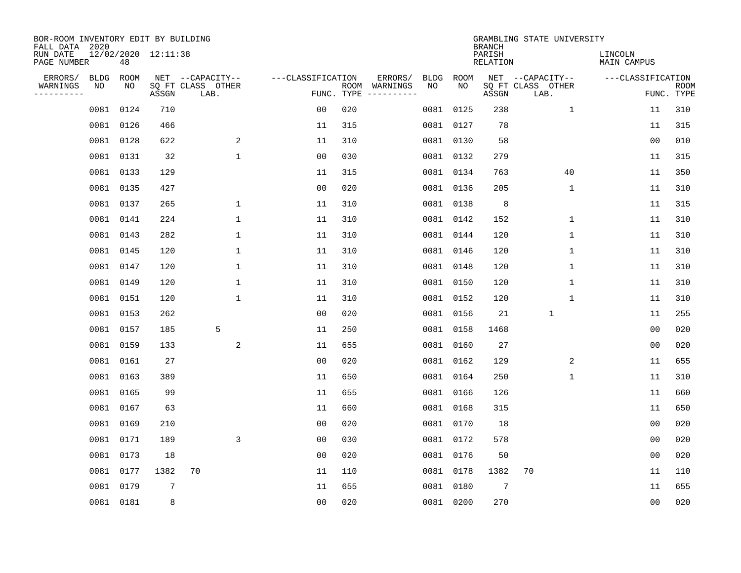BOR-ROOM INVENTORY EDIT BY BUILDING
FALL DATA 2020
RUN DATE 12/02/2020 12:11:38

GRAMBLING STATE UNIVERSITY
BRANCH
PARISH LINCOLN
RELATION MAIN CAMPUS

| ERRORS/ WARNINGS | BLDG NO | ROOM NO | NET SQ FT ASSGN | CAPACITY CLASS | CAPACITY LAB | CAPACITY OTHER | CLASSIFICATION FUNC. | ROOM TYPE | ERRORS/ WARNINGS | BLDG NO | ROOM NO | NET SQ FT ASSGN | CAPACITY CLASS | CAPACITY LAB | CAPACITY OTHER | CLASSIFICATION FUNC. | ROOM TYPE |
|---|---|---|---|---|---|---|---|---|---|---|---|---|---|---|---|---|---|
| | 0081 | 0124 | 710 | | | | 00 | 020 | | 0081 | 0125 | 238 | | | 1 | 11 | 310 |
| | 0081 | 0126 | 466 | | | | 11 | 315 | | 0081 | 0127 | 78 | | | | 11 | 315 |
| | 0081 | 0128 | 622 | | | 2 | 11 | 310 | | 0081 | 0130 | 58 | | | | 00 | 010 |
| | 0081 | 0131 | 32 | | | 1 | 00 | 030 | | 0081 | 0132 | 279 | | | | 11 | 315 |
| | 0081 | 0133 | 129 | | | | 11 | 315 | | 0081 | 0134 | 763 | | | 40 | 11 | 350 |
| | 0081 | 0135 | 427 | | | | 00 | 020 | | 0081 | 0136 | 205 | | | 1 | 11 | 310 |
| | 0081 | 0137 | 265 | | | 1 | 11 | 310 | | 0081 | 0138 | 8 | | | | 11 | 315 |
| | 0081 | 0141 | 224 | | | 1 | 11 | 310 | | 0081 | 0142 | 152 | | | 1 | 11 | 310 |
| | 0081 | 0143 | 282 | | | 1 | 11 | 310 | | 0081 | 0144 | 120 | | | 1 | 11 | 310 |
| | 0081 | 0145 | 120 | | | 1 | 11 | 310 | | 0081 | 0146 | 120 | | | 1 | 11 | 310 |
| | 0081 | 0147 | 120 | | | 1 | 11 | 310 | | 0081 | 0148 | 120 | | | 1 | 11 | 310 |
| | 0081 | 0149 | 120 | | | 1 | 11 | 310 | | 0081 | 0150 | 120 | | | 1 | 11 | 310 |
| | 0081 | 0151 | 120 | | | 1 | 11 | 310 | | 0081 | 0152 | 120 | | | 1 | 11 | 310 |
| | 0081 | 0153 | 262 | | | | 00 | 020 | | 0081 | 0156 | 21 | | 1 | | 11 | 255 |
| | 0081 | 0157 | 185 | | 5 | | 11 | 250 | | 0081 | 0158 | 1468 | | | | 00 | 020 |
| | 0081 | 0159 | 133 | | | 2 | 11 | 655 | | 0081 | 0160 | 27 | | | | 00 | 020 |
| | 0081 | 0161 | 27 | | | | 00 | 020 | | 0081 | 0162 | 129 | | | 2 | 11 | 655 |
| | 0081 | 0163 | 389 | | | | 11 | 650 | | 0081 | 0164 | 250 | | | 1 | 11 | 310 |
| | 0081 | 0165 | 99 | | | | 11 | 655 | | 0081 | 0166 | 126 | | | | 11 | 660 |
| | 0081 | 0167 | 63 | | | | 11 | 660 | | 0081 | 0168 | 315 | | | | 11 | 650 |
| | 0081 | 0169 | 210 | | | | 00 | 020 | | 0081 | 0170 | 18 | | | | 00 | 020 |
| | 0081 | 0171 | 189 | | | 3 | 00 | 030 | | 0081 | 0172 | 578 | | | | 00 | 020 |
| | 0081 | 0173 | 18 | | | | 00 | 020 | | 0081 | 0176 | 50 | | | | 00 | 020 |
| | 0081 | 0177 | 1382 | 70 | | | 11 | 110 | | 0081 | 0178 | 1382 | 70 | | | 11 | 110 |
| | 0081 | 0179 | 7 | | | | 11 | 655 | | 0081 | 0180 | 7 | | | | 11 | 655 |
| | 0081 | 0181 | 8 | | | | 00 | 020 | | 0081 | 0200 | 270 | | | | 00 | 020 |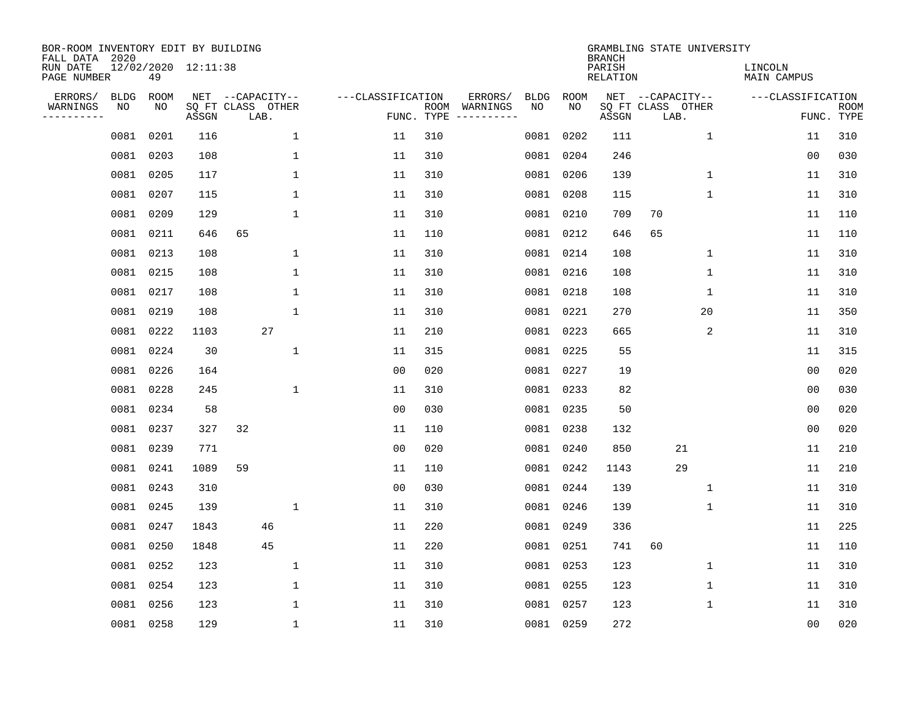BOR-ROOM INVENTORY EDIT BY BUILDING
FALL DATA 2020
RUN DATE 12/02/2020 12:11:38
PAGE NUMBER 49

GRAMBLING STATE UNIVERSITY
BRANCH
PARISH LINCOLN
RELATION MAIN CAMPUS

| ERRORS/ WARNINGS | BLDG NO | ROOM NO | NET SQ FT ASSGN | CAPACITY CLASS | CAPACITY LAB. | CAPACITY OTHER | CLASSIFICATION FUNC. | ROOM TYPE | ERRORS/ WARNINGS | BLDG NO | ROOM NO | NET SQ FT ASSGN | CAPACITY CLASS | CAPACITY LAB. | CAPACITY OTHER | CLASSIFICATION FUNC. | ROOM TYPE |
|---|---|---|---|---|---|---|---|---|---|---|---|---|---|---|---|---|---|
| | 0081 | 0201 | 116 | | | 1 | 11 | 310 | | 0081 | 0202 | 111 | | | 1 | 11 | 310 |
| | 0081 | 0203 | 108 | | | 1 | 11 | 310 | | 0081 | 0204 | 246 | | | | 00 | 030 |
| | 0081 | 0205 | 117 | | | 1 | 11 | 310 | | 0081 | 0206 | 139 | | | 1 | 11 | 310 |
| | 0081 | 0207 | 115 | | | 1 | 11 | 310 | | 0081 | 0208 | 115 | | | 1 | 11 | 310 |
| | 0081 | 0209 | 129 | | | 1 | 11 | 310 | | 0081 | 0210 | 709 | 70 | | | 11 | 110 |
| | 0081 | 0211 | 646 | 65 | | | 11 | 110 | | 0081 | 0212 | 646 | 65 | | | 11 | 110 |
| | 0081 | 0213 | 108 | | | 1 | 11 | 310 | | 0081 | 0214 | 108 | | | 1 | 11 | 310 |
| | 0081 | 0215 | 108 | | | 1 | 11 | 310 | | 0081 | 0216 | 108 | | | 1 | 11 | 310 |
| | 0081 | 0217 | 108 | | | 1 | 11 | 310 | | 0081 | 0218 | 108 | | | 1 | 11 | 310 |
| | 0081 | 0219 | 108 | | | 1 | 11 | 310 | | 0081 | 0221 | 270 | | | 20 | 11 | 350 |
| | 0081 | 0222 | 1103 | | 27 | | 11 | 210 | | 0081 | 0223 | 665 | | | 2 | 11 | 310 |
| | 0081 | 0224 | 30 | | | 1 | 11 | 315 | | 0081 | 0225 | 55 | | | | 11 | 315 |
| | 0081 | 0226 | 164 | | | | 00 | 020 | | 0081 | 0227 | 19 | | | | 00 | 020 |
| | 0081 | 0228 | 245 | | | 1 | 11 | 310 | | 0081 | 0233 | 82 | | | | 00 | 030 |
| | 0081 | 0234 | 58 | | | | 00 | 030 | | 0081 | 0235 | 50 | | | | 00 | 020 |
| | 0081 | 0237 | 327 | 32 | | | 11 | 110 | | 0081 | 0238 | 132 | | | | 00 | 020 |
| | 0081 | 0239 | 771 | | | | 00 | 020 | | 0081 | 0240 | 850 | | 21 | | 11 | 210 |
| | 0081 | 0241 | 1089 | 59 | | | 11 | 110 | | 0081 | 0242 | 1143 | | 29 | | 11 | 210 |
| | 0081 | 0243 | 310 | | | | 00 | 030 | | 0081 | 0244 | 139 | | | 1 | 11 | 310 |
| | 0081 | 0245 | 139 | | | 1 | 11 | 310 | | 0081 | 0246 | 139 | | | 1 | 11 | 310 |
| | 0081 | 0247 | 1843 | | 46 | | 11 | 220 | | 0081 | 0249 | 336 | | | | 11 | 225 |
| | 0081 | 0250 | 1848 | | 45 | | 11 | 220 | | 0081 | 0251 | 741 | 60 | | | 11 | 110 |
| | 0081 | 0252 | 123 | | | 1 | 11 | 310 | | 0081 | 0253 | 123 | | | 1 | 11 | 310 |
| | 0081 | 0254 | 123 | | | 1 | 11 | 310 | | 0081 | 0255 | 123 | | | 1 | 11 | 310 |
| | 0081 | 0256 | 123 | | | 1 | 11 | 310 | | 0081 | 0257 | 123 | | | 1 | 11 | 310 |
| | 0081 | 0258 | 129 | | | 1 | 11 | 310 | | 0081 | 0259 | 272 | | | | 00 | 020 |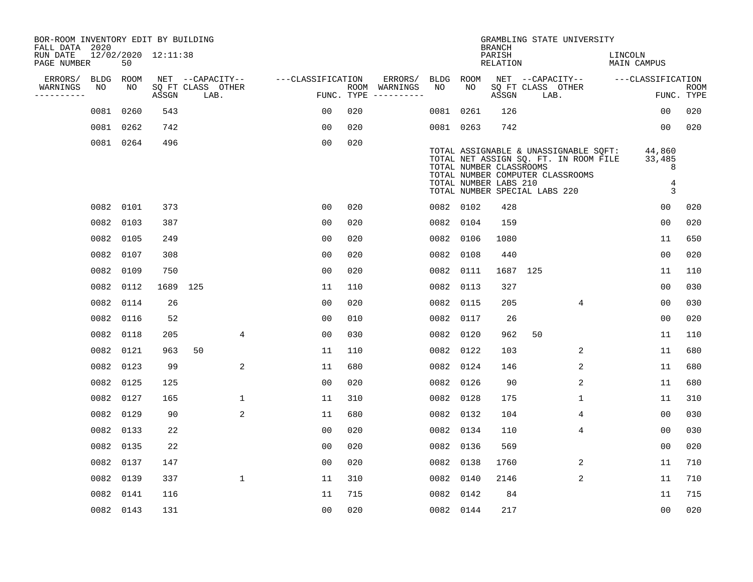BOR-ROOM INVENTORY EDIT BY BUILDING
FALL DATA 2020
RUN DATE 12/02/2020 12:11:38
PAGE NUMBER 50

GRAMBLING STATE UNIVERSITY
BRANCH
PARISH LINCOLN
RELATION MAIN CAMPUS

| ERRORS/ WARNINGS | BLDG NO | ROOM NO | NET SQ FT ASSGN | CAPACITY CLASS | CAPACITY LAB. | CAPACITY OTHER | CLASSIFICATION FUNC. | ROOM TYPE | ERRORS/ WARNINGS | BLDG NO | ROOM NO | NET SQ FT ASSGN | CAPACITY CLASS | CAPACITY LAB. | CAPACITY OTHER | CLASSIFICATION FUNC. | ROOM TYPE |
|---|---|---|---|---|---|---|---|---|---|---|---|---|---|---|---|---|---|
| | 0081 | 0260 | 543 | | | | 00 | 020 | | 0081 | 0261 | 126 | | | | 00 | 020 |
| | 0081 | 0262 | 742 | | | | 00 | 020 | | 0081 | 0263 | 742 | | | | 00 | 020 |
| | 0081 | 0264 | 496 | | | | 00 | 020 | | | | | | | | | |
| | 0082 | 0101 | 373 | | | | 00 | 020 | | 0082 | 0102 | 428 | | | | 00 | 020 |
| | 0082 | 0103 | 387 | | | | 00 | 020 | | 0082 | 0104 | 159 | | | | 00 | 020 |
| | 0082 | 0105 | 249 | | | | 00 | 020 | | 0082 | 0106 | 1080 | | | | 11 | 650 |
| | 0082 | 0107 | 308 | | | | 00 | 020 | | 0082 | 0108 | 440 | | | | 00 | 020 |
| | 0082 | 0109 | 750 | | | | 00 | 020 | | 0082 | 0111 | 1687 | 125 | | | 11 | 110 |
| | 0082 | 0112 | 1689 | 125 | | | 11 | 110 | | 0082 | 0113 | 327 | | | | 00 | 030 |
| | 0082 | 0114 | 26 | | | | 00 | 020 | | 0082 | 0115 | 205 | | | 4 | 00 | 030 |
| | 0082 | 0116 | 52 | | | | 00 | 010 | | 0082 | 0117 | 26 | | | | 00 | 020 |
| | 0082 | 0118 | 205 | | | 4 | 00 | 030 | | 0082 | 0120 | 962 | 50 | | | 11 | 110 |
| | 0082 | 0121 | 963 | 50 | | | 11 | 110 | | 0082 | 0122 | 103 | | | 2 | 11 | 680 |
| | 0082 | 0123 | 99 | | | 2 | 11 | 680 | | 0082 | 0124 | 146 | | | 2 | 11 | 680 |
| | 0082 | 0125 | 125 | | | | 00 | 020 | | 0082 | 0126 | 90 | | | 2 | 11 | 680 |
| | 0082 | 0127 | 165 | | | 1 | 11 | 310 | | 0082 | 0128 | 175 | | | 1 | 11 | 310 |
| | 0082 | 0129 | 90 | | | 2 | 11 | 680 | | 0082 | 0132 | 104 | | | 4 | 00 | 030 |
| | 0082 | 0133 | 22 | | | | 00 | 020 | | 0082 | 0134 | 110 | | | 4 | 00 | 030 |
| | 0082 | 0135 | 22 | | | | 00 | 020 | | 0082 | 0136 | 569 | | | | 00 | 020 |
| | 0082 | 0137 | 147 | | | | 00 | 020 | | 0082 | 0138 | 1760 | | | 2 | 11 | 710 |
| | 0082 | 0139 | 337 | | | 1 | 11 | 310 | | 0082 | 0140 | 2146 | | | 2 | 11 | 710 |
| | 0082 | 0141 | 116 | | | | 11 | 715 | | 0082 | 0142 | 84 | | | | 11 | 715 |
| | 0082 | 0143 | 131 | | | | 00 | 020 | | 0082 | 0144 | 217 | | | | 00 | 020 |

Building 0081 totals:

TOTAL ASSIGNABLE & UNASSIGNABLE SQFT: 44,860
TOTAL NET ASSIGN SQ. FT. IN ROOM FILE 33,485
TOTAL NUMBER CLASSROOMS 8
TOTAL NUMBER COMPUTER CLASSROOMS
TOTAL NUMBER LABS 210 4
TOTAL NUMBER SPECIAL LABS 220 3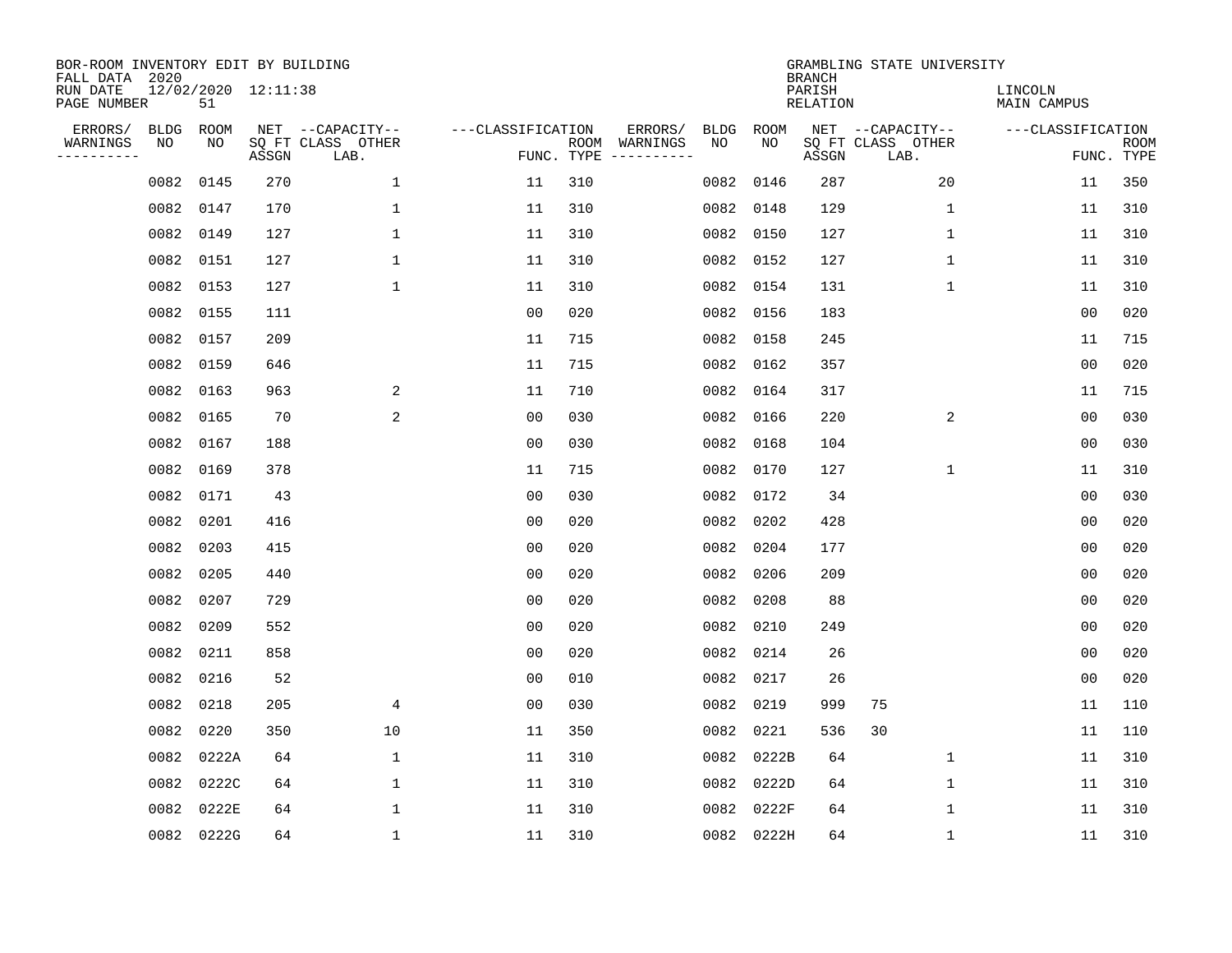BOR-ROOM INVENTORY EDIT BY BUILDING
FALL DATA 2020
RUN DATE 12/02/2020 12:11:38
PAGE NUMBER 51

GRAMBLING STATE UNIVERSITY
BRANCH
PARISH LINCOLN
RELATION MAIN CAMPUS

| ERRORS/ WARNINGS | BLDG NO | ROOM NO | NET SQ FT ASSGN | CAPACITY CLASS | CAPACITY OTHER LAB. | CLASSIFICATION FUNC. | ROOM TYPE | ERRORS/ WARNINGS | BLDG NO | ROOM NO | NET SQ FT ASSGN | CAPACITY CLASS | CAPACITY OTHER LAB. | CLASSIFICATION FUNC. | ROOM TYPE |
|---|---|---|---|---|---|---|---|---|---|---|---|---|---|---|---|
| | 0082 | 0145 | 270 | | 1 | 11 | 310 | | 0082 | 0146 | 287 | | 20 | 11 | 350 |
| | 0082 | 0147 | 170 | | 1 | 11 | 310 | | 0082 | 0148 | 129 | | 1 | 11 | 310 |
| | 0082 | 0149 | 127 | | 1 | 11 | 310 | | 0082 | 0150 | 127 | | 1 | 11 | 310 |
| | 0082 | 0151 | 127 | | 1 | 11 | 310 | | 0082 | 0152 | 127 | | 1 | 11 | 310 |
| | 0082 | 0153 | 127 | | 1 | 11 | 310 | | 0082 | 0154 | 131 | | 1 | 11 | 310 |
| | 0082 | 0155 | 111 | | | 00 | 020 | | 0082 | 0156 | 183 | | | 00 | 020 |
| | 0082 | 0157 | 209 | | | 11 | 715 | | 0082 | 0158 | 245 | | | 11 | 715 |
| | 0082 | 0159 | 646 | | | 11 | 715 | | 0082 | 0162 | 357 | | | 00 | 020 |
| | 0082 | 0163 | 963 | | 2 | 11 | 710 | | 0082 | 0164 | 317 | | | 11 | 715 |
| | 0082 | 0165 | 70 | | 2 | 00 | 030 | | 0082 | 0166 | 220 | | 2 | 00 | 030 |
| | 0082 | 0167 | 188 | | | 00 | 030 | | 0082 | 0168 | 104 | | | 00 | 030 |
| | 0082 | 0169 | 378 | | | 11 | 715 | | 0082 | 0170 | 127 | | 1 | 11 | 310 |
| | 0082 | 0171 | 43 | | | 00 | 030 | | 0082 | 0172 | 34 | | | 00 | 030 |
| | 0082 | 0201 | 416 | | | 00 | 020 | | 0082 | 0202 | 428 | | | 00 | 020 |
| | 0082 | 0203 | 415 | | | 00 | 020 | | 0082 | 0204 | 177 | | | 00 | 020 |
| | 0082 | 0205 | 440 | | | 00 | 020 | | 0082 | 0206 | 209 | | | 00 | 020 |
| | 0082 | 0207 | 729 | | | 00 | 020 | | 0082 | 0208 | 88 | | | 00 | 020 |
| | 0082 | 0209 | 552 | | | 00 | 020 | | 0082 | 0210 | 249 | | | 00 | 020 |
| | 0082 | 0211 | 858 | | | 00 | 020 | | 0082 | 0214 | 26 | | | 00 | 020 |
| | 0082 | 0216 | 52 | | | 00 | 010 | | 0082 | 0217 | 26 | | | 00 | 020 |
| | 0082 | 0218 | 205 | | 4 | 00 | 030 | | 0082 | 0219 | 999 | 75 | | 11 | 110 |
| | 0082 | 0220 | 350 | | 10 | 11 | 350 | | 0082 | 0221 | 536 | 30 | | 11 | 110 |
| | 0082 | 0222A | 64 | | 1 | 11 | 310 | | 0082 | 0222B | 64 | | 1 | 11 | 310 |
| | 0082 | 0222C | 64 | | 1 | 11 | 310 | | 0082 | 0222D | 64 | | 1 | 11 | 310 |
| | 0082 | 0222E | 64 | | 1 | 11 | 310 | | 0082 | 0222F | 64 | | 1 | 11 | 310 |
| | 0082 | 0222G | 64 | | 1 | 11 | 310 | | 0082 | 0222H | 64 | | 1 | 11 | 310 |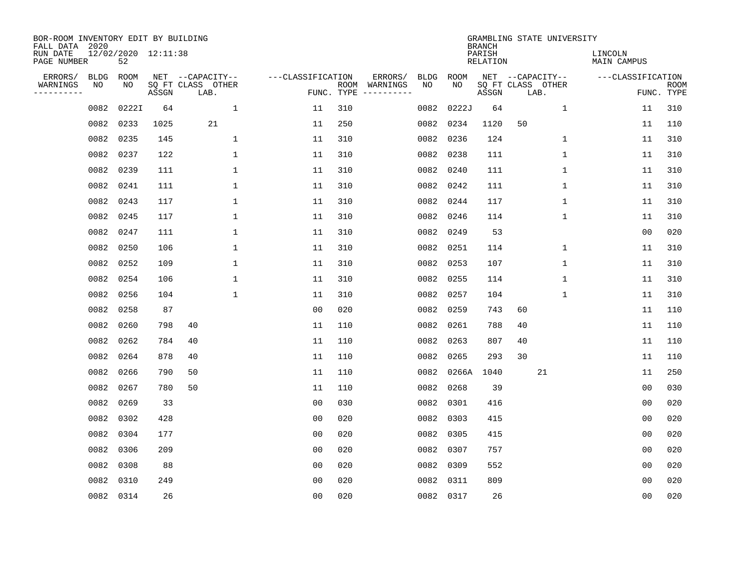BOR-ROOM INVENTORY EDIT BY BUILDING
FALL DATA 2020
RUN DATE 12/02/2020 12:11:38
PAGE NUMBER 52

GRAMBLING STATE UNIVERSITY
BRANCH
PARISH LINCOLN
RELATION MAIN CAMPUS

| ERRORS/ WARNINGS | BLDG NO | ROOM NO | NET SQ FT ASSGN | CAPACITY CLASS | CAPACITY LAB. | CAPACITY OTHER | CLASSIFICATION FUNC. | ROOM TYPE | ERRORS/ WARNINGS | BLDG NO | ROOM NO | NET SQ FT ASSGN | CAPACITY CLASS | CAPACITY LAB. | CAPACITY OTHER | CLASSIFICATION FUNC. | ROOM TYPE |
|---|---|---|---|---|---|---|---|---|---|---|---|---|---|---|---|---|---|
| | 0082 | 0222I | 64 | | | 1 | 11 | 310 | | 0082 | 0222J | 64 | | | 1 | 11 | 310 |
| | 0082 | 0233 | 1025 | | 21 | | 11 | 250 | | 0082 | 0234 | 1120 | 50 | | | 11 | 110 |
| | 0082 | 0235 | 145 | | | 1 | 11 | 310 | | 0082 | 0236 | 124 | | | 1 | 11 | 310 |
| | 0082 | 0237 | 122 | | | 1 | 11 | 310 | | 0082 | 0238 | 111 | | | 1 | 11 | 310 |
| | 0082 | 0239 | 111 | | | 1 | 11 | 310 | | 0082 | 0240 | 111 | | | 1 | 11 | 310 |
| | 0082 | 0241 | 111 | | | 1 | 11 | 310 | | 0082 | 0242 | 111 | | | 1 | 11 | 310 |
| | 0082 | 0243 | 117 | | | 1 | 11 | 310 | | 0082 | 0244 | 117 | | | 1 | 11 | 310 |
| | 0082 | 0245 | 117 | | | 1 | 11 | 310 | | 0082 | 0246 | 114 | | | 1 | 11 | 310 |
| | 0082 | 0247 | 111 | | | 1 | 11 | 310 | | 0082 | 0249 | 53 | | | | 00 | 020 |
| | 0082 | 0250 | 106 | | | 1 | 11 | 310 | | 0082 | 0251 | 114 | | | 1 | 11 | 310 |
| | 0082 | 0252 | 109 | | | 1 | 11 | 310 | | 0082 | 0253 | 107 | | | 1 | 11 | 310 |
| | 0082 | 0254 | 106 | | | 1 | 11 | 310 | | 0082 | 0255 | 114 | | | 1 | 11 | 310 |
| | 0082 | 0256 | 104 | | | 1 | 11 | 310 | | 0082 | 0257 | 104 | | | 1 | 11 | 310 |
| | 0082 | 0258 | 87 | | | | 00 | 020 | | 0082 | 0259 | 743 | 60 | | | 11 | 110 |
| | 0082 | 0260 | 798 | 40 | | | 11 | 110 | | 0082 | 0261 | 788 | 40 | | | 11 | 110 |
| | 0082 | 0262 | 784 | 40 | | | 11 | 110 | | 0082 | 0263 | 807 | 40 | | | 11 | 110 |
| | 0082 | 0264 | 878 | 40 | | | 11 | 110 | | 0082 | 0265 | 293 | 30 | | | 11 | 110 |
| | 0082 | 0266 | 790 | 50 | | | 11 | 110 | | 0082 | 0266A | 1040 | | 21 | | 11 | 250 |
| | 0082 | 0267 | 780 | 50 | | | 11 | 110 | | 0082 | 0268 | 39 | | | | 00 | 030 |
| | 0082 | 0269 | 33 | | | | 00 | 030 | | 0082 | 0301 | 416 | | | | 00 | 020 |
| | 0082 | 0302 | 428 | | | | 00 | 020 | | 0082 | 0303 | 415 | | | | 00 | 020 |
| | 0082 | 0304 | 177 | | | | 00 | 020 | | 0082 | 0305 | 415 | | | | 00 | 020 |
| | 0082 | 0306 | 209 | | | | 00 | 020 | | 0082 | 0307 | 757 | | | | 00 | 020 |
| | 0082 | 0308 | 88 | | | | 00 | 020 | | 0082 | 0309 | 552 | | | | 00 | 020 |
| | 0082 | 0310 | 249 | | | | 00 | 020 | | 0082 | 0311 | 809 | | | | 00 | 020 |
| | 0082 | 0314 | 26 | | | | 00 | 020 | | 0082 | 0317 | 26 | | | | 00 | 020 |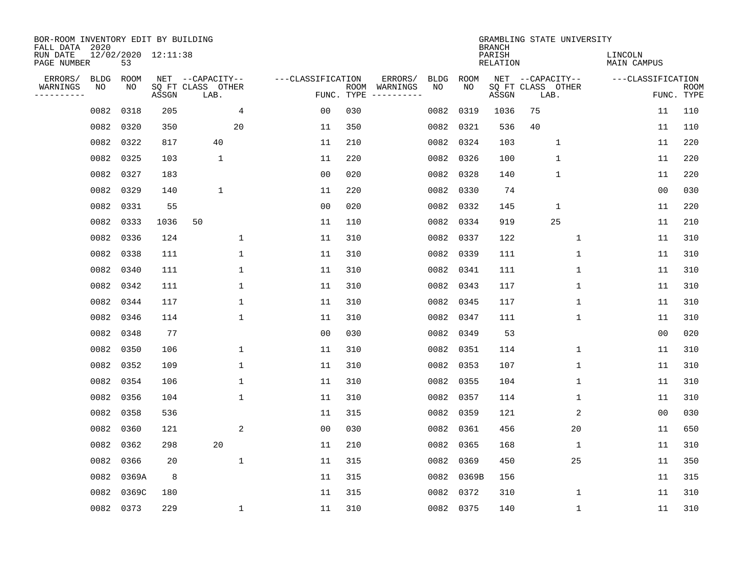BOR-ROOM INVENTORY EDIT BY BUILDING
FALL DATA 2020
RUN DATE 12/02/2020 12:11:38

GRAMBLING STATE UNIVERSITY
BRANCH
PARISH LINCOLN
RELATION MAIN CAMPUS

| ERRORS/ WARNINGS | BLDG NO | ROOM NO | NET SQ FT ASSGN | CAPACITY CLASS | CAPACITY LAB. | CAPACITY OTHER | CLASSIFICATION FUNC. | ROOM TYPE | ERRORS/ WARNINGS | BLDG NO | ROOM NO | NET SQ FT ASSGN | CAPACITY CLASS | CAPACITY LAB. | CAPACITY OTHER | CLASSIFICATION FUNC. | ROOM TYPE |
|---|---|---|---|---|---|---|---|---|---|---|---|---|---|---|---|---|---|
| | 0082 | 0318 | 205 | | | 4 | 00 | 030 | | 0082 | 0319 | 1036 | 75 | | | 11 | 110 |
| | 0082 | 0320 | 350 | | | 20 | 11 | 350 | | 0082 | 0321 | 536 | 40 | | | 11 | 110 |
| | 0082 | 0322 | 817 | | 40 | | 11 | 210 | | 0082 | 0324 | 103 | | 1 | | 11 | 220 |
| | 0082 | 0325 | 103 | | 1 | | 11 | 220 | | 0082 | 0326 | 100 | | 1 | | 11 | 220 |
| | 0082 | 0327 | 183 | | | | 00 | 020 | | 0082 | 0328 | 140 | | 1 | | 11 | 220 |
| | 0082 | 0329 | 140 | | 1 | | 11 | 220 | | 0082 | 0330 | 74 | | | | 00 | 030 |
| | 0082 | 0331 | 55 | | | | 00 | 020 | | 0082 | 0332 | 145 | | 1 | | 11 | 220 |
| | 0082 | 0333 | 1036 | 50 | | | 11 | 110 | | 0082 | 0334 | 919 | | 25 | | 11 | 210 |
| | 0082 | 0336 | 124 | | | 1 | 11 | 310 | | 0082 | 0337 | 122 | | | 1 | 11 | 310 |
| | 0082 | 0338 | 111 | | | 1 | 11 | 310 | | 0082 | 0339 | 111 | | | 1 | 11 | 310 |
| | 0082 | 0340 | 111 | | | 1 | 11 | 310 | | 0082 | 0341 | 111 | | | 1 | 11 | 310 |
| | 0082 | 0342 | 111 | | | 1 | 11 | 310 | | 0082 | 0343 | 117 | | | 1 | 11 | 310 |
| | 0082 | 0344 | 117 | | | 1 | 11 | 310 | | 0082 | 0345 | 117 | | | 1 | 11 | 310 |
| | 0082 | 0346 | 114 | | | 1 | 11 | 310 | | 0082 | 0347 | 111 | | | 1 | 11 | 310 |
| | 0082 | 0348 | 77 | | | | 00 | 030 | | 0082 | 0349 | 53 | | | | 00 | 020 |
| | 0082 | 0350 | 106 | | | 1 | 11 | 310 | | 0082 | 0351 | 114 | | | 1 | 11 | 310 |
| | 0082 | 0352 | 109 | | | 1 | 11 | 310 | | 0082 | 0353 | 107 | | | 1 | 11 | 310 |
| | 0082 | 0354 | 106 | | | 1 | 11 | 310 | | 0082 | 0355 | 104 | | | 1 | 11 | 310 |
| | 0082 | 0356 | 104 | | | 1 | 11 | 310 | | 0082 | 0357 | 114 | | | 1 | 11 | 310 |
| | 0082 | 0358 | 536 | | | | 11 | 315 | | 0082 | 0359 | 121 | | | 2 | 00 | 030 |
| | 0082 | 0360 | 121 | | | 2 | 00 | 030 | | 0082 | 0361 | 456 | | | 20 | 11 | 650 |
| | 0082 | 0362 | 298 | | 20 | | 11 | 210 | | 0082 | 0365 | 168 | | | 1 | 11 | 310 |
| | 0082 | 0366 | 20 | | | 1 | 11 | 315 | | 0082 | 0369 | 450 | | | 25 | 11 | 350 |
| | 0082 | 0369A | 8 | | | | 11 | 315 | | 0082 | 0369B | 156 | | | | 11 | 315 |
| | 0082 | 0369C | 180 | | | | 11 | 315 | | 0082 | 0372 | 310 | | | 1 | 11 | 310 |
| | 0082 | 0373 | 229 | | | 1 | 11 | 310 | | 0082 | 0375 | 140 | | | 1 | 11 | 310 |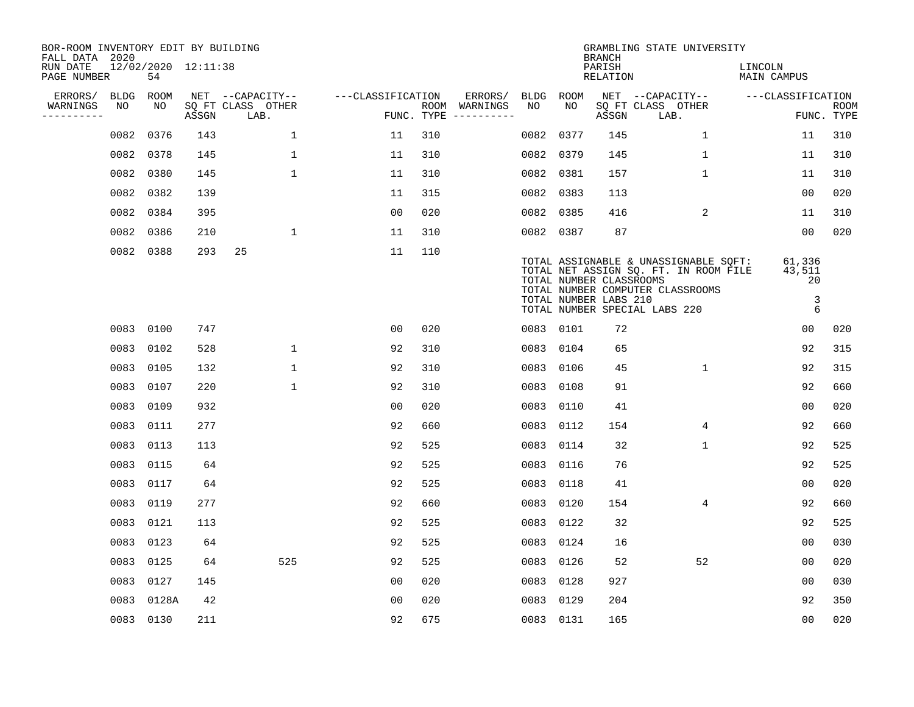BOR-ROOM INVENTORY EDIT BY BUILDING
FALL DATA 2020
RUN DATE 12/02/2020 12:11:38
PAGE NUMBER 54

GRAMBLING STATE UNIVERSITY
BRANCH
PARISH LINCOLN
RELATION MAIN CAMPUS

| ERRORS/ WARNINGS | BLDG NO | ROOM NO | NET SQ FT ASSGN | CAPACITY CLASS | CAPACITY OTHER LAB. | CLASSIFICATION FUNC. | ROOM TYPE | ERRORS/ WARNINGS | BLDG NO | ROOM NO | NET SQ FT ASSGN | CAPACITY CLASS | CAPACITY OTHER LAB. | CLASSIFICATION FUNC. | ROOM TYPE |
|---|---|---|---|---|---|---|---|---|---|---|---|---|---|---|---|
| | 0082 | 0376 | 143 | | 1 | 11 | 310 | | 0082 | 0377 | 145 | | 1 | 11 | 310 |
| | 0082 | 0378 | 145 | | 1 | 11 | 310 | | 0082 | 0379 | 145 | | 1 | 11 | 310 |
| | 0082 | 0380 | 145 | | 1 | 11 | 310 | | 0082 | 0381 | 157 | | 1 | 11 | 310 |
| | 0082 | 0382 | 139 | | | 11 | 315 | | 0082 | 0383 | 113 | | | 00 | 020 |
| | 0082 | 0384 | 395 | | | 00 | 020 | | 0082 | 0385 | 416 | | 2 | 11 | 310 |
| | 0082 | 0386 | 210 | | 1 | 11 | 310 | | 0082 | 0387 | 87 | | | 00 | 020 |
| | 0082 | 0388 | 293 | 25 | | 11 | 110 | | | | | | | | |

TOTAL ASSIGNABLE & UNASSIGNABLE SQFT: 61,336
TOTAL NET ASSIGN SQ. FT. IN ROOM FILE 43,511
TOTAL NUMBER CLASSROOMS 20
TOTAL NUMBER COMPUTER CLASSROOMS
TOTAL NUMBER LABS 210 3
TOTAL NUMBER SPECIAL LABS 220 6

| ERRORS/ WARNINGS | BLDG NO | ROOM NO | NET SQ FT ASSGN | CAPACITY CLASS | CAPACITY OTHER LAB. | CLASSIFICATION FUNC. | ROOM TYPE | ERRORS/ WARNINGS | BLDG NO | ROOM NO | NET SQ FT ASSGN | CAPACITY CLASS | CAPACITY OTHER LAB. | CLASSIFICATION FUNC. | ROOM TYPE |
|---|---|---|---|---|---|---|---|---|---|---|---|---|---|---|---|
| | 0083 | 0100 | 747 | | | 00 | 020 | | 0083 | 0101 | 72 | | | 00 | 020 |
| | 0083 | 0102 | 528 | | 1 | 92 | 310 | | 0083 | 0104 | 65 | | | 92 | 315 |
| | 0083 | 0105 | 132 | | 1 | 92 | 310 | | 0083 | 0106 | 45 | | 1 | 92 | 315 |
| | 0083 | 0107 | 220 | | 1 | 92 | 310 | | 0083 | 0108 | 91 | | | 92 | 660 |
| | 0083 | 0109 | 932 | | | 00 | 020 | | 0083 | 0110 | 41 | | | 00 | 020 |
| | 0083 | 0111 | 277 | | | 92 | 660 | | 0083 | 0112 | 154 | | 4 | 92 | 660 |
| | 0083 | 0113 | 113 | | | 92 | 525 | | 0083 | 0114 | 32 | | 1 | 92 | 525 |
| | 0083 | 0115 | 64 | | | 92 | 525 | | 0083 | 0116 | 76 | | | 92 | 525 |
| | 0083 | 0117 | 64 | | | 92 | 525 | | 0083 | 0118 | 41 | | | 00 | 020 |
| | 0083 | 0119 | 277 | | | 92 | 660 | | 0083 | 0120 | 154 | | 4 | 92 | 660 |
| | 0083 | 0121 | 113 | | | 92 | 525 | | 0083 | 0122 | 32 | | | 92 | 525 |
| | 0083 | 0123 | 64 | | | 92 | 525 | | 0083 | 0124 | 16 | | | 00 | 030 |
| | 0083 | 0125 | 64 | | 525 | 92 | 525 | | 0083 | 0126 | 52 | | 52 | 00 | 020 |
| | 0083 | 0127 | 145 | | | 00 | 020 | | 0083 | 0128 | 927 | | | 00 | 030 |
| | 0083 | 0128A | 42 | | | 00 | 020 | | 0083 | 0129 | 204 | | | 92 | 350 |
| | 0083 | 0130 | 211 | | | 92 | 675 | | 0083 | 0131 | 165 | | | 00 | 020 |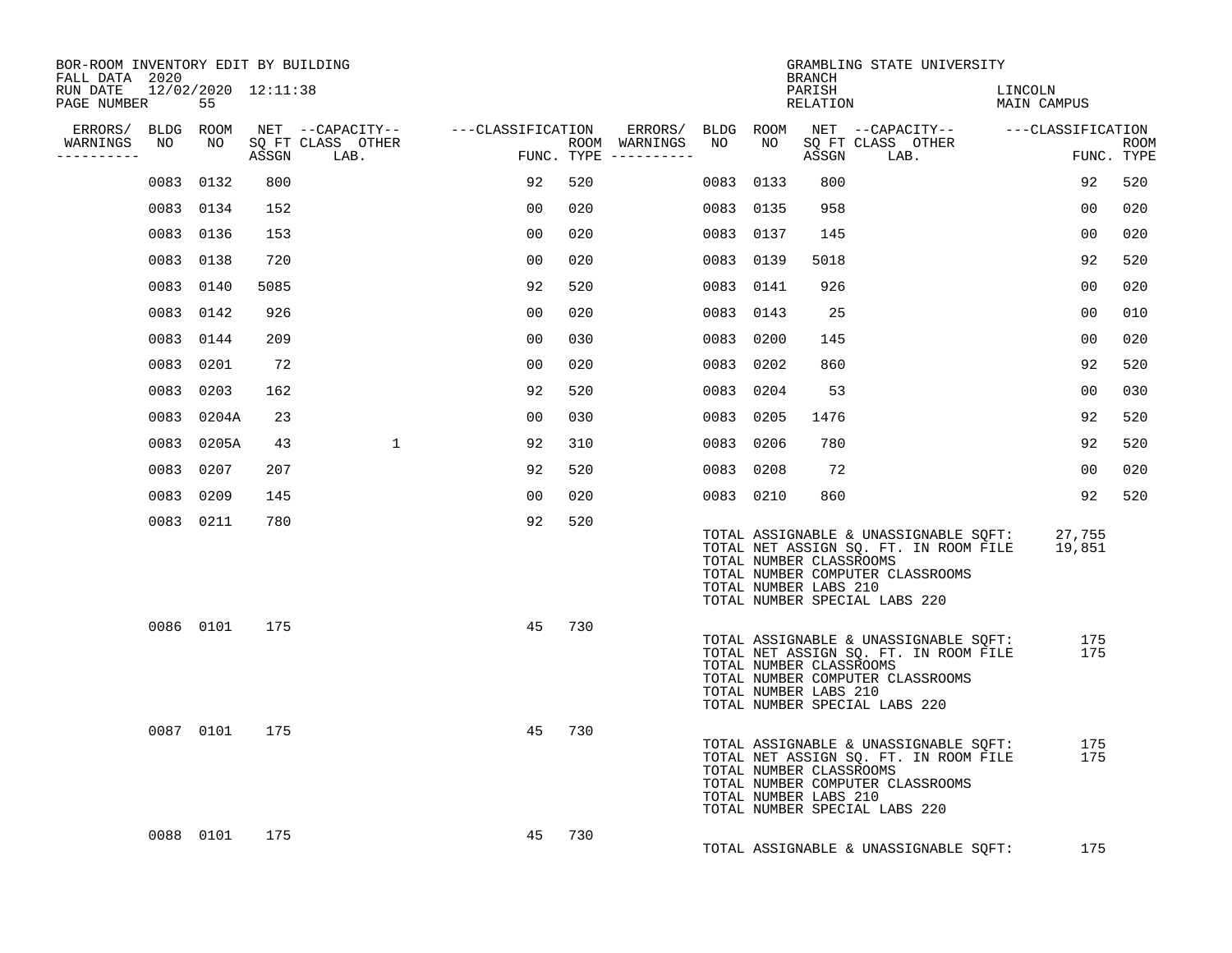BOR-ROOM INVENTORY EDIT BY BUILDING
FALL DATA 2020
RUN DATE 12/02/2020 12:11:38
PAGE NUMBER 55

GRAMBLING STATE UNIVERSITY
BRANCH
PARISH LINCOLN
RELATION MAIN CAMPUS

| ERRORS/ WARNINGS | BLDG NO | ROOM NO | NET SQ FT ASSGN | CAPACITY CLASS LAB. | CAPACITY OTHER | CLASSIFICATION FUNC. | ROOM TYPE | ERRORS/ WARNINGS | BLDG NO | ROOM NO | NET SQ FT ASSGN | CAPACITY CLASS LAB. | CAPACITY OTHER | CLASSIFICATION FUNC. | ROOM TYPE |
|---|---|---|---|---|---|---|---|---|---|---|---|---|---|---|---|
| | 0083 | 0132 | 800 | | | 92 | 520 | | 0083 | 0133 | 800 | | | 92 | 520 |
| | 0083 | 0134 | 152 | | | 00 | 020 | | 0083 | 0135 | 958 | | | 00 | 020 |
| | 0083 | 0136 | 153 | | | 00 | 020 | | 0083 | 0137 | 145 | | | 00 | 020 |
| | 0083 | 0138 | 720 | | | 00 | 020 | | 0083 | 0139 | 5018 | | | 92 | 520 |
| | 0083 | 0140 | 5085 | | | 92 | 520 | | 0083 | 0141 | 926 | | | 00 | 020 |
| | 0083 | 0142 | 926 | | | 00 | 020 | | 0083 | 0143 | 25 | | | 00 | 010 |
| | 0083 | 0144 | 209 | | | 00 | 030 | | 0083 | 0200 | 145 | | | 00 | 020 |
| | 0083 | 0201 | 72 | | | 00 | 020 | | 0083 | 0202 | 860 | | | 92 | 520 |
| | 0083 | 0203 | 162 | | | 92 | 520 | | 0083 | 0204 | 53 | | | 00 | 030 |
| | 0083 | 0204A | 23 | | | 00 | 030 | | 0083 | 0205 | 1476 | | | 92 | 520 |
| | 0083 | 0205A | 43 | | 1 | 92 | 310 | | 0083 | 0206 | 780 | | | 92 | 520 |
| | 0083 | 0207 | 207 | | | 92 | 520 | | 0083 | 0208 | 72 | | | 00 | 020 |
| | 0083 | 0209 | 145 | | | 00 | 020 | | 0083 | 0210 | 860 | | | 92 | 520 |
| | 0083 | 0211 | 780 | | | 92 | 520 | | | | | | | | |

TOTAL ASSIGNABLE & UNASSIGNABLE SQFT: 27,755
TOTAL NET ASSIGN SQ. FT. IN ROOM FILE 19,851
TOTAL NUMBER CLASSROOMS
TOTAL NUMBER COMPUTER CLASSROOMS
TOTAL NUMBER LABS 210
TOTAL NUMBER SPECIAL LABS 220

| | 0086 | 0101 | 175 | | | 45 | 730 |
|---|---|---|---|---|---|---|---|

TOTAL ASSIGNABLE & UNASSIGNABLE SQFT: 175
TOTAL NET ASSIGN SQ. FT. IN ROOM FILE 175
TOTAL NUMBER CLASSROOMS
TOTAL NUMBER COMPUTER CLASSROOMS
TOTAL NUMBER LABS 210
TOTAL NUMBER SPECIAL LABS 220

| | 0087 | 0101 | 175 | | | 45 | 730 |
|---|---|---|---|---|---|---|---|

TOTAL ASSIGNABLE & UNASSIGNABLE SQFT: 175
TOTAL NET ASSIGN SQ. FT. IN ROOM FILE 175
TOTAL NUMBER CLASSROOMS
TOTAL NUMBER COMPUTER CLASSROOMS
TOTAL NUMBER LABS 210
TOTAL NUMBER SPECIAL LABS 220

| | 0088 | 0101 | 175 | | | 45 | 730 |
|---|---|---|---|---|---|---|---|

TOTAL ASSIGNABLE & UNASSIGNABLE SQFT: 175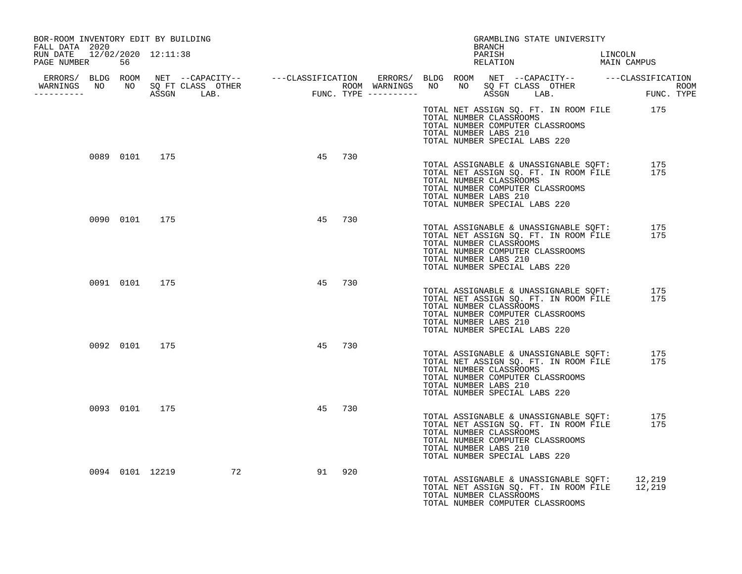BOR-ROOM INVENTORY EDIT BY BUILDING
FALL DATA 2020
RUN DATE 12/02/2020 12:11:38

GRAMBLING STATE UNIVERSITY
BRANCH
PARISH LINCOLN
RELATION MAIN CAMPUS

| ERRORS/ WARNINGS | BLDG NO | ROOM NO | NET SQ FT ASSGN | CAPACITY CLASS LAB. | CAPACITY OTHER | CLASSIFICATION FUNC. | ROOM TYPE |
|---|---|---|---|---|---|---|---|
| | 0089 | 0101 | 175 | | | 45 | 730 |
| | 0090 | 0101 | 175 | | | 45 | 730 |
| | 0091 | 0101 | 175 | | | 45 | 730 |
| | 0092 | 0101 | 175 | | | 45 | 730 |
| | 0093 | 0101 | 175 | | | 45 | 730 |
| | 0094 | 0101 | 12219 | | 72 | 91 | 920 |

TOTAL NET ASSIGN SQ. FT. IN ROOM FILE 175
TOTAL NUMBER CLASSROOMS
TOTAL NUMBER COMPUTER CLASSROOMS
TOTAL NUMBER LABS 210
TOTAL NUMBER SPECIAL LABS 220

(0089 0101)
TOTAL ASSIGNABLE & UNASSIGNABLE SQFT: 175
TOTAL NET ASSIGN SQ. FT. IN ROOM FILE 175
TOTAL NUMBER CLASSROOMS
TOTAL NUMBER COMPUTER CLASSROOMS
TOTAL NUMBER LABS 210
TOTAL NUMBER SPECIAL LABS 220

(0090 0101)
TOTAL ASSIGNABLE & UNASSIGNABLE SQFT: 175
TOTAL NET ASSIGN SQ. FT. IN ROOM FILE 175
TOTAL NUMBER CLASSROOMS
TOTAL NUMBER COMPUTER CLASSROOMS
TOTAL NUMBER LABS 210
TOTAL NUMBER SPECIAL LABS 220

(0091 0101)
TOTAL ASSIGNABLE & UNASSIGNABLE SQFT: 175
TOTAL NET ASSIGN SQ. FT. IN ROOM FILE 175
TOTAL NUMBER CLASSROOMS
TOTAL NUMBER COMPUTER CLASSROOMS
TOTAL NUMBER LABS 210
TOTAL NUMBER SPECIAL LABS 220

(0092 0101)
TOTAL ASSIGNABLE & UNASSIGNABLE SQFT: 175
TOTAL NET ASSIGN SQ. FT. IN ROOM FILE 175
TOTAL NUMBER CLASSROOMS
TOTAL NUMBER COMPUTER CLASSROOMS
TOTAL NUMBER LABS 210
TOTAL NUMBER SPECIAL LABS 220

(0093 0101)
TOTAL ASSIGNABLE & UNASSIGNABLE SQFT: 175
TOTAL NET ASSIGN SQ. FT. IN ROOM FILE 175
TOTAL NUMBER CLASSROOMS
TOTAL NUMBER COMPUTER CLASSROOMS
TOTAL NUMBER LABS 210
TOTAL NUMBER SPECIAL LABS 220

(0094 0101)
TOTAL ASSIGNABLE & UNASSIGNABLE SQFT: 12,219
TOTAL NET ASSIGN SQ. FT. IN ROOM FILE 12,219
TOTAL NUMBER CLASSROOMS
TOTAL NUMBER COMPUTER CLASSROOMS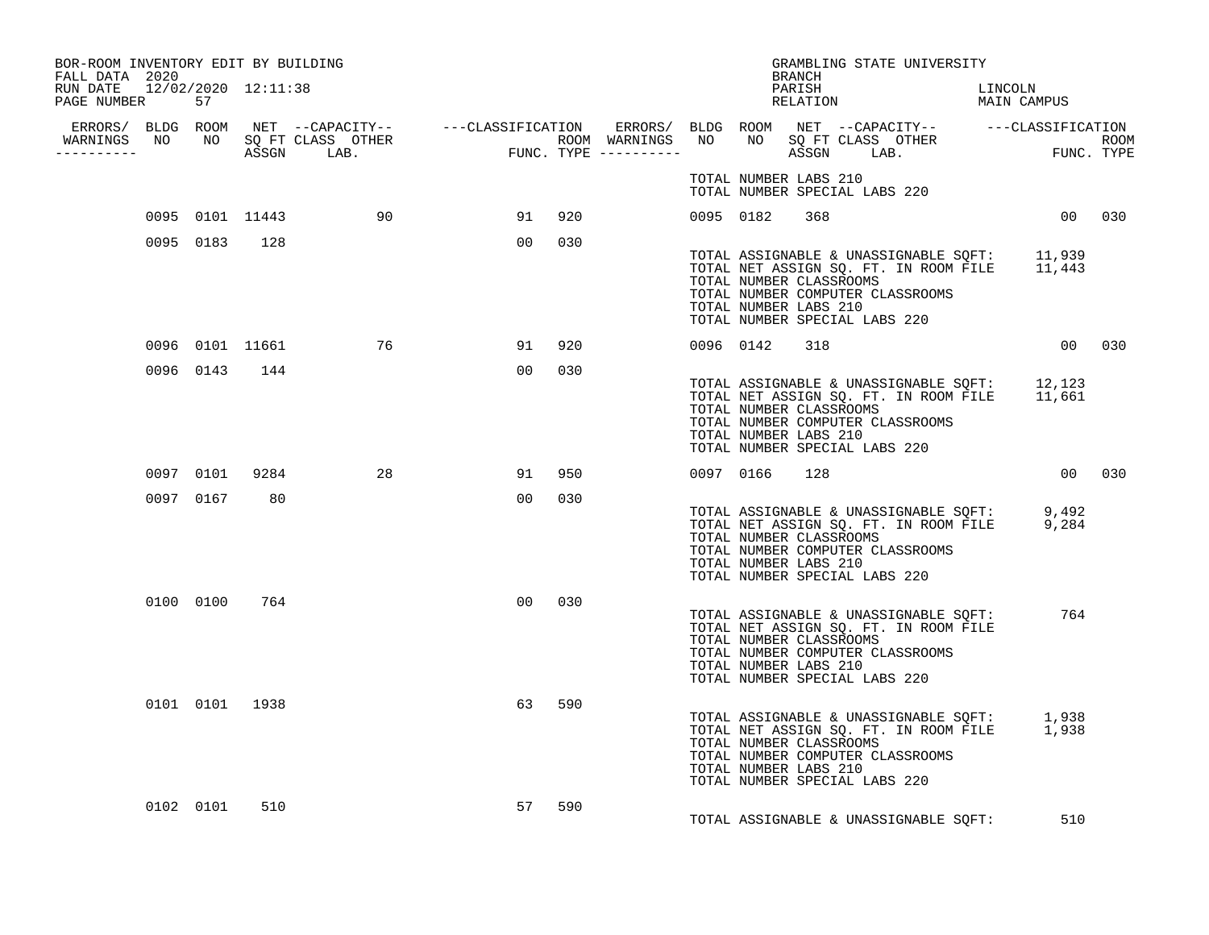BOR-ROOM INVENTORY EDIT BY BUILDING
FALL DATA 2020
RUN DATE 12/02/2020 12:11:38

GRAMBLING STATE UNIVERSITY
BRANCH
PARISH LINCOLN
RELATION MAIN CAMPUS

| ERRORS/ WARNINGS | BLDG NO | ROOM NO | NET ASSGN SQ FT | CAPACITY CLASS | CAPACITY LAB. | CAPACITY OTHER | CLASSIFICATION FUNC. | ROOM TYPE | ERRORS/ WARNINGS | BLDG NO | ROOM NO | NET ASSGN SQ FT | CAPACITY CLASS | CAPACITY LAB. | CAPACITY OTHER | CLASSIFICATION FUNC. | ROOM TYPE |
|---|---|---|---|---|---|---|---|---|---|---|---|---|---|---|---|---|---|
| | | | | | | | | | | TOTAL NUMBER LABS 210 | | | | | | | |
| | | | | | | | | | | TOTAL NUMBER SPECIAL LABS 220 | | | | | | | |
| | 0095 | 0101 | 11443 | | | 90 | 91 | 920 | | 0095 | 0182 | 368 | | | | 00 | 030 |
| | 0095 | 0183 | 128 | | | | 00 | 030 | | | | | | | | | |
| | | | | | | | | | | TOTAL ASSIGNABLE & UNASSIGNABLE SQFT: | | 11,939 | | | | | |
| | | | | | | | | | | TOTAL NET ASSIGN SQ. FT. IN ROOM FILE | | 11,443 | | | | | |
| | | | | | | | | | | TOTAL NUMBER CLASSROOMS | | | | | | | |
| | | | | | | | | | | TOTAL NUMBER COMPUTER CLASSROOMS | | | | | | | |
| | | | | | | | | | | TOTAL NUMBER LABS 210 | | | | | | | |
| | | | | | | | | | | TOTAL NUMBER SPECIAL LABS 220 | | | | | | | |
| | 0096 | 0101 | 11661 | | | 76 | 91 | 920 | | 0096 | 0142 | 318 | | | | 00 | 030 |
| | 0096 | 0143 | 144 | | | | 00 | 030 | | | | | | | | | |
| | | | | | | | | | | TOTAL ASSIGNABLE & UNASSIGNABLE SQFT: | | 12,123 | | | | | |
| | | | | | | | | | | TOTAL NET ASSIGN SQ. FT. IN ROOM FILE | | 11,661 | | | | | |
| | | | | | | | | | | TOTAL NUMBER CLASSROOMS | | | | | | | |
| | | | | | | | | | | TOTAL NUMBER COMPUTER CLASSROOMS | | | | | | | |
| | | | | | | | | | | TOTAL NUMBER LABS 210 | | | | | | | |
| | | | | | | | | | | TOTAL NUMBER SPECIAL LABS 220 | | | | | | | |
| | 0097 | 0101 | 9284 | | | 28 | 91 | 950 | | 0097 | 0166 | 128 | | | | 00 | 030 |
| | 0097 | 0167 | 80 | | | | 00 | 030 | | | | | | | | | |
| | | | | | | | | | | TOTAL ASSIGNABLE & UNASSIGNABLE SQFT: | | 9,492 | | | | | |
| | | | | | | | | | | TOTAL NET ASSIGN SQ. FT. IN ROOM FILE | | 9,284 | | | | | |
| | | | | | | | | | | TOTAL NUMBER CLASSROOMS | | | | | | | |
| | | | | | | | | | | TOTAL NUMBER COMPUTER CLASSROOMS | | | | | | | |
| | | | | | | | | | | TOTAL NUMBER LABS 210 | | | | | | | |
| | | | | | | | | | | TOTAL NUMBER SPECIAL LABS 220 | | | | | | | |
| | 0100 | 0100 | 764 | | | | 00 | 030 | | | | | | | | | |
| | | | | | | | | | | TOTAL ASSIGNABLE & UNASSIGNABLE SQFT: | | 764 | | | | | |
| | | | | | | | | | | TOTAL NET ASSIGN SQ. FT. IN ROOM FILE | | | | | | | |
| | | | | | | | | | | TOTAL NUMBER CLASSROOMS | | | | | | | |
| | | | | | | | | | | TOTAL NUMBER COMPUTER CLASSROOMS | | | | | | | |
| | | | | | | | | | | TOTAL NUMBER LABS 210 | | | | | | | |
| | | | | | | | | | | TOTAL NUMBER SPECIAL LABS 220 | | | | | | | |
| | 0101 | 0101 | 1938 | | | | 63 | 590 | | | | | | | | | |
| | | | | | | | | | | TOTAL ASSIGNABLE & UNASSIGNABLE SQFT: | | 1,938 | | | | | |
| | | | | | | | | | | TOTAL NET ASSIGN SQ. FT. IN ROOM FILE | | 1,938 | | | | | |
| | | | | | | | | | | TOTAL NUMBER CLASSROOMS | | | | | | | |
| | | | | | | | | | | TOTAL NUMBER COMPUTER CLASSROOMS | | | | | | | |
| | | | | | | | | | | TOTAL NUMBER LABS 210 | | | | | | | |
| | | | | | | | | | | TOTAL NUMBER SPECIAL LABS 220 | | | | | | | |
| | 0102 | 0101 | 510 | | | | 57 | 590 | | | | | | | | | |
| | | | | | | | | | | TOTAL ASSIGNABLE & UNASSIGNABLE SQFT: | | 510 | | | | | |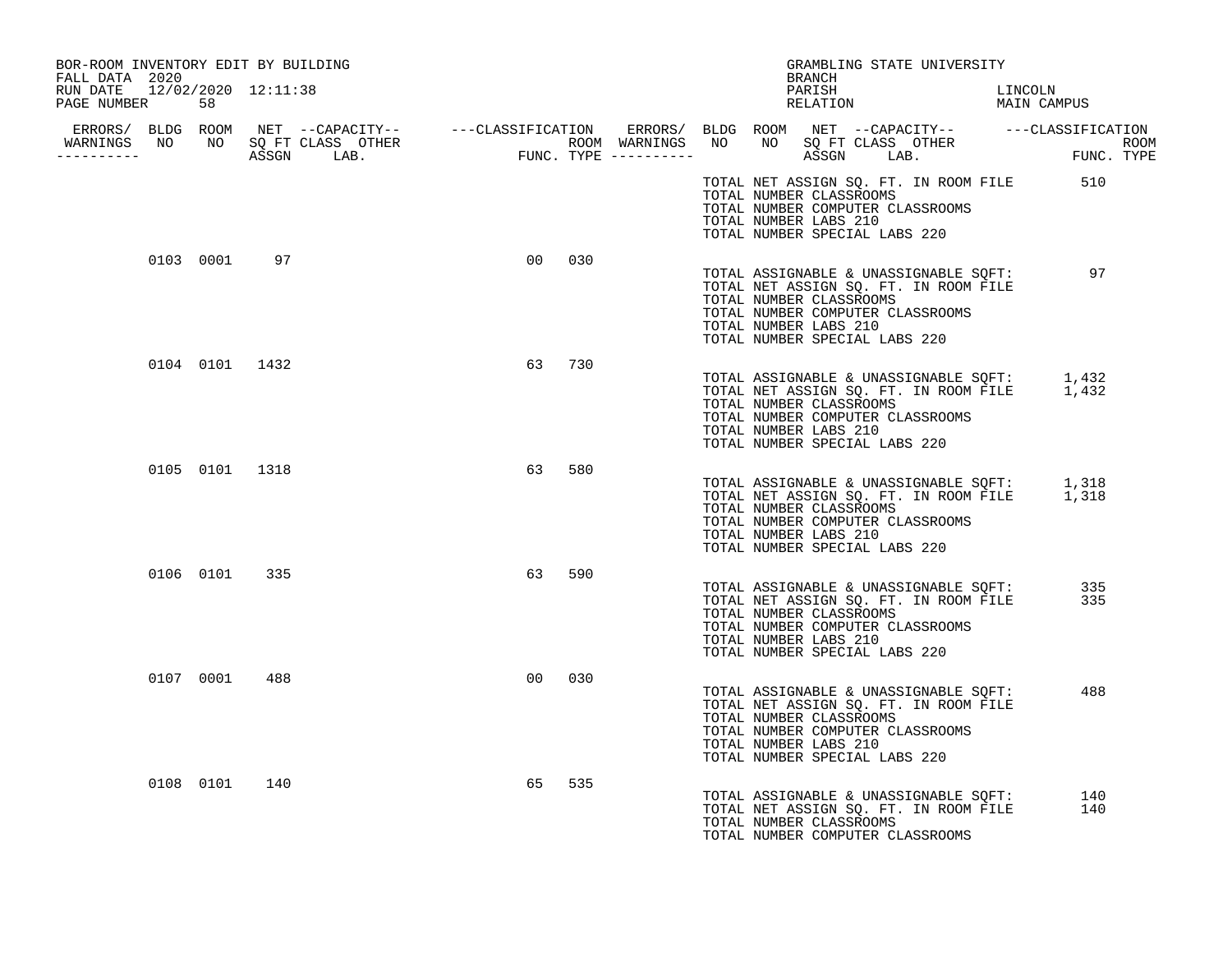BOR-ROOM INVENTORY EDIT BY BUILDING
FALL DATA 2020
RUN DATE 12/02/2020 12:11:38
PAGE NUMBER 58

GRAMBLING STATE UNIVERSITY
BRANCH
PARISH LINCOLN
RELATION MAIN CAMPUS

| ERRORS/ WARNINGS | BLDG NO | ROOM NO | NET SQ FT ASSGN | --CAPACITY-- CLASS LAB. | OTHER | ---CLASSIFICATION FUNC. | ROOM TYPE | |
|---|---|---|---|---|---|---|---|---|
| | | | | | | | | TOTAL NET ASSIGN SQ. FT. IN ROOM FILE 510<br>TOTAL NUMBER CLASSROOMS<br>TOTAL NUMBER COMPUTER CLASSROOMS<br>TOTAL NUMBER LABS 210<br>TOTAL NUMBER SPECIAL LABS 220 |
| | 0103 | 0001 | 97 | | | 00 | 030 | TOTAL ASSIGNABLE & UNASSIGNABLE SQFT: 97<br>TOTAL NET ASSIGN SQ. FT. IN ROOM FILE<br>TOTAL NUMBER CLASSROOMS<br>TOTAL NUMBER COMPUTER CLASSROOMS<br>TOTAL NUMBER LABS 210<br>TOTAL NUMBER SPECIAL LABS 220 |
| | 0104 | 0101 | 1432 | | | 63 | 730 | TOTAL ASSIGNABLE & UNASSIGNABLE SQFT: 1,432<br>TOTAL NET ASSIGN SQ. FT. IN ROOM FILE 1,432<br>TOTAL NUMBER CLASSROOMS<br>TOTAL NUMBER COMPUTER CLASSROOMS<br>TOTAL NUMBER LABS 210<br>TOTAL NUMBER SPECIAL LABS 220 |
| | 0105 | 0101 | 1318 | | | 63 | 580 | TOTAL ASSIGNABLE & UNASSIGNABLE SQFT: 1,318<br>TOTAL NET ASSIGN SQ. FT. IN ROOM FILE 1,318<br>TOTAL NUMBER CLASSROOMS<br>TOTAL NUMBER COMPUTER CLASSROOMS<br>TOTAL NUMBER LABS 210<br>TOTAL NUMBER SPECIAL LABS 220 |
| | 0106 | 0101 | 335 | | | 63 | 590 | TOTAL ASSIGNABLE & UNASSIGNABLE SQFT: 335<br>TOTAL NET ASSIGN SQ. FT. IN ROOM FILE 335<br>TOTAL NUMBER CLASSROOMS<br>TOTAL NUMBER COMPUTER CLASSROOMS<br>TOTAL NUMBER LABS 210<br>TOTAL NUMBER SPECIAL LABS 220 |
| | 0107 | 0001 | 488 | | | 00 | 030 | TOTAL ASSIGNABLE & UNASSIGNABLE SQFT: 488<br>TOTAL NET ASSIGN SQ. FT. IN ROOM FILE<br>TOTAL NUMBER CLASSROOMS<br>TOTAL NUMBER COMPUTER CLASSROOMS<br>TOTAL NUMBER LABS 210<br>TOTAL NUMBER SPECIAL LABS 220 |
| | 0108 | 0101 | 140 | | | 65 | 535 | TOTAL ASSIGNABLE & UNASSIGNABLE SQFT: 140<br>TOTAL NET ASSIGN SQ. FT. IN ROOM FILE 140<br>TOTAL NUMBER CLASSROOMS<br>TOTAL NUMBER COMPUTER CLASSROOMS |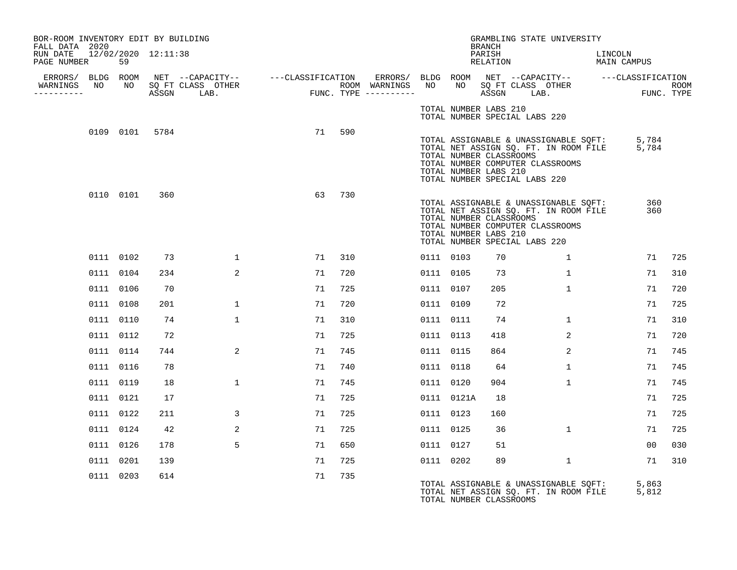BOR-ROOM INVENTORY EDIT BY BUILDING
FALL DATA 2020
RUN DATE 12/02/2020 12:11:38
PAGE NUMBER 59

GRAMBLING STATE UNIVERSITY
BRANCH
PARISH LINCOLN
RELATION MAIN CAMPUS

| ERRORS/ WARNINGS | BLDG NO | ROOM NO | NET SQ FT ASSGN | CAPACITY CLASS LAB. | CAPACITY OTHER | CLASSIFICATION FUNC. | ROOM TYPE | ERRORS/ WARNINGS | BLDG NO | ROOM NO | NET SQ FT ASSGN | CAPACITY CLASS LAB. | CAPACITY OTHER | CLASSIFICATION FUNC. | ROOM TYPE |
|---|---|---|---|---|---|---|---|---|---|---|---|---|---|---|---|
| | | | | | | | | | TOTAL NUMBER LABS 210 | | | | | | |
| | | | | | | | | | TOTAL NUMBER SPECIAL LABS 220 | | | | | | |
| | 0109 | 0101 | 5784 | | | 71 | 590 | | | | | | | | |
| | | | | | | | | | TOTAL ASSIGNABLE & UNASSIGNABLE SQFT: | | 5,784 | | | | |
| | | | | | | | | | TOTAL NET ASSIGN SQ. FT. IN ROOM FILE | | 5,784 | | | | |
| | | | | | | | | | TOTAL NUMBER CLASSROOMS | | | | | | |
| | | | | | | | | | TOTAL NUMBER COMPUTER CLASSROOMS | | | | | | |
| | | | | | | | | | TOTAL NUMBER LABS 210 | | | | | | |
| | | | | | | | | | TOTAL NUMBER SPECIAL LABS 220 | | | | | | |
| | 0110 | 0101 | 360 | | | 63 | 730 | | | | | | | | |
| | | | | | | | | | TOTAL ASSIGNABLE & UNASSIGNABLE SQFT: | | 360 | | | | |
| | | | | | | | | | TOTAL NET ASSIGN SQ. FT. IN ROOM FILE | | 360 | | | | |
| | | | | | | | | | TOTAL NUMBER CLASSROOMS | | | | | | |
| | | | | | | | | | TOTAL NUMBER COMPUTER CLASSROOMS | | | | | | |
| | | | | | | | | | TOTAL NUMBER LABS 210 | | | | | | |
| | | | | | | | | | TOTAL NUMBER SPECIAL LABS 220 | | | | | | |
| | 0111 | 0102 | 73 | | 1 | 71 | 310 | | 0111 | 0103 | 70 | | 1 | 71 | 725 |
| | 0111 | 0104 | 234 | | 2 | 71 | 720 | | 0111 | 0105 | 73 | | 1 | 71 | 310 |
| | 0111 | 0106 | 70 | | | 71 | 725 | | 0111 | 0107 | 205 | | 1 | 71 | 720 |
| | 0111 | 0108 | 201 | | 1 | 71 | 720 | | 0111 | 0109 | 72 | | | 71 | 725 |
| | 0111 | 0110 | 74 | | 1 | 71 | 310 | | 0111 | 0111 | 74 | | 1 | 71 | 310 |
| | 0111 | 0112 | 72 | | | 71 | 725 | | 0111 | 0113 | 418 | | 2 | 71 | 720 |
| | 0111 | 0114 | 744 | | 2 | 71 | 745 | | 0111 | 0115 | 864 | | 2 | 71 | 745 |
| | 0111 | 0116 | 78 | | | 71 | 740 | | 0111 | 0118 | 64 | | 1 | 71 | 745 |
| | 0111 | 0119 | 18 | | 1 | 71 | 745 | | 0111 | 0120 | 904 | | 1 | 71 | 745 |
| | 0111 | 0121 | 17 | | | 71 | 725 | | 0111 | 0121A | 18 | | | 71 | 725 |
| | 0111 | 0122 | 211 | | 3 | 71 | 725 | | 0111 | 0123 | 160 | | | 71 | 725 |
| | 0111 | 0124 | 42 | | 2 | 71 | 725 | | 0111 | 0125 | 36 | | 1 | 71 | 725 |
| | 0111 | 0126 | 178 | | 5 | 71 | 650 | | 0111 | 0127 | 51 | | | 00 | 030 |
| | 0111 | 0201 | 139 | | | 71 | 725 | | 0111 | 0202 | 89 | | 1 | 71 | 310 |
| | 0111 | 0203 | 614 | | | 71 | 735 | | | | | | | | |
| | | | | | | | | | TOTAL ASSIGNABLE & UNASSIGNABLE SQFT: | | 5,863 | | | | |
| | | | | | | | | | TOTAL NET ASSIGN SQ. FT. IN ROOM FILE | | 5,812 | | | | |
| | | | | | | | | | TOTAL NUMBER CLASSROOMS | | | | | | |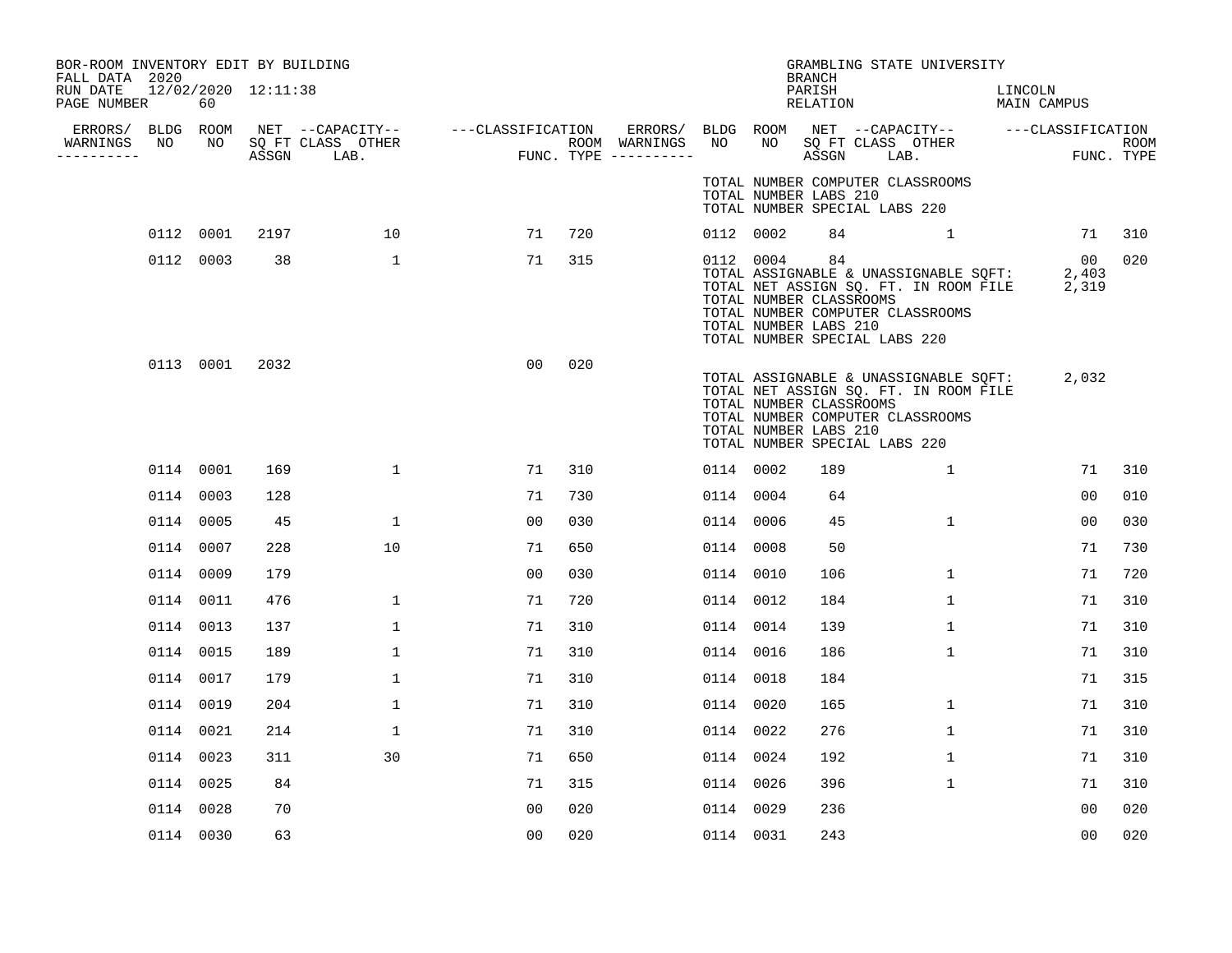BOR-ROOM INVENTORY EDIT BY BUILDING
FALL DATA 2020
RUN DATE 12/02/2020 12:11:38
PAGE NUMBER 60

GRAMBLING STATE UNIVERSITY
BRANCH
PARISH LINCOLN
RELATION MAIN CAMPUS

| ERRORS/ WARNINGS | BLDG NO | ROOM NO | NET SQ FT ASSGN | CAPACITY CLASS LAB. | CAPACITY OTHER | CLASSIFICATION FUNC. | ROOM TYPE | ERRORS/ WARNINGS | BLDG NO | ROOM NO | NET SQ FT ASSGN | CAPACITY CLASS LAB. | CAPACITY OTHER | CLASSIFICATION FUNC. | ROOM TYPE |
|---|---|---|---|---|---|---|---|---|---|---|---|---|---|---|---|
| | | | | | | | | | TOTAL NUMBER COMPUTER CLASSROOMS | | | | | | |
| | | | | | | | | | TOTAL NUMBER LABS 210 | | | | | | |
| | | | | | | | | | TOTAL NUMBER SPECIAL LABS 220 | | | | | | |
| | 0112 | 0001 | 2197 | | 10 | 71 | 720 | | 0112 | 0002 | 84 | | 1 | 71 | 310 |
| | 0112 | 0003 | 38 | | 1 | 71 | 315 | | 0112 | 0004 | 84 | | | 00 | 020 |
| | | | | | | | | | TOTAL ASSIGNABLE & UNASSIGNABLE SQFT: | | | | | 2,403 | |
| | | | | | | | | | TOTAL NET ASSIGN SQ. FT. IN ROOM FILE | | | | | 2,319 | |
| | | | | | | | | | TOTAL NUMBER CLASSROOMS | | | | | | |
| | | | | | | | | | TOTAL NUMBER COMPUTER CLASSROOMS | | | | | | |
| | | | | | | | | | TOTAL NUMBER LABS 210 | | | | | | |
| | | | | | | | | | TOTAL NUMBER SPECIAL LABS 220 | | | | | | |
| | 0113 | 0001 | 2032 | | | 00 | 020 | | | | | | | | |
| | | | | | | | | | TOTAL ASSIGNABLE & UNASSIGNABLE SQFT: | | | | | 2,032 | |
| | | | | | | | | | TOTAL NET ASSIGN SQ. FT. IN ROOM FILE | | | | | | |
| | | | | | | | | | TOTAL NUMBER CLASSROOMS | | | | | | |
| | | | | | | | | | TOTAL NUMBER COMPUTER CLASSROOMS | | | | | | |
| | | | | | | | | | TOTAL NUMBER LABS 210 | | | | | | |
| | | | | | | | | | TOTAL NUMBER SPECIAL LABS 220 | | | | | | |
| | 0114 | 0001 | 169 | | 1 | 71 | 310 | | 0114 | 0002 | 189 | | 1 | 71 | 310 |
| | 0114 | 0003 | 128 | | | 71 | 730 | | 0114 | 0004 | 64 | | | 00 | 010 |
| | 0114 | 0005 | 45 | | 1 | 00 | 030 | | 0114 | 0006 | 45 | | 1 | 00 | 030 |
| | 0114 | 0007 | 228 | | 10 | 71 | 650 | | 0114 | 0008 | 50 | | | 71 | 730 |
| | 0114 | 0009 | 179 | | | 00 | 030 | | 0114 | 0010 | 106 | | 1 | 71 | 720 |
| | 0114 | 0011 | 476 | | 1 | 71 | 720 | | 0114 | 0012 | 184 | | 1 | 71 | 310 |
| | 0114 | 0013 | 137 | | 1 | 71 | 310 | | 0114 | 0014 | 139 | | 1 | 71 | 310 |
| | 0114 | 0015 | 189 | | 1 | 71 | 310 | | 0114 | 0016 | 186 | | 1 | 71 | 310 |
| | 0114 | 0017 | 179 | | 1 | 71 | 310 | | 0114 | 0018 | 184 | | | 71 | 315 |
| | 0114 | 0019 | 204 | | 1 | 71 | 310 | | 0114 | 0020 | 165 | | 1 | 71 | 310 |
| | 0114 | 0021 | 214 | | 1 | 71 | 310 | | 0114 | 0022 | 276 | | 1 | 71 | 310 |
| | 0114 | 0023 | 311 | | 30 | 71 | 650 | | 0114 | 0024 | 192 | | 1 | 71 | 310 |
| | 0114 | 0025 | 84 | | | 71 | 315 | | 0114 | 0026 | 396 | | 1 | 71 | 310 |
| | 0114 | 0028 | 70 | | | 00 | 020 | | 0114 | 0029 | 236 | | | 00 | 020 |
| | 0114 | 0030 | 63 | | | 00 | 020 | | 0114 | 0031 | 243 | | | 00 | 020 |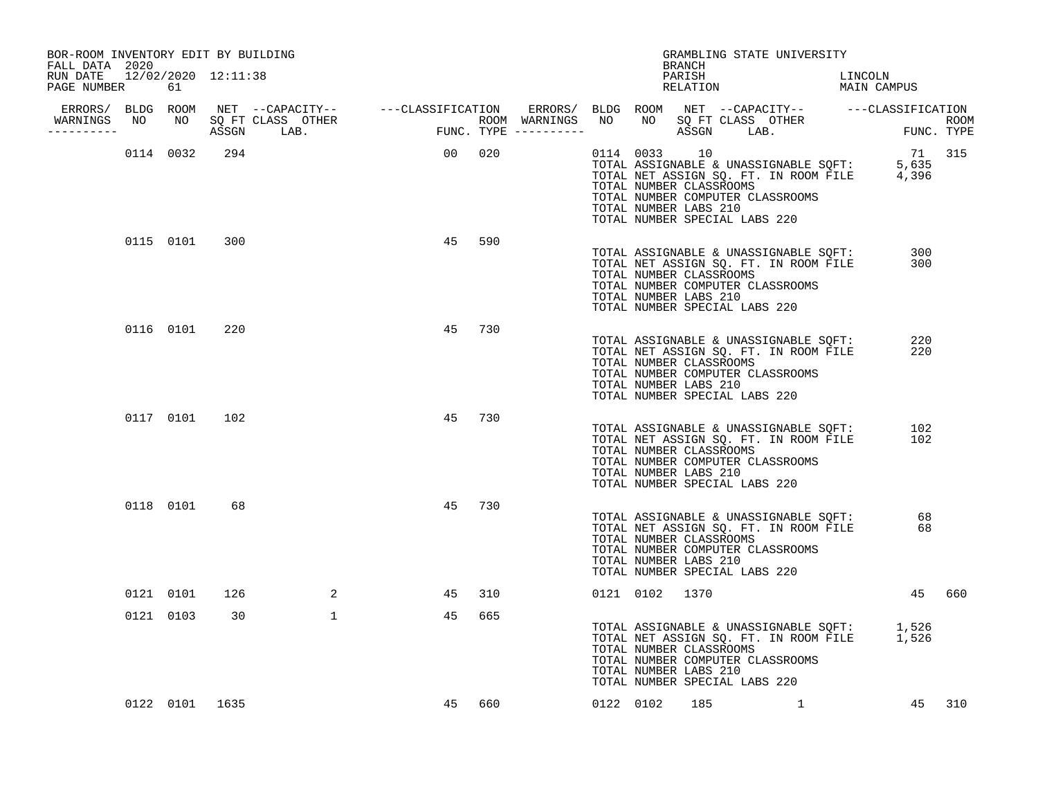BOR-ROOM INVENTORY EDIT BY BUILDING
FALL DATA 2020
RUN DATE 12/02/2020 12:11:38
PAGE NUMBER 61

GRAMBLING STATE UNIVERSITY
BRANCH
PARISH LINCOLN
RELATION MAIN CAMPUS

| ERRORS/ WARNINGS | BLDG NO | ROOM NO | NET SQ FT ASSGN | CAPACITY CLASS LAB. | CAPACITY OTHER | CLASSIFICATION FUNC. | ROOM TYPE | ERRORS/ WARNINGS | BLDG NO | ROOM NO | NET SQ FT ASSGN | CAPACITY CLASS LAB. | CAPACITY OTHER | CLASSIFICATION FUNC. | ROOM TYPE |
|---|---|---|---|---|---|---|---|---|---|---|---|---|---|---|---|
| | 0114 | 0032 | 294 | | | 00 | 020 | | 0114 | 0033 | 10 | | | 71 | 315 |

TOTAL ASSIGNABLE & UNASSIGNABLE SQFT: 5,635
TOTAL NET ASSIGN SQ. FT. IN ROOM FILE 4,396
TOTAL NUMBER CLASSROOMS
TOTAL NUMBER COMPUTER CLASSROOMS
TOTAL NUMBER LABS 210
TOTAL NUMBER SPECIAL LABS 220

| ERRORS/ WARNINGS | BLDG NO | ROOM NO | NET SQ FT ASSGN | CAPACITY CLASS LAB. | CAPACITY OTHER | CLASSIFICATION FUNC. | ROOM TYPE |
|---|---|---|---|---|---|---|---|
| | 0115 | 0101 | 300 | | | 45 | 590 |

TOTAL ASSIGNABLE & UNASSIGNABLE SQFT: 300
TOTAL NET ASSIGN SQ. FT. IN ROOM FILE 300
TOTAL NUMBER CLASSROOMS
TOTAL NUMBER COMPUTER CLASSROOMS
TOTAL NUMBER LABS 210
TOTAL NUMBER SPECIAL LABS 220

| ERRORS/ WARNINGS | BLDG NO | ROOM NO | NET SQ FT ASSGN | CAPACITY CLASS LAB. | CAPACITY OTHER | CLASSIFICATION FUNC. | ROOM TYPE |
|---|---|---|---|---|---|---|---|
| | 0116 | 0101 | 220 | | | 45 | 730 |

TOTAL ASSIGNABLE & UNASSIGNABLE SQFT: 220
TOTAL NET ASSIGN SQ. FT. IN ROOM FILE 220
TOTAL NUMBER CLASSROOMS
TOTAL NUMBER COMPUTER CLASSROOMS
TOTAL NUMBER LABS 210
TOTAL NUMBER SPECIAL LABS 220

| ERRORS/ WARNINGS | BLDG NO | ROOM NO | NET SQ FT ASSGN | CAPACITY CLASS LAB. | CAPACITY OTHER | CLASSIFICATION FUNC. | ROOM TYPE |
|---|---|---|---|---|---|---|---|
| | 0117 | 0101 | 102 | | | 45 | 730 |

TOTAL ASSIGNABLE & UNASSIGNABLE SQFT: 102
TOTAL NET ASSIGN SQ. FT. IN ROOM FILE 102
TOTAL NUMBER CLASSROOMS
TOTAL NUMBER COMPUTER CLASSROOMS
TOTAL NUMBER LABS 210
TOTAL NUMBER SPECIAL LABS 220

| ERRORS/ WARNINGS | BLDG NO | ROOM NO | NET SQ FT ASSGN | CAPACITY CLASS LAB. | CAPACITY OTHER | CLASSIFICATION FUNC. | ROOM TYPE |
|---|---|---|---|---|---|---|---|
| | 0118 | 0101 | 68 | | | 45 | 730 |

TOTAL ASSIGNABLE & UNASSIGNABLE SQFT: 68
TOTAL NET ASSIGN SQ. FT. IN ROOM FILE 68
TOTAL NUMBER CLASSROOMS
TOTAL NUMBER COMPUTER CLASSROOMS
TOTAL NUMBER LABS 210
TOTAL NUMBER SPECIAL LABS 220

| ERRORS/ WARNINGS | BLDG NO | ROOM NO | NET SQ FT ASSGN | CAPACITY CLASS LAB. | CAPACITY OTHER | CLASSIFICATION FUNC. | ROOM TYPE | ERRORS/ WARNINGS | BLDG NO | ROOM NO | NET SQ FT ASSGN | CAPACITY CLASS LAB. | CAPACITY OTHER | CLASSIFICATION FUNC. | ROOM TYPE |
|---|---|---|---|---|---|---|---|---|---|---|---|---|---|---|---|
| | 0121 | 0101 | 126 | | 2 | 45 | 310 | | 0121 | 0102 | 1370 | | | 45 | 660 |
| | 0121 | 0103 | 30 | | 1 | 45 | 665 | | | | | | | | |

TOTAL ASSIGNABLE & UNASSIGNABLE SQFT: 1,526
TOTAL NET ASSIGN SQ. FT. IN ROOM FILE 1,526
TOTAL NUMBER CLASSROOMS
TOTAL NUMBER COMPUTER CLASSROOMS
TOTAL NUMBER LABS 210
TOTAL NUMBER SPECIAL LABS 220

| ERRORS/ WARNINGS | BLDG NO | ROOM NO | NET SQ FT ASSGN | CAPACITY CLASS LAB. | CAPACITY OTHER | CLASSIFICATION FUNC. | ROOM TYPE | ERRORS/ WARNINGS | BLDG NO | ROOM NO | NET SQ FT ASSGN | CAPACITY CLASS LAB. | CAPACITY OTHER | CLASSIFICATION FUNC. | ROOM TYPE |
|---|---|---|---|---|---|---|---|---|---|---|---|---|---|---|---|
| | 0122 | 0101 | 1635 | | | 45 | 660 | | 0122 | 0102 | 185 | | 1 | 45 | 310 |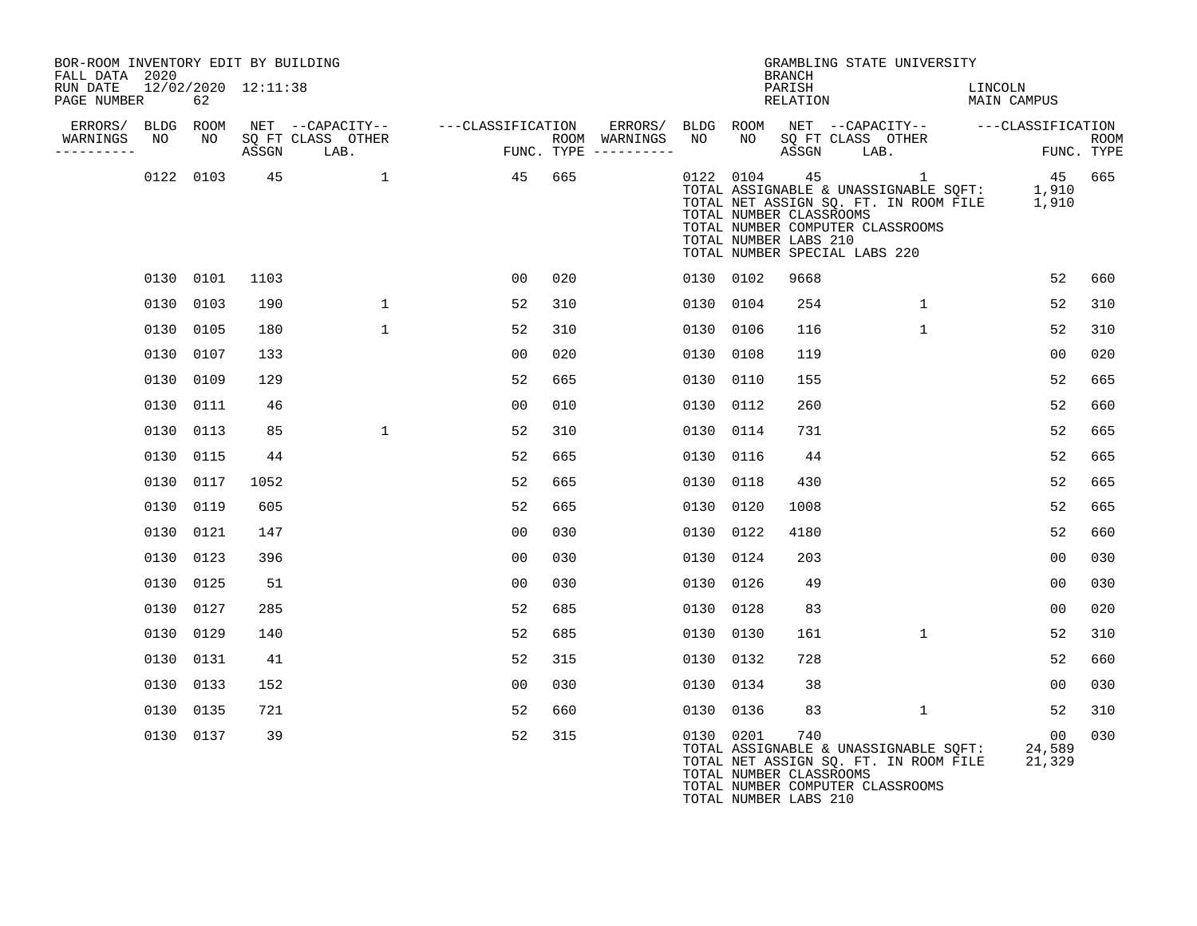BOR-ROOM INVENTORY EDIT BY BUILDING
FALL DATA 2020
RUN DATE 12/02/2020 12:11:38
PAGE NUMBER 62

GRAMBLING STATE UNIVERSITY
BRANCH
PARISH LINCOLN
RELATION MAIN CAMPUS

| ERRORS/ WARNINGS | BLDG NO | ROOM NO | NET SQ FT ASSGN | CAPACITY CLASS LAB. | CAPACITY OTHER | CLASSIFICATION FUNC. | ROOM TYPE | ERRORS/ WARNINGS | BLDG NO | ROOM NO | NET SQ FT ASSGN | CAPACITY CLASS LAB. | CAPACITY OTHER | CLASSIFICATION FUNC. | ROOM TYPE |
|---|---|---|---|---|---|---|---|---|---|---|---|---|---|---|---|
| | 0122 | 0103 | 45 | | 1 | 45 | 665 | | 0122 | 0104 | 45 | | 1 | 45 | 665 |
| | | | | | | | | | TOTAL ASSIGNABLE & UNASSIGNABLE SQFT: | | | | | 1,910 | |
| | | | | | | | | | TOTAL NET ASSIGN SQ. FT. IN ROOM FILE | | | | | 1,910 | |
| | | | | | | | | | TOTAL NUMBER CLASSROOMS | | | | | | |
| | | | | | | | | | TOTAL NUMBER COMPUTER CLASSROOMS | | | | | | |
| | | | | | | | | | TOTAL NUMBER LABS 210 | | | | | | |
| | | | | | | | | | TOTAL NUMBER SPECIAL LABS 220 | | | | | | |
| | 0130 | 0101 | 1103 | | | 00 | 020 | | 0130 | 0102 | 9668 | | | 52 | 660 |
| | 0130 | 0103 | 190 | | 1 | 52 | 310 | | 0130 | 0104 | 254 | | 1 | 52 | 310 |
| | 0130 | 0105 | 180 | | 1 | 52 | 310 | | 0130 | 0106 | 116 | | 1 | 52 | 310 |
| | 0130 | 0107 | 133 | | | 00 | 020 | | 0130 | 0108 | 119 | | | 00 | 020 |
| | 0130 | 0109 | 129 | | | 52 | 665 | | 0130 | 0110 | 155 | | | 52 | 665 |
| | 0130 | 0111 | 46 | | | 00 | 010 | | 0130 | 0112 | 260 | | | 52 | 660 |
| | 0130 | 0113 | 85 | | 1 | 52 | 310 | | 0130 | 0114 | 731 | | | 52 | 665 |
| | 0130 | 0115 | 44 | | | 52 | 665 | | 0130 | 0116 | 44 | | | 52 | 665 |
| | 0130 | 0117 | 1052 | | | 52 | 665 | | 0130 | 0118 | 430 | | | 52 | 665 |
| | 0130 | 0119 | 605 | | | 52 | 665 | | 0130 | 0120 | 1008 | | | 52 | 665 |
| | 0130 | 0121 | 147 | | | 00 | 030 | | 0130 | 0122 | 4180 | | | 52 | 660 |
| | 0130 | 0123 | 396 | | | 00 | 030 | | 0130 | 0124 | 203 | | | 00 | 030 |
| | 0130 | 0125 | 51 | | | 00 | 030 | | 0130 | 0126 | 49 | | | 00 | 030 |
| | 0130 | 0127 | 285 | | | 52 | 685 | | 0130 | 0128 | 83 | | | 00 | 020 |
| | 0130 | 0129 | 140 | | | 52 | 685 | | 0130 | 0130 | 161 | | 1 | 52 | 310 |
| | 0130 | 0131 | 41 | | | 52 | 315 | | 0130 | 0132 | 728 | | | 52 | 660 |
| | 0130 | 0133 | 152 | | | 00 | 030 | | 0130 | 0134 | 38 | | | 00 | 030 |
| | 0130 | 0135 | 721 | | | 52 | 660 | | 0130 | 0136 | 83 | | 1 | 52 | 310 |
| | 0130 | 0137 | 39 | | | 52 | 315 | | 0130 | 0201 | 740 | | | 00 | 030 |
| | | | | | | | | | TOTAL ASSIGNABLE & UNASSIGNABLE SQFT: | | | | | 24,589 | |
| | | | | | | | | | TOTAL NET ASSIGN SQ. FT. IN ROOM FILE | | | | | 21,329 | |
| | | | | | | | | | TOTAL NUMBER CLASSROOMS | | | | | | |
| | | | | | | | | | TOTAL NUMBER COMPUTER CLASSROOMS | | | | | | |
| | | | | | | | | | TOTAL NUMBER LABS 210 | | | | | | |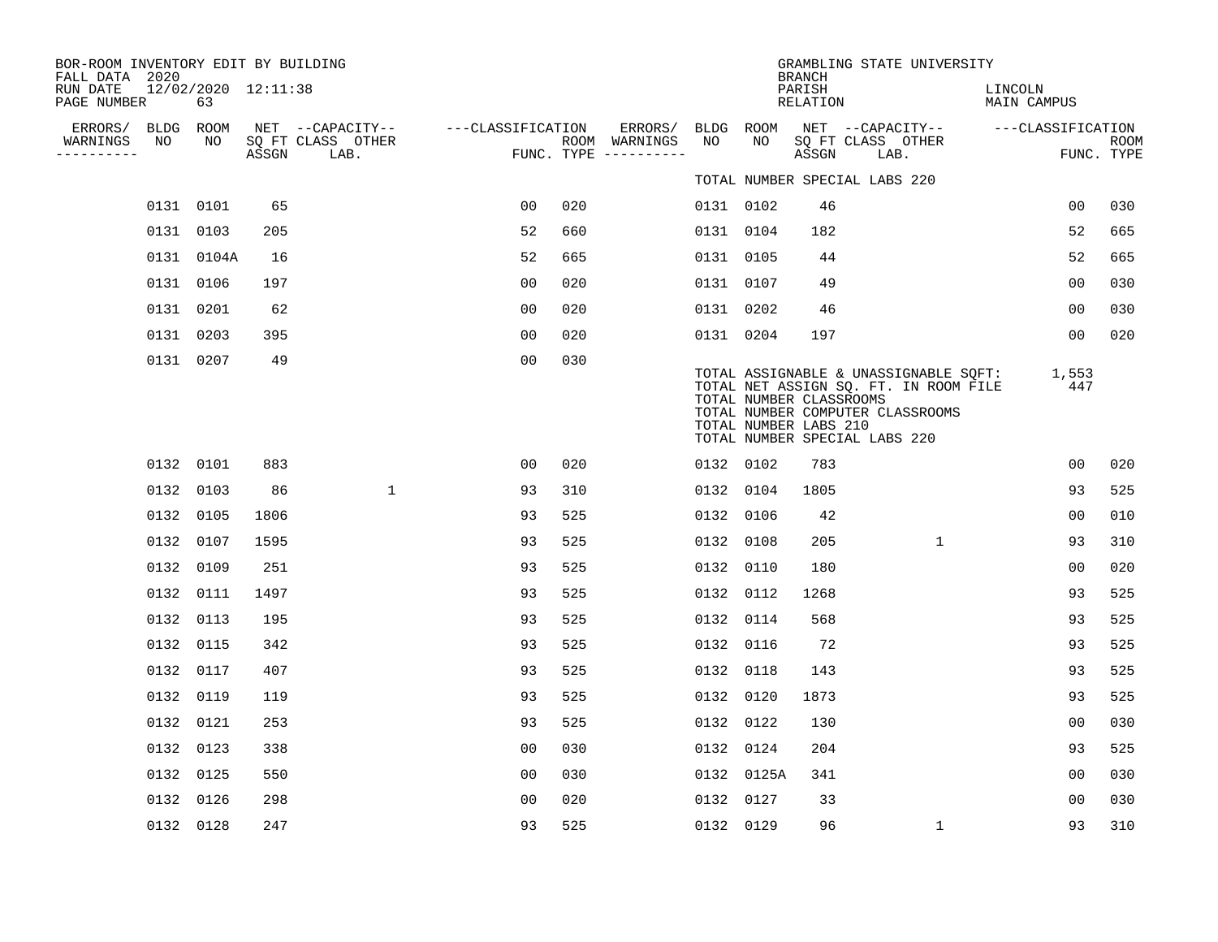BOR-ROOM INVENTORY EDIT BY BUILDING
FALL DATA 2020
RUN DATE 12/02/2020 12:11:38
PAGE NUMBER 63

GRAMBLING STATE UNIVERSITY
BRANCH
PARISH LINCOLN
RELATION MAIN CAMPUS

| ERRORS/ WARNINGS | BLDG NO | ROOM NO | NET SQ FT ASSGN | CAPACITY CLASS LAB. | CAPACITY OTHER | CLASSIFICATION FUNC. | ROOM TYPE | ERRORS/ WARNINGS | BLDG NO | ROOM NO | NET SQ FT ASSGN | CAPACITY CLASS LAB. | CAPACITY OTHER | CLASSIFICATION FUNC. | ROOM TYPE |
|---|---|---|---|---|---|---|---|---|---|---|---|---|---|---|---|
| | | | | | | | | | TOTAL NUMBER SPECIAL LABS 220 | | | | | | |
| | 0131 | 0101 | 65 | | | 00 | 020 | | 0131 | 0102 | 46 | | | 00 | 030 |
| | 0131 | 0103 | 205 | | | 52 | 660 | | 0131 | 0104 | 182 | | | 52 | 665 |
| | 0131 | 0104A | 16 | | | 52 | 665 | | 0131 | 0105 | 44 | | | 52 | 665 |
| | 0131 | 0106 | 197 | | | 00 | 020 | | 0131 | 0107 | 49 | | | 00 | 030 |
| | 0131 | 0201 | 62 | | | 00 | 020 | | 0131 | 0202 | 46 | | | 00 | 030 |
| | 0131 | 0203 | 395 | | | 00 | 020 | | 0131 | 0204 | 197 | | | 00 | 020 |
| | 0131 | 0207 | 49 | | | 00 | 030 | | | | | | | | |

TOTAL ASSIGNABLE & UNASSIGNABLE SQFT: 1,553
TOTAL NET ASSIGN SQ. FT. IN ROOM FILE 447
TOTAL NUMBER CLASSROOMS
TOTAL NUMBER COMPUTER CLASSROOMS
TOTAL NUMBER LABS 210
TOTAL NUMBER SPECIAL LABS 220

| ERRORS/ WARNINGS | BLDG NO | ROOM NO | NET SQ FT ASSGN | CAPACITY CLASS LAB. | CAPACITY OTHER | CLASSIFICATION FUNC. | ROOM TYPE | ERRORS/ WARNINGS | BLDG NO | ROOM NO | NET SQ FT ASSGN | CAPACITY CLASS LAB. | CAPACITY OTHER | CLASSIFICATION FUNC. | ROOM TYPE |
|---|---|---|---|---|---|---|---|---|---|---|---|---|---|---|---|
| | 0132 | 0101 | 883 | | | 00 | 020 | | 0132 | 0102 | 783 | | | 00 | 020 |
| | 0132 | 0103 | 86 | | 1 | 93 | 310 | | 0132 | 0104 | 1805 | | | 93 | 525 |
| | 0132 | 0105 | 1806 | | | 93 | 525 | | 0132 | 0106 | 42 | | | 00 | 010 |
| | 0132 | 0107 | 1595 | | | 93 | 525 | | 0132 | 0108 | 205 | | 1 | 93 | 310 |
| | 0132 | 0109 | 251 | | | 93 | 525 | | 0132 | 0110 | 180 | | | 00 | 020 |
| | 0132 | 0111 | 1497 | | | 93 | 525 | | 0132 | 0112 | 1268 | | | 93 | 525 |
| | 0132 | 0113 | 195 | | | 93 | 525 | | 0132 | 0114 | 568 | | | 93 | 525 |
| | 0132 | 0115 | 342 | | | 93 | 525 | | 0132 | 0116 | 72 | | | 93 | 525 |
| | 0132 | 0117 | 407 | | | 93 | 525 | | 0132 | 0118 | 143 | | | 93 | 525 |
| | 0132 | 0119 | 119 | | | 93 | 525 | | 0132 | 0120 | 1873 | | | 93 | 525 |
| | 0132 | 0121 | 253 | | | 93 | 525 | | 0132 | 0122 | 130 | | | 00 | 030 |
| | 0132 | 0123 | 338 | | | 00 | 030 | | 0132 | 0124 | 204 | | | 93 | 525 |
| | 0132 | 0125 | 550 | | | 00 | 030 | | 0132 | 0125A | 341 | | | 00 | 030 |
| | 0132 | 0126 | 298 | | | 00 | 020 | | 0132 | 0127 | 33 | | | 00 | 030 |
| | 0132 | 0128 | 247 | | | 93 | 525 | | 0132 | 0129 | 96 | | 1 | 93 | 310 |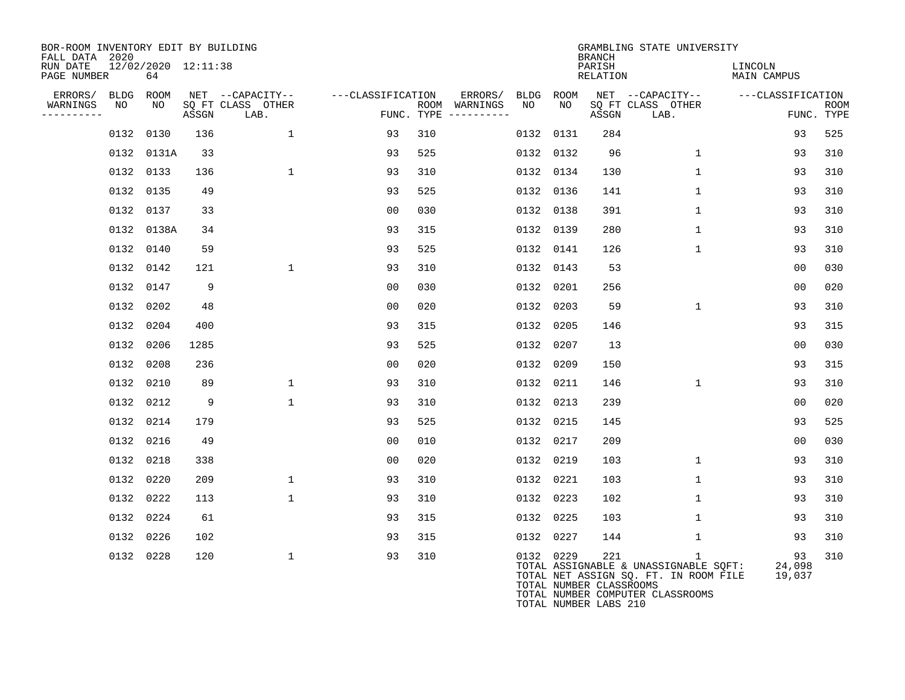BOR-ROOM INVENTORY EDIT BY BUILDING
FALL DATA 2020
RUN DATE 12/02/2020 12:11:38
PAGE NUMBER 64

GRAMBLING STATE UNIVERSITY
BRANCH
PARISH LINCOLN
RELATION MAIN CAMPUS

| ERRORS/ WARNINGS | BLDG NO | ROOM NO | NET SQ FT ASSGN | CAPACITY CLASS LAB. | CAPACITY OTHER | CLASSIFICATION FUNC. | ROOM TYPE | ERRORS/ WARNINGS | BLDG NO | ROOM NO | NET SQ FT ASSGN | CAPACITY CLASS LAB. | CAPACITY OTHER | CLASSIFICATION FUNC. | ROOM TYPE |
|---|---|---|---|---|---|---|---|---|---|---|---|---|---|---|---|
| | 0132 | 0130 | 136 | | 1 | 93 | 310 | | 0132 | 0131 | 284 | | | 93 | 525 |
| | 0132 | 0131A | 33 | | | 93 | 525 | | 0132 | 0132 | 96 | | 1 | 93 | 310 |
| | 0132 | 0133 | 136 | | 1 | 93 | 310 | | 0132 | 0134 | 130 | | 1 | 93 | 310 |
| | 0132 | 0135 | 49 | | | 93 | 525 | | 0132 | 0136 | 141 | | 1 | 93 | 310 |
| | 0132 | 0137 | 33 | | | 00 | 030 | | 0132 | 0138 | 391 | | 1 | 93 | 310 |
| | 0132 | 0138A | 34 | | | 93 | 315 | | 0132 | 0139 | 280 | | 1 | 93 | 310 |
| | 0132 | 0140 | 59 | | | 93 | 525 | | 0132 | 0141 | 126 | | 1 | 93 | 310 |
| | 0132 | 0142 | 121 | | 1 | 93 | 310 | | 0132 | 0143 | 53 | | | 00 | 030 |
| | 0132 | 0147 | 9 | | | 00 | 030 | | 0132 | 0201 | 256 | | | 00 | 020 |
| | 0132 | 0202 | 48 | | | 00 | 020 | | 0132 | 0203 | 59 | | 1 | 93 | 310 |
| | 0132 | 0204 | 400 | | | 93 | 315 | | 0132 | 0205 | 146 | | | 93 | 315 |
| | 0132 | 0206 | 1285 | | | 93 | 525 | | 0132 | 0207 | 13 | | | 00 | 030 |
| | 0132 | 0208 | 236 | | | 00 | 020 | | 0132 | 0209 | 150 | | | 93 | 315 |
| | 0132 | 0210 | 89 | | 1 | 93 | 310 | | 0132 | 0211 | 146 | | 1 | 93 | 310 |
| | 0132 | 0212 | 9 | | 1 | 93 | 310 | | 0132 | 0213 | 239 | | | 00 | 020 |
| | 0132 | 0214 | 179 | | | 93 | 525 | | 0132 | 0215 | 145 | | | 93 | 525 |
| | 0132 | 0216 | 49 | | | 00 | 010 | | 0132 | 0217 | 209 | | | 00 | 030 |
| | 0132 | 0218 | 338 | | | 00 | 020 | | 0132 | 0219 | 103 | | 1 | 93 | 310 |
| | 0132 | 0220 | 209 | | 1 | 93 | 310 | | 0132 | 0221 | 103 | | 1 | 93 | 310 |
| | 0132 | 0222 | 113 | | 1 | 93 | 310 | | 0132 | 0223 | 102 | | 1 | 93 | 310 |
| | 0132 | 0224 | 61 | | | 93 | 315 | | 0132 | 0225 | 103 | | 1 | 93 | 310 |
| | 0132 | 0226 | 102 | | | 93 | 315 | | 0132 | 0227 | 144 | | 1 | 93 | 310 |
| | 0132 | 0228 | 120 | | 1 | 93 | 310 | | 0132 | 0229 | 221 | | 1 | 93 | 310 |

TOTAL ASSIGNABLE & UNASSIGNABLE SQFT: 24,098
TOTAL NET ASSIGN SQ. FT. IN ROOM FILE 19,037
TOTAL NUMBER CLASSROOMS
TOTAL NUMBER COMPUTER CLASSROOMS
TOTAL NUMBER LABS 210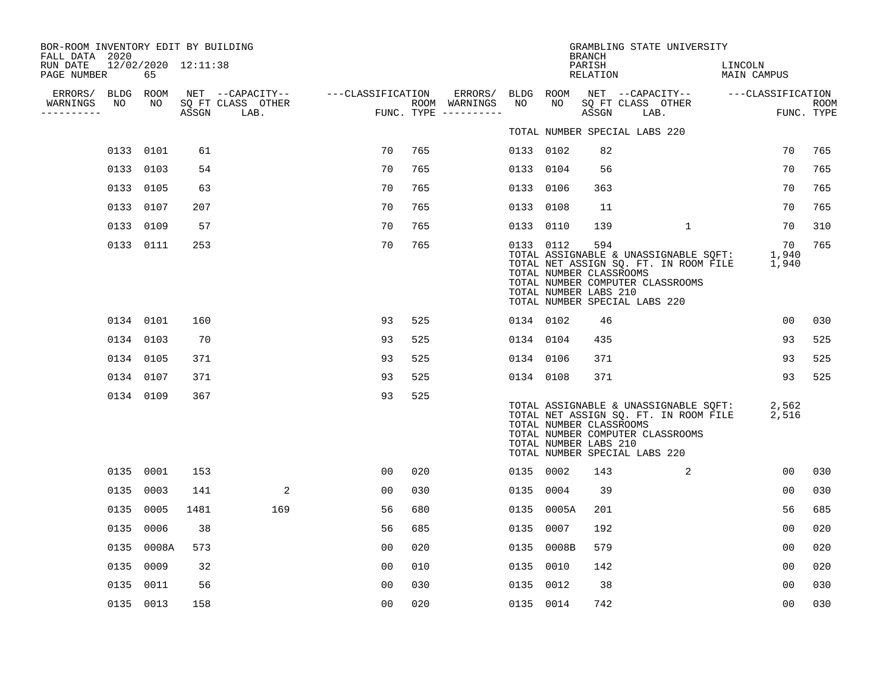BOR-ROOM INVENTORY EDIT BY BUILDING
FALL DATA 2020
RUN DATE 12/02/2020 12:11:38
PAGE NUMBER 65

GRAMBLING STATE UNIVERSITY
BRANCH
PARISH LINCOLN
RELATION MAIN CAMPUS

| ERRORS/ WARNINGS | BLDG NO | ROOM NO | NET SQ FT ASSGN | CAPACITY CLASS LAB. | CAPACITY OTHER | CLASSIFICATION FUNC. | ROOM TYPE | ERRORS/ WARNINGS | BLDG NO | ROOM NO | NET SQ FT ASSGN | CAPACITY CLASS LAB. | CAPACITY OTHER | CLASSIFICATION FUNC. | ROOM TYPE |
|---|---|---|---|---|---|---|---|---|---|---|---|---|---|---|---|
| | | | | | | | | | TOTAL NUMBER SPECIAL LABS 220 | | | | | | |
| | 0133 | 0101 | 61 | | | 70 | 765 | | 0133 | 0102 | 82 | | | 70 | 765 |
| | 0133 | 0103 | 54 | | | 70 | 765 | | 0133 | 0104 | 56 | | | 70 | 765 |
| | 0133 | 0105 | 63 | | | 70 | 765 | | 0133 | 0106 | 363 | | | 70 | 765 |
| | 0133 | 0107 | 207 | | | 70 | 765 | | 0133 | 0108 | 11 | | | 70 | 765 |
| | 0133 | 0109 | 57 | | | 70 | 765 | | 0133 | 0110 | 139 | | 1 | 70 | 310 |
| | 0133 | 0111 | 253 | | | 70 | 765 | | 0133 | 0112 | 594 | | | 70 | 765 |
| | | | | | | | | | TOTAL ASSIGNABLE & UNASSIGNABLE SQFT: | | | | | 1,940 | |
| | | | | | | | | | TOTAL NET ASSIGN SQ. FT. IN ROOM FILE | | | | | 1,940 | |
| | | | | | | | | | TOTAL NUMBER CLASSROOMS | | | | | | |
| | | | | | | | | | TOTAL NUMBER COMPUTER CLASSROOMS | | | | | | |
| | | | | | | | | | TOTAL NUMBER LABS 210 | | | | | | |
| | | | | | | | | | TOTAL NUMBER SPECIAL LABS 220 | | | | | | |
| | 0134 | 0101 | 160 | | | 93 | 525 | | 0134 | 0102 | 46 | | | 00 | 030 |
| | 0134 | 0103 | 70 | | | 93 | 525 | | 0134 | 0104 | 435 | | | 93 | 525 |
| | 0134 | 0105 | 371 | | | 93 | 525 | | 0134 | 0106 | 371 | | | 93 | 525 |
| | 0134 | 0107 | 371 | | | 93 | 525 | | 0134 | 0108 | 371 | | | 93 | 525 |
| | 0134 | 0109 | 367 | | | 93 | 525 | | | | | | | | |
| | | | | | | | | | TOTAL ASSIGNABLE & UNASSIGNABLE SQFT: | | | | | 2,562 | |
| | | | | | | | | | TOTAL NET ASSIGN SQ. FT. IN ROOM FILE | | | | | 2,516 | |
| | | | | | | | | | TOTAL NUMBER CLASSROOMS | | | | | | |
| | | | | | | | | | TOTAL NUMBER COMPUTER CLASSROOMS | | | | | | |
| | | | | | | | | | TOTAL NUMBER LABS 210 | | | | | | |
| | | | | | | | | | TOTAL NUMBER SPECIAL LABS 220 | | | | | | |
| | 0135 | 0001 | 153 | | | 00 | 020 | | 0135 | 0002 | 143 | | 2 | 00 | 030 |
| | 0135 | 0003 | 141 | | 2 | 00 | 030 | | 0135 | 0004 | 39 | | | 00 | 030 |
| | 0135 | 0005 | 1481 | | 169 | 56 | 680 | | 0135 | 0005A | 201 | | | 56 | 685 |
| | 0135 | 0006 | 38 | | | 56 | 685 | | 0135 | 0007 | 192 | | | 00 | 020 |
| | 0135 | 0008A | 573 | | | 00 | 020 | | 0135 | 0008B | 579 | | | 00 | 020 |
| | 0135 | 0009 | 32 | | | 00 | 010 | | 0135 | 0010 | 142 | | | 00 | 020 |
| | 0135 | 0011 | 56 | | | 00 | 030 | | 0135 | 0012 | 38 | | | 00 | 030 |
| | 0135 | 0013 | 158 | | | 00 | 020 | | 0135 | 0014 | 742 | | | 00 | 030 |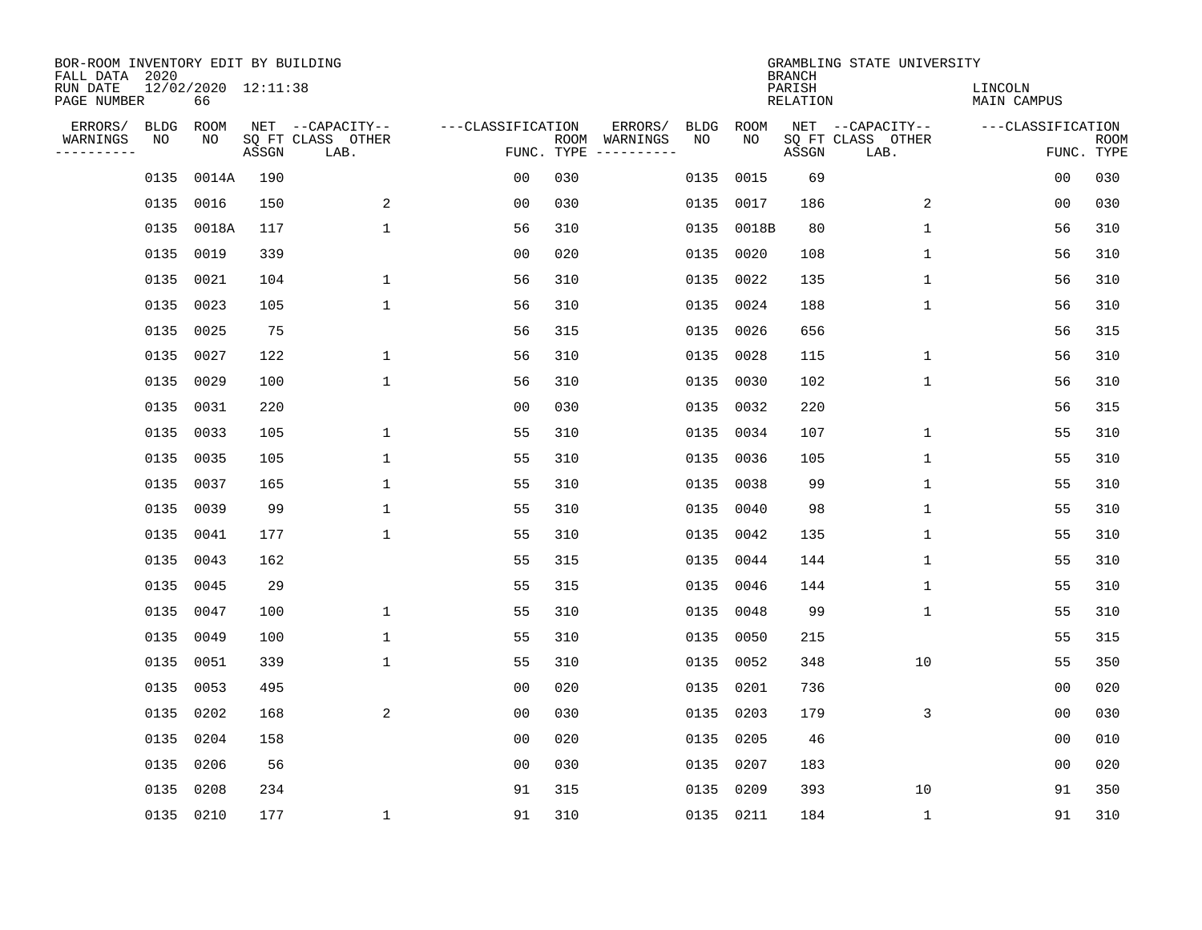BOR-ROOM INVENTORY EDIT BY BUILDING
FALL DATA 2020
RUN DATE 12/02/2020 12:11:38
PAGE NUMBER 66

GRAMBLING STATE UNIVERSITY
BRANCH
PARISH LINCOLN
RELATION MAIN CAMPUS

| ERRORS/ WARNINGS | BLDG NO | ROOM NO | NET SQ FT ASSGN | CAPACITY CLASS LAB. | CAPACITY OTHER | CLASSIFICATION FUNC. | ROOM TYPE | ERRORS/ WARNINGS | BLDG NO | ROOM NO | NET SQ FT ASSGN | CAPACITY CLASS LAB. | CAPACITY OTHER | CLASSIFICATION FUNC. | ROOM TYPE |
|---|---|---|---|---|---|---|---|---|---|---|---|---|---|---|---|
| | 0135 | 0014A | 190 | | | 00 | 030 | | 0135 | 0015 | 69 | | | 00 | 030 |
| | 0135 | 0016 | 150 | | 2 | 00 | 030 | | 0135 | 0017 | 186 | | 2 | 00 | 030 |
| | 0135 | 0018A | 117 | | 1 | 56 | 310 | | 0135 | 0018B | 80 | | 1 | 56 | 310 |
| | 0135 | 0019 | 339 | | | 00 | 020 | | 0135 | 0020 | 108 | | 1 | 56 | 310 |
| | 0135 | 0021 | 104 | | 1 | 56 | 310 | | 0135 | 0022 | 135 | | 1 | 56 | 310 |
| | 0135 | 0023 | 105 | | 1 | 56 | 310 | | 0135 | 0024 | 188 | | 1 | 56 | 310 |
| | 0135 | 0025 | 75 | | | 56 | 315 | | 0135 | 0026 | 656 | | | 56 | 315 |
| | 0135 | 0027 | 122 | | 1 | 56 | 310 | | 0135 | 0028 | 115 | | 1 | 56 | 310 |
| | 0135 | 0029 | 100 | | 1 | 56 | 310 | | 0135 | 0030 | 102 | | 1 | 56 | 310 |
| | 0135 | 0031 | 220 | | | 00 | 030 | | 0135 | 0032 | 220 | | | 56 | 315 |
| | 0135 | 0033 | 105 | | 1 | 55 | 310 | | 0135 | 0034 | 107 | | 1 | 55 | 310 |
| | 0135 | 0035 | 105 | | 1 | 55 | 310 | | 0135 | 0036 | 105 | | 1 | 55 | 310 |
| | 0135 | 0037 | 165 | | 1 | 55 | 310 | | 0135 | 0038 | 99 | | 1 | 55 | 310 |
| | 0135 | 0039 | 99 | | 1 | 55 | 310 | | 0135 | 0040 | 98 | | 1 | 55 | 310 |
| | 0135 | 0041 | 177 | | 1 | 55 | 310 | | 0135 | 0042 | 135 | | 1 | 55 | 310 |
| | 0135 | 0043 | 162 | | | 55 | 315 | | 0135 | 0044 | 144 | | 1 | 55 | 310 |
| | 0135 | 0045 | 29 | | | 55 | 315 | | 0135 | 0046 | 144 | | 1 | 55 | 310 |
| | 0135 | 0047 | 100 | | 1 | 55 | 310 | | 0135 | 0048 | 99 | | 1 | 55 | 310 |
| | 0135 | 0049 | 100 | | 1 | 55 | 310 | | 0135 | 0050 | 215 | | | 55 | 315 |
| | 0135 | 0051 | 339 | | 1 | 55 | 310 | | 0135 | 0052 | 348 | | 10 | 55 | 350 |
| | 0135 | 0053 | 495 | | | 00 | 020 | | 0135 | 0201 | 736 | | | 00 | 020 |
| | 0135 | 0202 | 168 | | 2 | 00 | 030 | | 0135 | 0203 | 179 | | 3 | 00 | 030 |
| | 0135 | 0204 | 158 | | | 00 | 020 | | 0135 | 0205 | 46 | | | 00 | 010 |
| | 0135 | 0206 | 56 | | | 00 | 030 | | 0135 | 0207 | 183 | | | 00 | 020 |
| | 0135 | 0208 | 234 | | | 91 | 315 | | 0135 | 0209 | 393 | | 10 | 91 | 350 |
| | 0135 | 0210 | 177 | | 1 | 91 | 310 | | 0135 | 0211 | 184 | | 1 | 91 | 310 |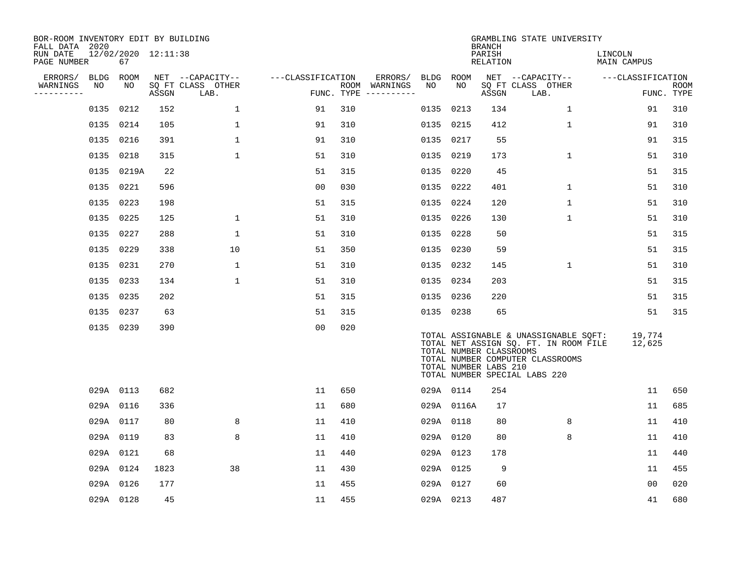BOR-ROOM INVENTORY EDIT BY BUILDING
FALL DATA 2020
RUN DATE 12/02/2020 12:11:38
PAGE NUMBER 67

GRAMBLING STATE UNIVERSITY
BRANCH
PARISH LINCOLN
RELATION MAIN CAMPUS

| ERRORS/ WARNINGS | BLDG NO | ROOM NO | NET SQ FT ASSGN | CAPACITY CLASS LAB. | CAPACITY OTHER | CLASSIFICATION FUNC. | ROOM TYPE | ERRORS/ WARNINGS | BLDG NO | ROOM NO | NET SQ FT ASSGN | CAPACITY CLASS LAB. | CAPACITY OTHER | CLASSIFICATION FUNC. | ROOM TYPE |
|---|---|---|---|---|---|---|---|---|---|---|---|---|---|---|---|
| | 0135 | 0212 | 152 | | 1 | 91 | 310 | | 0135 | 0213 | 134 | | 1 | 91 | 310 |
| | 0135 | 0214 | 105 | | 1 | 91 | 310 | | 0135 | 0215 | 412 | | 1 | 91 | 310 |
| | 0135 | 0216 | 391 | | 1 | 91 | 310 | | 0135 | 0217 | 55 | | | 91 | 315 |
| | 0135 | 0218 | 315 | | 1 | 51 | 310 | | 0135 | 0219 | 173 | | 1 | 51 | 310 |
| | 0135 | 0219A | 22 | | | 51 | 315 | | 0135 | 0220 | 45 | | | 51 | 315 |
| | 0135 | 0221 | 596 | | | 00 | 030 | | 0135 | 0222 | 401 | | 1 | 51 | 310 |
| | 0135 | 0223 | 198 | | | 51 | 315 | | 0135 | 0224 | 120 | | 1 | 51 | 310 |
| | 0135 | 0225 | 125 | | 1 | 51 | 310 | | 0135 | 0226 | 130 | | 1 | 51 | 310 |
| | 0135 | 0227 | 288 | | 1 | 51 | 310 | | 0135 | 0228 | 50 | | | 51 | 315 |
| | 0135 | 0229 | 338 | | 10 | 51 | 350 | | 0135 | 0230 | 59 | | | 51 | 315 |
| | 0135 | 0231 | 270 | | 1 | 51 | 310 | | 0135 | 0232 | 145 | | 1 | 51 | 310 |
| | 0135 | 0233 | 134 | | 1 | 51 | 310 | | 0135 | 0234 | 203 | | | 51 | 315 |
| | 0135 | 0235 | 202 | | | 51 | 315 | | 0135 | 0236 | 220 | | | 51 | 315 |
| | 0135 | 0237 | 63 | | | 51 | 315 | | 0135 | 0238 | 65 | | | 51 | 315 |
| | 0135 | 0239 | 390 | | | 00 | 020 | | | | | | | | |

TOTAL ASSIGNABLE & UNASSIGNABLE SQFT: 19,774
TOTAL NET ASSIGN SQ. FT. IN ROOM FILE 12,625
TOTAL NUMBER CLASSROOMS
TOTAL NUMBER COMPUTER CLASSROOMS
TOTAL NUMBER LABS 210
TOTAL NUMBER SPECIAL LABS 220

| ERRORS/ WARNINGS | BLDG NO | ROOM NO | NET SQ FT ASSGN | CAPACITY CLASS LAB. | CAPACITY OTHER | CLASSIFICATION FUNC. | ROOM TYPE | ERRORS/ WARNINGS | BLDG NO | ROOM NO | NET SQ FT ASSGN | CAPACITY CLASS LAB. | CAPACITY OTHER | CLASSIFICATION FUNC. | ROOM TYPE |
|---|---|---|---|---|---|---|---|---|---|---|---|---|---|---|---|
| | 029A | 0113 | 682 | | | 11 | 650 | | 029A | 0114 | 254 | | | 11 | 650 |
| | 029A | 0116 | 336 | | | 11 | 680 | | 029A | 0116A | 17 | | | 11 | 685 |
| | 029A | 0117 | 80 | | 8 | 11 | 410 | | 029A | 0118 | 80 | | 8 | 11 | 410 |
| | 029A | 0119 | 83 | | 8 | 11 | 410 | | 029A | 0120 | 80 | | 8 | 11 | 410 |
| | 029A | 0121 | 68 | | | 11 | 440 | | 029A | 0123 | 178 | | | 11 | 440 |
| | 029A | 0124 | 1823 | | 38 | 11 | 430 | | 029A | 0125 | 9 | | | 11 | 455 |
| | 029A | 0126 | 177 | | | 11 | 455 | | 029A | 0127 | 60 | | | 00 | 020 |
| | 029A | 0128 | 45 | | | 11 | 455 | | 029A | 0213 | 487 | | | 41 | 680 |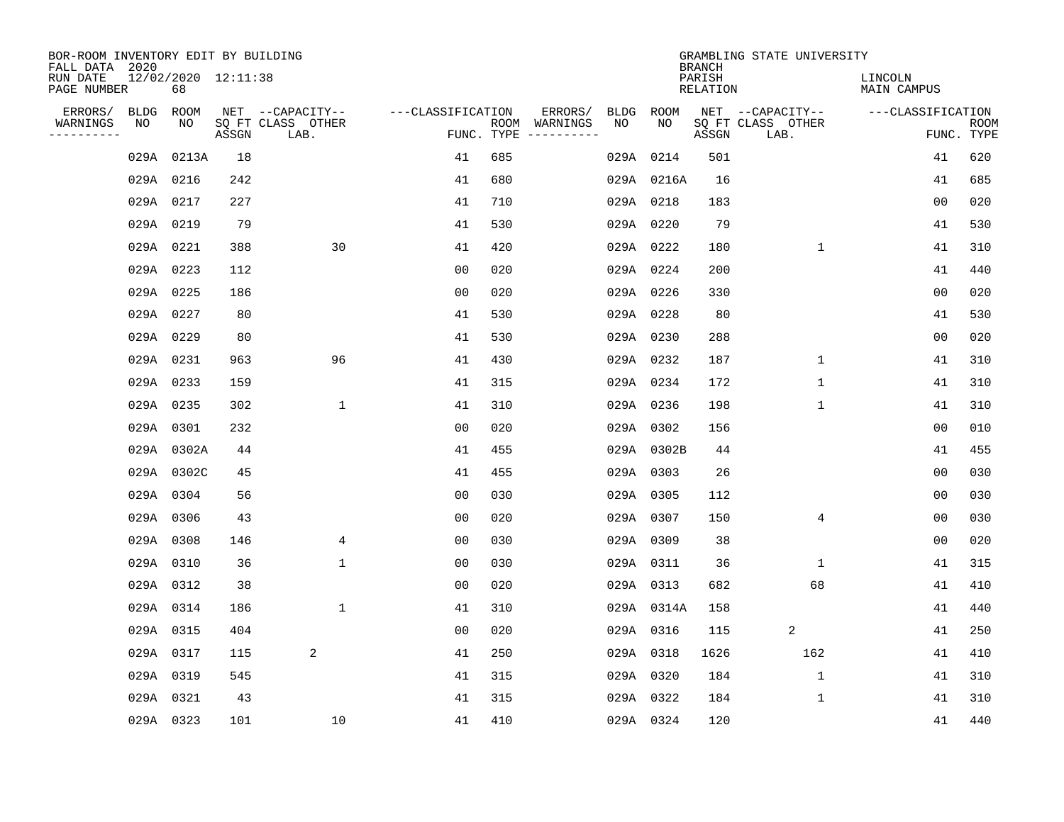BOR-ROOM INVENTORY EDIT BY BUILDING
FALL DATA 2020
RUN DATE 12/02/2020 12:11:38

GRAMBLING STATE UNIVERSITY
BRANCH
PARISH LINCOLN
RELATION MAIN CAMPUS

| ERRORS/ WARNINGS | BLDG NO | ROOM NO | NET SQ FT ASSGN | CAPACITY CLASS LAB | CAPACITY OTHER | CLASSIFICATION FUNC. | ROOM TYPE | ERRORS/ WARNINGS | BLDG NO | ROOM NO | NET SQ FT ASSGN | CAPACITY CLASS LAB | CAPACITY OTHER | CLASSIFICATION FUNC. | ROOM TYPE |
|---|---|---|---|---|---|---|---|---|---|---|---|---|---|---|---|
| | 029A | 0213A | 18 | | | 41 | 685 | | 029A | 0214 | 501 | | | 41 | 620 |
| | 029A | 0216 | 242 | | | 41 | 680 | | 029A | 0216A | 16 | | | 41 | 685 |
| | 029A | 0217 | 227 | | | 41 | 710 | | 029A | 0218 | 183 | | | 00 | 020 |
| | 029A | 0219 | 79 | | | 41 | 530 | | 029A | 0220 | 79 | | | 41 | 530 |
| | 029A | 0221 | 388 | | 30 | 41 | 420 | | 029A | 0222 | 180 | | 1 | 41 | 310 |
| | 029A | 0223 | 112 | | | 00 | 020 | | 029A | 0224 | 200 | | | 41 | 440 |
| | 029A | 0225 | 186 | | | 00 | 020 | | 029A | 0226 | 330 | | | 00 | 020 |
| | 029A | 0227 | 80 | | | 41 | 530 | | 029A | 0228 | 80 | | | 41 | 530 |
| | 029A | 0229 | 80 | | | 41 | 530 | | 029A | 0230 | 288 | | | 00 | 020 |
| | 029A | 0231 | 963 | | 96 | 41 | 430 | | 029A | 0232 | 187 | | 1 | 41 | 310 |
| | 029A | 0233 | 159 | | | 41 | 315 | | 029A | 0234 | 172 | | 1 | 41 | 310 |
| | 029A | 0235 | 302 | | 1 | 41 | 310 | | 029A | 0236 | 198 | | 1 | 41 | 310 |
| | 029A | 0301 | 232 | | | 00 | 020 | | 029A | 0302 | 156 | | | 00 | 010 |
| | 029A | 0302A | 44 | | | 41 | 455 | | 029A | 0302B | 44 | | | 41 | 455 |
| | 029A | 0302C | 45 | | | 41 | 455 | | 029A | 0303 | 26 | | | 00 | 030 |
| | 029A | 0304 | 56 | | | 00 | 030 | | 029A | 0305 | 112 | | | 00 | 030 |
| | 029A | 0306 | 43 | | | 00 | 020 | | 029A | 0307 | 150 | | 4 | 00 | 030 |
| | 029A | 0308 | 146 | | 4 | 00 | 030 | | 029A | 0309 | 38 | | | 00 | 020 |
| | 029A | 0310 | 36 | | 1 | 00 | 030 | | 029A | 0311 | 36 | | 1 | 41 | 315 |
| | 029A | 0312 | 38 | | | 00 | 020 | | 029A | 0313 | 682 | | 68 | 41 | 410 |
| | 029A | 0314 | 186 | | 1 | 41 | 310 | | 029A | 0314A | 158 | | | 41 | 440 |
| | 029A | 0315 | 404 | | | 00 | 020 | | 029A | 0316 | 115 | 2 | | 41 | 250 |
| | 029A | 0317 | 115 | 2 | | 41 | 250 | | 029A | 0318 | 1626 | | 162 | 41 | 410 |
| | 029A | 0319 | 545 | | | 41 | 315 | | 029A | 0320 | 184 | | 1 | 41 | 310 |
| | 029A | 0321 | 43 | | | 41 | 315 | | 029A | 0322 | 184 | | 1 | 41 | 310 |
| | 029A | 0323 | 101 | | 10 | 41 | 410 | | 029A | 0324 | 120 | | | 41 | 440 |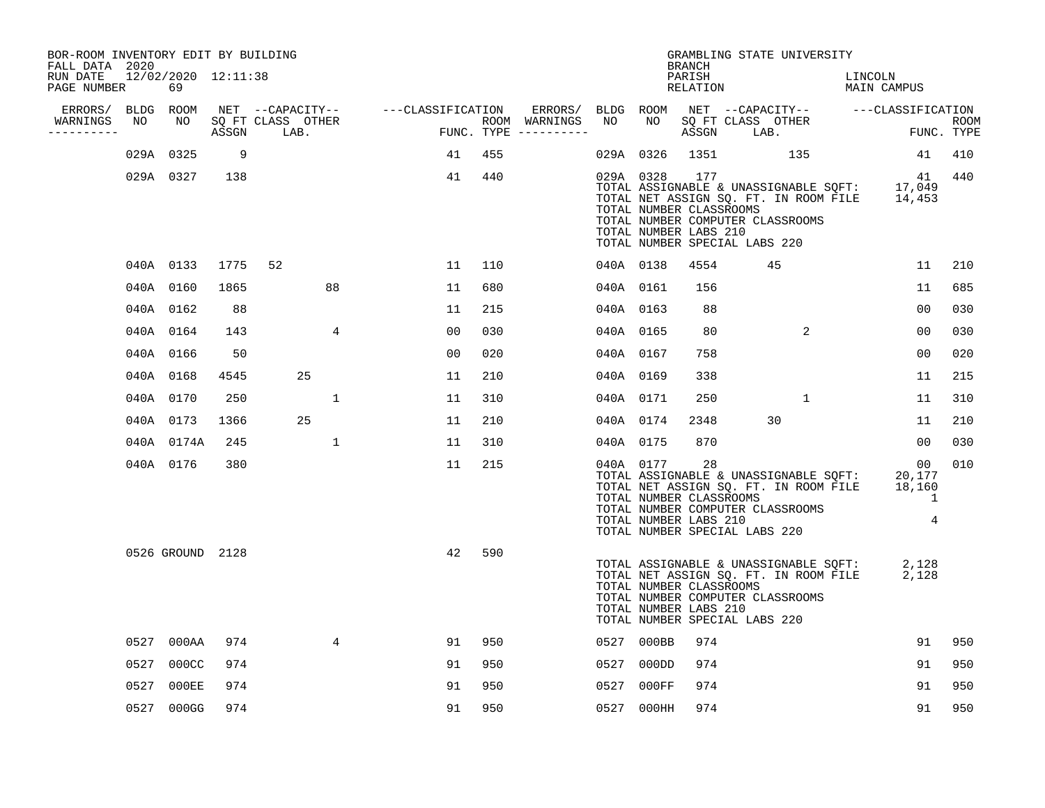BOR-ROOM INVENTORY EDIT BY BUILDING
FALL DATA 2020
RUN DATE 12/02/2020 12:11:38
PAGE NUMBER 69

GRAMBLING STATE UNIVERSITY
BRANCH
PARISH LINCOLN
RELATION MAIN CAMPUS

| ERRORS/ WARNINGS | BLDG NO | ROOM NO | NET SQ FT ASSGN | CAPACITY CLASS | CAPACITY LAB. | CAPACITY OTHER | CLASSIFICATION FUNC. | ROOM TYPE | ERRORS/ WARNINGS | BLDG NO | ROOM NO | NET SQ FT ASSGN | CAPACITY CLASS | CAPACITY LAB. | CAPACITY OTHER | CLASSIFICATION FUNC. | ROOM TYPE |
|---|---|---|---|---|---|---|---|---|---|---|---|---|---|---|---|---|---|
| | 029A | 0325 | 9 | | | | 41 | 455 | | 029A | 0326 | 1351 | | | 135 | 41 | 410 |
| | 029A | 0327 | 138 | | | | 41 | 440 | | 029A | 0328 | 177 | | | | 41 | 440 |
| | 040A | 0133 | 1775 | 52 | | | 11 | 110 | | 040A | 0138 | 4554 | | 45 | | 11 | 210 |
| | 040A | 0160 | 1865 | | | 88 | 11 | 680 | | 040A | 0161 | 156 | | | | 11 | 685 |
| | 040A | 0162 | 88 | | | | 11 | 215 | | 040A | 0163 | 88 | | | | 00 | 030 |
| | 040A | 0164 | 143 | | | 4 | 00 | 030 | | 040A | 0165 | 80 | | | 2 | 00 | 030 |
| | 040A | 0166 | 50 | | | | 00 | 020 | | 040A | 0167 | 758 | | | | 00 | 020 |
| | 040A | 0168 | 4545 | | 25 | | 11 | 210 | | 040A | 0169 | 338 | | | | 11 | 215 |
| | 040A | 0170 | 250 | | | 1 | 11 | 310 | | 040A | 0171 | 250 | | | 1 | 11 | 310 |
| | 040A | 0173 | 1366 | | 25 | | 11 | 210 | | 040A | 0174 | 2348 | | 30 | | 11 | 210 |
| | 040A | 0174A | 245 | | | 1 | 11 | 310 | | 040A | 0175 | 870 | | | | 00 | 030 |
| | 040A | 0176 | 380 | | | | 11 | 215 | | 040A | 0177 | 28 | | | | 00 | 010 |
| | 0526 | GROUND | 2128 | | | | 42 | 590 | | | | | | | | | |
| | 0527 | 000AA | 974 | | | 4 | 91 | 950 | | 0527 | 000BB | 974 | | | | 91 | 950 |
| | 0527 | 000CC | 974 | | | | 91 | 950 | | 0527 | 000DD | 974 | | | | 91 | 950 |
| | 0527 | 000EE | 974 | | | | 91 | 950 | | 0527 | 000FF | 974 | | | | 91 | 950 |
| | 0527 | 000GG | 974 | | | | 91 | 950 | | 0527 | 000HH | 974 | | | | 91 | 950 |

Building 029A totals:
TOTAL ASSIGNABLE & UNASSIGNABLE SQFT: 17,049
TOTAL NET ASSIGN SQ. FT. IN ROOM FILE 14,453
TOTAL NUMBER CLASSROOMS
TOTAL NUMBER COMPUTER CLASSROOMS
TOTAL NUMBER LABS 210
TOTAL NUMBER SPECIAL LABS 220

Building 040A totals:
TOTAL ASSIGNABLE & UNASSIGNABLE SQFT: 20,177
TOTAL NET ASSIGN SQ. FT. IN ROOM FILE 18,160
TOTAL NUMBER CLASSROOMS 1
TOTAL NUMBER COMPUTER CLASSROOMS
TOTAL NUMBER LABS 210 4
TOTAL NUMBER SPECIAL LABS 220

Building 0526 totals:
TOTAL ASSIGNABLE & UNASSIGNABLE SQFT: 2,128
TOTAL NET ASSIGN SQ. FT. IN ROOM FILE 2,128
TOTAL NUMBER CLASSROOMS
TOTAL NUMBER COMPUTER CLASSROOMS
TOTAL NUMBER LABS 210
TOTAL NUMBER SPECIAL LABS 220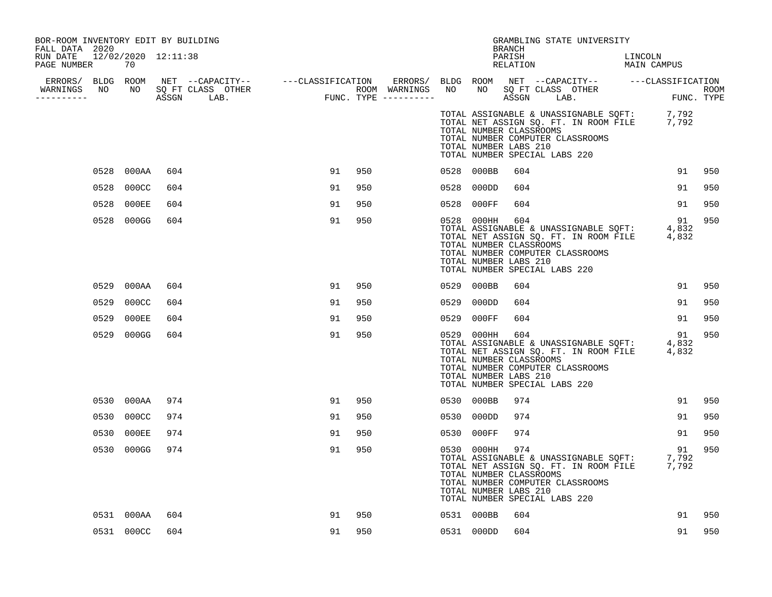BOR-ROOM INVENTORY EDIT BY BUILDING
FALL DATA 2020
RUN DATE 12/02/2020 12:11:38
PAGE NUMBER 70

GRAMBLING STATE UNIVERSITY
BRANCH
PARISH LINCOLN
RELATION MAIN CAMPUS

| ERRORS/ WARNINGS | BLDG NO | ROOM NO | NET SQ FT ASSGN | --CAPACITY-- CLASS | OTHER LAB. | ---CLASSIFICATION FUNC. | ROOM TYPE | ERRORS/ WARNINGS | BLDG NO | ROOM NO | NET SQ FT ASSGN | --CAPACITY-- CLASS | OTHER LAB. | ---CLASSIFICATION FUNC. | ROOM TYPE |
|---|---|---|---|---|---|---|---|---|---|---|---|---|---|---|---|
| | | | | | | | | | TOTAL ASSIGNABLE & UNASSIGNABLE SQFT: | | | | | 7,792 | |
| | | | | | | | | | TOTAL NET ASSIGN SQ. FT. IN ROOM FILE | | | | | 7,792 | |
| | | | | | | | | | TOTAL NUMBER CLASSROOMS | | | | | | |
| | | | | | | | | | TOTAL NUMBER COMPUTER CLASSROOMS | | | | | | |
| | | | | | | | | | TOTAL NUMBER LABS 210 | | | | | | |
| | | | | | | | | | TOTAL NUMBER SPECIAL LABS 220 | | | | | | |
| | 0528 | 000AA | 604 | | | 91 | 950 | | 0528 | 000BB | 604 | | | 91 | 950 |
| | 0528 | 000CC | 604 | | | 91 | 950 | | 0528 | 000DD | 604 | | | 91 | 950 |
| | 0528 | 000EE | 604 | | | 91 | 950 | | 0528 | 000FF | 604 | | | 91 | 950 |
| | 0528 | 000GG | 604 | | | 91 | 950 | | 0528 | 000HH | 604 | | | 91 | 950 |
| | | | | | | | | | TOTAL ASSIGNABLE & UNASSIGNABLE SQFT: | | | | | 4,832 | |
| | | | | | | | | | TOTAL NET ASSIGN SQ. FT. IN ROOM FILE | | | | | 4,832 | |
| | | | | | | | | | TOTAL NUMBER CLASSROOMS | | | | | | |
| | | | | | | | | | TOTAL NUMBER COMPUTER CLASSROOMS | | | | | | |
| | | | | | | | | | TOTAL NUMBER LABS 210 | | | | | | |
| | | | | | | | | | TOTAL NUMBER SPECIAL LABS 220 | | | | | | |
| | 0529 | 000AA | 604 | | | 91 | 950 | | 0529 | 000BB | 604 | | | 91 | 950 |
| | 0529 | 000CC | 604 | | | 91 | 950 | | 0529 | 000DD | 604 | | | 91 | 950 |
| | 0529 | 000EE | 604 | | | 91 | 950 | | 0529 | 000FF | 604 | | | 91 | 950 |
| | 0529 | 000GG | 604 | | | 91 | 950 | | 0529 | 000HH | 604 | | | 91 | 950 |
| | | | | | | | | | TOTAL ASSIGNABLE & UNASSIGNABLE SQFT: | | | | | 4,832 | |
| | | | | | | | | | TOTAL NET ASSIGN SQ. FT. IN ROOM FILE | | | | | 4,832 | |
| | | | | | | | | | TOTAL NUMBER CLASSROOMS | | | | | | |
| | | | | | | | | | TOTAL NUMBER COMPUTER CLASSROOMS | | | | | | |
| | | | | | | | | | TOTAL NUMBER LABS 210 | | | | | | |
| | | | | | | | | | TOTAL NUMBER SPECIAL LABS 220 | | | | | | |
| | 0530 | 000AA | 974 | | | 91 | 950 | | 0530 | 000BB | 974 | | | 91 | 950 |
| | 0530 | 000CC | 974 | | | 91 | 950 | | 0530 | 000DD | 974 | | | 91 | 950 |
| | 0530 | 000EE | 974 | | | 91 | 950 | | 0530 | 000FF | 974 | | | 91 | 950 |
| | 0530 | 000GG | 974 | | | 91 | 950 | | 0530 | 000HH | 974 | | | 91 | 950 |
| | | | | | | | | | TOTAL ASSIGNABLE & UNASSIGNABLE SQFT: | | | | | 7,792 | |
| | | | | | | | | | TOTAL NET ASSIGN SQ. FT. IN ROOM FILE | | | | | 7,792 | |
| | | | | | | | | | TOTAL NUMBER CLASSROOMS | | | | | | |
| | | | | | | | | | TOTAL NUMBER COMPUTER CLASSROOMS | | | | | | |
| | | | | | | | | | TOTAL NUMBER LABS 210 | | | | | | |
| | | | | | | | | | TOTAL NUMBER SPECIAL LABS 220 | | | | | | |
| | 0531 | 000AA | 604 | | | 91 | 950 | | 0531 | 000BB | 604 | | | 91 | 950 |
| | 0531 | 000CC | 604 | | | 91 | 950 | | 0531 | 000DD | 604 | | | 91 | 950 |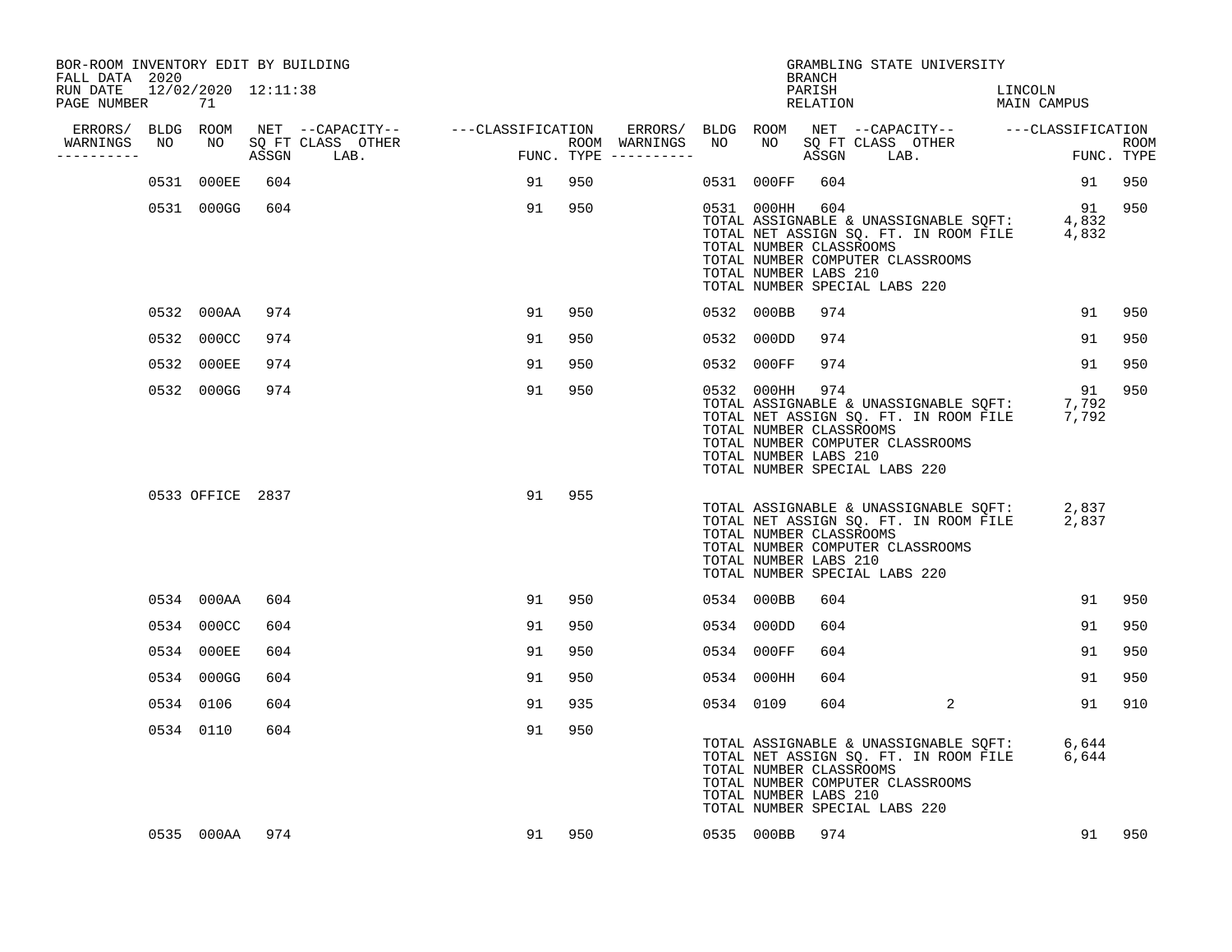BOR-ROOM INVENTORY EDIT BY BUILDING
FALL DATA 2020
RUN DATE 12/02/2020 12:11:38
PAGE NUMBER 71

GRAMBLING STATE UNIVERSITY
BRANCH
PARISH LINCOLN
RELATION MAIN CAMPUS

| ERRORS/ WARNINGS | BLDG NO | ROOM NO | NET SQ FT ASSGN | CAPACITY CLASS | CAPACITY OTHER LAB. | CLASSIFICATION FUNC. | ROOM TYPE | ERRORS/ WARNINGS | BLDG NO | ROOM NO | NET SQ FT ASSGN | CAPACITY CLASS | CAPACITY OTHER LAB. | CLASSIFICATION FUNC. | ROOM TYPE |
|---|---|---|---|---|---|---|---|---|---|---|---|---|---|---|---|
| | 0531 | 000EE | 604 | | | 91 | 950 | | 0531 | 000FF | 604 | | | 91 | 950 |
| | 0531 | 000GG | 604 | | | 91 | 950 | | 0531 | 000HH | 604 | | | 91 | 950 |

TOTAL ASSIGNABLE & UNASSIGNABLE SQFT: 4,832
TOTAL NET ASSIGN SQ. FT. IN ROOM FILE 4,832
TOTAL NUMBER CLASSROOMS
TOTAL NUMBER COMPUTER CLASSROOMS
TOTAL NUMBER LABS 210
TOTAL NUMBER SPECIAL LABS 220

| ERRORS/ WARNINGS | BLDG NO | ROOM NO | NET SQ FT ASSGN | CAPACITY CLASS | CAPACITY OTHER LAB. | CLASSIFICATION FUNC. | ROOM TYPE | ERRORS/ WARNINGS | BLDG NO | ROOM NO | NET SQ FT ASSGN | CAPACITY CLASS | CAPACITY OTHER LAB. | CLASSIFICATION FUNC. | ROOM TYPE |
|---|---|---|---|---|---|---|---|---|---|---|---|---|---|---|---|
| | 0532 | 000AA | 974 | | | 91 | 950 | | 0532 | 000BB | 974 | | | 91 | 950 |
| | 0532 | 000CC | 974 | | | 91 | 950 | | 0532 | 000DD | 974 | | | 91 | 950 |
| | 0532 | 000EE | 974 | | | 91 | 950 | | 0532 | 000FF | 974 | | | 91 | 950 |
| | 0532 | 000GG | 974 | | | 91 | 950 | | 0532 | 000HH | 974 | | | 91 | 950 |

TOTAL ASSIGNABLE & UNASSIGNABLE SQFT: 7,792
TOTAL NET ASSIGN SQ. FT. IN ROOM FILE 7,792
TOTAL NUMBER CLASSROOMS
TOTAL NUMBER COMPUTER CLASSROOMS
TOTAL NUMBER LABS 210
TOTAL NUMBER SPECIAL LABS 220

| ERRORS/ WARNINGS | BLDG NO | ROOM NO | NET SQ FT ASSGN | CAPACITY CLASS | CAPACITY OTHER LAB. | CLASSIFICATION FUNC. | ROOM TYPE |
|---|---|---|---|---|---|---|---|
| | 0533 | OFFICE | 2837 | | | 91 | 955 |

TOTAL ASSIGNABLE & UNASSIGNABLE SQFT: 2,837
TOTAL NET ASSIGN SQ. FT. IN ROOM FILE 2,837
TOTAL NUMBER CLASSROOMS
TOTAL NUMBER COMPUTER CLASSROOMS
TOTAL NUMBER LABS 210
TOTAL NUMBER SPECIAL LABS 220

| ERRORS/ WARNINGS | BLDG NO | ROOM NO | NET SQ FT ASSGN | CAPACITY CLASS | CAPACITY OTHER LAB. | CLASSIFICATION FUNC. | ROOM TYPE | ERRORS/ WARNINGS | BLDG NO | ROOM NO | NET SQ FT ASSGN | CAPACITY CLASS | CAPACITY OTHER LAB. | CLASSIFICATION FUNC. | ROOM TYPE |
|---|---|---|---|---|---|---|---|---|---|---|---|---|---|---|---|
| | 0534 | 000AA | 604 | | | 91 | 950 | | 0534 | 000BB | 604 | | | 91 | 950 |
| | 0534 | 000CC | 604 | | | 91 | 950 | | 0534 | 000DD | 604 | | | 91 | 950 |
| | 0534 | 000EE | 604 | | | 91 | 950 | | 0534 | 000FF | 604 | | | 91 | 950 |
| | 0534 | 000GG | 604 | | | 91 | 950 | | 0534 | 000HH | 604 | | | 91 | 950 |
| | 0534 | 0106 | 604 | | | 91 | 935 | | 0534 | 0109 | 604 | | 2 | 91 | 910 |
| | 0534 | 0110 | 604 | | | 91 | 950 | | | | | | | | |

TOTAL ASSIGNABLE & UNASSIGNABLE SQFT: 6,644
TOTAL NET ASSIGN SQ. FT. IN ROOM FILE 6,644
TOTAL NUMBER CLASSROOMS
TOTAL NUMBER COMPUTER CLASSROOMS
TOTAL NUMBER LABS 210
TOTAL NUMBER SPECIAL LABS 220

| ERRORS/ WARNINGS | BLDG NO | ROOM NO | NET SQ FT ASSGN | CAPACITY CLASS | CAPACITY OTHER LAB. | CLASSIFICATION FUNC. | ROOM TYPE | ERRORS/ WARNINGS | BLDG NO | ROOM NO | NET SQ FT ASSGN | CAPACITY CLASS | CAPACITY OTHER LAB. | CLASSIFICATION FUNC. | ROOM TYPE |
|---|---|---|---|---|---|---|---|---|---|---|---|---|---|---|---|
| | 0535 | 000AA | 974 | | | 91 | 950 | | 0535 | 000BB | 974 | | | 91 | 950 |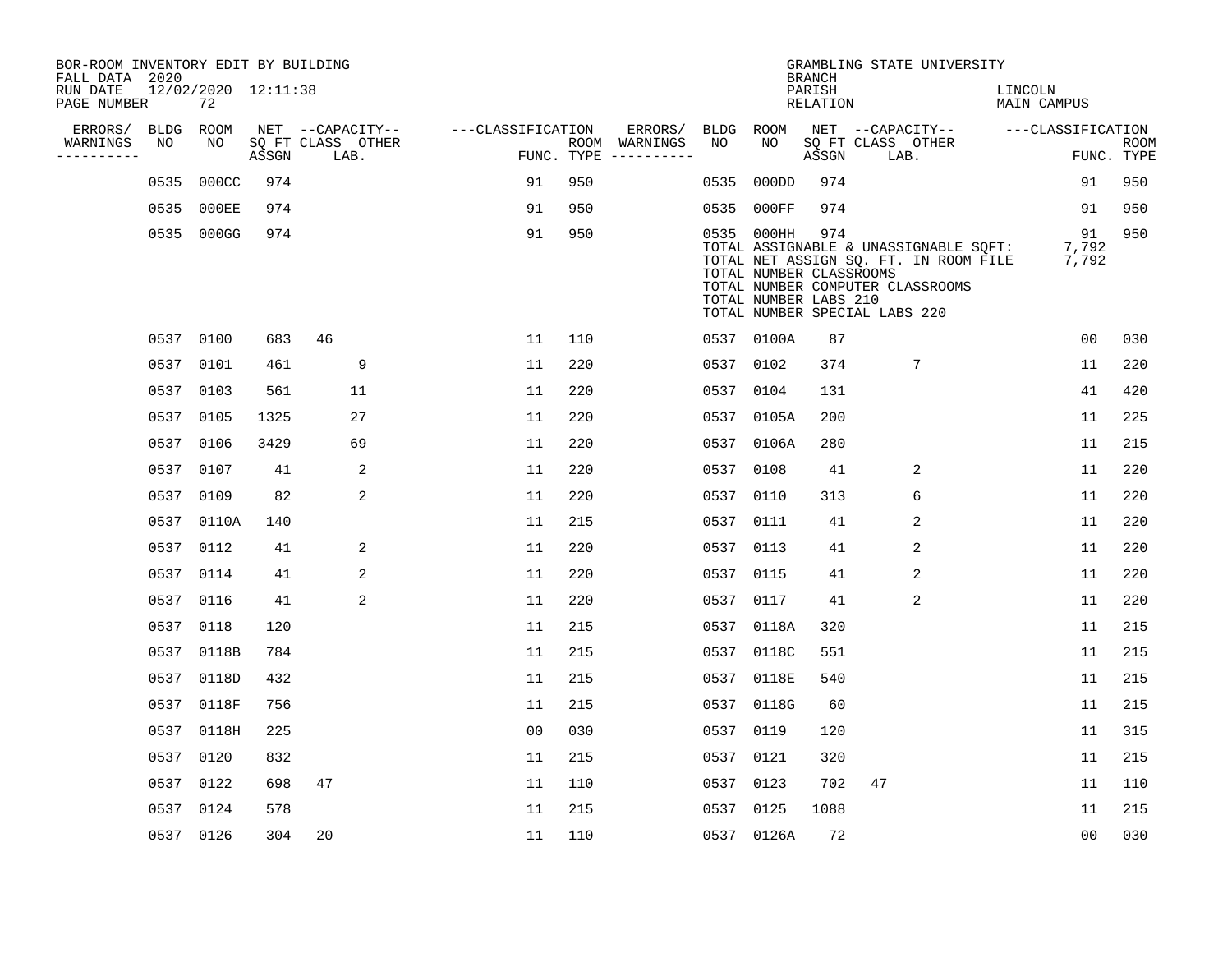BOR-ROOM INVENTORY EDIT BY BUILDING
FALL DATA 2020
RUN DATE 12/02/2020 12:11:38
PAGE NUMBER 72

GRAMBLING STATE UNIVERSITY
BRANCH
PARISH LINCOLN
RELATION MAIN CAMPUS

| ERRORS/ WARNINGS | BLDG NO | ROOM NO | NET SQ FT ASSGN | --CAPACITY-- CLASS | LAB. | OTHER | ---CLASSIFICATION FUNC. | ROOM TYPE | ERRORS/ WARNINGS | BLDG NO | ROOM NO | NET SQ FT ASSGN | --CAPACITY-- CLASS | LAB. | OTHER | ---CLASSIFICATION FUNC. | ROOM TYPE |
|---|---|---|---|---|---|---|---|---|---|---|---|---|---|---|---|---|---|
| | 0535 | 000CC | 974 | | | | 91 | 950 | | 0535 | 000DD | 974 | | | | 91 | 950 |
| | 0535 | 000EE | 974 | | | | 91 | 950 | | 0535 | 000FF | 974 | | | | 91 | 950 |
| | 0535 | 000GG | 974 | | | | 91 | 950 | | 0535 | 000HH | 974 | | | | 91 | 950 |

TOTAL ASSIGNABLE & UNASSIGNABLE SQFT: 7,792
TOTAL NET ASSIGN SQ. FT. IN ROOM FILE 7,792
TOTAL NUMBER CLASSROOMS
TOTAL NUMBER COMPUTER CLASSROOMS
TOTAL NUMBER LABS 210
TOTAL NUMBER SPECIAL LABS 220

| ERRORS/ WARNINGS | BLDG NO | ROOM NO | NET SQ FT ASSGN | --CAPACITY-- CLASS | LAB. | OTHER | ---CLASSIFICATION FUNC. | ROOM TYPE | ERRORS/ WARNINGS | BLDG NO | ROOM NO | NET SQ FT ASSGN | --CAPACITY-- CLASS | LAB. | OTHER | ---CLASSIFICATION FUNC. | ROOM TYPE |
|---|---|---|---|---|---|---|---|---|---|---|---|---|---|---|---|---|---|
| | 0537 | 0100 | 683 | 46 | | | 11 | 110 | | 0537 | 0100A | 87 | | | | 00 | 030 |
| | 0537 | 0101 | 461 | | 9 | | 11 | 220 | | 0537 | 0102 | 374 | | 7 | | 11 | 220 |
| | 0537 | 0103 | 561 | | 11 | | 11 | 220 | | 0537 | 0104 | 131 | | | | 41 | 420 |
| | 0537 | 0105 | 1325 | | 27 | | 11 | 220 | | 0537 | 0105A | 200 | | | | 11 | 225 |
| | 0537 | 0106 | 3429 | | 69 | | 11 | 220 | | 0537 | 0106A | 280 | | | | 11 | 215 |
| | 0537 | 0107 | 41 | | 2 | | 11 | 220 | | 0537 | 0108 | 41 | | 2 | | 11 | 220 |
| | 0537 | 0109 | 82 | | 2 | | 11 | 220 | | 0537 | 0110 | 313 | | 6 | | 11 | 220 |
| | 0537 | 0110A | 140 | | | | 11 | 215 | | 0537 | 0111 | 41 | | 2 | | 11 | 220 |
| | 0537 | 0112 | 41 | | 2 | | 11 | 220 | | 0537 | 0113 | 41 | | 2 | | 11 | 220 |
| | 0537 | 0114 | 41 | | 2 | | 11 | 220 | | 0537 | 0115 | 41 | | 2 | | 11 | 220 |
| | 0537 | 0116 | 41 | | 2 | | 11 | 220 | | 0537 | 0117 | 41 | | 2 | | 11 | 220 |
| | 0537 | 0118 | 120 | | | | 11 | 215 | | 0537 | 0118A | 320 | | | | 11 | 215 |
| | 0537 | 0118B | 784 | | | | 11 | 215 | | 0537 | 0118C | 551 | | | | 11 | 215 |
| | 0537 | 0118D | 432 | | | | 11 | 215 | | 0537 | 0118E | 540 | | | | 11 | 215 |
| | 0537 | 0118F | 756 | | | | 11 | 215 | | 0537 | 0118G | 60 | | | | 11 | 215 |
| | 0537 | 0118H | 225 | | | | 00 | 030 | | 0537 | 0119 | 120 | | | | 11 | 315 |
| | 0537 | 0120 | 832 | | | | 11 | 215 | | 0537 | 0121 | 320 | | | | 11 | 215 |
| | 0537 | 0122 | 698 | 47 | | | 11 | 110 | | 0537 | 0123 | 702 | 47 | | | 11 | 110 |
| | 0537 | 0124 | 578 | | | | 11 | 215 | | 0537 | 0125 | 1088 | | | | 11 | 215 |
| | 0537 | 0126 | 304 | 20 | | | 11 | 110 | | 0537 | 0126A | 72 | | | | 00 | 030 |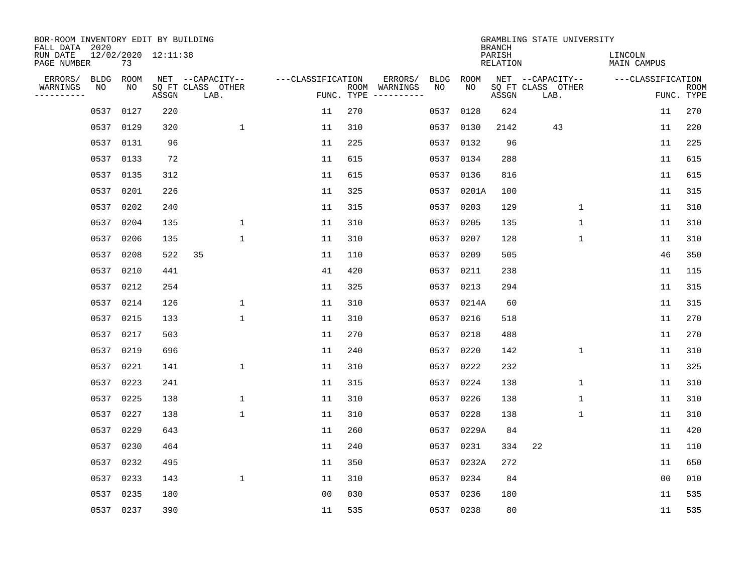BOR-ROOM INVENTORY EDIT BY BUILDING
FALL DATA 2020
RUN DATE 12/02/2020 12:11:38
PAGE NUMBER 73

GRAMBLING STATE UNIVERSITY
BRANCH
PARISH LINCOLN
RELATION MAIN CAMPUS

| ERRORS/ WARNINGS | BLDG NO | ROOM NO | NET SQ FT ASSGN | CAPACITY CLASS LAB. | CAPACITY OTHER | CLASSIFICATION FUNC. | ROOM TYPE | ERRORS/ WARNINGS | BLDG NO | ROOM NO | NET SQ FT ASSGN | CAPACITY CLASS LAB. | CAPACITY OTHER | CLASSIFICATION FUNC. | ROOM TYPE |
|---|---|---|---|---|---|---|---|---|---|---|---|---|---|---|---|
| | 0537 | 0127 | 220 | | | 11 | 270 | | 0537 | 0128 | 624 | | | 11 | 270 |
| | 0537 | 0129 | 320 | | 1 | 11 | 310 | | 0537 | 0130 | 2142 | 43 | | 11 | 220 |
| | 0537 | 0131 | 96 | | | 11 | 225 | | 0537 | 0132 | 96 | | | 11 | 225 |
| | 0537 | 0133 | 72 | | | 11 | 615 | | 0537 | 0134 | 288 | | | 11 | 615 |
| | 0537 | 0135 | 312 | | | 11 | 615 | | 0537 | 0136 | 816 | | | 11 | 615 |
| | 0537 | 0201 | 226 | | | 11 | 325 | | 0537 | 0201A | 100 | | | 11 | 315 |
| | 0537 | 0202 | 240 | | | 11 | 315 | | 0537 | 0203 | 129 | | 1 | 11 | 310 |
| | 0537 | 0204 | 135 | | 1 | 11 | 310 | | 0537 | 0205 | 135 | | 1 | 11 | 310 |
| | 0537 | 0206 | 135 | | 1 | 11 | 310 | | 0537 | 0207 | 128 | | 1 | 11 | 310 |
| | 0537 | 0208 | 522 | 35 | | 11 | 110 | | 0537 | 0209 | 505 | | | 46 | 350 |
| | 0537 | 0210 | 441 | | | 41 | 420 | | 0537 | 0211 | 238 | | | 11 | 115 |
| | 0537 | 0212 | 254 | | | 11 | 325 | | 0537 | 0213 | 294 | | | 11 | 315 |
| | 0537 | 0214 | 126 | | 1 | 11 | 310 | | 0537 | 0214A | 60 | | | 11 | 315 |
| | 0537 | 0215 | 133 | | 1 | 11 | 310 | | 0537 | 0216 | 518 | | | 11 | 270 |
| | 0537 | 0217 | 503 | | | 11 | 270 | | 0537 | 0218 | 488 | | | 11 | 270 |
| | 0537 | 0219 | 696 | | | 11 | 240 | | 0537 | 0220 | 142 | | 1 | 11 | 310 |
| | 0537 | 0221 | 141 | | 1 | 11 | 310 | | 0537 | 0222 | 232 | | | 11 | 325 |
| | 0537 | 0223 | 241 | | | 11 | 315 | | 0537 | 0224 | 138 | | 1 | 11 | 310 |
| | 0537 | 0225 | 138 | | 1 | 11 | 310 | | 0537 | 0226 | 138 | | 1 | 11 | 310 |
| | 0537 | 0227 | 138 | | 1 | 11 | 310 | | 0537 | 0228 | 138 | | 1 | 11 | 310 |
| | 0537 | 0229 | 643 | | | 11 | 260 | | 0537 | 0229A | 84 | | | 11 | 420 |
| | 0537 | 0230 | 464 | | | 11 | 240 | | 0537 | 0231 | 334 | 22 | | 11 | 110 |
| | 0537 | 0232 | 495 | | | 11 | 350 | | 0537 | 0232A | 272 | | | 11 | 650 |
| | 0537 | 0233 | 143 | | 1 | 11 | 310 | | 0537 | 0234 | 84 | | | 00 | 010 |
| | 0537 | 0235 | 180 | | | 00 | 030 | | 0537 | 0236 | 180 | | | 11 | 535 |
| | 0537 | 0237 | 390 | | | 11 | 535 | | 0537 | 0238 | 80 | | | 11 | 535 |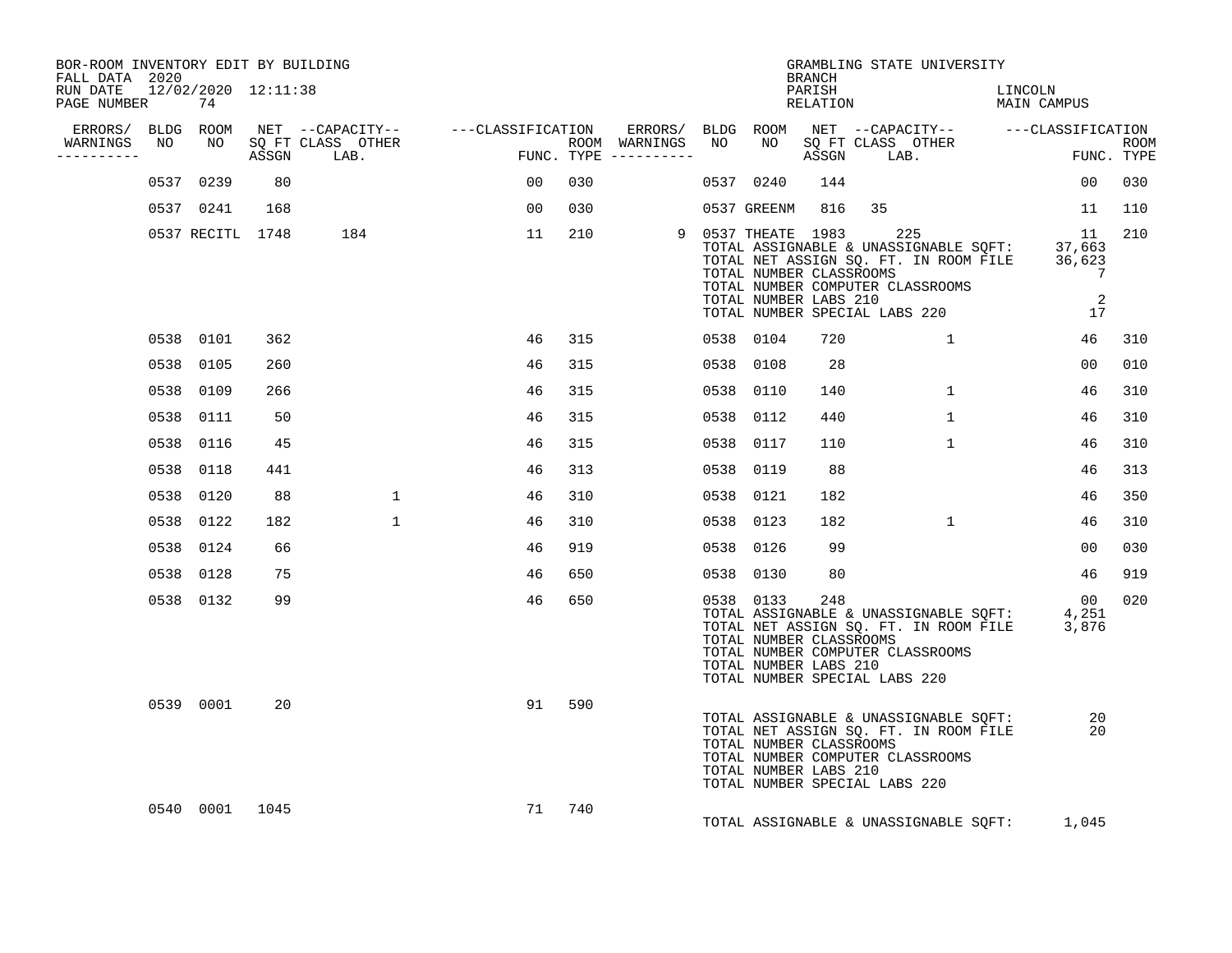BOR-ROOM INVENTORY EDIT BY BUILDING
FALL DATA 2020
RUN DATE 12/02/2020 12:11:38
PAGE NUMBER 74

GRAMBLING STATE UNIVERSITY
BRANCH
PARISH LINCOLN
RELATION MAIN CAMPUS

| ERRORS/ WARNINGS | BLDG NO | ROOM NO | NET SQ FT ASSGN | CAPACITY CLASS | CAPACITY LAB. | CAPACITY OTHER | CLASSIFICATION FUNC. | ROOM TYPE | ERRORS/ WARNINGS | BLDG NO | ROOM NO | NET SQ FT ASSGN | CAPACITY CLASS | CAPACITY LAB. | CAPACITY OTHER | CLASSIFICATION FUNC. | ROOM TYPE |
|---|---|---|---|---|---|---|---|---|---|---|---|---|---|---|---|---|---|
| | 0537 | 0239 | 80 | | | | 00 | 030 | | 0537 | 0240 | 144 | | | | 00 | 030 |
| | 0537 | 0241 | 168 | | | | 00 | 030 | | 0537 | GREENM | 816 | 35 | | | 11 | 110 |
| | 0537 | RECITL | 1748 | 184 | | | 11 | 210 | 9 | 0537 | THEATE | 1983 | | 225 | | 11 | 210 |
| | 0538 | 0101 | 362 | | | | 46 | 315 | | 0538 | 0104 | 720 | | | 1 | 46 | 310 |
| | 0538 | 0105 | 260 | | | | 46 | 315 | | 0538 | 0108 | 28 | | | | 00 | 010 |
| | 0538 | 0109 | 266 | | | | 46 | 315 | | 0538 | 0110 | 140 | | | 1 | 46 | 310 |
| | 0538 | 0111 | 50 | | | | 46 | 315 | | 0538 | 0112 | 440 | | | 1 | 46 | 310 |
| | 0538 | 0116 | 45 | | | | 46 | 315 | | 0538 | 0117 | 110 | | | 1 | 46 | 310 |
| | 0538 | 0118 | 441 | | | | 46 | 313 | | 0538 | 0119 | 88 | | | | 46 | 313 |
| | 0538 | 0120 | 88 | | | 1 | 46 | 310 | | 0538 | 0121 | 182 | | | | 46 | 350 |
| | 0538 | 0122 | 182 | | | 1 | 46 | 310 | | 0538 | 0123 | 182 | | | 1 | 46 | 310 |
| | 0538 | 0124 | 66 | | | | 46 | 919 | | 0538 | 0126 | 99 | | | | 00 | 030 |
| | 0538 | 0128 | 75 | | | | 46 | 650 | | 0538 | 0130 | 80 | | | | 46 | 919 |
| | 0538 | 0132 | 99 | | | | 46 | 650 | | 0538 | 0133 | 248 | | | | 00 | 020 |
| | 0539 | 0001 | 20 | | | | 91 | 590 | | | | | | | | | |
| | 0540 | 0001 | 1045 | | | | 71 | 740 | | | | | | | | | |

Building 0537 totals:
TOTAL ASSIGNABLE & UNASSIGNABLE SQFT: 37,663
TOTAL NET ASSIGN SQ. FT. IN ROOM FILE 36,623
TOTAL NUMBER CLASSROOMS 7
TOTAL NUMBER COMPUTER CLASSROOMS
TOTAL NUMBER LABS 210 2
TOTAL NUMBER SPECIAL LABS 220 17

Building 0538 totals:
TOTAL ASSIGNABLE & UNASSIGNABLE SQFT: 4,251
TOTAL NET ASSIGN SQ. FT. IN ROOM FILE 3,876
TOTAL NUMBER CLASSROOMS
TOTAL NUMBER COMPUTER CLASSROOMS
TOTAL NUMBER LABS 210
TOTAL NUMBER SPECIAL LABS 220

Building 0539 totals:
TOTAL ASSIGNABLE & UNASSIGNABLE SQFT: 20
TOTAL NET ASSIGN SQ. FT. IN ROOM FILE 20
TOTAL NUMBER CLASSROOMS
TOTAL NUMBER COMPUTER CLASSROOMS
TOTAL NUMBER LABS 210
TOTAL NUMBER SPECIAL LABS 220

Building 0540 totals:
TOTAL ASSIGNABLE & UNASSIGNABLE SQFT: 1,045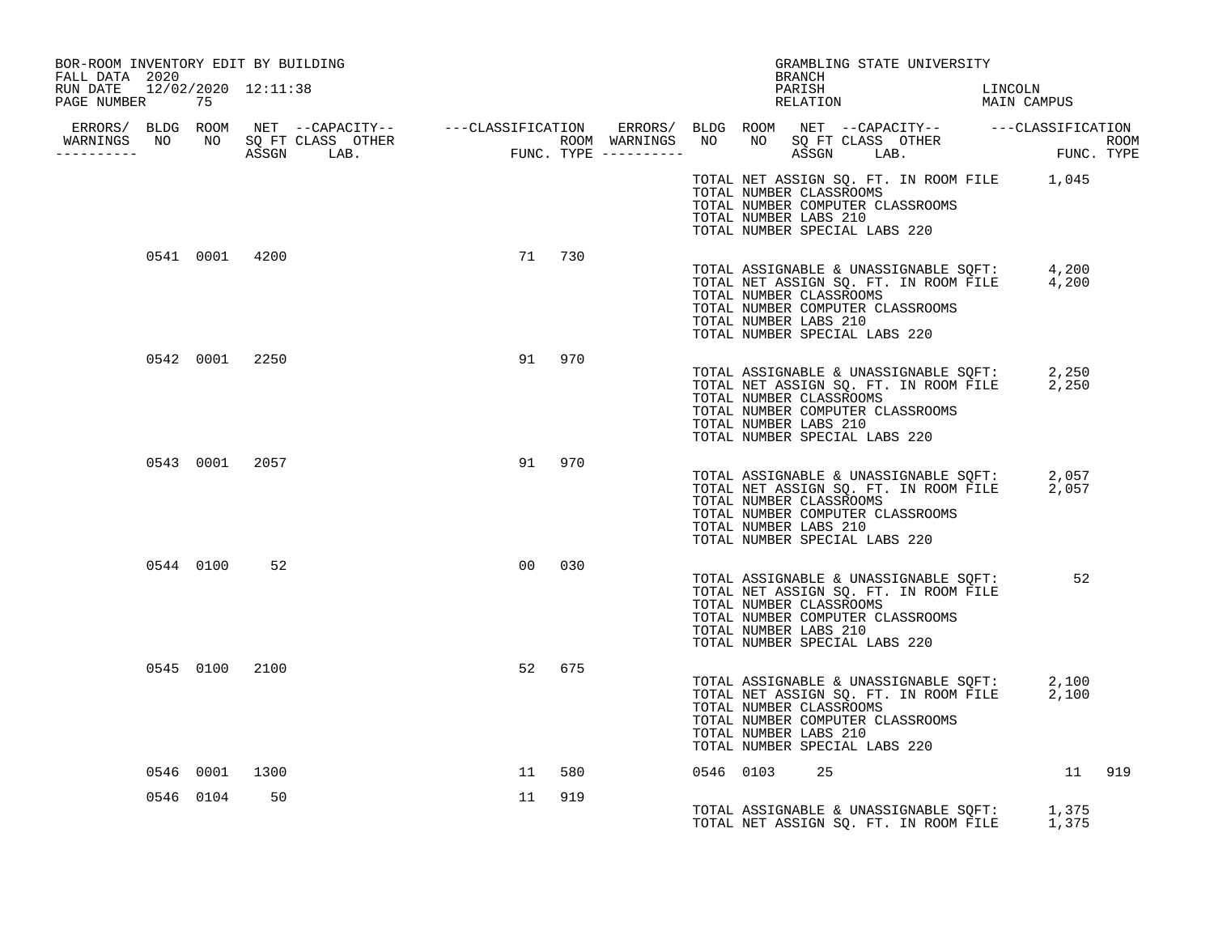BOR-ROOM INVENTORY EDIT BY BUILDING
FALL DATA 2020
RUN DATE 12/02/2020 12:11:38
PAGE NUMBER 75

GRAMBLING STATE UNIVERSITY
BRANCH
PARISH LINCOLN
RELATION MAIN CAMPUS

| ERRORS/ WARNINGS | BLDG NO | ROOM NO | NET SQ FT ASSGN | CAPACITY CLASS | CAPACITY OTHER LAB. | CLASSIFICATION FUNC. | ROOM TYPE | ERRORS/ WARNINGS | BLDG NO | ROOM NO | NET SQ FT ASSGN | CAPACITY CLASS | CAPACITY OTHER LAB. | CLASSIFICATION FUNC. | ROOM TYPE |
|---|---|---|---|---|---|---|---|---|---|---|---|---|---|---|---|
| | | | | | | | | | | | | | | | |
| | 0541 | 0001 | 4200 | | | 71 | 730 | | | | | | | | |
| | 0542 | 0001 | 2250 | | | 91 | 970 | | | | | | | | |
| | 0543 | 0001 | 2057 | | | 91 | 970 | | | | | | | | |
| | 0544 | 0100 | 52 | | | 00 | 030 | | | | | | | | |
| | 0545 | 0100 | 2100 | | | 52 | 675 | | | | | | | | |
| | 0546 | 0001 | 1300 | | | 11 | 580 | | 0546 | 0103 | 25 | | | 11 | 919 |
| | 0546 | 0104 | 50 | | | 11 | 919 | | | | | | | | |

(Preceding building totals)
TOTAL NET ASSIGN SQ. FT. IN ROOM FILE 1,045
TOTAL NUMBER CLASSROOMS
TOTAL NUMBER COMPUTER CLASSROOMS
TOTAL NUMBER LABS 210
TOTAL NUMBER SPECIAL LABS 220

(Building 0541)
TOTAL ASSIGNABLE & UNASSIGNABLE SQFT: 4,200
TOTAL NET ASSIGN SQ. FT. IN ROOM FILE 4,200
TOTAL NUMBER CLASSROOMS
TOTAL NUMBER COMPUTER CLASSROOMS
TOTAL NUMBER LABS 210
TOTAL NUMBER SPECIAL LABS 220

(Building 0542)
TOTAL ASSIGNABLE & UNASSIGNABLE SQFT: 2,250
TOTAL NET ASSIGN SQ. FT. IN ROOM FILE 2,250
TOTAL NUMBER CLASSROOMS
TOTAL NUMBER COMPUTER CLASSROOMS
TOTAL NUMBER LABS 210
TOTAL NUMBER SPECIAL LABS 220

(Building 0543)
TOTAL ASSIGNABLE & UNASSIGNABLE SQFT: 2,057
TOTAL NET ASSIGN SQ. FT. IN ROOM FILE 2,057
TOTAL NUMBER CLASSROOMS
TOTAL NUMBER COMPUTER CLASSROOMS
TOTAL NUMBER LABS 210
TOTAL NUMBER SPECIAL LABS 220

(Building 0544)
TOTAL ASSIGNABLE & UNASSIGNABLE SQFT: 52
TOTAL NET ASSIGN SQ. FT. IN ROOM FILE
TOTAL NUMBER CLASSROOMS
TOTAL NUMBER COMPUTER CLASSROOMS
TOTAL NUMBER LABS 210
TOTAL NUMBER SPECIAL LABS 220

(Building 0545)
TOTAL ASSIGNABLE & UNASSIGNABLE SQFT: 2,100
TOTAL NET ASSIGN SQ. FT. IN ROOM FILE 2,100
TOTAL NUMBER CLASSROOMS
TOTAL NUMBER COMPUTER CLASSROOMS
TOTAL NUMBER LABS 210
TOTAL NUMBER SPECIAL LABS 220

(Building 0546)
TOTAL ASSIGNABLE & UNASSIGNABLE SQFT: 1,375
TOTAL NET ASSIGN SQ. FT. IN ROOM FILE 1,375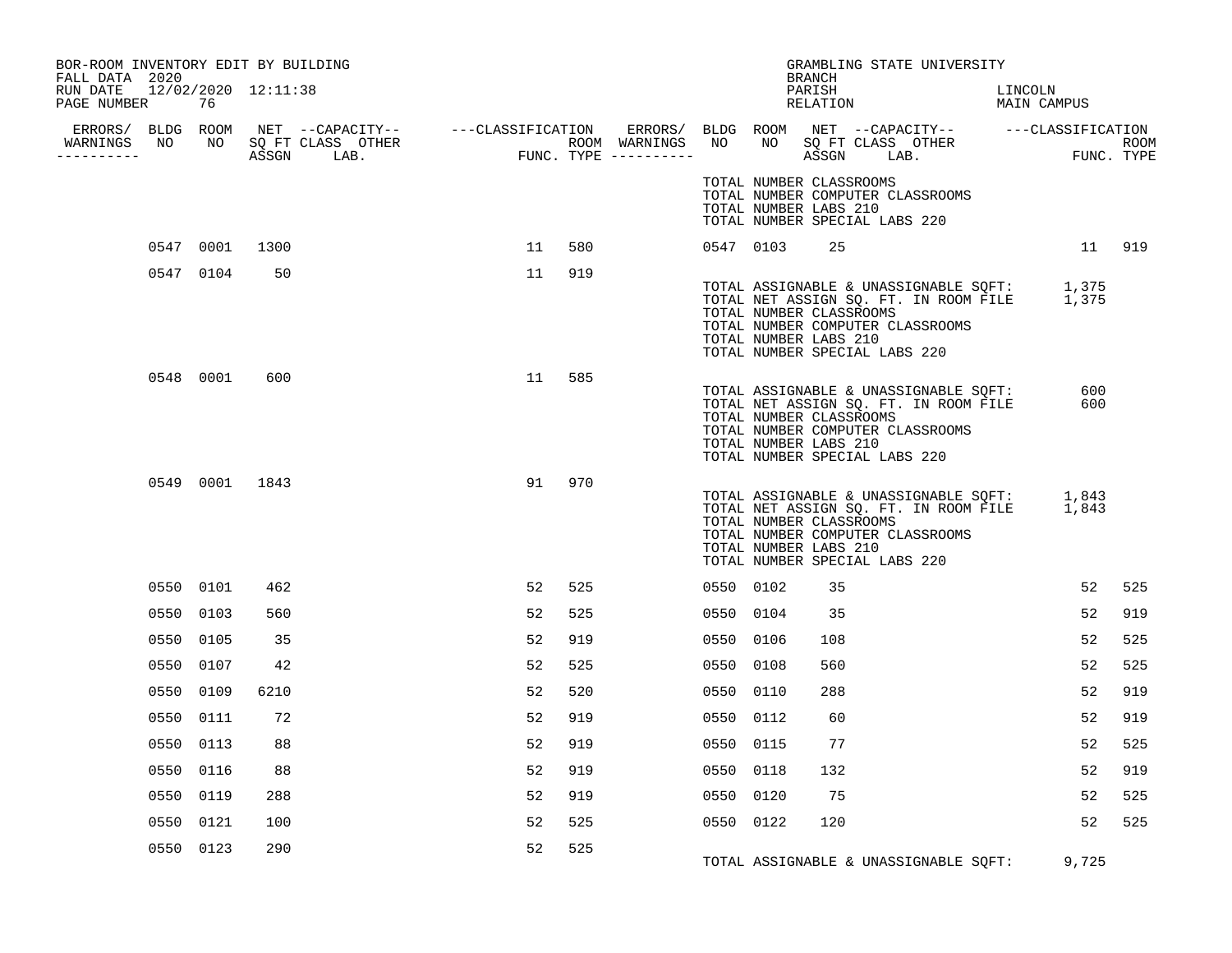BOR-ROOM INVENTORY EDIT BY BUILDING
FALL DATA 2020
RUN DATE 12/02/2020 12:11:38
PAGE NUMBER 76

GRAMBLING STATE UNIVERSITY
BRANCH
PARISH LINCOLN
RELATION MAIN CAMPUS

| ERRORS/ WARNINGS | BLDG NO | ROOM NO | NET SQ FT ASSGN | CAPACITY CLASS | CAPACITY LAB. | CAPACITY OTHER | CLASSIFICATION FUNC. | ROOM TYPE | ERRORS/ WARNINGS | BLDG NO | ROOM NO | NET SQ FT ASSGN | CAPACITY CLASS | CAPACITY LAB. | CAPACITY OTHER | CLASSIFICATION FUNC. | ROOM TYPE |
|---|---|---|---|---|---|---|---|---|---|---|---|---|---|---|---|---|---|
| | | | | | | | | | | TOTAL NUMBER CLASSROOMS | | | | | | | |
| | | | | | | | | | | TOTAL NUMBER COMPUTER CLASSROOMS | | | | | | | |
| | | | | | | | | | | TOTAL NUMBER LABS 210 | | | | | | | |
| | | | | | | | | | | TOTAL NUMBER SPECIAL LABS 220 | | | | | | | |
| | 0547 | 0001 | 1300 | | | | 11 | 580 | | 0547 | 0103 | 25 | | | | 11 | 919 |
| | 0547 | 0104 | 50 | | | | 11 | 919 | | | | | | | | | |
| | | | | | | | | | | TOTAL ASSIGNABLE & UNASSIGNABLE SQFT: | | | | | | 1,375 | |
| | | | | | | | | | | TOTAL NET ASSIGN SQ. FT. IN ROOM FILE | | | | | | 1,375 | |
| | | | | | | | | | | TOTAL NUMBER CLASSROOMS | | | | | | | |
| | | | | | | | | | | TOTAL NUMBER COMPUTER CLASSROOMS | | | | | | | |
| | | | | | | | | | | TOTAL NUMBER LABS 210 | | | | | | | |
| | | | | | | | | | | TOTAL NUMBER SPECIAL LABS 220 | | | | | | | |
| | 0548 | 0001 | 600 | | | | 11 | 585 | | | | | | | | | |
| | | | | | | | | | | TOTAL ASSIGNABLE & UNASSIGNABLE SQFT: | | | | | | 600 | |
| | | | | | | | | | | TOTAL NET ASSIGN SQ. FT. IN ROOM FILE | | | | | | 600 | |
| | | | | | | | | | | TOTAL NUMBER CLASSROOMS | | | | | | | |
| | | | | | | | | | | TOTAL NUMBER COMPUTER CLASSROOMS | | | | | | | |
| | | | | | | | | | | TOTAL NUMBER LABS 210 | | | | | | | |
| | | | | | | | | | | TOTAL NUMBER SPECIAL LABS 220 | | | | | | | |
| | 0549 | 0001 | 1843 | | | | 91 | 970 | | | | | | | | | |
| | | | | | | | | | | TOTAL ASSIGNABLE & UNASSIGNABLE SQFT: | | | | | | 1,843 | |
| | | | | | | | | | | TOTAL NET ASSIGN SQ. FT. IN ROOM FILE | | | | | | 1,843 | |
| | | | | | | | | | | TOTAL NUMBER CLASSROOMS | | | | | | | |
| | | | | | | | | | | TOTAL NUMBER COMPUTER CLASSROOMS | | | | | | | |
| | | | | | | | | | | TOTAL NUMBER LABS 210 | | | | | | | |
| | | | | | | | | | | TOTAL NUMBER SPECIAL LABS 220 | | | | | | | |
| | 0550 | 0101 | 462 | | | | 52 | 525 | | 0550 | 0102 | 35 | | | | 52 | 525 |
| | 0550 | 0103 | 560 | | | | 52 | 525 | | 0550 | 0104 | 35 | | | | 52 | 919 |
| | 0550 | 0105 | 35 | | | | 52 | 919 | | 0550 | 0106 | 108 | | | | 52 | 525 |
| | 0550 | 0107 | 42 | | | | 52 | 525 | | 0550 | 0108 | 560 | | | | 52 | 525 |
| | 0550 | 0109 | 6210 | | | | 52 | 520 | | 0550 | 0110 | 288 | | | | 52 | 919 |
| | 0550 | 0111 | 72 | | | | 52 | 919 | | 0550 | 0112 | 60 | | | | 52 | 919 |
| | 0550 | 0113 | 88 | | | | 52 | 919 | | 0550 | 0115 | 77 | | | | 52 | 525 |
| | 0550 | 0116 | 88 | | | | 52 | 919 | | 0550 | 0118 | 132 | | | | 52 | 919 |
| | 0550 | 0119 | 288 | | | | 52 | 919 | | 0550 | 0120 | 75 | | | | 52 | 525 |
| | 0550 | 0121 | 100 | | | | 52 | 525 | | 0550 | 0122 | 120 | | | | 52 | 525 |
| | 0550 | 0123 | 290 | | | | 52 | 525 | | | | | | | | | |
| | | | | | | | | | | TOTAL ASSIGNABLE & UNASSIGNABLE SQFT: | | | | | | 9,725 | |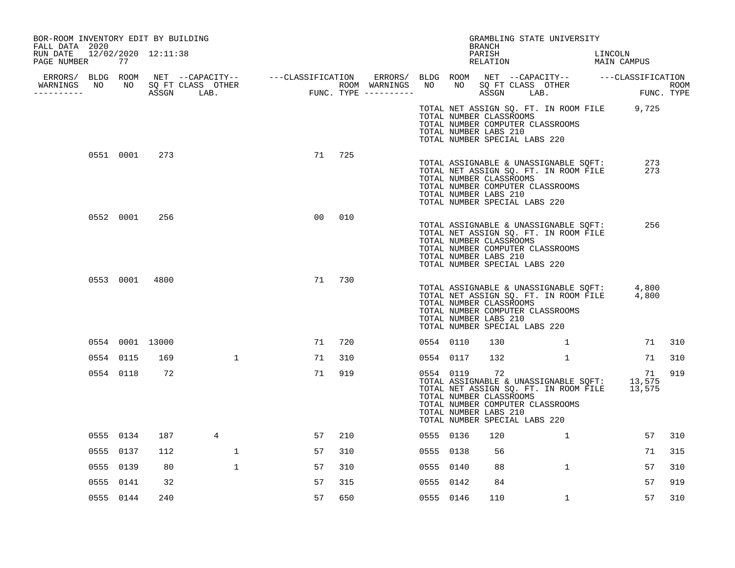BOR-ROOM INVENTORY EDIT BY BUILDING
FALL DATA 2020
RUN DATE 12/02/2020 12:11:38
PAGE NUMBER 77

GRAMBLING STATE UNIVERSITY
BRANCH
PARISH LINCOLN
RELATION MAIN CAMPUS

| ERRORS/ WARNINGS | BLDG NO | ROOM NO | NET SQ FT ASSGN | CAPACITY CLASS | CAPACITY LAB. | CAPACITY OTHER | CLASSIFICATION FUNC. | ROOM TYPE | ERRORS/ WARNINGS | BLDG NO | ROOM NO | NET SQ FT ASSGN | CAPACITY CLASS | CAPACITY LAB. | CAPACITY OTHER | CLASSIFICATION FUNC. | ROOM TYPE |
|---|---|---|---|---|---|---|---|---|---|---|---|---|---|---|---|---|---|
| | | | | | | | | | | TOTAL NET ASSIGN SQ. FT. IN ROOM FILE | | | | | | 9,725 | |
| | | | | | | | | | | TOTAL NUMBER CLASSROOMS | | | | | | | |
| | | | | | | | | | | TOTAL NUMBER COMPUTER CLASSROOMS | | | | | | | |
| | | | | | | | | | | TOTAL NUMBER LABS 210 | | | | | | | |
| | | | | | | | | | | TOTAL NUMBER SPECIAL LABS 220 | | | | | | | |
| | 0551 | 0001 | 273 | | | | 71 | 725 | | | | | | | | | |
| | | | | | | | | | | TOTAL ASSIGNABLE & UNASSIGNABLE SQFT: | | | | | | 273 | |
| | | | | | | | | | | TOTAL NET ASSIGN SQ. FT. IN ROOM FILE | | | | | | 273 | |
| | | | | | | | | | | TOTAL NUMBER CLASSROOMS | | | | | | | |
| | | | | | | | | | | TOTAL NUMBER COMPUTER CLASSROOMS | | | | | | | |
| | | | | | | | | | | TOTAL NUMBER LABS 210 | | | | | | | |
| | | | | | | | | | | TOTAL NUMBER SPECIAL LABS 220 | | | | | | | |
| | 0552 | 0001 | 256 | | | | 00 | 010 | | | | | | | | | |
| | | | | | | | | | | TOTAL ASSIGNABLE & UNASSIGNABLE SQFT: | | | | | | 256 | |
| | | | | | | | | | | TOTAL NET ASSIGN SQ. FT. IN ROOM FILE | | | | | | | |
| | | | | | | | | | | TOTAL NUMBER CLASSROOMS | | | | | | | |
| | | | | | | | | | | TOTAL NUMBER COMPUTER CLASSROOMS | | | | | | | |
| | | | | | | | | | | TOTAL NUMBER LABS 210 | | | | | | | |
| | | | | | | | | | | TOTAL NUMBER SPECIAL LABS 220 | | | | | | | |
| | 0553 | 0001 | 4800 | | | | 71 | 730 | | | | | | | | | |
| | | | | | | | | | | TOTAL ASSIGNABLE & UNASSIGNABLE SQFT: | | | | | | 4,800 | |
| | | | | | | | | | | TOTAL NET ASSIGN SQ. FT. IN ROOM FILE | | | | | | 4,800 | |
| | | | | | | | | | | TOTAL NUMBER CLASSROOMS | | | | | | | |
| | | | | | | | | | | TOTAL NUMBER COMPUTER CLASSROOMS | | | | | | | |
| | | | | | | | | | | TOTAL NUMBER LABS 210 | | | | | | | |
| | | | | | | | | | | TOTAL NUMBER SPECIAL LABS 220 | | | | | | | |
| | 0554 | 0001 | 13000 | | | | 71 | 720 | | 0554 | 0110 | 130 | | | 1 | 71 | 310 |
| | 0554 | 0115 | 169 | | | 1 | 71 | 310 | | 0554 | 0117 | 132 | | | 1 | 71 | 310 |
| | 0554 | 0118 | 72 | | | | 71 | 919 | | 0554 | 0119 | 72 | | | | 71 | 919 |
| | | | | | | | | | | TOTAL ASSIGNABLE & UNASSIGNABLE SQFT: | | | | | | 13,575 | |
| | | | | | | | | | | TOTAL NET ASSIGN SQ. FT. IN ROOM FILE | | | | | | 13,575 | |
| | | | | | | | | | | TOTAL NUMBER CLASSROOMS | | | | | | | |
| | | | | | | | | | | TOTAL NUMBER COMPUTER CLASSROOMS | | | | | | | |
| | | | | | | | | | | TOTAL NUMBER LABS 210 | | | | | | | |
| | | | | | | | | | | TOTAL NUMBER SPECIAL LABS 220 | | | | | | | |
| | 0555 | 0134 | 187 | 4 | | | 57 | 210 | | 0555 | 0136 | 120 | | | 1 | 57 | 310 |
| | 0555 | 0137 | 112 | | | 1 | 57 | 310 | | 0555 | 0138 | 56 | | | | 71 | 315 |
| | 0555 | 0139 | 80 | | | 1 | 57 | 310 | | 0555 | 0140 | 88 | | | 1 | 57 | 310 |
| | 0555 | 0141 | 32 | | | | 57 | 315 | | 0555 | 0142 | 84 | | | | 57 | 919 |
| | 0555 | 0144 | 240 | | | | 57 | 650 | | 0555 | 0146 | 110 | | | 1 | 57 | 310 |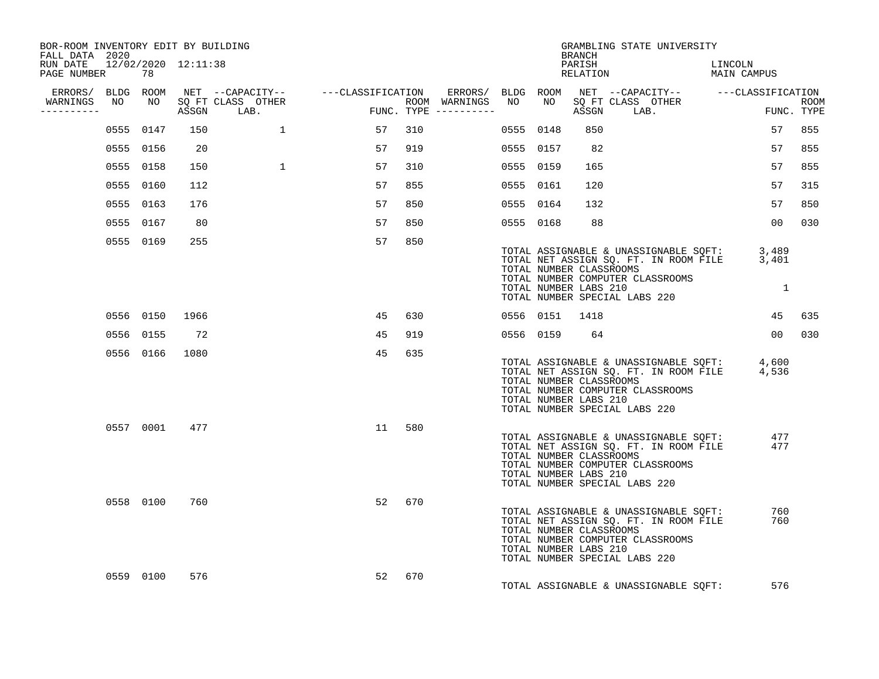BOR-ROOM INVENTORY EDIT BY BUILDING
FALL DATA 2020
RUN DATE 12/02/2020 12:11:38
PAGE NUMBER 78

GRAMBLING STATE UNIVERSITY
BRANCH
PARISH LINCOLN
RELATION MAIN CAMPUS

| ERRORS/ WARNINGS | BLDG NO | ROOM NO | NET SQ FT ASSGN | CAPACITY CLASS | CAPACITY OTHER LAB. | CLASSIFICATION FUNC. | ROOM TYPE | ERRORS/ WARNINGS | BLDG NO | ROOM NO | NET SQ FT ASSGN | CAPACITY CLASS | CAPACITY OTHER LAB. | CLASSIFICATION FUNC. | ROOM TYPE |
|---|---|---|---|---|---|---|---|---|---|---|---|---|---|---|---|
| | 0555 | 0147 | 150 | | 1 | 57 | 310 | | 0555 | 0148 | 850 | | | 57 | 855 |
| | 0555 | 0156 | 20 | | | 57 | 919 | | 0555 | 0157 | 82 | | | 57 | 855 |
| | 0555 | 0158 | 150 | | 1 | 57 | 310 | | 0555 | 0159 | 165 | | | 57 | 855 |
| | 0555 | 0160 | 112 | | | 57 | 855 | | 0555 | 0161 | 120 | | | 57 | 315 |
| | 0555 | 0163 | 176 | | | 57 | 850 | | 0555 | 0164 | 132 | | | 57 | 850 |
| | 0555 | 0167 | 80 | | | 57 | 850 | | 0555 | 0168 | 88 | | | 00 | 030 |
| | 0555 | 0169 | 255 | | | 57 | 850 | | | | | | | | |

TOTAL ASSIGNABLE & UNASSIGNABLE SQFT: 3,489
TOTAL NET ASSIGN SQ. FT. IN ROOM FILE 3,401
TOTAL NUMBER CLASSROOMS
TOTAL NUMBER COMPUTER CLASSROOMS
TOTAL NUMBER LABS 210 1
TOTAL NUMBER SPECIAL LABS 220

| ERRORS/ WARNINGS | BLDG NO | ROOM NO | NET SQ FT ASSGN | CAPACITY CLASS | CAPACITY OTHER LAB. | CLASSIFICATION FUNC. | ROOM TYPE | ERRORS/ WARNINGS | BLDG NO | ROOM NO | NET SQ FT ASSGN | CAPACITY CLASS | CAPACITY OTHER LAB. | CLASSIFICATION FUNC. | ROOM TYPE |
|---|---|---|---|---|---|---|---|---|---|---|---|---|---|---|---|
| | 0556 | 0150 | 1966 | | | 45 | 630 | | 0556 | 0151 | 1418 | | | 45 | 635 |
| | 0556 | 0155 | 72 | | | 45 | 919 | | 0556 | 0159 | 64 | | | 00 | 030 |
| | 0556 | 0166 | 1080 | | | 45 | 635 | | | | | | | | |

TOTAL ASSIGNABLE & UNASSIGNABLE SQFT: 4,600
TOTAL NET ASSIGN SQ. FT. IN ROOM FILE 4,536
TOTAL NUMBER CLASSROOMS
TOTAL NUMBER COMPUTER CLASSROOMS
TOTAL NUMBER LABS 210
TOTAL NUMBER SPECIAL LABS 220

| ERRORS/ WARNINGS | BLDG NO | ROOM NO | NET SQ FT ASSGN | CAPACITY CLASS | CAPACITY OTHER LAB. | CLASSIFICATION FUNC. | ROOM TYPE |
|---|---|---|---|---|---|---|---|
| | 0557 | 0001 | 477 | | | 11 | 580 |

TOTAL ASSIGNABLE & UNASSIGNABLE SQFT: 477
TOTAL NET ASSIGN SQ. FT. IN ROOM FILE 477
TOTAL NUMBER CLASSROOMS
TOTAL NUMBER COMPUTER CLASSROOMS
TOTAL NUMBER LABS 210
TOTAL NUMBER SPECIAL LABS 220

| ERRORS/ WARNINGS | BLDG NO | ROOM NO | NET SQ FT ASSGN | CAPACITY CLASS | CAPACITY OTHER LAB. | CLASSIFICATION FUNC. | ROOM TYPE |
|---|---|---|---|---|---|---|---|
| | 0558 | 0100 | 760 | | | 52 | 670 |

TOTAL ASSIGNABLE & UNASSIGNABLE SQFT: 760
TOTAL NET ASSIGN SQ. FT. IN ROOM FILE 760
TOTAL NUMBER CLASSROOMS
TOTAL NUMBER COMPUTER CLASSROOMS
TOTAL NUMBER LABS 210
TOTAL NUMBER SPECIAL LABS 220

| ERRORS/ WARNINGS | BLDG NO | ROOM NO | NET SQ FT ASSGN | CAPACITY CLASS | CAPACITY OTHER LAB. | CLASSIFICATION FUNC. | ROOM TYPE |
|---|---|---|---|---|---|---|---|
| | 0559 | 0100 | 576 | | | 52 | 670 |

TOTAL ASSIGNABLE & UNASSIGNABLE SQFT: 576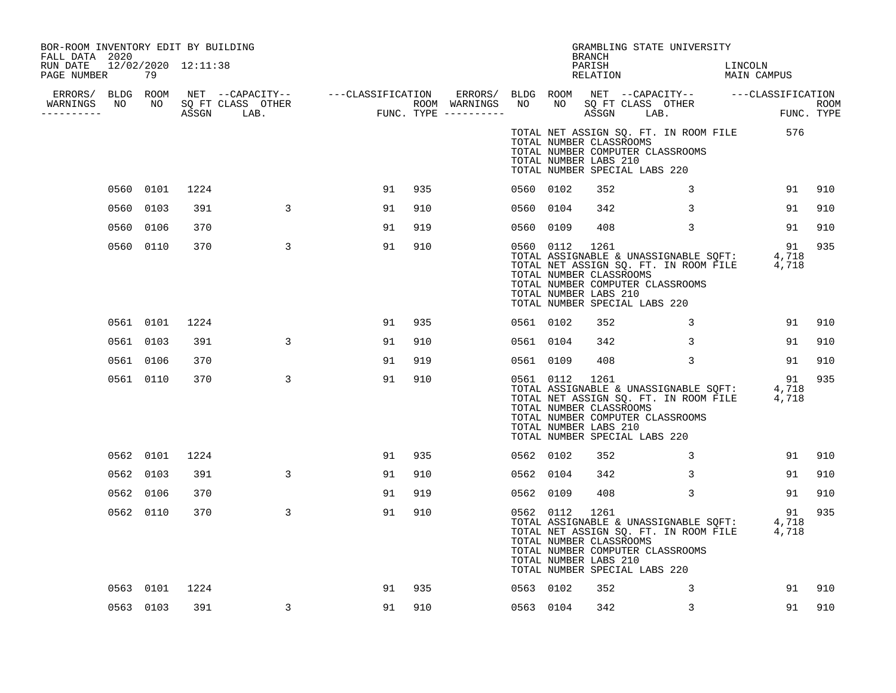BOR-ROOM INVENTORY EDIT BY BUILDING
FALL DATA 2020
RUN DATE 12/02/2020 12:11:38
PAGE NUMBER 79

GRAMBLING STATE UNIVERSITY
BRANCH
PARISH LINCOLN
RELATION MAIN CAMPUS

| ERRORS/ WARNINGS | BLDG NO | ROOM NO | NET SQ FT ASSGN | CAPACITY CLASS LAB. | CAPACITY OTHER | CLASSIFICATION FUNC. | ROOM TYPE | ERRORS/ WARNINGS | BLDG NO | ROOM NO | NET SQ FT ASSGN | CAPACITY CLASS LAB. | CAPACITY OTHER | CLASSIFICATION FUNC. | ROOM TYPE |
|---|---|---|---|---|---|---|---|---|---|---|---|---|---|---|---|
| | | | | | | | | | TOTAL NET ASSIGN SQ. FT. IN ROOM FILE | | 576 | | | | |
| | | | | | | | | | TOTAL NUMBER CLASSROOMS | | | | | | |
| | | | | | | | | | TOTAL NUMBER COMPUTER CLASSROOMS | | | | | | |
| | | | | | | | | | TOTAL NUMBER LABS 210 | | | | | | |
| | | | | | | | | | TOTAL NUMBER SPECIAL LABS 220 | | | | | | |
| | 0560 | 0101 | 1224 | | | 91 | 935 | | 0560 | 0102 | 352 | 3 | | 91 | 910 |
| | 0560 | 0103 | 391 | 3 | | 91 | 910 | | 0560 | 0104 | 342 | 3 | | 91 | 910 |
| | 0560 | 0106 | 370 | | | 91 | 919 | | 0560 | 0109 | 408 | 3 | | 91 | 910 |
| | 0560 | 0110 | 370 | 3 | | 91 | 910 | | 0560 | 0112 | 1261 | | | 91 | 935 |
| | | | | | | | | | TOTAL ASSIGNABLE & UNASSIGNABLE SQFT: | | 4,718 | | | | |
| | | | | | | | | | TOTAL NET ASSIGN SQ. FT. IN ROOM FILE | | 4,718 | | | | |
| | | | | | | | | | TOTAL NUMBER CLASSROOMS | | | | | | |
| | | | | | | | | | TOTAL NUMBER COMPUTER CLASSROOMS | | | | | | |
| | | | | | | | | | TOTAL NUMBER LABS 210 | | | | | | |
| | | | | | | | | | TOTAL NUMBER SPECIAL LABS 220 | | | | | | |
| | 0561 | 0101 | 1224 | | | 91 | 935 | | 0561 | 0102 | 352 | 3 | | 91 | 910 |
| | 0561 | 0103 | 391 | 3 | | 91 | 910 | | 0561 | 0104 | 342 | 3 | | 91 | 910 |
| | 0561 | 0106 | 370 | | | 91 | 919 | | 0561 | 0109 | 408 | 3 | | 91 | 910 |
| | 0561 | 0110 | 370 | 3 | | 91 | 910 | | 0561 | 0112 | 1261 | | | 91 | 935 |
| | | | | | | | | | TOTAL ASSIGNABLE & UNASSIGNABLE SQFT: | | 4,718 | | | | |
| | | | | | | | | | TOTAL NET ASSIGN SQ. FT. IN ROOM FILE | | 4,718 | | | | |
| | | | | | | | | | TOTAL NUMBER CLASSROOMS | | | | | | |
| | | | | | | | | | TOTAL NUMBER COMPUTER CLASSROOMS | | | | | | |
| | | | | | | | | | TOTAL NUMBER LABS 210 | | | | | | |
| | | | | | | | | | TOTAL NUMBER SPECIAL LABS 220 | | | | | | |
| | 0562 | 0101 | 1224 | | | 91 | 935 | | 0562 | 0102 | 352 | 3 | | 91 | 910 |
| | 0562 | 0103 | 391 | 3 | | 91 | 910 | | 0562 | 0104 | 342 | 3 | | 91 | 910 |
| | 0562 | 0106 | 370 | | | 91 | 919 | | 0562 | 0109 | 408 | 3 | | 91 | 910 |
| | 0562 | 0110 | 370 | 3 | | 91 | 910 | | 0562 | 0112 | 1261 | | | 91 | 935 |
| | | | | | | | | | TOTAL ASSIGNABLE & UNASSIGNABLE SQFT: | | 4,718 | | | | |
| | | | | | | | | | TOTAL NET ASSIGN SQ. FT. IN ROOM FILE | | 4,718 | | | | |
| | | | | | | | | | TOTAL NUMBER CLASSROOMS | | | | | | |
| | | | | | | | | | TOTAL NUMBER COMPUTER CLASSROOMS | | | | | | |
| | | | | | | | | | TOTAL NUMBER LABS 210 | | | | | | |
| | | | | | | | | | TOTAL NUMBER SPECIAL LABS 220 | | | | | | |
| | 0563 | 0101 | 1224 | | | 91 | 935 | | 0563 | 0102 | 352 | 3 | | 91 | 910 |
| | 0563 | 0103 | 391 | 3 | | 91 | 910 | | 0563 | 0104 | 342 | 3 | | 91 | 910 |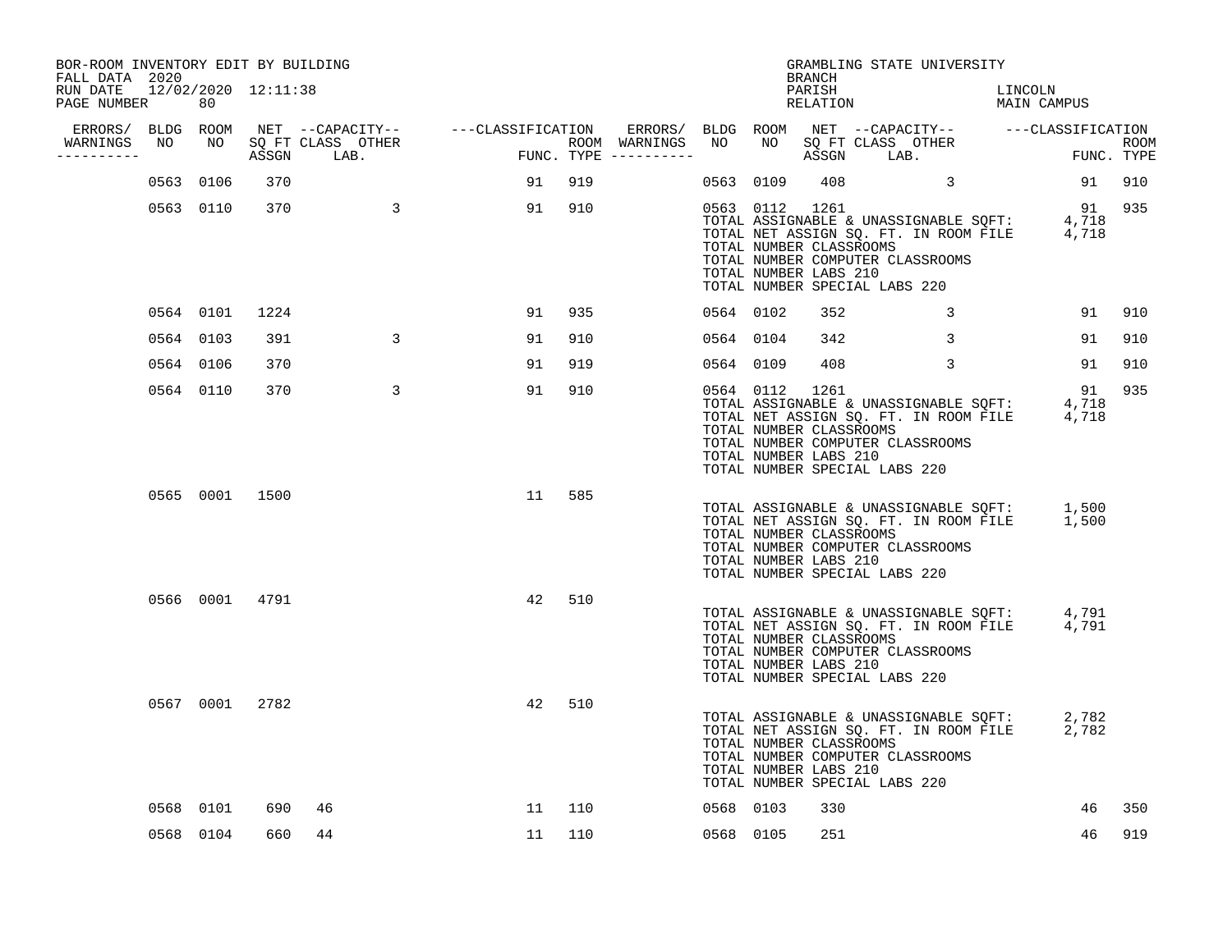BOR-ROOM INVENTORY EDIT BY BUILDING
FALL DATA 2020
RUN DATE 12/02/2020 12:11:38

GRAMBLING STATE UNIVERSITY
BRANCH
PARISH LINCOLN
RELATION MAIN CAMPUS

| ERRORS/ WARNINGS | BLDG NO | ROOM NO | NET SQ FT ASSGN | CAPACITY CLASS | CAPACITY OTHER LAB. | CLASSIFICATION FUNC. | ROOM TYPE | ERRORS/ WARNINGS | BLDG NO | ROOM NO | NET SQ FT ASSGN | CAPACITY CLASS | CAPACITY OTHER LAB. | CLASSIFICATION FUNC. | ROOM TYPE |
|---|---|---|---|---|---|---|---|---|---|---|---|---|---|---|---|
| | 0563 | 0106 | 370 | | | 91 | 919 | | 0563 | 0109 | 408 | | 3 | 91 | 910 |
| | 0563 | 0110 | 370 | | 3 | 91 | 910 | | 0563 | 0112 | 1261 | | | 91 | 935 |

TOTAL ASSIGNABLE & UNASSIGNABLE SQFT: 4,718
TOTAL NET ASSIGN SQ. FT. IN ROOM FILE 4,718
TOTAL NUMBER CLASSROOMS
TOTAL NUMBER COMPUTER CLASSROOMS
TOTAL NUMBER LABS 210
TOTAL NUMBER SPECIAL LABS 220

| ERRORS/ WARNINGS | BLDG NO | ROOM NO | NET SQ FT ASSGN | CAPACITY CLASS | CAPACITY OTHER LAB. | CLASSIFICATION FUNC. | ROOM TYPE | ERRORS/ WARNINGS | BLDG NO | ROOM NO | NET SQ FT ASSGN | CAPACITY CLASS | CAPACITY OTHER LAB. | CLASSIFICATION FUNC. | ROOM TYPE |
|---|---|---|---|---|---|---|---|---|---|---|---|---|---|---|---|
| | 0564 | 0101 | 1224 | | | 91 | 935 | | 0564 | 0102 | 352 | | 3 | 91 | 910 |
| | 0564 | 0103 | 391 | | 3 | 91 | 910 | | 0564 | 0104 | 342 | | 3 | 91 | 910 |
| | 0564 | 0106 | 370 | | | 91 | 919 | | 0564 | 0109 | 408 | | 3 | 91 | 910 |
| | 0564 | 0110 | 370 | | 3 | 91 | 910 | | 0564 | 0112 | 1261 | | | 91 | 935 |

TOTAL ASSIGNABLE & UNASSIGNABLE SQFT: 4,718
TOTAL NET ASSIGN SQ. FT. IN ROOM FILE 4,718
TOTAL NUMBER CLASSROOMS
TOTAL NUMBER COMPUTER CLASSROOMS
TOTAL NUMBER LABS 210
TOTAL NUMBER SPECIAL LABS 220

| ERRORS/ WARNINGS | BLDG NO | ROOM NO | NET SQ FT ASSGN | CAPACITY CLASS | CAPACITY OTHER LAB. | CLASSIFICATION FUNC. | ROOM TYPE |
|---|---|---|---|---|---|---|---|
| | 0565 | 0001 | 1500 | | | 11 | 585 |

TOTAL ASSIGNABLE & UNASSIGNABLE SQFT: 1,500
TOTAL NET ASSIGN SQ. FT. IN ROOM FILE 1,500
TOTAL NUMBER CLASSROOMS
TOTAL NUMBER COMPUTER CLASSROOMS
TOTAL NUMBER LABS 210
TOTAL NUMBER SPECIAL LABS 220

| ERRORS/ WARNINGS | BLDG NO | ROOM NO | NET SQ FT ASSGN | CAPACITY CLASS | CAPACITY OTHER LAB. | CLASSIFICATION FUNC. | ROOM TYPE |
|---|---|---|---|---|---|---|---|
| | 0566 | 0001 | 4791 | | | 42 | 510 |

TOTAL ASSIGNABLE & UNASSIGNABLE SQFT: 4,791
TOTAL NET ASSIGN SQ. FT. IN ROOM FILE 4,791
TOTAL NUMBER CLASSROOMS
TOTAL NUMBER COMPUTER CLASSROOMS
TOTAL NUMBER LABS 210
TOTAL NUMBER SPECIAL LABS 220

| ERRORS/ WARNINGS | BLDG NO | ROOM NO | NET SQ FT ASSGN | CAPACITY CLASS | CAPACITY OTHER LAB. | CLASSIFICATION FUNC. | ROOM TYPE |
|---|---|---|---|---|---|---|---|
| | 0567 | 0001 | 2782 | | | 42 | 510 |

TOTAL ASSIGNABLE & UNASSIGNABLE SQFT: 2,782
TOTAL NET ASSIGN SQ. FT. IN ROOM FILE 2,782
TOTAL NUMBER CLASSROOMS
TOTAL NUMBER COMPUTER CLASSROOMS
TOTAL NUMBER LABS 210
TOTAL NUMBER SPECIAL LABS 220

| ERRORS/ WARNINGS | BLDG NO | ROOM NO | NET SQ FT ASSGN | CAPACITY CLASS | CAPACITY OTHER LAB. | CLASSIFICATION FUNC. | ROOM TYPE | ERRORS/ WARNINGS | BLDG NO | ROOM NO | NET SQ FT ASSGN | CAPACITY CLASS | CAPACITY OTHER LAB. | CLASSIFICATION FUNC. | ROOM TYPE |
|---|---|---|---|---|---|---|---|---|---|---|---|---|---|---|---|
| | 0568 | 0101 | 690 | 46 | | 11 | 110 | | 0568 | 0103 | 330 | | | 46 | 350 |
| | 0568 | 0104 | 660 | 44 | | 11 | 110 | | 0568 | 0105 | 251 | | | 46 | 919 |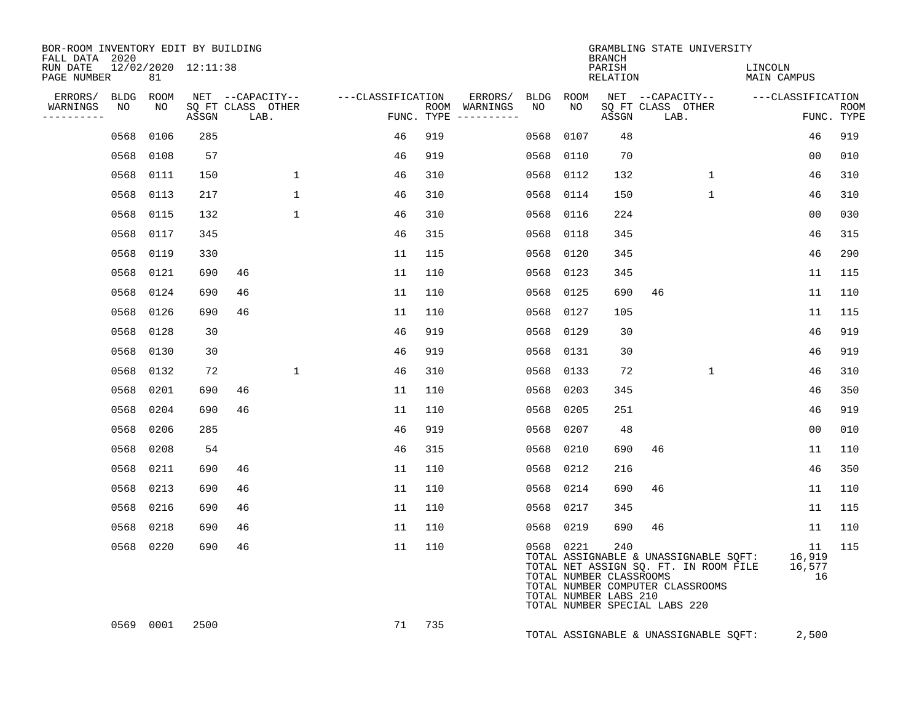BOR-ROOM INVENTORY EDIT BY BUILDING
FALL DATA 2020
RUN DATE 12/02/2020 12:11:38
PAGE NUMBER 81

GRAMBLING STATE UNIVERSITY
BRANCH
PARISH LINCOLN
RELATION MAIN CAMPUS

| ERRORS/ WARNINGS | BLDG NO | ROOM NO | NET SQ FT ASSGN | CAPACITY CLASS | CAPACITY LAB. | CAPACITY OTHER | CLASSIFICATION FUNC. | ROOM TYPE | ERRORS/ WARNINGS | BLDG NO | ROOM NO | NET SQ FT ASSGN | CAPACITY CLASS | CAPACITY LAB. | CAPACITY OTHER | CLASSIFICATION FUNC. | ROOM TYPE |
|---|---|---|---|---|---|---|---|---|---|---|---|---|---|---|---|---|---|
| | 0568 | 0106 | 285 | | | | 46 | 919 | | 0568 | 0107 | 48 | | | | 46 | 919 |
| | 0568 | 0108 | 57 | | | | 46 | 919 | | 0568 | 0110 | 70 | | | | 00 | 010 |
| | 0568 | 0111 | 150 | | | 1 | 46 | 310 | | 0568 | 0112 | 132 | | | 1 | 46 | 310 |
| | 0568 | 0113 | 217 | | | 1 | 46 | 310 | | 0568 | 0114 | 150 | | | 1 | 46 | 310 |
| | 0568 | 0115 | 132 | | | 1 | 46 | 310 | | 0568 | 0116 | 224 | | | | 00 | 030 |
| | 0568 | 0117 | 345 | | | | 46 | 315 | | 0568 | 0118 | 345 | | | | 46 | 315 |
| | 0568 | 0119 | 330 | | | | 11 | 115 | | 0568 | 0120 | 345 | | | | 46 | 290 |
| | 0568 | 0121 | 690 | 46 | | | 11 | 110 | | 0568 | 0123 | 345 | | | | 11 | 115 |
| | 0568 | 0124 | 690 | 46 | | | 11 | 110 | | 0568 | 0125 | 690 | 46 | | | 11 | 110 |
| | 0568 | 0126 | 690 | 46 | | | 11 | 110 | | 0568 | 0127 | 105 | | | | 11 | 115 |
| | 0568 | 0128 | 30 | | | | 46 | 919 | | 0568 | 0129 | 30 | | | | 46 | 919 |
| | 0568 | 0130 | 30 | | | | 46 | 919 | | 0568 | 0131 | 30 | | | | 46 | 919 |
| | 0568 | 0132 | 72 | | | 1 | 46 | 310 | | 0568 | 0133 | 72 | | | 1 | 46 | 310 |
| | 0568 | 0201 | 690 | 46 | | | 11 | 110 | | 0568 | 0203 | 345 | | | | 46 | 350 |
| | 0568 | 0204 | 690 | 46 | | | 11 | 110 | | 0568 | 0205 | 251 | | | | 46 | 919 |
| | 0568 | 0206 | 285 | | | | 46 | 919 | | 0568 | 0207 | 48 | | | | 00 | 010 |
| | 0568 | 0208 | 54 | | | | 46 | 315 | | 0568 | 0210 | 690 | 46 | | | 11 | 110 |
| | 0568 | 0211 | 690 | 46 | | | 11 | 110 | | 0568 | 0212 | 216 | | | | 46 | 350 |
| | 0568 | 0213 | 690 | 46 | | | 11 | 110 | | 0568 | 0214 | 690 | 46 | | | 11 | 110 |
| | 0568 | 0216 | 690 | 46 | | | 11 | 110 | | 0568 | 0217 | 345 | | | | 11 | 115 |
| | 0568 | 0218 | 690 | 46 | | | 11 | 110 | | 0568 | 0219 | 690 | 46 | | | 11 | 110 |
| | 0568 | 0220 | 690 | 46 | | | 11 | 110 | | 0568 | 0221 | 240 | | | | 11 | 115 |

TOTAL ASSIGNABLE & UNASSIGNABLE SQFT: 16,919
TOTAL NET ASSIGN SQ. FT. IN ROOM FILE 16,577
TOTAL NUMBER CLASSROOMS 16
TOTAL NUMBER COMPUTER CLASSROOMS
TOTAL NUMBER LABS 210
TOTAL NUMBER SPECIAL LABS 220

| ERRORS/ WARNINGS | BLDG NO | ROOM NO | NET SQ FT ASSGN | CAPACITY CLASS | CAPACITY LAB. | CAPACITY OTHER | CLASSIFICATION FUNC. | ROOM TYPE |
|---|---|---|---|---|---|---|---|---|
| | 0569 | 0001 | 2500 | | | | 71 | 735 |

TOTAL ASSIGNABLE & UNASSIGNABLE SQFT: 2,500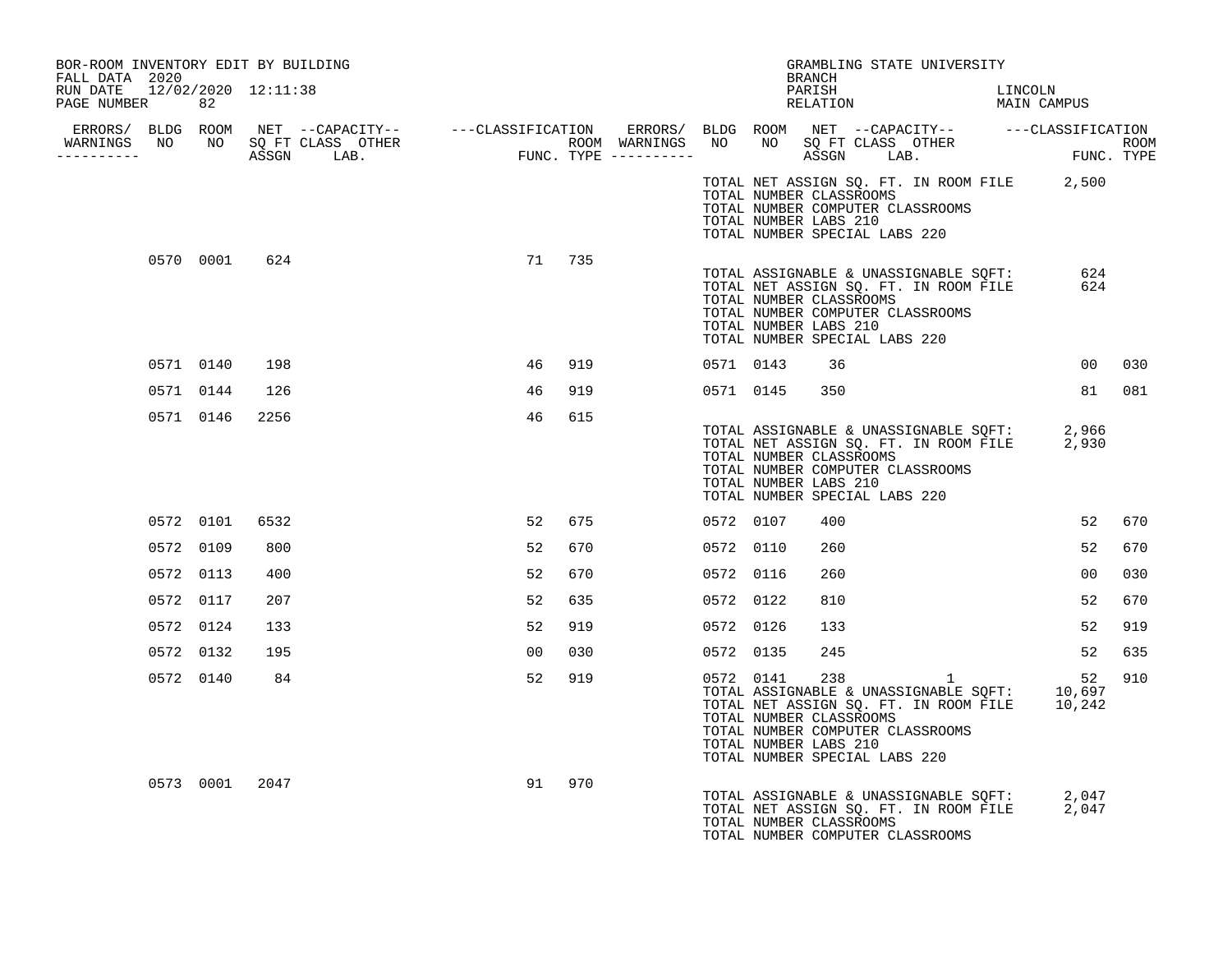BOR-ROOM INVENTORY EDIT BY BUILDING
FALL DATA 2020
RUN DATE 12/02/2020 12:11:38
PAGE NUMBER 82

GRAMBLING STATE UNIVERSITY
BRANCH
PARISH LINCOLN
RELATION MAIN CAMPUS

| ERRORS/ WARNINGS | BLDG NO | ROOM NO | NET ASSGN SQ FT | CAPACITY CLASS | CAPACITY LAB. | CAPACITY OTHER | CLASSIFICATION FUNC. | ROOM TYPE | ERRORS/ WARNINGS | BLDG NO | ROOM NO | NET ASSGN SQ FT | CAPACITY CLASS | CAPACITY LAB. | CAPACITY OTHER | CLASSIFICATION FUNC. | ROOM TYPE |
|---|---|---|---|---|---|---|---|---|---|---|---|---|---|---|---|---|---|
| | | | | | | | | | | | | | | | | | |
| | 0570 | 0001 | 624 | | | | 71 | 735 | | | | | | | | | |
| | 0571 | 0140 | 198 | | | | 46 | 919 | | 0571 | 0143 | 36 | | | | 00 | 030 |
| | 0571 | 0144 | 126 | | | | 46 | 919 | | 0571 | 0145 | 350 | | | | 81 | 081 |
| | 0571 | 0146 | 2256 | | | | 46 | 615 | | | | | | | | | |
| | 0572 | 0101 | 6532 | | | | 52 | 675 | | 0572 | 0107 | 400 | | | | 52 | 670 |
| | 0572 | 0109 | 800 | | | | 52 | 670 | | 0572 | 0110 | 260 | | | | 52 | 670 |
| | 0572 | 0113 | 400 | | | | 52 | 670 | | 0572 | 0116 | 260 | | | | 00 | 030 |
| | 0572 | 0117 | 207 | | | | 52 | 635 | | 0572 | 0122 | 810 | | | | 52 | 670 |
| | 0572 | 0124 | 133 | | | | 52 | 919 | | 0572 | 0126 | 133 | | | | 52 | 919 |
| | 0572 | 0132 | 195 | | | | 00 | 030 | | 0572 | 0135 | 245 | | | | 52 | 635 |
| | 0572 | 0140 | 84 | | | | 52 | 919 | | 0572 | 0141 | 238 | | | 1 | 52 | 910 |
| | 0573 | 0001 | 2047 | | | | 91 | 970 | | | | | | | | | |

Totals (preceding building, top of page):
TOTAL NET ASSIGN SQ. FT. IN ROOM FILE 2,500
TOTAL NUMBER CLASSROOMS
TOTAL NUMBER COMPUTER CLASSROOMS
TOTAL NUMBER LABS 210
TOTAL NUMBER SPECIAL LABS 220

Totals after building 0570:
TOTAL ASSIGNABLE & UNASSIGNABLE SQFT: 624
TOTAL NET ASSIGN SQ. FT. IN ROOM FILE 624
TOTAL NUMBER CLASSROOMS
TOTAL NUMBER COMPUTER CLASSROOMS
TOTAL NUMBER LABS 210
TOTAL NUMBER SPECIAL LABS 220

Totals after building 0571:
TOTAL ASSIGNABLE & UNASSIGNABLE SQFT: 2,966
TOTAL NET ASSIGN SQ. FT. IN ROOM FILE 2,930
TOTAL NUMBER CLASSROOMS
TOTAL NUMBER COMPUTER CLASSROOMS
TOTAL NUMBER LABS 210
TOTAL NUMBER SPECIAL LABS 220

Totals after building 0572:
TOTAL ASSIGNABLE & UNASSIGNABLE SQFT: 10,697
TOTAL NET ASSIGN SQ. FT. IN ROOM FILE 10,242
TOTAL NUMBER CLASSROOMS
TOTAL NUMBER COMPUTER CLASSROOMS
TOTAL NUMBER LABS 210
TOTAL NUMBER SPECIAL LABS 220

Totals after building 0573:
TOTAL ASSIGNABLE & UNASSIGNABLE SQFT: 2,047
TOTAL NET ASSIGN SQ. FT. IN ROOM FILE 2,047
TOTAL NUMBER CLASSROOMS
TOTAL NUMBER COMPUTER CLASSROOMS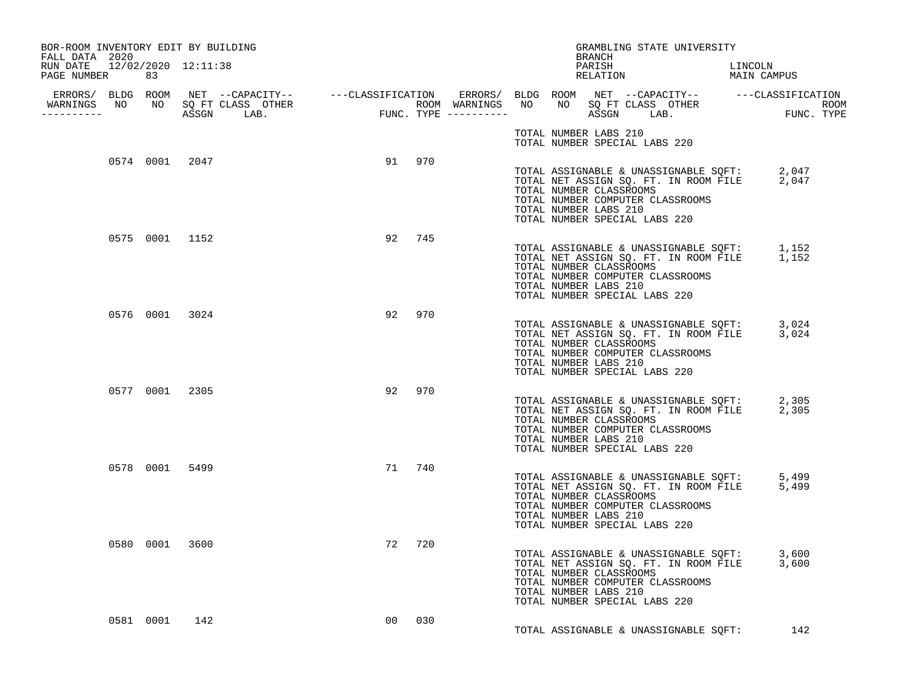BOR-ROOM INVENTORY EDIT BY BUILDING
FALL DATA 2020
RUN DATE 12/02/2020 12:11:38
PAGE NUMBER 83

GRAMBLING STATE UNIVERSITY
BRANCH
PARISH LINCOLN
RELATION MAIN CAMPUS

| ERRORS/ WARNINGS | BLDG NO | ROOM NO | NET SQ FT ASSGN | --CAPACITY-- CLASS | LAB. | OTHER | ---CLASSIFICATION FUNC. | ROOM TYPE | ERRORS/ WARNINGS |
|---|---|---|---|---|---|---|---|---|---|
| | | | | | | | | | |

TOTAL NUMBER LABS 210
TOTAL NUMBER SPECIAL LABS 220

| | | | | | | | | | |
|---|---|---|---|---|---|---|---|---|---|
| | 0574 | 0001 | 2047 | | | | 91 | 970 | |

TOTAL ASSIGNABLE & UNASSIGNABLE SQFT: 2,047
TOTAL NET ASSIGN SQ. FT. IN ROOM FILE 2,047
TOTAL NUMBER CLASSROOMS
TOTAL NUMBER COMPUTER CLASSROOMS
TOTAL NUMBER LABS 210
TOTAL NUMBER SPECIAL LABS 220

| | | | | | | | | | |
|---|---|---|---|---|---|---|---|---|---|
| | 0575 | 0001 | 1152 | | | | 92 | 745 | |

TOTAL ASSIGNABLE & UNASSIGNABLE SQFT: 1,152
TOTAL NET ASSIGN SQ. FT. IN ROOM FILE 1,152
TOTAL NUMBER CLASSROOMS
TOTAL NUMBER COMPUTER CLASSROOMS
TOTAL NUMBER LABS 210
TOTAL NUMBER SPECIAL LABS 220

| | | | | | | | | | |
|---|---|---|---|---|---|---|---|---|---|
| | 0576 | 0001 | 3024 | | | | 92 | 970 | |

TOTAL ASSIGNABLE & UNASSIGNABLE SQFT: 3,024
TOTAL NET ASSIGN SQ. FT. IN ROOM FILE 3,024
TOTAL NUMBER CLASSROOMS
TOTAL NUMBER COMPUTER CLASSROOMS
TOTAL NUMBER LABS 210
TOTAL NUMBER SPECIAL LABS 220

| | | | | | | | | | |
|---|---|---|---|---|---|---|---|---|---|
| | 0577 | 0001 | 2305 | | | | 92 | 970 | |

TOTAL ASSIGNABLE & UNASSIGNABLE SQFT: 2,305
TOTAL NET ASSIGN SQ. FT. IN ROOM FILE 2,305
TOTAL NUMBER CLASSROOMS
TOTAL NUMBER COMPUTER CLASSROOMS
TOTAL NUMBER LABS 210
TOTAL NUMBER SPECIAL LABS 220

| | | | | | | | | | |
|---|---|---|---|---|---|---|---|---|---|
| | 0578 | 0001 | 5499 | | | | 71 | 740 | |

TOTAL ASSIGNABLE & UNASSIGNABLE SQFT: 5,499
TOTAL NET ASSIGN SQ. FT. IN ROOM FILE 5,499
TOTAL NUMBER CLASSROOMS
TOTAL NUMBER COMPUTER CLASSROOMS
TOTAL NUMBER LABS 210
TOTAL NUMBER SPECIAL LABS 220

| | | | | | | | | | |
|---|---|---|---|---|---|---|---|---|---|
| | 0580 | 0001 | 3600 | | | | 72 | 720 | |

TOTAL ASSIGNABLE & UNASSIGNABLE SQFT: 3,600
TOTAL NET ASSIGN SQ. FT. IN ROOM FILE 3,600
TOTAL NUMBER CLASSROOMS
TOTAL NUMBER COMPUTER CLASSROOMS
TOTAL NUMBER LABS 210
TOTAL NUMBER SPECIAL LABS 220

| | | | | | | | | | |
|---|---|---|---|---|---|---|---|---|---|
| | 0581 | 0001 | 142 | | | | 00 | 030 | |

TOTAL ASSIGNABLE & UNASSIGNABLE SQFT: 142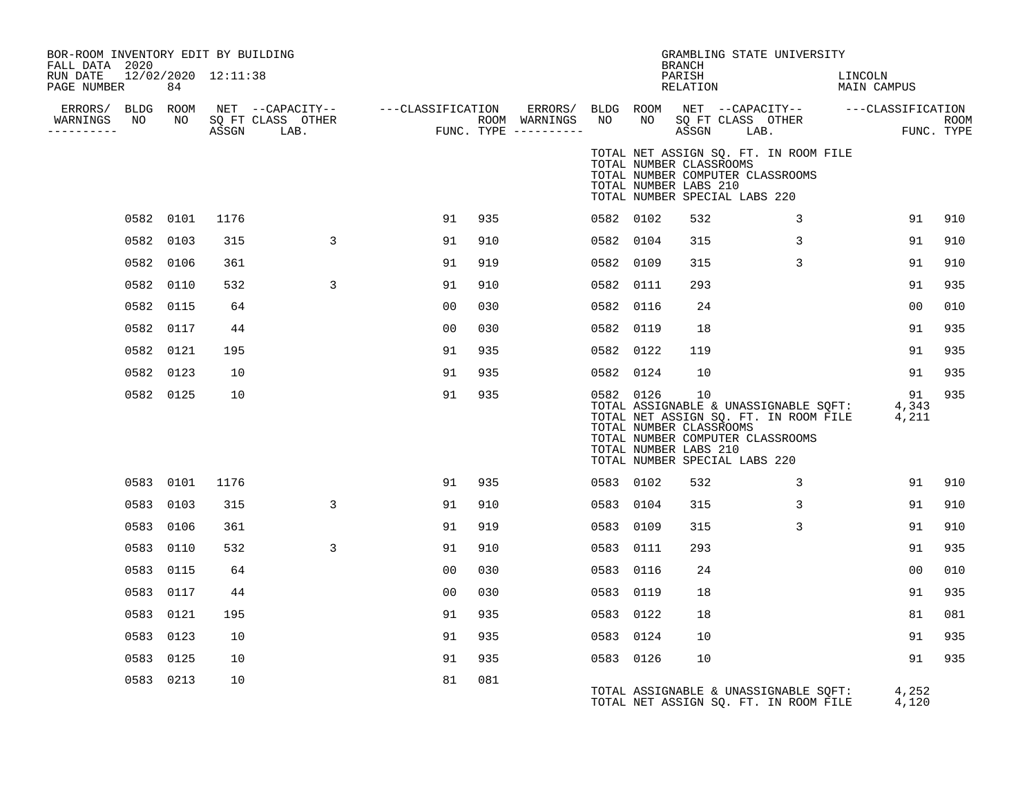BOR-ROOM INVENTORY EDIT BY BUILDING
FALL DATA 2020
RUN DATE 12/02/2020 12:11:38
PAGE NUMBER 84

GRAMBLING STATE UNIVERSITY
BRANCH
PARISH LINCOLN
RELATION MAIN CAMPUS

| ERRORS/ WARNINGS | BLDG NO | ROOM NO | NET SQ FT ASSGN | CAPACITY CLASS | OTHER LAB. | CLASSIFICATION FUNC. | ROOM TYPE | ERRORS/ WARNINGS | BLDG NO | ROOM NO | NET SQ FT ASSGN | CAPACITY CLASS | OTHER LAB. | CLASSIFICATION FUNC. | ROOM TYPE |
|---|---|---|---|---|---|---|---|---|---|---|---|---|---|---|---|
| | | | | | | | | | TOTAL NET ASSIGN SQ. FT. IN ROOM FILE | | | | | | |
| | | | | | | | | | TOTAL NUMBER CLASSROOMS | | | | | | |
| | | | | | | | | | TOTAL NUMBER COMPUTER CLASSROOMS | | | | | | |
| | | | | | | | | | TOTAL NUMBER LABS 210 | | | | | | |
| | | | | | | | | | TOTAL NUMBER SPECIAL LABS 220 | | | | | | |
| | 0582 | 0101 | 1176 | | | 91 | 935 | | 0582 | 0102 | 532 | 3 | | 91 | 910 |
| | 0582 | 0103 | 315 | 3 | | 91 | 910 | | 0582 | 0104 | 315 | 3 | | 91 | 910 |
| | 0582 | 0106 | 361 | | | 91 | 919 | | 0582 | 0109 | 315 | 3 | | 91 | 910 |
| | 0582 | 0110 | 532 | 3 | | 91 | 910 | | 0582 | 0111 | 293 | | | 91 | 935 |
| | 0582 | 0115 | 64 | | | 00 | 030 | | 0582 | 0116 | 24 | | | 00 | 010 |
| | 0582 | 0117 | 44 | | | 00 | 030 | | 0582 | 0119 | 18 | | | 91 | 935 |
| | 0582 | 0121 | 195 | | | 91 | 935 | | 0582 | 0122 | 119 | | | 91 | 935 |
| | 0582 | 0123 | 10 | | | 91 | 935 | | 0582 | 0124 | 10 | | | 91 | 935 |
| | 0582 | 0125 | 10 | | | 91 | 935 | | 0582 | 0126 | 10 | | | 91 | 935 |
| | | | | | | | | | TOTAL ASSIGNABLE & UNASSIGNABLE SQFT: | | | | | 4,343 | |
| | | | | | | | | | TOTAL NET ASSIGN SQ. FT. IN ROOM FILE | | | | | 4,211 | |
| | | | | | | | | | TOTAL NUMBER CLASSROOMS | | | | | | |
| | | | | | | | | | TOTAL NUMBER COMPUTER CLASSROOMS | | | | | | |
| | | | | | | | | | TOTAL NUMBER LABS 210 | | | | | | |
| | | | | | | | | | TOTAL NUMBER SPECIAL LABS 220 | | | | | | |
| | 0583 | 0101 | 1176 | | | 91 | 935 | | 0583 | 0102 | 532 | 3 | | 91 | 910 |
| | 0583 | 0103 | 315 | 3 | | 91 | 910 | | 0583 | 0104 | 315 | 3 | | 91 | 910 |
| | 0583 | 0106 | 361 | | | 91 | 919 | | 0583 | 0109 | 315 | 3 | | 91 | 910 |
| | 0583 | 0110 | 532 | 3 | | 91 | 910 | | 0583 | 0111 | 293 | | | 91 | 935 |
| | 0583 | 0115 | 64 | | | 00 | 030 | | 0583 | 0116 | 24 | | | 00 | 010 |
| | 0583 | 0117 | 44 | | | 00 | 030 | | 0583 | 0119 | 18 | | | 91 | 935 |
| | 0583 | 0121 | 195 | | | 91 | 935 | | 0583 | 0122 | 18 | | | 81 | 081 |
| | 0583 | 0123 | 10 | | | 91 | 935 | | 0583 | 0124 | 10 | | | 91 | 935 |
| | 0583 | 0125 | 10 | | | 91 | 935 | | 0583 | 0126 | 10 | | | 91 | 935 |
| | 0583 | 0213 | 10 | | | 81 | 081 | | | | | | | | |
| | | | | | | | | | TOTAL ASSIGNABLE & UNASSIGNABLE SQFT: | | | | | 4,252 | |
| | | | | | | | | | TOTAL NET ASSIGN SQ. FT. IN ROOM FILE | | | | | 4,120 | |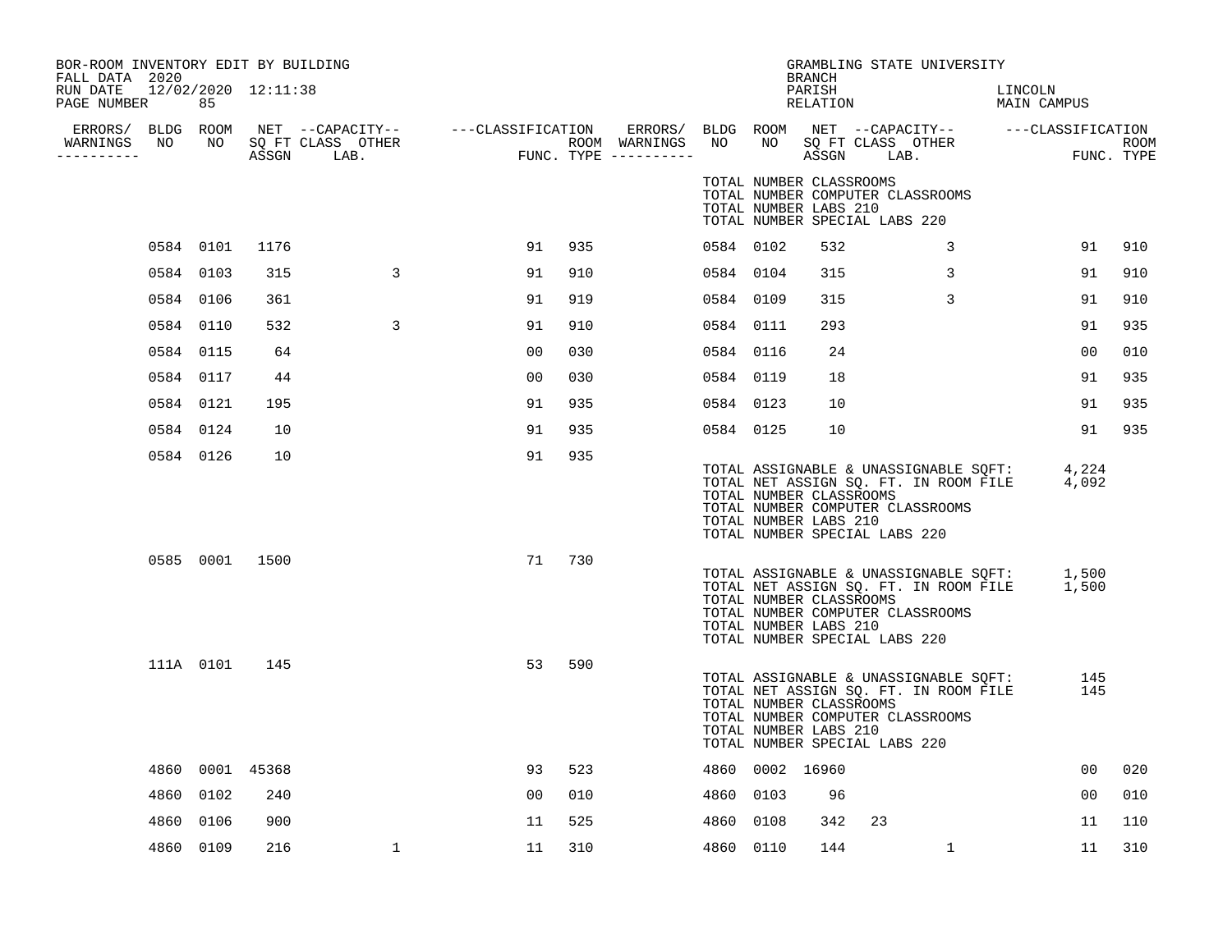BOR-ROOM INVENTORY EDIT BY BUILDING
FALL DATA 2020
RUN DATE 12/02/2020 12:11:38
PAGE NUMBER 85

GRAMBLING STATE UNIVERSITY
BRANCH
PARISH LINCOLN
RELATION MAIN CAMPUS

| ERRORS/ WARNINGS | BLDG NO | ROOM NO | NET SQ FT ASSGN | CAPACITY CLASS LAB. | CAPACITY OTHER | CLASSIFICATION FUNC. | ROOM TYPE | ERRORS/ WARNINGS | BLDG NO | ROOM NO | NET SQ FT ASSGN | CAPACITY CLASS LAB. | CAPACITY OTHER | CLASSIFICATION FUNC. | ROOM TYPE |
|---|---|---|---|---|---|---|---|---|---|---|---|---|---|---|---|
| | | | | | | | | | TOTAL NUMBER CLASSROOMS | | | | | | |
| | | | | | | | | | TOTAL NUMBER COMPUTER CLASSROOMS | | | | | | |
| | | | | | | | | | TOTAL NUMBER LABS 210 | | | | | | |
| | | | | | | | | | TOTAL NUMBER SPECIAL LABS 220 | | | | | | |
| | 0584 | 0101 | 1176 | | | 91 | 935 | | 0584 | 0102 | 532 | | 3 | 91 | 910 |
| | 0584 | 0103 | 315 | | 3 | 91 | 910 | | 0584 | 0104 | 315 | | 3 | 91 | 910 |
| | 0584 | 0106 | 361 | | | 91 | 919 | | 0584 | 0109 | 315 | | 3 | 91 | 910 |
| | 0584 | 0110 | 532 | | 3 | 91 | 910 | | 0584 | 0111 | 293 | | | 91 | 935 |
| | 0584 | 0115 | 64 | | | 00 | 030 | | 0584 | 0116 | 24 | | | 00 | 010 |
| | 0584 | 0117 | 44 | | | 00 | 030 | | 0584 | 0119 | 18 | | | 91 | 935 |
| | 0584 | 0121 | 195 | | | 91 | 935 | | 0584 | 0123 | 10 | | | 91 | 935 |
| | 0584 | 0124 | 10 | | | 91 | 935 | | 0584 | 0125 | 10 | | | 91 | 935 |
| | 0584 | 0126 | 10 | | | 91 | 935 | | | | | | | | |
| | | | | | | | | | TOTAL ASSIGNABLE & UNASSIGNABLE SQFT: | | | | | 4,224 | |
| | | | | | | | | | TOTAL NET ASSIGN SQ. FT. IN ROOM FILE | | | | | 4,092 | |
| | | | | | | | | | TOTAL NUMBER CLASSROOMS | | | | | | |
| | | | | | | | | | TOTAL NUMBER COMPUTER CLASSROOMS | | | | | | |
| | | | | | | | | | TOTAL NUMBER LABS 210 | | | | | | |
| | | | | | | | | | TOTAL NUMBER SPECIAL LABS 220 | | | | | | |
| | 0585 | 0001 | 1500 | | | 71 | 730 | | | | | | | | |
| | | | | | | | | | TOTAL ASSIGNABLE & UNASSIGNABLE SQFT: | | | | | 1,500 | |
| | | | | | | | | | TOTAL NET ASSIGN SQ. FT. IN ROOM FILE | | | | | 1,500 | |
| | | | | | | | | | TOTAL NUMBER CLASSROOMS | | | | | | |
| | | | | | | | | | TOTAL NUMBER COMPUTER CLASSROOMS | | | | | | |
| | | | | | | | | | TOTAL NUMBER LABS 210 | | | | | | |
| | | | | | | | | | TOTAL NUMBER SPECIAL LABS 220 | | | | | | |
| | 111A | 0101 | 145 | | | 53 | 590 | | | | | | | | |
| | | | | | | | | | TOTAL ASSIGNABLE & UNASSIGNABLE SQFT: | | | | | 145 | |
| | | | | | | | | | TOTAL NET ASSIGN SQ. FT. IN ROOM FILE | | | | | 145 | |
| | | | | | | | | | TOTAL NUMBER CLASSROOMS | | | | | | |
| | | | | | | | | | TOTAL NUMBER COMPUTER CLASSROOMS | | | | | | |
| | | | | | | | | | TOTAL NUMBER LABS 210 | | | | | | |
| | | | | | | | | | TOTAL NUMBER SPECIAL LABS 220 | | | | | | |
| | 4860 | 0001 | 45368 | | | 93 | 523 | | 4860 | 0002 | 16960 | | | 00 | 020 |
| | 4860 | 0102 | 240 | | | 00 | 010 | | 4860 | 0103 | 96 | | | 00 | 010 |
| | 4860 | 0106 | 900 | | | 11 | 525 | | 4860 | 0108 | 342 | 23 | | 11 | 110 |
| | 4860 | 0109 | 216 | | 1 | 11 | 310 | | 4860 | 0110 | 144 | | 1 | 11 | 310 |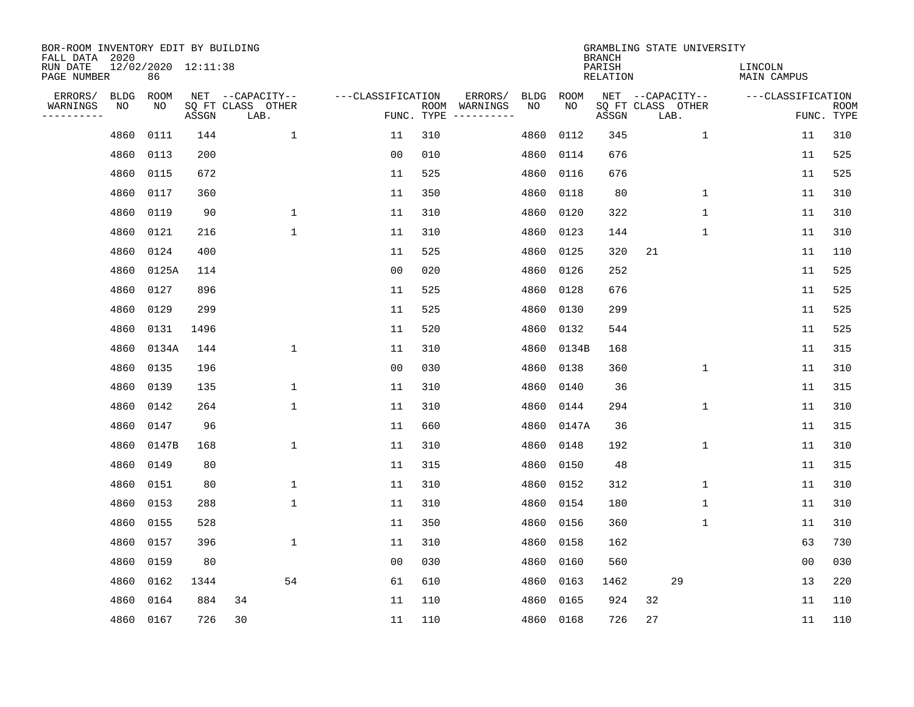BOR-ROOM INVENTORY EDIT BY BUILDING
FALL DATA 2020
RUN DATE 12/02/2020 12:11:38
PAGE NUMBER 86

GRAMBLING STATE UNIVERSITY
BRANCH
PARISH LINCOLN
RELATION MAIN CAMPUS

| ERRORS/ WARNINGS | BLDG NO | ROOM NO | NET SQ FT ASSGN | CAPACITY CLASS | CAPACITY LAB. | CAPACITY OTHER | CLASSIFICATION FUNC. | ROOM TYPE | ERRORS/ WARNINGS | BLDG NO | ROOM NO | NET SQ FT ASSGN | CAPACITY CLASS | CAPACITY LAB. | CAPACITY OTHER | CLASSIFICATION FUNC. | ROOM TYPE |
|---|---|---|---|---|---|---|---|---|---|---|---|---|---|---|---|---|---|
| | 4860 | 0111 | 144 | | | 1 | 11 | 310 | | 4860 | 0112 | 345 | | | 1 | 11 | 310 |
| | 4860 | 0113 | 200 | | | | 00 | 010 | | 4860 | 0114 | 676 | | | | 11 | 525 |
| | 4860 | 0115 | 672 | | | | 11 | 525 | | 4860 | 0116 | 676 | | | | 11 | 525 |
| | 4860 | 0117 | 360 | | | | 11 | 350 | | 4860 | 0118 | 80 | | | 1 | 11 | 310 |
| | 4860 | 0119 | 90 | | | 1 | 11 | 310 | | 4860 | 0120 | 322 | | | 1 | 11 | 310 |
| | 4860 | 0121 | 216 | | | 1 | 11 | 310 | | 4860 | 0123 | 144 | | | 1 | 11 | 310 |
| | 4860 | 0124 | 400 | | | | 11 | 525 | | 4860 | 0125 | 320 | 21 | | | 11 | 110 |
| | 4860 | 0125A | 114 | | | | 00 | 020 | | 4860 | 0126 | 252 | | | | 11 | 525 |
| | 4860 | 0127 | 896 | | | | 11 | 525 | | 4860 | 0128 | 676 | | | | 11 | 525 |
| | 4860 | 0129 | 299 | | | | 11 | 525 | | 4860 | 0130 | 299 | | | | 11 | 525 |
| | 4860 | 0131 | 1496 | | | | 11 | 520 | | 4860 | 0132 | 544 | | | | 11 | 525 |
| | 4860 | 0134A | 144 | | | 1 | 11 | 310 | | 4860 | 0134B | 168 | | | | 11 | 315 |
| | 4860 | 0135 | 196 | | | | 00 | 030 | | 4860 | 0138 | 360 | | | 1 | 11 | 310 |
| | 4860 | 0139 | 135 | | | 1 | 11 | 310 | | 4860 | 0140 | 36 | | | | 11 | 315 |
| | 4860 | 0142 | 264 | | | 1 | 11 | 310 | | 4860 | 0144 | 294 | | | 1 | 11 | 310 |
| | 4860 | 0147 | 96 | | | | 11 | 660 | | 4860 | 0147A | 36 | | | | 11 | 315 |
| | 4860 | 0147B | 168 | | | 1 | 11 | 310 | | 4860 | 0148 | 192 | | | 1 | 11 | 310 |
| | 4860 | 0149 | 80 | | | | 11 | 315 | | 4860 | 0150 | 48 | | | | 11 | 315 |
| | 4860 | 0151 | 80 | | | 1 | 11 | 310 | | 4860 | 0152 | 312 | | | 1 | 11 | 310 |
| | 4860 | 0153 | 288 | | | 1 | 11 | 310 | | 4860 | 0154 | 180 | | | 1 | 11 | 310 |
| | 4860 | 0155 | 528 | | | | 11 | 350 | | 4860 | 0156 | 360 | | | 1 | 11 | 310 |
| | 4860 | 0157 | 396 | | | 1 | 11 | 310 | | 4860 | 0158 | 162 | | | | 63 | 730 |
| | 4860 | 0159 | 80 | | | | 00 | 030 | | 4860 | 0160 | 560 | | | | 00 | 030 |
| | 4860 | 0162 | 1344 | | | 54 | 61 | 610 | | 4860 | 0163 | 1462 | | 29 | | 13 | 220 |
| | 4860 | 0164 | 884 | 34 | | | 11 | 110 | | 4860 | 0165 | 924 | 32 | | | 11 | 110 |
| | 4860 | 0167 | 726 | 30 | | | 11 | 110 | | 4860 | 0168 | 726 | 27 | | | 11 | 110 |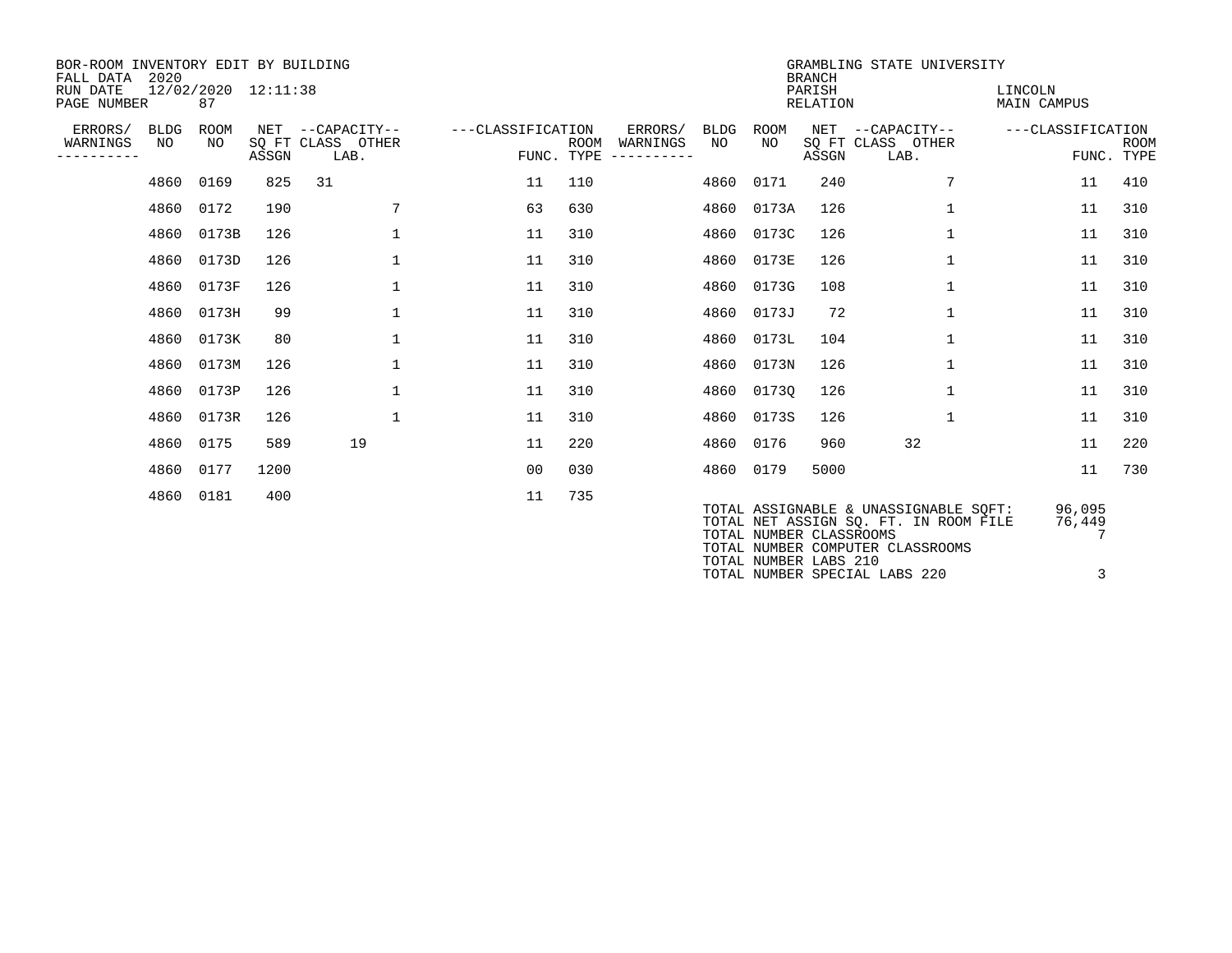BOR-ROOM INVENTORY EDIT BY BUILDING
FALL DATA 2020
RUN DATE 12/02/2020 12:11:38
PAGE NUMBER 87

GRAMBLING STATE UNIVERSITY
BRANCH
PARISH LINCOLN
RELATION MAIN CAMPUS

| ERRORS/ WARNINGS | BLDG NO | ROOM NO | NET SQ FT ASSGN | CAPACITY CLASS | CAPACITY LAB. | CAPACITY OTHER | CLASSIFICATION FUNC. | ROOM TYPE | ERRORS/ WARNINGS | BLDG NO | ROOM NO | NET SQ FT ASSGN | CAPACITY CLASS | CAPACITY LAB. | CAPACITY OTHER | CLASSIFICATION FUNC. | ROOM TYPE |
|---|---|---|---|---|---|---|---|---|---|---|---|---|---|---|---|---|---|
| | 4860 | 0169 | 825 | 31 | | | 11 | 110 | | 4860 | 0171 | 240 | | | 7 | 11 | 410 |
| | 4860 | 0172 | 190 | | | 7 | 63 | 630 | | 4860 | 0173A | 126 | | | 1 | 11 | 310 |
| | 4860 | 0173B | 126 | | | 1 | 11 | 310 | | 4860 | 0173C | 126 | | | 1 | 11 | 310 |
| | 4860 | 0173D | 126 | | | 1 | 11 | 310 | | 4860 | 0173E | 126 | | | 1 | 11 | 310 |
| | 4860 | 0173F | 126 | | | 1 | 11 | 310 | | 4860 | 0173G | 108 | | | 1 | 11 | 310 |
| | 4860 | 0173H | 99 | | | 1 | 11 | 310 | | 4860 | 0173J | 72 | | | 1 | 11 | 310 |
| | 4860 | 0173K | 80 | | | 1 | 11 | 310 | | 4860 | 0173L | 104 | | | 1 | 11 | 310 |
| | 4860 | 0173M | 126 | | | 1 | 11 | 310 | | 4860 | 0173N | 126 | | | 1 | 11 | 310 |
| | 4860 | 0173P | 126 | | | 1 | 11 | 310 | | 4860 | 0173Q | 126 | | | 1 | 11 | 310 |
| | 4860 | 0173R | 126 | | | 1 | 11 | 310 | | 4860 | 0173S | 126 | | | 1 | 11 | 310 |
| | 4860 | 0175 | 589 | | 19 | | 11 | 220 | | 4860 | 0176 | 960 | | 32 | | 11 | 220 |
| | 4860 | 0177 | 1200 | | | | 00 | 030 | | 4860 | 0179 | 5000 | | | | 11 | 730 |
| | 4860 | 0181 | 400 | | | | 11 | 735 | | | | | | | | | |

TOTAL ASSIGNABLE & UNASSIGNABLE SQFT: 96,095
TOTAL NET ASSIGN SQ. FT. IN ROOM FILE 76,449
TOTAL NUMBER CLASSROOMS 7
TOTAL NUMBER COMPUTER CLASSROOMS
TOTAL NUMBER LABS 210
TOTAL NUMBER SPECIAL LABS 220 3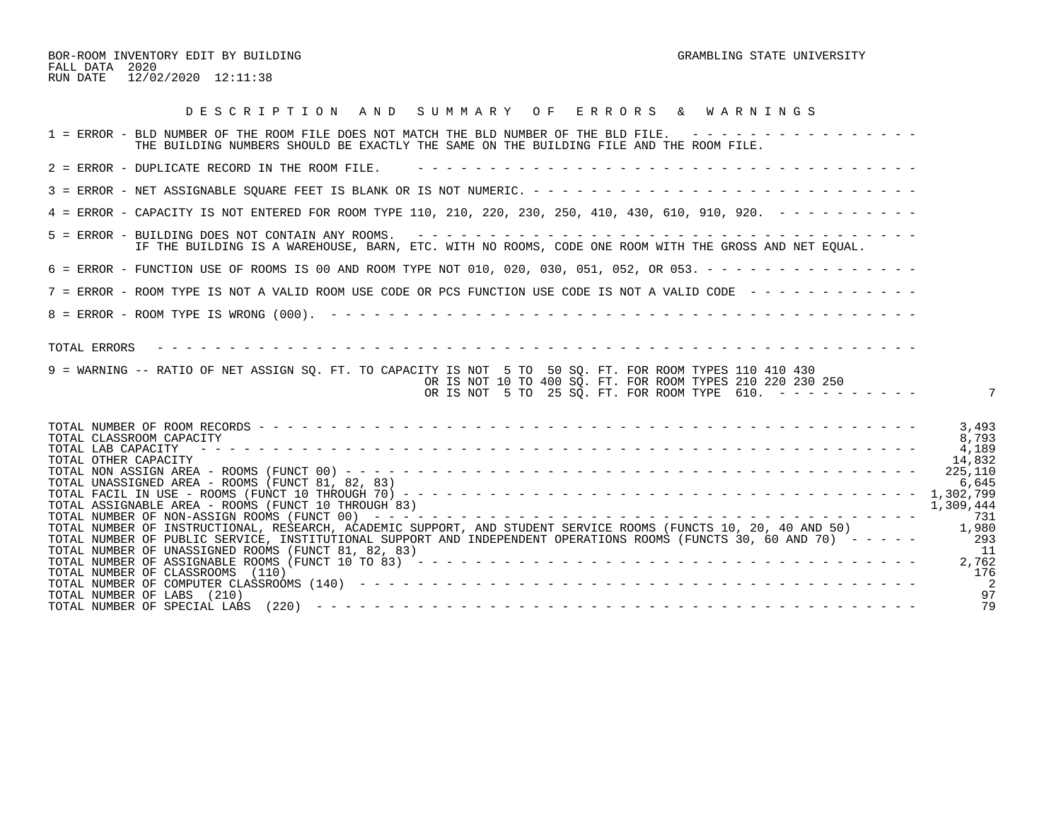BOR-ROOM INVENTORY EDIT BY BUILDING
FALL DATA 2020
RUN DATE 12/02/2020 12:11:38

GRAMBLING STATE UNIVERSITY

## D E S C R I P T I O N   A N D   S U M M A R Y   O F   E R R O R S   &   W A R N I N G S

| | |
|---|---|
| 1 = ERROR - BLD NUMBER OF THE ROOM FILE DOES NOT MATCH THE BLD NUMBER OF THE BLD FILE. THE BUILDING NUMBERS SHOULD BE EXACTLY THE SAME ON THE BUILDING FILE AND THE ROOM FILE. | |
| 2 = ERROR - DUPLICATE RECORD IN THE ROOM FILE. | |
| 3 = ERROR - NET ASSIGNABLE SQUARE FEET IS BLANK OR IS NOT NUMERIC. | |
| 4 = ERROR - CAPACITY IS NOT ENTERED FOR ROOM TYPE 110, 210, 220, 230, 250, 410, 430, 610, 910, 920. | |
| 5 = ERROR - BUILDING DOES NOT CONTAIN ANY ROOMS. IF THE BUILDING IS A WAREHOUSE, BARN, ETC. WITH NO ROOMS, CODE ONE ROOM WITH THE GROSS AND NET EQUAL. | |
| 6 = ERROR - FUNCTION USE OF ROOMS IS 00 AND ROOM TYPE NOT 010, 020, 030, 051, 052, OR 053. | |
| 7 = ERROR - ROOM TYPE IS NOT A VALID ROOM USE CODE OR PCS FUNCTION USE CODE IS NOT A VALID CODE | |
| 8 = ERROR - ROOM TYPE IS WRONG (000). | |
| TOTAL ERRORS | |
| 9 = WARNING -- RATIO OF NET ASSIGN SQ. FT. TO CAPACITY IS NOT 5 TO 50 SQ. FT. FOR ROOM TYPES 110 410 430 OR IS NOT 10 TO 400 SQ. FT. FOR ROOM TYPES 210 220 230 250 OR IS NOT 5 TO 25 SQ. FT. FOR ROOM TYPE 610. | 7 |

| | |
|---|---|
| TOTAL NUMBER OF ROOM RECORDS | 3,493 |
| TOTAL CLASSROOM CAPACITY | 8,793 |
| TOTAL LAB CAPACITY | 4,189 |
| TOTAL OTHER CAPACITY | 14,832 |
| TOTAL NON ASSIGN AREA - ROOMS (FUNCT 00) | 225,110 |
| TOTAL UNASSIGNED AREA - ROOMS (FUNCT 81, 82, 83) | 6,645 |
| TOTAL FACIL IN USE - ROOMS (FUNCT 10 THROUGH 70) | 1,302,799 |
| TOTAL ASSIGNABLE AREA - ROOMS (FUNCT 10 THROUGH 83) | 1,309,444 |
| TOTAL NUMBER OF NON-ASSIGN ROOMS (FUNCT 00) | 731 |
| TOTAL NUMBER OF INSTRUCTIONAL, RESEARCH, ACADEMIC SUPPORT, AND STUDENT SERVICE ROOMS (FUNCTS 10, 20, 40 AND 50) | 1,980 |
| TOTAL NUMBER OF PUBLIC SERVICE, INSTITUTIONAL SUPPORT AND INDEPENDENT OPERATIONS ROOMS (FUNCTS 30, 60 AND 70) | 293 |
| TOTAL NUMBER OF UNASSIGNED ROOMS (FUNCT 81, 82, 83) | 11 |
| TOTAL NUMBER OF ASSIGNABLE ROOMS (FUNCT 10 TO 83) | 2,762 |
| TOTAL NUMBER OF CLASSROOMS (110) | 176 |
| TOTAL NUMBER OF COMPUTER CLASSROOMS (140) | 2 |
| TOTAL NUMBER OF LABS (210) | 97 |
| TOTAL NUMBER OF SPECIAL LABS (220) | 79 |